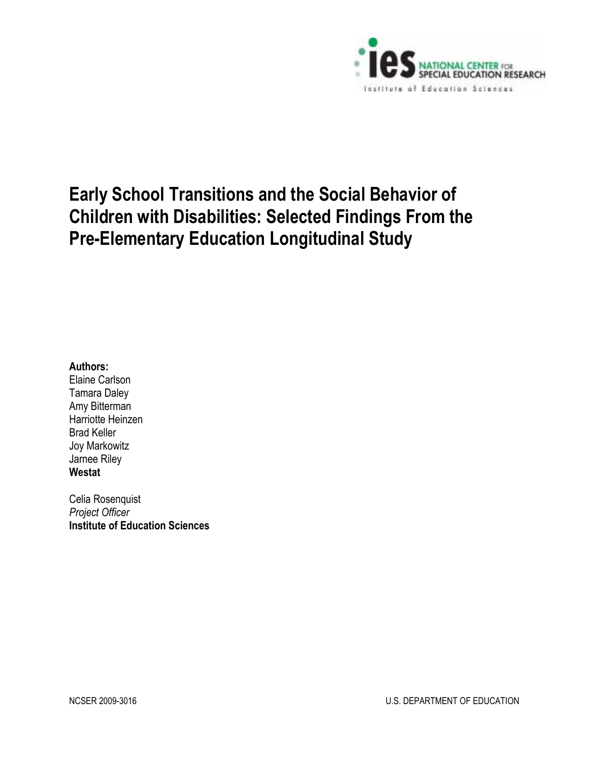ies NATIONAL CENTER FOR SPECIAL EDUCATION RESEARCH

Institute of Education Sciences

# Early School Transitions and the Social Behavior of Children with Disabilities: Selected Findings From the Pre-Elementary Education Longitudinal Study

**Authors:**
Elaine Carlson
Tamara Daley
Amy Bitterman
Harriotte Heinzen
Brad Keller
Joy Markowitz
Jarnee Riley
**Westat**

Celia Rosenquist
*Project Officer*
**Institute of Education Sciences**

NCSER 2009-3016

U.S. DEPARTMENT OF EDUCATION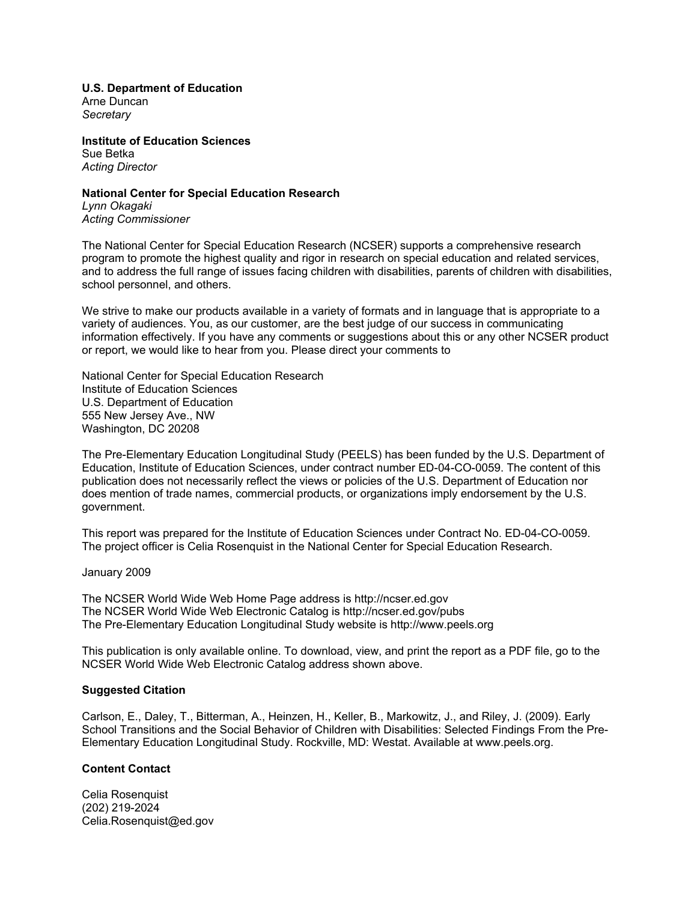**U.S. Department of Education**
Arne Duncan
*Secretary*

**Institute of Education Sciences**
Sue Betka
*Acting Director*

**National Center for Special Education Research**
*Lynn Okagaki*
*Acting Commissioner*

The National Center for Special Education Research (NCSER) supports a comprehensive research program to promote the highest quality and rigor in research on special education and related services, and to address the full range of issues facing children with disabilities, parents of children with disabilities, school personnel, and others.

We strive to make our products available in a variety of formats and in language that is appropriate to a variety of audiences. You, as our customer, are the best judge of our success in communicating information effectively. If you have any comments or suggestions about this or any other NCSER product or report, we would like to hear from you. Please direct your comments to

National Center for Special Education Research
Institute of Education Sciences
U.S. Department of Education
555 New Jersey Ave., NW
Washington, DC 20208

The Pre-Elementary Education Longitudinal Study (PEELS) has been funded by the U.S. Department of Education, Institute of Education Sciences, under contract number ED-04-CO-0059. The content of this publication does not necessarily reflect the views or policies of the U.S. Department of Education nor does mention of trade names, commercial products, or organizations imply endorsement by the U.S. government.

This report was prepared for the Institute of Education Sciences under Contract No. ED-04-CO-0059. The project officer is Celia Rosenquist in the National Center for Special Education Research.

January 2009

The NCSER World Wide Web Home Page address is http://ncser.ed.gov
The NCSER World Wide Web Electronic Catalog is http://ncser.ed.gov/pubs
The Pre-Elementary Education Longitudinal Study website is http://www.peels.org

This publication is only available online. To download, view, and print the report as a PDF file, go to the NCSER World Wide Web Electronic Catalog address shown above.

**Suggested Citation**

Carlson, E., Daley, T., Bitterman, A., Heinzen, H., Keller, B., Markowitz, J., and Riley, J. (2009). Early School Transitions and the Social Behavior of Children with Disabilities: Selected Findings From the Pre-Elementary Education Longitudinal Study. Rockville, MD: Westat. Available at www.peels.org.

**Content Contact**

Celia Rosenquist
(202) 219-2024
Celia.Rosenquist@ed.gov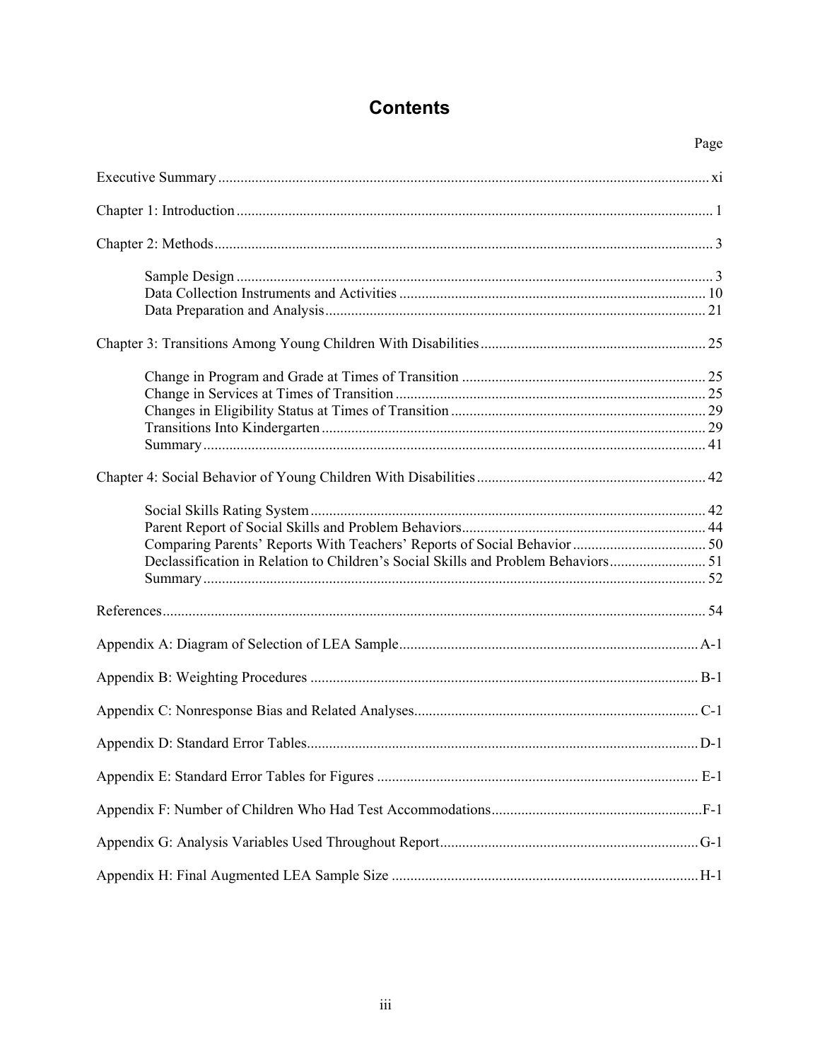# Contents

| | Page |
|---|---|
| Executive Summary | xi |
| Chapter 1: Introduction | 1 |
| Chapter 2: Methods | 3 |
| Sample Design | 3 |
| Data Collection Instruments and Activities | 10 |
| Data Preparation and Analysis | 21 |
| Chapter 3: Transitions Among Young Children With Disabilities | 25 |
| Change in Program and Grade at Times of Transition | 25 |
| Change in Services at Times of Transition | 25 |
| Changes in Eligibility Status at Times of Transition | 29 |
| Transitions Into Kindergarten | 29 |
| Summary | 41 |
| Chapter 4: Social Behavior of Young Children With Disabilities | 42 |
| Social Skills Rating System | 42 |
| Parent Report of Social Skills and Problem Behaviors | 44 |
| Comparing Parents' Reports With Teachers' Reports of Social Behavior | 50 |
| Declassification in Relation to Children's Social Skills and Problem Behaviors | 51 |
| Summary | 52 |
| References | 54 |
| Appendix A: Diagram of Selection of LEA Sample | A-1 |
| Appendix B: Weighting Procedures | B-1 |
| Appendix C: Nonresponse Bias and Related Analyses | C-1 |
| Appendix D: Standard Error Tables | D-1 |
| Appendix E: Standard Error Tables for Figures | E-1 |
| Appendix F: Number of Children Who Had Test Accommodations | F-1 |
| Appendix G: Analysis Variables Used Throughout Report | G-1 |
| Appendix H: Final Augmented LEA Sample Size | H-1 |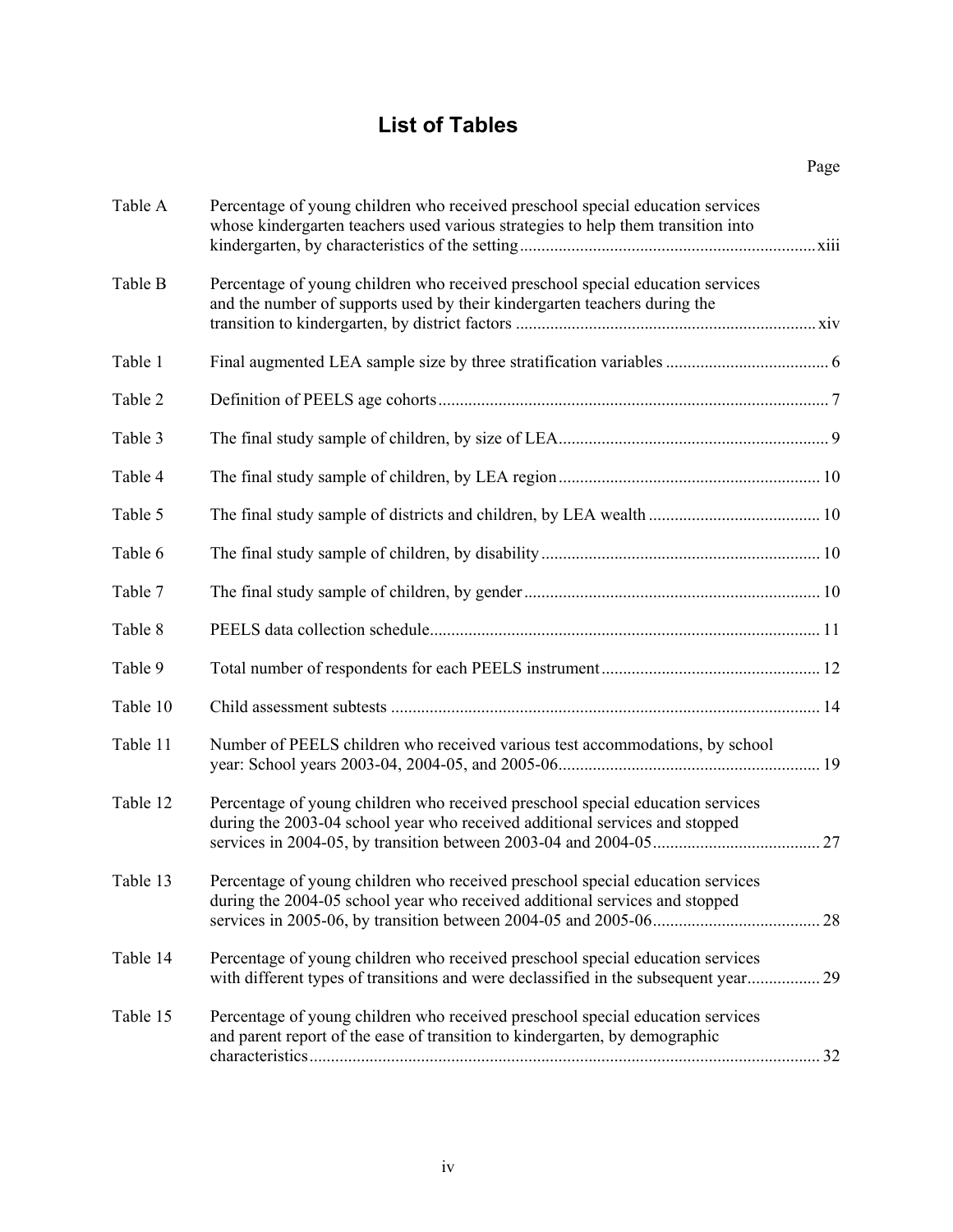# List of Tables

| | | Page |
|---|---|---|
| Table A | Percentage of young children who received preschool special education services whose kindergarten teachers used various strategies to help them transition into kindergarten, by characteristics of the setting | xiii |
| Table B | Percentage of young children who received preschool special education services and the number of supports used by their kindergarten teachers during the transition to kindergarten, by district factors | xiv |
| Table 1 | Final augmented LEA sample size by three stratification variables | 6 |
| Table 2 | Definition of PEELS age cohorts | 7 |
| Table 3 | The final study sample of children, by size of LEA | 9 |
| Table 4 | The final study sample of children, by LEA region | 10 |
| Table 5 | The final study sample of districts and children, by LEA wealth | 10 |
| Table 6 | The final study sample of children, by disability | 10 |
| Table 7 | The final study sample of children, by gender | 10 |
| Table 8 | PEELS data collection schedule | 11 |
| Table 9 | Total number of respondents for each PEELS instrument | 12 |
| Table 10 | Child assessment subtests | 14 |
| Table 11 | Number of PEELS children who received various test accommodations, by school year: School years 2003-04, 2004-05, and 2005-06 | 19 |
| Table 12 | Percentage of young children who received preschool special education services during the 2003-04 school year who received additional services and stopped services in 2004-05, by transition between 2003-04 and 2004-05 | 27 |
| Table 13 | Percentage of young children who received preschool special education services during the 2004-05 school year who received additional services and stopped services in 2005-06, by transition between 2004-05 and 2005-06 | 28 |
| Table 14 | Percentage of young children who received preschool special education services with different types of transitions and were declassified in the subsequent year | 29 |
| Table 15 | Percentage of young children who received preschool special education services and parent report of the ease of transition to kindergarten, by demographic characteristics | 32 |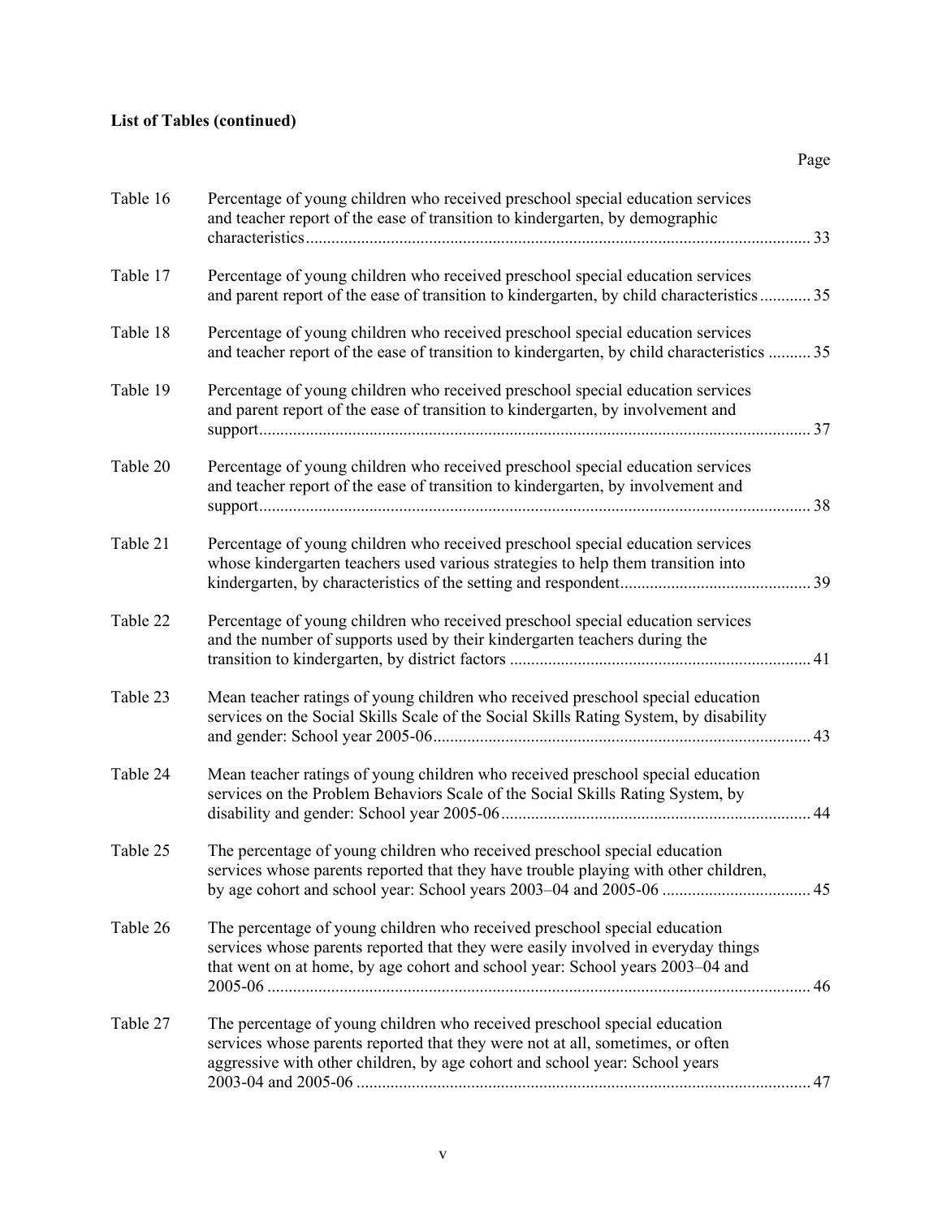**List of Tables (continued)**

| | | Page |
|---|---|---|
| Table 16 | Percentage of young children who received preschool special education services and teacher report of the ease of transition to kindergarten, by demographic characteristics | 33 |
| Table 17 | Percentage of young children who received preschool special education services and parent report of the ease of transition to kindergarten, by child characteristics | 35 |
| Table 18 | Percentage of young children who received preschool special education services and teacher report of the ease of transition to kindergarten, by child characteristics | 35 |
| Table 19 | Percentage of young children who received preschool special education services and parent report of the ease of transition to kindergarten, by involvement and support | 37 |
| Table 20 | Percentage of young children who received preschool special education services and teacher report of the ease of transition to kindergarten, by involvement and support | 38 |
| Table 21 | Percentage of young children who received preschool special education services whose kindergarten teachers used various strategies to help them transition into kindergarten, by characteristics of the setting and respondent | 39 |
| Table 22 | Percentage of young children who received preschool special education services and the number of supports used by their kindergarten teachers during the transition to kindergarten, by district factors | 41 |
| Table 23 | Mean teacher ratings of young children who received preschool special education services on the Social Skills Scale of the Social Skills Rating System, by disability and gender: School year 2005-06 | 43 |
| Table 24 | Mean teacher ratings of young children who received preschool special education services on the Problem Behaviors Scale of the Social Skills Rating System, by disability and gender: School year 2005-06 | 44 |
| Table 25 | The percentage of young children who received preschool special education services whose parents reported that they have trouble playing with other children, by age cohort and school year: School years 2003–04 and 2005-06 | 45 |
| Table 26 | The percentage of young children who received preschool special education services whose parents reported that they were easily involved in everyday things that went on at home, by age cohort and school year: School years 2003–04 and 2005-06 | 46 |
| Table 27 | The percentage of young children who received preschool special education services whose parents reported that they were not at all, sometimes, or often aggressive with other children, by age cohort and school year: School years 2003-04 and 2005-06 | 47 |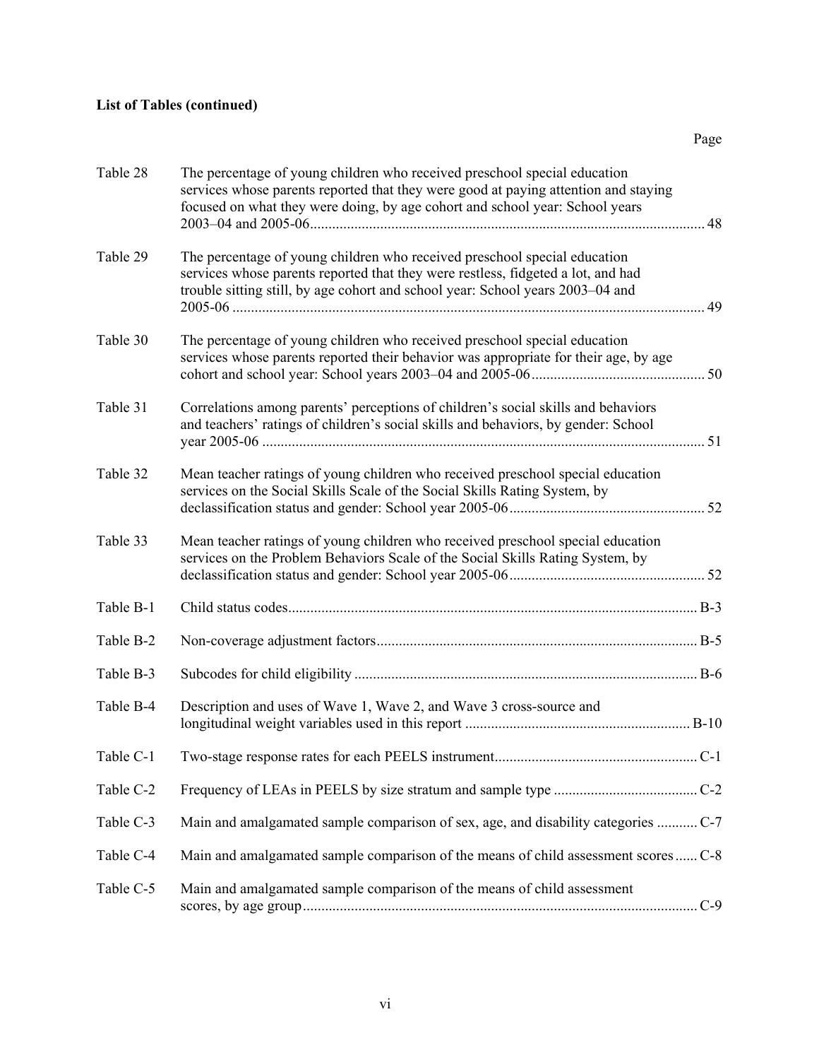**List of Tables (continued)**

| | | Page |
|---|---|---|
| Table 28 | The percentage of young children who received preschool special education services whose parents reported that they were good at paying attention and staying focused on what they were doing, by age cohort and school year: School years 2003–04 and 2005-06 | 48 |
| Table 29 | The percentage of young children who received preschool special education services whose parents reported that they were restless, fidgeted a lot, and had trouble sitting still, by age cohort and school year: School years 2003–04 and 2005-06 | 49 |
| Table 30 | The percentage of young children who received preschool special education services whose parents reported their behavior was appropriate for their age, by age cohort and school year: School years 2003–04 and 2005-06 | 50 |
| Table 31 | Correlations among parents' perceptions of children's social skills and behaviors and teachers' ratings of children's social skills and behaviors, by gender: School year 2005-06 | 51 |
| Table 32 | Mean teacher ratings of young children who received preschool special education services on the Social Skills Scale of the Social Skills Rating System, by declassification status and gender: School year 2005-06 | 52 |
| Table 33 | Mean teacher ratings of young children who received preschool special education services on the Problem Behaviors Scale of the Social Skills Rating System, by declassification status and gender: School year 2005-06 | 52 |
| Table B-1 | Child status codes | B-3 |
| Table B-2 | Non-coverage adjustment factors | B-5 |
| Table B-3 | Subcodes for child eligibility | B-6 |
| Table B-4 | Description and uses of Wave 1, Wave 2, and Wave 3 cross-source and longitudinal weight variables used in this report | B-10 |
| Table C-1 | Two-stage response rates for each PEELS instrument | C-1 |
| Table C-2 | Frequency of LEAs in PEELS by size stratum and sample type | C-2 |
| Table C-3 | Main and amalgamated sample comparison of sex, age, and disability categories | C-7 |
| Table C-4 | Main and amalgamated sample comparison of the means of child assessment scores | C-8 |
| Table C-5 | Main and amalgamated sample comparison of the means of child assessment scores, by age group | C-9 |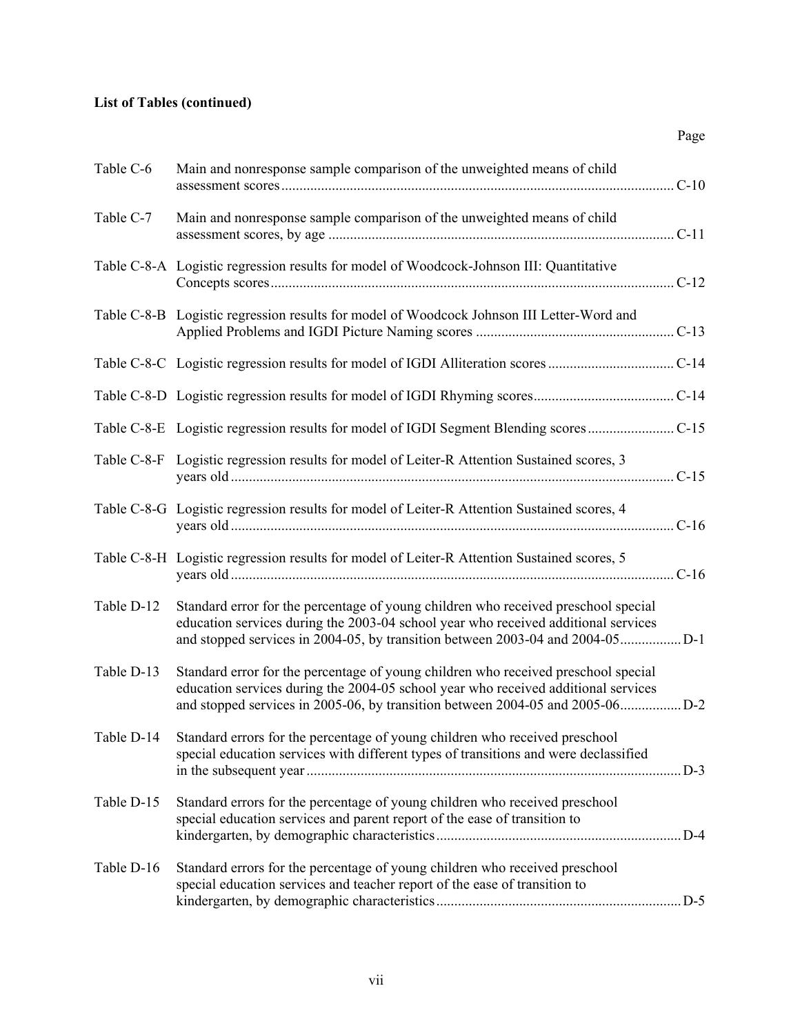**List of Tables (continued)**

| | | Page |
|---|---|---|
| Table C-6 | Main and nonresponse sample comparison of the unweighted means of child assessment scores | C-10 |
| Table C-7 | Main and nonresponse sample comparison of the unweighted means of child assessment scores, by age | C-11 |
| Table C-8-A | Logistic regression results for model of Woodcock-Johnson III: Quantitative Concepts scores | C-12 |
| Table C-8-B | Logistic regression results for model of Woodcock Johnson III Letter-Word and Applied Problems and IGDI Picture Naming scores | C-13 |
| Table C-8-C | Logistic regression results for model of IGDI Alliteration scores | C-14 |
| Table C-8-D | Logistic regression results for model of IGDI Rhyming scores | C-14 |
| Table C-8-E | Logistic regression results for model of IGDI Segment Blending scores | C-15 |
| Table C-8-F | Logistic regression results for model of Leiter-R Attention Sustained scores, 3 years old | C-15 |
| Table C-8-G | Logistic regression results for model of Leiter-R Attention Sustained scores, 4 years old | C-16 |
| Table C-8-H | Logistic regression results for model of Leiter-R Attention Sustained scores, 5 years old | C-16 |
| Table D-12 | Standard error for the percentage of young children who received preschool special education services during the 2003-04 school year who received additional services and stopped services in 2004-05, by transition between 2003-04 and 2004-05 | D-1 |
| Table D-13 | Standard error for the percentage of young children who received preschool special education services during the 2004-05 school year who received additional services and stopped services in 2005-06, by transition between 2004-05 and 2005-06 | D-2 |
| Table D-14 | Standard errors for the percentage of young children who received preschool special education services with different types of transitions and were declassified in the subsequent year | D-3 |
| Table D-15 | Standard errors for the percentage of young children who received preschool special education services and parent report of the ease of transition to kindergarten, by demographic characteristics | D-4 |
| Table D-16 | Standard errors for the percentage of young children who received preschool special education services and teacher report of the ease of transition to kindergarten, by demographic characteristics | D-5 |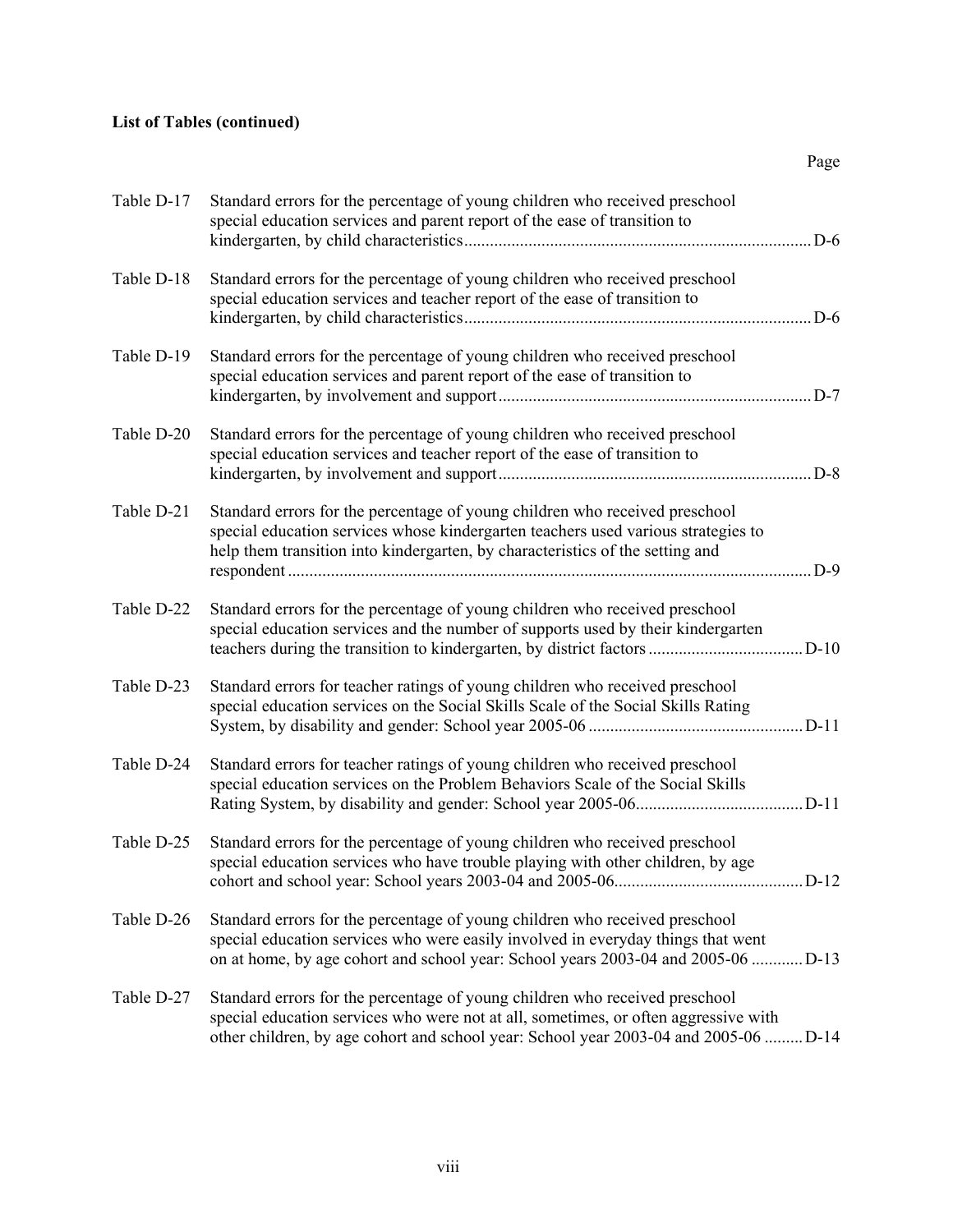**List of Tables (continued)**

| | | Page |
|---|---|---|
| Table D-17 | Standard errors for the percentage of young children who received preschool special education services and parent report of the ease of transition to kindergarten, by child characteristics | D-6 |
| Table D-18 | Standard errors for the percentage of young children who received preschool special education services and teacher report of the ease of transition to kindergarten, by child characteristics | D-6 |
| Table D-19 | Standard errors for the percentage of young children who received preschool special education services and parent report of the ease of transition to kindergarten, by involvement and support | D-7 |
| Table D-20 | Standard errors for the percentage of young children who received preschool special education services and teacher report of the ease of transition to kindergarten, by involvement and support | D-8 |
| Table D-21 | Standard errors for the percentage of young children who received preschool special education services whose kindergarten teachers used various strategies to help them transition into kindergarten, by characteristics of the setting and respondent | D-9 |
| Table D-22 | Standard errors for the percentage of young children who received preschool special education services and the number of supports used by their kindergarten teachers during the transition to kindergarten, by district factors | D-10 |
| Table D-23 | Standard errors for teacher ratings of young children who received preschool special education services on the Social Skills Scale of the Social Skills Rating System, by disability and gender: School year 2005-06 | D-11 |
| Table D-24 | Standard errors for teacher ratings of young children who received preschool special education services on the Problem Behaviors Scale of the Social Skills Rating System, by disability and gender: School year 2005-06 | D-11 |
| Table D-25 | Standard errors for the percentage of young children who received preschool special education services who have trouble playing with other children, by age cohort and school year: School years 2003-04 and 2005-06 | D-12 |
| Table D-26 | Standard errors for the percentage of young children who received preschool special education services who were easily involved in everyday things that went on at home, by age cohort and school year: School years 2003-04 and 2005-06 | D-13 |
| Table D-27 | Standard errors for the percentage of young children who received preschool special education services who were not at all, sometimes, or often aggressive with other children, by age cohort and school year: School year 2003-04 and 2005-06 | D-14 |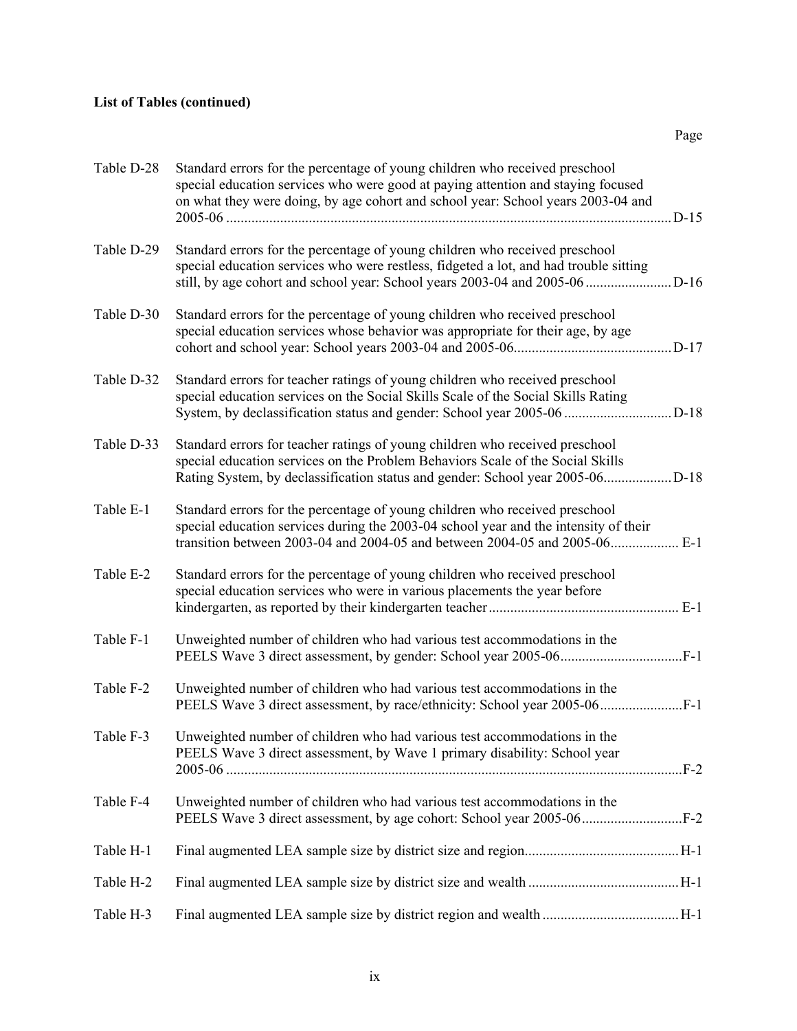**List of Tables (continued)**

| | | Page |
|---|---|---|
| Table D-28 | Standard errors for the percentage of young children who received preschool special education services who were good at paying attention and staying focused on what they were doing, by age cohort and school year: School years 2003-04 and 2005-06 | D-15 |
| Table D-29 | Standard errors for the percentage of young children who received preschool special education services who were restless, fidgeted a lot, and had trouble sitting still, by age cohort and school year: School years 2003-04 and 2005-06 | D-16 |
| Table D-30 | Standard errors for the percentage of young children who received preschool special education services whose behavior was appropriate for their age, by age cohort and school year: School years 2003-04 and 2005-06 | D-17 |
| Table D-32 | Standard errors for teacher ratings of young children who received preschool special education services on the Social Skills Scale of the Social Skills Rating System, by declassification status and gender: School year 2005-06 | D-18 |
| Table D-33 | Standard errors for teacher ratings of young children who received preschool special education services on the Problem Behaviors Scale of the Social Skills Rating System, by declassification status and gender: School year 2005-06 | D-18 |
| Table E-1 | Standard errors for the percentage of young children who received preschool special education services during the 2003-04 school year and the intensity of their transition between 2003-04 and 2004-05 and between 2004-05 and 2005-06 | E-1 |
| Table E-2 | Standard errors for the percentage of young children who received preschool special education services who were in various placements the year before kindergarten, as reported by their kindergarten teacher | E-1 |
| Table F-1 | Unweighted number of children who had various test accommodations in the PEELS Wave 3 direct assessment, by gender: School year 2005-06 | F-1 |
| Table F-2 | Unweighted number of children who had various test accommodations in the PEELS Wave 3 direct assessment, by race/ethnicity: School year 2005-06 | F-1 |
| Table F-3 | Unweighted number of children who had various test accommodations in the PEELS Wave 3 direct assessment, by Wave 1 primary disability: School year 2005-06 | F-2 |
| Table F-4 | Unweighted number of children who had various test accommodations in the PEELS Wave 3 direct assessment, by age cohort: School year 2005-06 | F-2 |
| Table H-1 | Final augmented LEA sample size by district size and region | H-1 |
| Table H-2 | Final augmented LEA sample size by district size and wealth | H-1 |
| Table H-3 | Final augmented LEA sample size by district region and wealth | H-1 |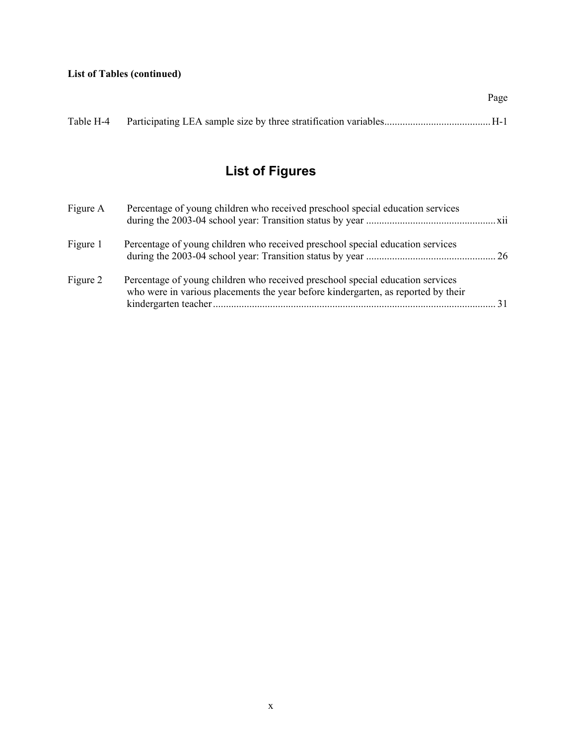**List of Tables (continued)**

| | | Page |
|---|---|---|
| Table H-4 | Participating LEA sample size by three stratification variables | H-1 |

# List of Figures

| | | |
|---|---|---|
| Figure A | Percentage of young children who received preschool special education services during the 2003-04 school year: Transition status by year | xii |
| Figure 1 | Percentage of young children who received preschool special education services during the 2003-04 school year: Transition status by year | 26 |
| Figure 2 | Percentage of young children who received preschool special education services who were in various placements the year before kindergarten, as reported by their kindergarten teacher | 31 |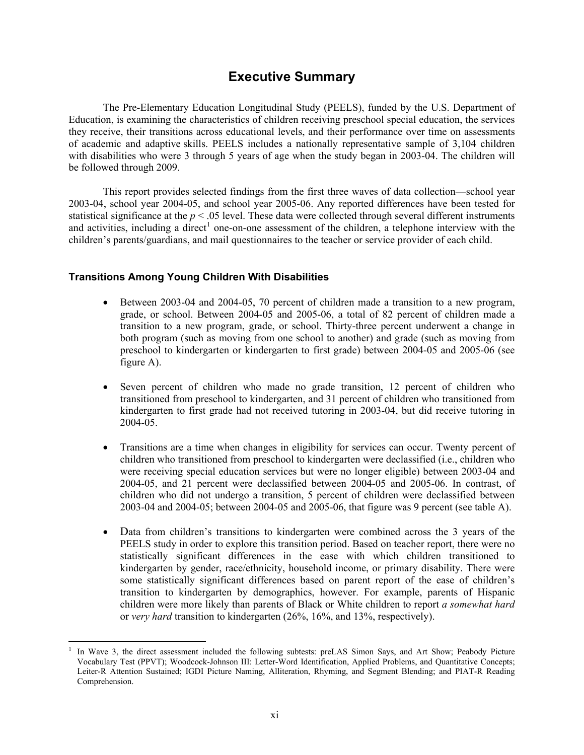# Executive Summary

The Pre-Elementary Education Longitudinal Study (PEELS), funded by the U.S. Department of Education, is examining the characteristics of children receiving preschool special education, the services they receive, their transitions across educational levels, and their performance over time on assessments of academic and adaptive skills. PEELS includes a nationally representative sample of 3,104 children with disabilities who were 3 through 5 years of age when the study began in 2003-04. The children will be followed through 2009.

This report provides selected findings from the first three waves of data collection—school year 2003-04, school year 2004-05, and school year 2005-06. Any reported differences have been tested for statistical significance at the $p < .05$ level. These data were collected through several different instruments and activities, including a direct[1] one-on-one assessment of the children, a telephone interview with the children's parents/guardians, and mail questionnaires to the teacher or service provider of each child.

### Transitions Among Young Children With Disabilities

- Between 2003-04 and 2004-05, 70 percent of children made a transition to a new program, grade, or school. Between 2004-05 and 2005-06, a total of 82 percent of children made a transition to a new program, grade, or school. Thirty-three percent underwent a change in both program (such as moving from one school to another) and grade (such as moving from preschool to kindergarten or kindergarten to first grade) between 2004-05 and 2005-06 (see figure A).

- Seven percent of children who made no grade transition, 12 percent of children who transitioned from preschool to kindergarten, and 31 percent of children who transitioned from kindergarten to first grade had not received tutoring in 2003-04, but did receive tutoring in 2004-05.

- Transitions are a time when changes in eligibility for services can occur. Twenty percent of children who transitioned from preschool to kindergarten were declassified (i.e., children who were receiving special education services but were no longer eligible) between 2003-04 and 2004-05, and 21 percent were declassified between 2004-05 and 2005-06. In contrast, of children who did not undergo a transition, 5 percent of children were declassified between 2003-04 and 2004-05; between 2004-05 and 2005-06, that figure was 9 percent (see table A).

- Data from children's transitions to kindergarten were combined across the 3 years of the PEELS study in order to explore this transition period. Based on teacher report, there were no statistically significant differences in the ease with which children transitioned to kindergarten by gender, race/ethnicity, household income, or primary disability. There were some statistically significant differences based on parent report of the ease of children's transition to kindergarten by demographics, however. For example, parents of Hispanic children were more likely than parents of Black or White children to report *a somewhat hard* or *very hard* transition to kindergarten (26%, 16%, and 13%, respectively).

---

[1] In Wave 3, the direct assessment included the following subtests: preLAS Simon Says, and Art Show; Peabody Picture Vocabulary Test (PPVT); Woodcock-Johnson III: Letter-Word Identification, Applied Problems, and Quantitative Concepts; Leiter-R Attention Sustained; IGDI Picture Naming, Alliteration, Rhyming, and Segment Blending; and PIAT-R Reading Comprehension.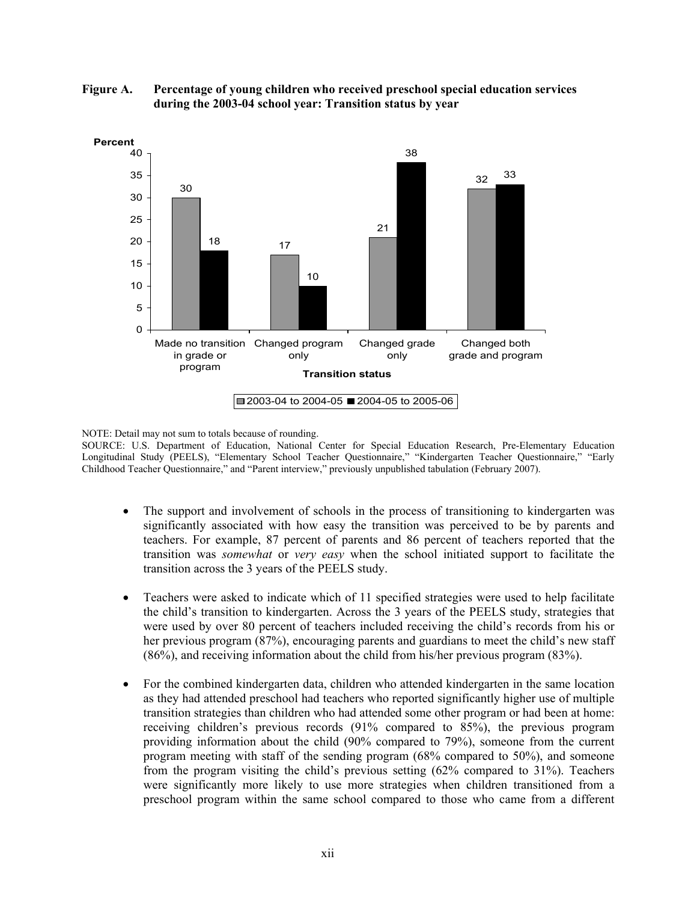**Figure A. Percentage of young children who received preschool special education services during the 2003-04 school year: Transition status by year**

| Transition status | 2003-04 to 2004-05 | 2004-05 to 2005-06 |
|---|---|---|
| Made no transition in grade or program | 30 | 18 |
| Changed program only | 17 | 10 |
| Changed grade only | 21 | 38 |
| Changed both grade and program | 32 | 33 |

NOTE: Detail may not sum to totals because of rounding.

SOURCE: U.S. Department of Education, National Center for Special Education Research, Pre-Elementary Education Longitudinal Study (PEELS), "Elementary School Teacher Questionnaire," "Kindergarten Teacher Questionnaire," "Early Childhood Teacher Questionnaire," and "Parent interview," previously unpublished tabulation (February 2007).

- The support and involvement of schools in the process of transitioning to kindergarten was significantly associated with how easy the transition was perceived to be by parents and teachers. For example, 87 percent of parents and 86 percent of teachers reported that the transition was *somewhat* or *very easy* when the school initiated support to facilitate the transition across the 3 years of the PEELS study.

- Teachers were asked to indicate which of 11 specified strategies were used to help facilitate the child's transition to kindergarten. Across the 3 years of the PEELS study, strategies that were used by over 80 percent of teachers included receiving the child's records from his or her previous program (87%), encouraging parents and guardians to meet the child's new staff (86%), and receiving information about the child from his/her previous program (83%).

- For the combined kindergarten data, children who attended kindergarten in the same location as they had attended preschool had teachers who reported significantly higher use of multiple transition strategies than children who had attended some other program or had been at home: receiving children's previous records (91% compared to 85%), the previous program providing information about the child (90% compared to 79%), someone from the current program meeting with staff of the sending program (68% compared to 50%), and someone from the program visiting the child's previous setting (62% compared to 31%). Teachers were significantly more likely to use more strategies when children transitioned from a preschool program within the same school compared to those who came from a different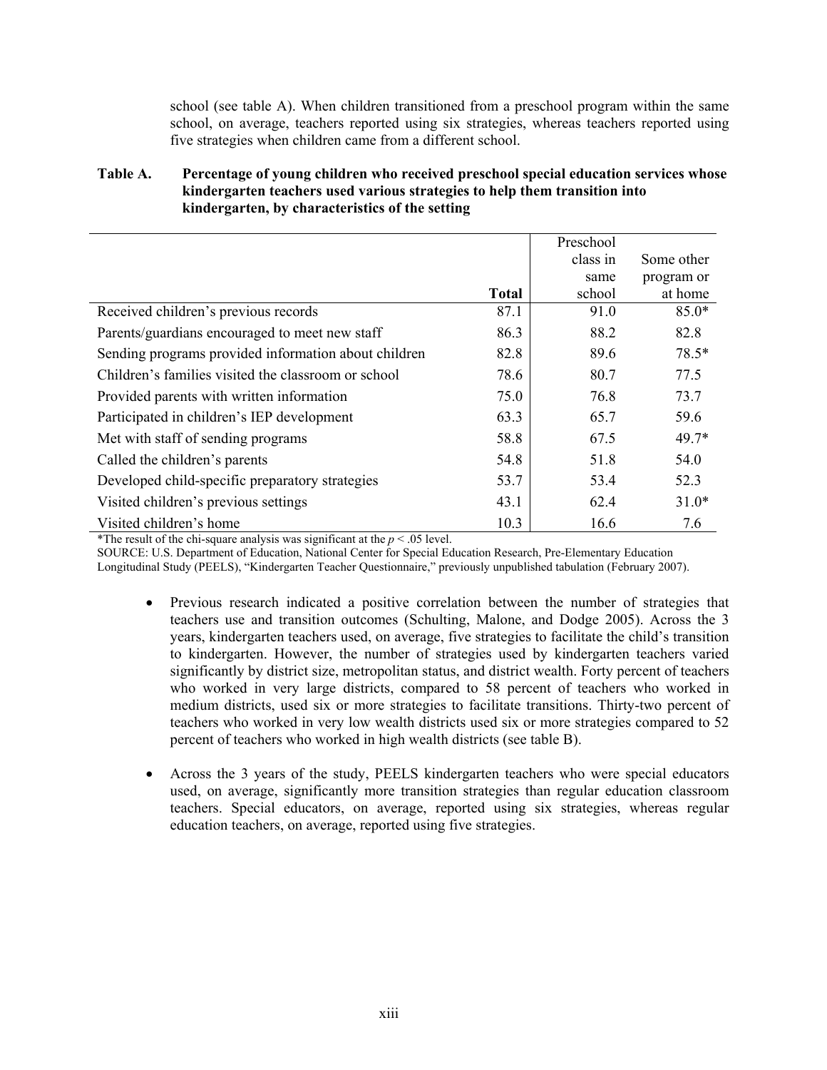school (see table A). When children transitioned from a preschool program within the same school, on average, teachers reported using six strategies, whereas teachers reported using five strategies when children came from a different school.

**Table A. Percentage of young children who received preschool special education services whose kindergarten teachers used various strategies to help them transition into kindergarten, by characteristics of the setting**

| | Total | Preschool class in same school | Some other program or at home |
|---|---|---|---|
| Received children's previous records | 87.1 | 91.0 | 85.0* |
| Parents/guardians encouraged to meet new staff | 86.3 | 88.2 | 82.8 |
| Sending programs provided information about children | 82.8 | 89.6 | 78.5* |
| Children's families visited the classroom or school | 78.6 | 80.7 | 77.5 |
| Provided parents with written information | 75.0 | 76.8 | 73.7 |
| Participated in children's IEP development | 63.3 | 65.7 | 59.6 |
| Met with staff of sending programs | 58.8 | 67.5 | 49.7* |
| Called the children's parents | 54.8 | 51.8 | 54.0 |
| Developed child-specific preparatory strategies | 53.7 | 53.4 | 52.3 |
| Visited children's previous settings | 43.1 | 62.4 | 31.0* |
| Visited children's home | 10.3 | 16.6 | 7.6 |

*The result of the chi-square analysis was significant at the $p < .05$ level.

SOURCE: U.S. Department of Education, National Center for Special Education Research, Pre-Elementary Education Longitudinal Study (PEELS), "Kindergarten Teacher Questionnaire," previously unpublished tabulation (February 2007).

- Previous research indicated a positive correlation between the number of strategies that teachers use and transition outcomes (Schulting, Malone, and Dodge 2005). Across the 3 years, kindergarten teachers used, on average, five strategies to facilitate the child's transition to kindergarten. However, the number of strategies used by kindergarten teachers varied significantly by district size, metropolitan status, and district wealth. Forty percent of teachers who worked in very large districts, compared to 58 percent of teachers who worked in medium districts, used six or more strategies to facilitate transitions. Thirty-two percent of teachers who worked in very low wealth districts used six or more strategies compared to 52 percent of teachers who worked in high wealth districts (see table B).

- Across the 3 years of the study, PEELS kindergarten teachers who were special educators used, on average, significantly more transition strategies than regular education classroom teachers. Special educators, on average, reported using six strategies, whereas regular education teachers, on average, reported using five strategies.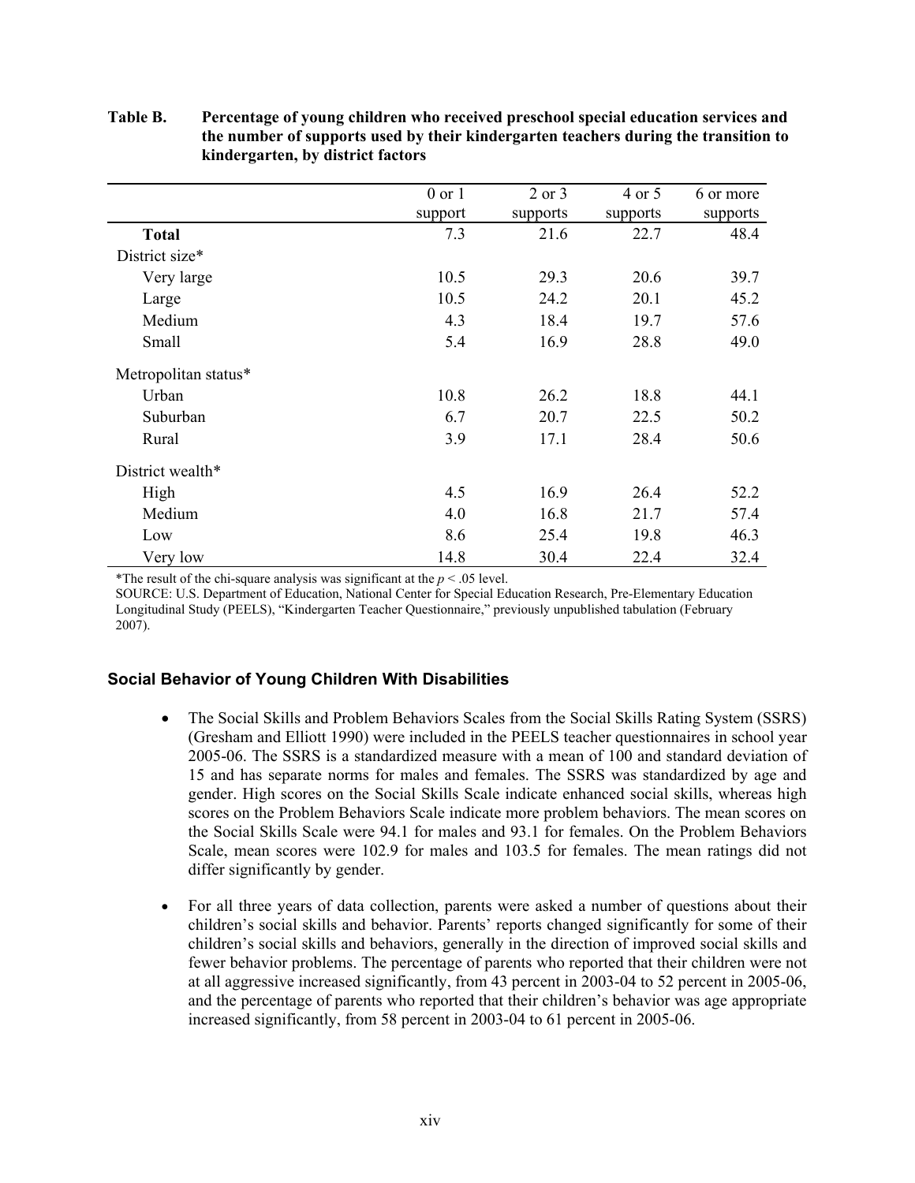**Table B. Percentage of young children who received preschool special education services and the number of supports used by their kindergarten teachers during the transition to kindergarten, by district factors**

| | 0 or 1 support | 2 or 3 supports | 4 or 5 supports | 6 or more supports |
|---|---|---|---|---|
| **Total** | 7.3 | 21.6 | 22.7 | 48.4 |
| District size* | | | | |
| Very large | 10.5 | 29.3 | 20.6 | 39.7 |
| Large | 10.5 | 24.2 | 20.1 | 45.2 |
| Medium | 4.3 | 18.4 | 19.7 | 57.6 |
| Small | 5.4 | 16.9 | 28.8 | 49.0 |
| Metropolitan status* | | | | |
| Urban | 10.8 | 26.2 | 18.8 | 44.1 |
| Suburban | 6.7 | 20.7 | 22.5 | 50.2 |
| Rural | 3.9 | 17.1 | 28.4 | 50.6 |
| District wealth* | | | | |
| High | 4.5 | 16.9 | 26.4 | 52.2 |
| Medium | 4.0 | 16.8 | 21.7 | 57.4 |
| Low | 8.6 | 25.4 | 19.8 | 46.3 |
| Very low | 14.8 | 30.4 | 22.4 | 32.4 |

*The result of the chi-square analysis was significant at the $p < .05$ level.

SOURCE: U.S. Department of Education, National Center for Special Education Research, Pre-Elementary Education Longitudinal Study (PEELS), "Kindergarten Teacher Questionnaire," previously unpublished tabulation (February 2007).

### Social Behavior of Young Children With Disabilities

- The Social Skills and Problem Behaviors Scales from the Social Skills Rating System (SSRS) (Gresham and Elliott 1990) were included in the PEELS teacher questionnaires in school year 2005-06. The SSRS is a standardized measure with a mean of 100 and standard deviation of 15 and has separate norms for males and females. The SSRS was standardized by age and gender. High scores on the Social Skills Scale indicate enhanced social skills, whereas high scores on the Problem Behaviors Scale indicate more problem behaviors. The mean scores on the Social Skills Scale were 94.1 for males and 93.1 for females. On the Problem Behaviors Scale, mean scores were 102.9 for males and 103.5 for females. The mean ratings did not differ significantly by gender.

- For all three years of data collection, parents were asked a number of questions about their children's social skills and behavior. Parents' reports changed significantly for some of their children's social skills and behaviors, generally in the direction of improved social skills and fewer behavior problems. The percentage of parents who reported that their children were not at all aggressive increased significantly, from 43 percent in 2003-04 to 52 percent in 2005-06, and the percentage of parents who reported that their children's behavior was age appropriate increased significantly, from 58 percent in 2003-04 to 61 percent in 2005-06.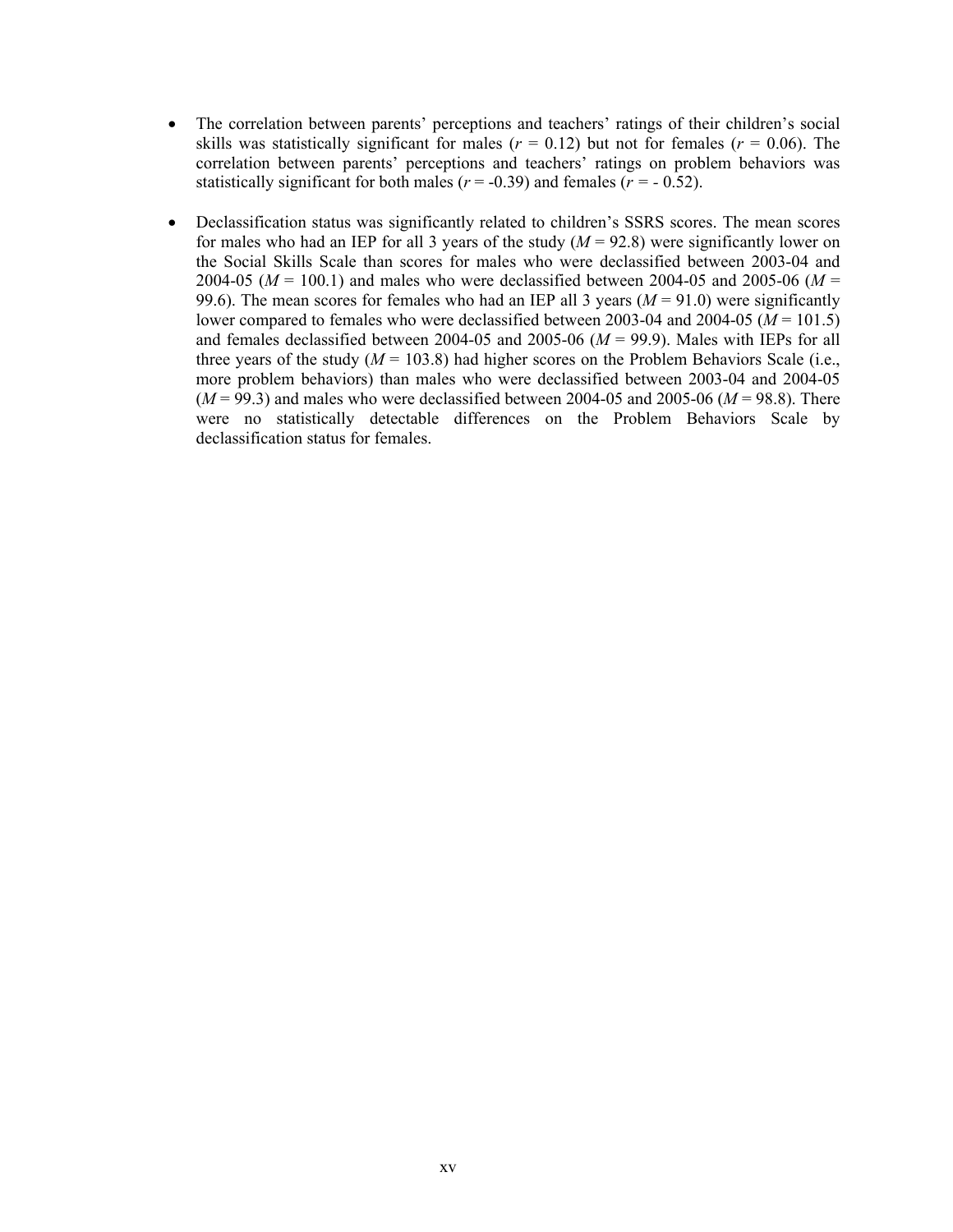- The correlation between parents' perceptions and teachers' ratings of their children's social skills was statistically significant for males ($r$ = 0.12) but not for females ($r$ = 0.06). The correlation between parents' perceptions and teachers' ratings on problem behaviors was statistically significant for both males ($r$ = -0.39) and females ($r$ = - 0.52).

- Declassification status was significantly related to children's SSRS scores. The mean scores for males who had an IEP for all 3 years of the study ($M$ = 92.8) were significantly lower on the Social Skills Scale than scores for males who were declassified between 2003-04 and 2004-05 ($M$ = 100.1) and males who were declassified between 2004-05 and 2005-06 ($M$ = 99.6). The mean scores for females who had an IEP all 3 years ($M$ = 91.0) were significantly lower compared to females who were declassified between 2003-04 and 2004-05 ($M$ = 101.5) and females declassified between 2004-05 and 2005-06 ($M$ = 99.9). Males with IEPs for all three years of the study ($M$ = 103.8) had higher scores on the Problem Behaviors Scale (i.e., more problem behaviors) than males who were declassified between 2003-04 and 2004-05 ($M$ = 99.3) and males who were declassified between 2004-05 and 2005-06 ($M$ = 98.8). There were no statistically detectable differences on the Problem Behaviors Scale by declassification status for females.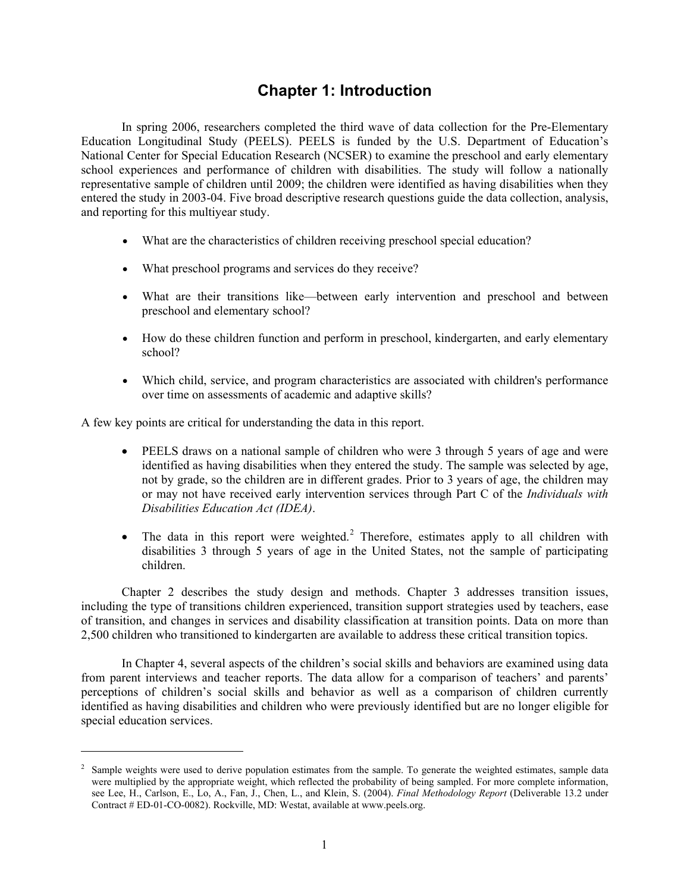# Chapter 1: Introduction

In spring 2006, researchers completed the third wave of data collection for the Pre-Elementary Education Longitudinal Study (PEELS). PEELS is funded by the U.S. Department of Education's National Center for Special Education Research (NCSER) to examine the preschool and early elementary school experiences and performance of children with disabilities. The study will follow a nationally representative sample of children until 2009; the children were identified as having disabilities when they entered the study in 2003-04. Five broad descriptive research questions guide the data collection, analysis, and reporting for this multiyear study.

- What are the characteristics of children receiving preschool special education?
- What preschool programs and services do they receive?
- What are their transitions like—between early intervention and preschool and between preschool and elementary school?
- How do these children function and perform in preschool, kindergarten, and early elementary school?
- Which child, service, and program characteristics are associated with children's performance over time on assessments of academic and adaptive skills?

A few key points are critical for understanding the data in this report.

- PEELS draws on a national sample of children who were 3 through 5 years of age and were identified as having disabilities when they entered the study. The sample was selected by age, not by grade, so the children are in different grades. Prior to 3 years of age, the children may or may not have received early intervention services through Part C of the *Individuals with Disabilities Education Act (IDEA)*.
- The data in this report were weighted.[2] Therefore, estimates apply to all children with disabilities 3 through 5 years of age in the United States, not the sample of participating children.

Chapter 2 describes the study design and methods. Chapter 3 addresses transition issues, including the type of transitions children experienced, transition support strategies used by teachers, ease of transition, and changes in services and disability classification at transition points. Data on more than 2,500 children who transitioned to kindergarten are available to address these critical transition topics.

In Chapter 4, several aspects of the children's social skills and behaviors are examined using data from parent interviews and teacher reports. The data allow for a comparison of teachers' and parents' perceptions of children's social skills and behavior as well as a comparison of children currently identified as having disabilities and children who were previously identified but are no longer eligible for special education services.

---

[2] Sample weights were used to derive population estimates from the sample. To generate the weighted estimates, sample data were multiplied by the appropriate weight, which reflected the probability of being sampled. For more complete information, see Lee, H., Carlson, E., Lo, A., Fan, J., Chen, L., and Klein, S. (2004). *Final Methodology Report* (Deliverable 13.2 under Contract # ED-01-CO-0082). Rockville, MD: Westat, available at www.peels.org.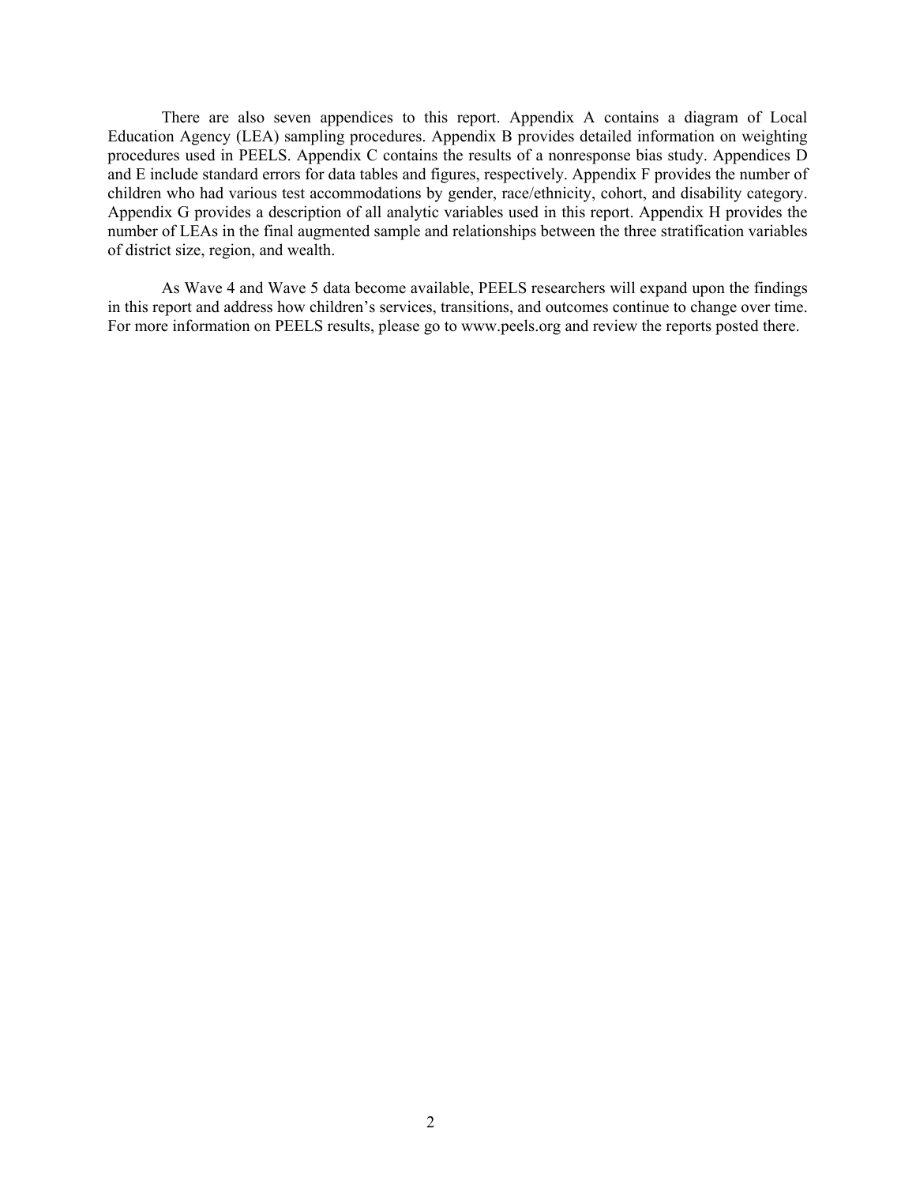There are also seven appendices to this report. Appendix A contains a diagram of Local Education Agency (LEA) sampling procedures. Appendix B provides detailed information on weighting procedures used in PEELS. Appendix C contains the results of a nonresponse bias study. Appendices D and E include standard errors for data tables and figures, respectively. Appendix F provides the number of children who had various test accommodations by gender, race/ethnicity, cohort, and disability category. Appendix G provides a description of all analytic variables used in this report. Appendix H provides the number of LEAs in the final augmented sample and relationships between the three stratification variables of district size, region, and wealth.

As Wave 4 and Wave 5 data become available, PEELS researchers will expand upon the findings in this report and address how children's services, transitions, and outcomes continue to change over time. For more information on PEELS results, please go to www.peels.org and review the reports posted there.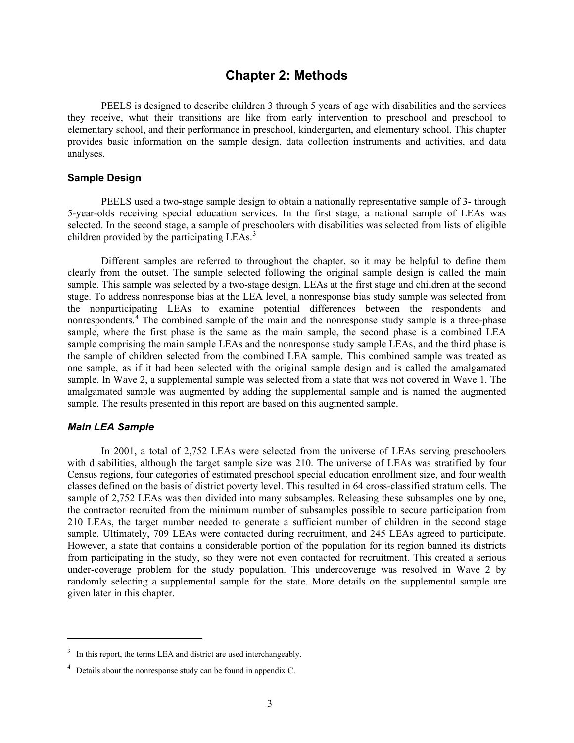# Chapter 2: Methods

PEELS is designed to describe children 3 through 5 years of age with disabilities and the services they receive, what their transitions are like from early intervention to preschool and preschool to elementary school, and their performance in preschool, kindergarten, and elementary school. This chapter provides basic information on the sample design, data collection instruments and activities, and data analyses.

## Sample Design

PEELS used a two-stage sample design to obtain a nationally representative sample of 3- through 5-year-olds receiving special education services. In the first stage, a national sample of LEAs was selected. In the second stage, a sample of preschoolers with disabilities was selected from lists of eligible children provided by the participating LEAs.[3]

Different samples are referred to throughout the chapter, so it may be helpful to define them clearly from the outset. The sample selected following the original sample design is called the main sample. This sample was selected by a two-stage design, LEAs at the first stage and children at the second stage. To address nonresponse bias at the LEA level, a nonresponse bias study sample was selected from the nonparticipating LEAs to examine potential differences between the respondents and nonrespondents.[4] The combined sample of the main and the nonresponse study sample is a three-phase sample, where the first phase is the same as the main sample, the second phase is a combined LEA sample comprising the main sample LEAs and the nonresponse study sample LEAs, and the third phase is the sample of children selected from the combined LEA sample. This combined sample was treated as one sample, as if it had been selected with the original sample design and is called the amalgamated sample. In Wave 2, a supplemental sample was selected from a state that was not covered in Wave 1. The amalgamated sample was augmented by adding the supplemental sample and is named the augmented sample. The results presented in this report are based on this augmented sample.

### *Main LEA Sample*

In 2001, a total of 2,752 LEAs were selected from the universe of LEAs serving preschoolers with disabilities, although the target sample size was 210. The universe of LEAs was stratified by four Census regions, four categories of estimated preschool special education enrollment size, and four wealth classes defined on the basis of district poverty level. This resulted in 64 cross-classified stratum cells. The sample of 2,752 LEAs was then divided into many subsamples. Releasing these subsamples one by one, the contractor recruited from the minimum number of subsamples possible to secure participation from 210 LEAs, the target number needed to generate a sufficient number of children in the second stage sample. Ultimately, 709 LEAs were contacted during recruitment, and 245 LEAs agreed to participate. However, a state that contains a considerable portion of the population for its region banned its districts from participating in the study, so they were not even contacted for recruitment. This created a serious under-coverage problem for the study population. This undercoverage was resolved in Wave 2 by randomly selecting a supplemental sample for the state. More details on the supplemental sample are given later in this chapter.

---

[3] In this report, the terms LEA and district are used interchangeably.

[4] Details about the nonresponse study can be found in appendix C.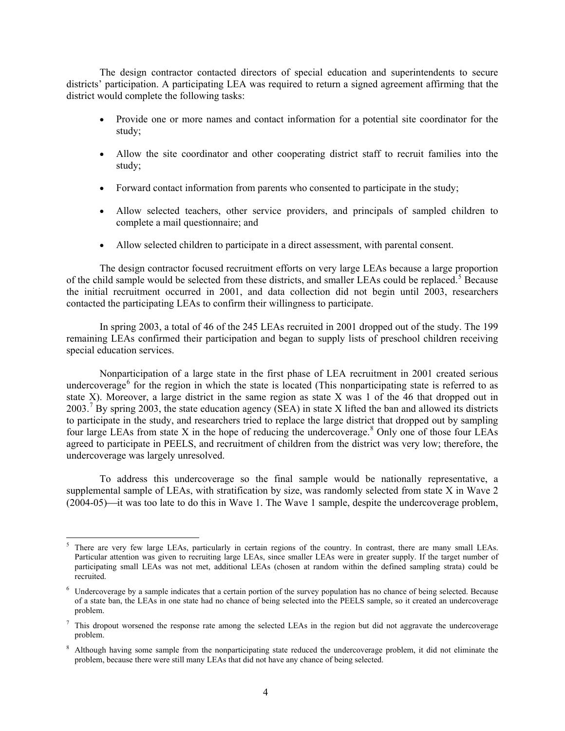The design contractor contacted directors of special education and superintendents to secure districts' participation. A participating LEA was required to return a signed agreement affirming that the district would complete the following tasks:

- Provide one or more names and contact information for a potential site coordinator for the study;
- Allow the site coordinator and other cooperating district staff to recruit families into the study;
- Forward contact information from parents who consented to participate in the study;
- Allow selected teachers, other service providers, and principals of sampled children to complete a mail questionnaire; and
- Allow selected children to participate in a direct assessment, with parental consent.

The design contractor focused recruitment efforts on very large LEAs because a large proportion of the child sample would be selected from these districts, and smaller LEAs could be replaced.[5] Because the initial recruitment occurred in 2001, and data collection did not begin until 2003, researchers contacted the participating LEAs to confirm their willingness to participate.

In spring 2003, a total of 46 of the 245 LEAs recruited in 2001 dropped out of the study. The 199 remaining LEAs confirmed their participation and began to supply lists of preschool children receiving special education services.

Nonparticipation of a large state in the first phase of LEA recruitment in 2001 created serious undercoverage[6] for the region in which the state is located (This nonparticipating state is referred to as state X). Moreover, a large district in the same region as state X was 1 of the 46 that dropped out in 2003.[7] By spring 2003, the state education agency (SEA) in state X lifted the ban and allowed its districts to participate in the study, and researchers tried to replace the large district that dropped out by sampling four large LEAs from state X in the hope of reducing the undercoverage.[8] Only one of those four LEAs agreed to participate in PEELS, and recruitment of children from the district was very low; therefore, the undercoverage was largely unresolved.

To address this undercoverage so the final sample would be nationally representative, a supplemental sample of LEAs, with stratification by size, was randomly selected from state X in Wave 2 (2004-05)—it was too late to do this in Wave 1. The Wave 1 sample, despite the undercoverage problem,

---

[5] There are very few large LEAs, particularly in certain regions of the country. In contrast, there are many small LEAs. Particular attention was given to recruiting large LEAs, since smaller LEAs were in greater supply. If the target number of participating small LEAs was not met, additional LEAs (chosen at random within the defined sampling strata) could be recruited.

[6] Undercoverage by a sample indicates that a certain portion of the survey population has no chance of being selected. Because of a state ban, the LEAs in one state had no chance of being selected into the PEELS sample, so it created an undercoverage problem.

[7] This dropout worsened the response rate among the selected LEAs in the region but did not aggravate the undercoverage problem.

[8] Although having some sample from the nonparticipating state reduced the undercoverage problem, it did not eliminate the problem, because there were still many LEAs that did not have any chance of being selected.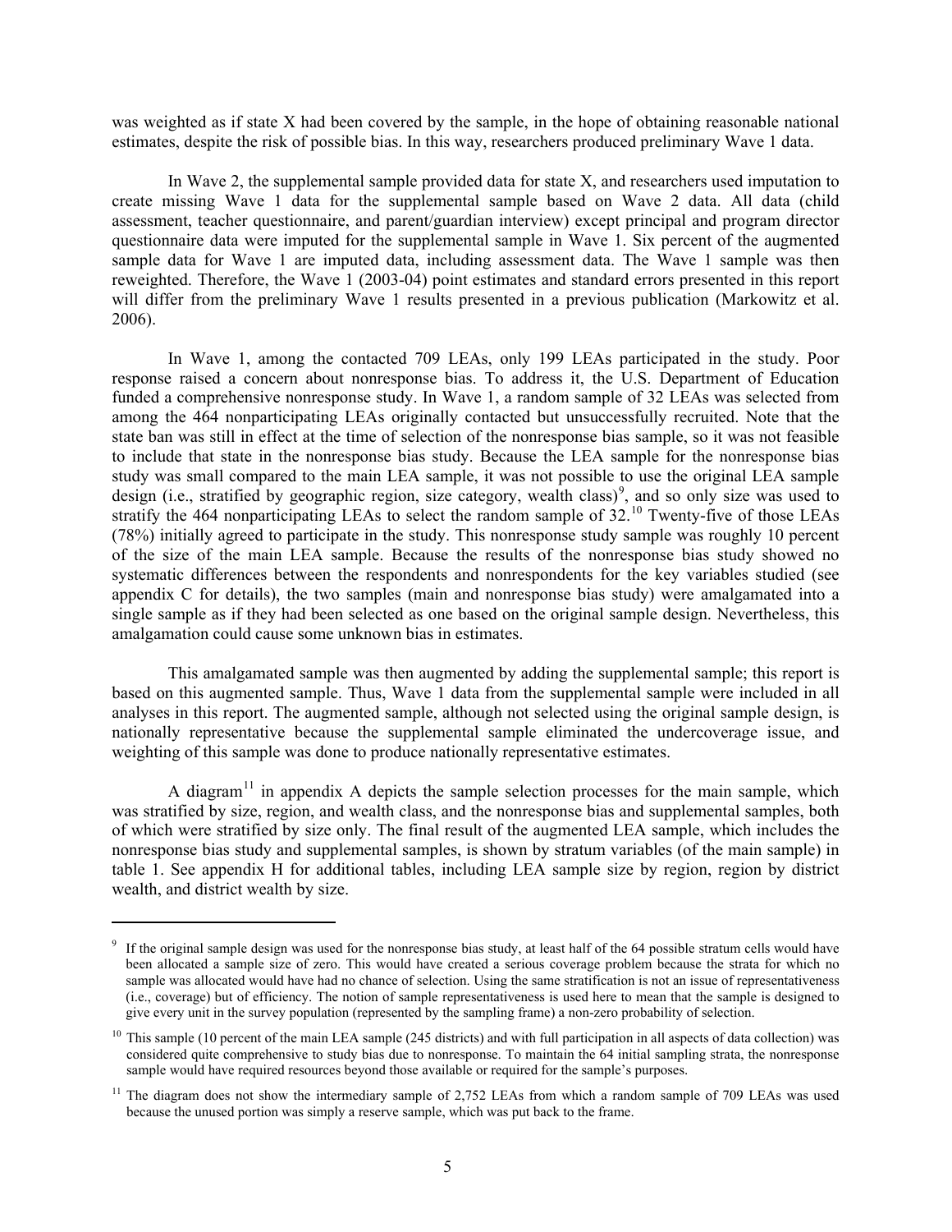was weighted as if state X had been covered by the sample, in the hope of obtaining reasonable national estimates, despite the risk of possible bias. In this way, researchers produced preliminary Wave 1 data.

In Wave 2, the supplemental sample provided data for state X, and researchers used imputation to create missing Wave 1 data for the supplemental sample based on Wave 2 data. All data (child assessment, teacher questionnaire, and parent/guardian interview) except principal and program director questionnaire data were imputed for the supplemental sample in Wave 1. Six percent of the augmented sample data for Wave 1 are imputed data, including assessment data. The Wave 1 sample was then reweighted. Therefore, the Wave 1 (2003-04) point estimates and standard errors presented in this report will differ from the preliminary Wave 1 results presented in a previous publication (Markowitz et al. 2006).

In Wave 1, among the contacted 709 LEAs, only 199 LEAs participated in the study. Poor response raised a concern about nonresponse bias. To address it, the U.S. Department of Education funded a comprehensive nonresponse study. In Wave 1, a random sample of 32 LEAs was selected from among the 464 nonparticipating LEAs originally contacted but unsuccessfully recruited. Note that the state ban was still in effect at the time of selection of the nonresponse bias sample, so it was not feasible to include that state in the nonresponse bias study. Because the LEA sample for the nonresponse bias study was small compared to the main LEA sample, it was not possible to use the original LEA sample design (i.e., stratified by geographic region, size category, wealth class)[9], and so only size was used to stratify the 464 nonparticipating LEAs to select the random sample of 32.[10] Twenty-five of those LEAs (78%) initially agreed to participate in the study. This nonresponse study sample was roughly 10 percent of the size of the main LEA sample. Because the results of the nonresponse bias study showed no systematic differences between the respondents and nonrespondents for the key variables studied (see appendix C for details), the two samples (main and nonresponse bias study) were amalgamated into a single sample as if they had been selected as one based on the original sample design. Nevertheless, this amalgamation could cause some unknown bias in estimates.

This amalgamated sample was then augmented by adding the supplemental sample; this report is based on this augmented sample. Thus, Wave 1 data from the supplemental sample were included in all analyses in this report. The augmented sample, although not selected using the original sample design, is nationally representative because the supplemental sample eliminated the undercoverage issue, and weighting of this sample was done to produce nationally representative estimates.

A diagram[11] in appendix A depicts the sample selection processes for the main sample, which was stratified by size, region, and wealth class, and the nonresponse bias and supplemental samples, both of which were stratified by size only. The final result of the augmented LEA sample, which includes the nonresponse bias study and supplemental samples, is shown by stratum variables (of the main sample) in table 1. See appendix H for additional tables, including LEA sample size by region, region by district wealth, and district wealth by size.

---

[9] If the original sample design was used for the nonresponse bias study, at least half of the 64 possible stratum cells would have been allocated a sample size of zero. This would have created a serious coverage problem because the strata for which no sample was allocated would have had no chance of selection. Using the same stratification is not an issue of representativeness (i.e., coverage) but of efficiency. The notion of sample representativeness is used here to mean that the sample is designed to give every unit in the survey population (represented by the sampling frame) a non-zero probability of selection.

[10] This sample (10 percent of the main LEA sample (245 districts) and with full participation in all aspects of data collection) was considered quite comprehensive to study bias due to nonresponse. To maintain the 64 initial sampling strata, the nonresponse sample would have required resources beyond those available or required for the sample's purposes.

[11] The diagram does not show the intermediary sample of 2,752 LEAs from which a random sample of 709 LEAs was used because the unused portion was simply a reserve sample, which was put back to the frame.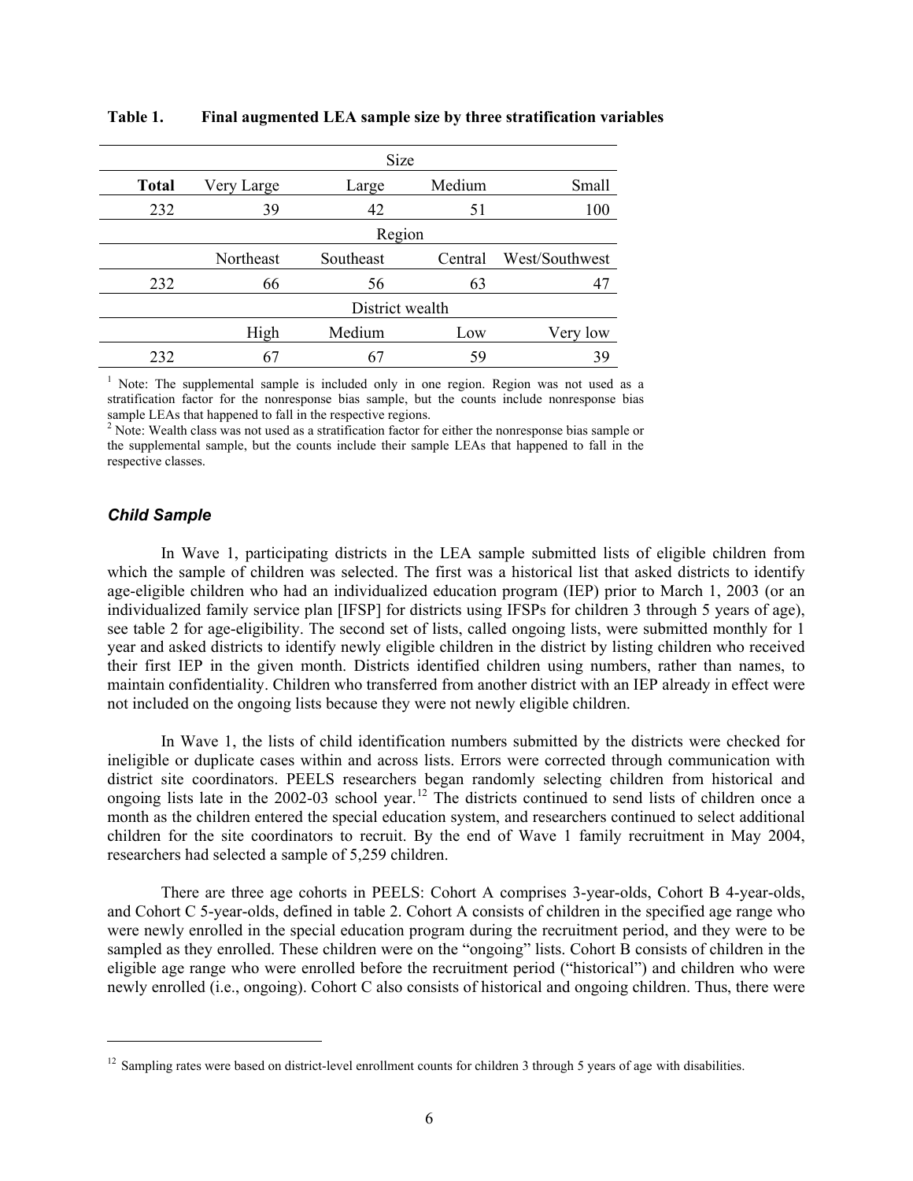**Table 1. Final augmented LEA sample size by three stratification variables**

| | Size | | | |
|---|---|---|---|---|
| **Total** | Very Large | Large | Medium | Small |
| 232 | 39 | 42 | 51 | 100 |
| | Region | | | |
| | Northeast | Southeast | Central | West/Southwest |
| 232 | 66 | 56 | 63 | 47 |
| | District wealth | | | |
| | High | Medium | Low | Very low |
| 232 | 67 | 67 | 59 | 39 |

[1] Note: The supplemental sample is included only in one region. Region was not used as a stratification factor for the nonresponse bias sample, but the counts include nonresponse bias sample LEAs that happened to fall in the respective regions.
[2] Note: Wealth class was not used as a stratification factor for either the nonresponse bias sample or the supplemental sample, but the counts include their sample LEAs that happened to fall in the respective classes.

### *Child Sample*

In Wave 1, participating districts in the LEA sample submitted lists of eligible children from which the sample of children was selected. The first was a historical list that asked districts to identify age-eligible children who had an individualized education program (IEP) prior to March 1, 2003 (or an individualized family service plan [IFSP] for districts using IFSPs for children 3 through 5 years of age), see table 2 for age-eligibility. The second set of lists, called ongoing lists, were submitted monthly for 1 year and asked districts to identify newly eligible children in the district by listing children who received their first IEP in the given month. Districts identified children using numbers, rather than names, to maintain confidentiality. Children who transferred from another district with an IEP already in effect were not included on the ongoing lists because they were not newly eligible children.

In Wave 1, the lists of child identification numbers submitted by the districts were checked for ineligible or duplicate cases within and across lists. Errors were corrected through communication with district site coordinators. PEELS researchers began randomly selecting children from historical and ongoing lists late in the 2002-03 school year.[12] The districts continued to send lists of children once a month as the children entered the special education system, and researchers continued to select additional children for the site coordinators to recruit. By the end of Wave 1 family recruitment in May 2004, researchers had selected a sample of 5,259 children.

There are three age cohorts in PEELS: Cohort A comprises 3-year-olds, Cohort B 4-year-olds, and Cohort C 5-year-olds, defined in table 2. Cohort A consists of children in the specified age range who were newly enrolled in the special education program during the recruitment period, and they were to be sampled as they enrolled. These children were on the "ongoing" lists. Cohort B consists of children in the eligible age range who were enrolled before the recruitment period ("historical") and children who were newly enrolled (i.e., ongoing). Cohort C also consists of historical and ongoing children. Thus, there were

[12] Sampling rates were based on district-level enrollment counts for children 3 through 5 years of age with disabilities.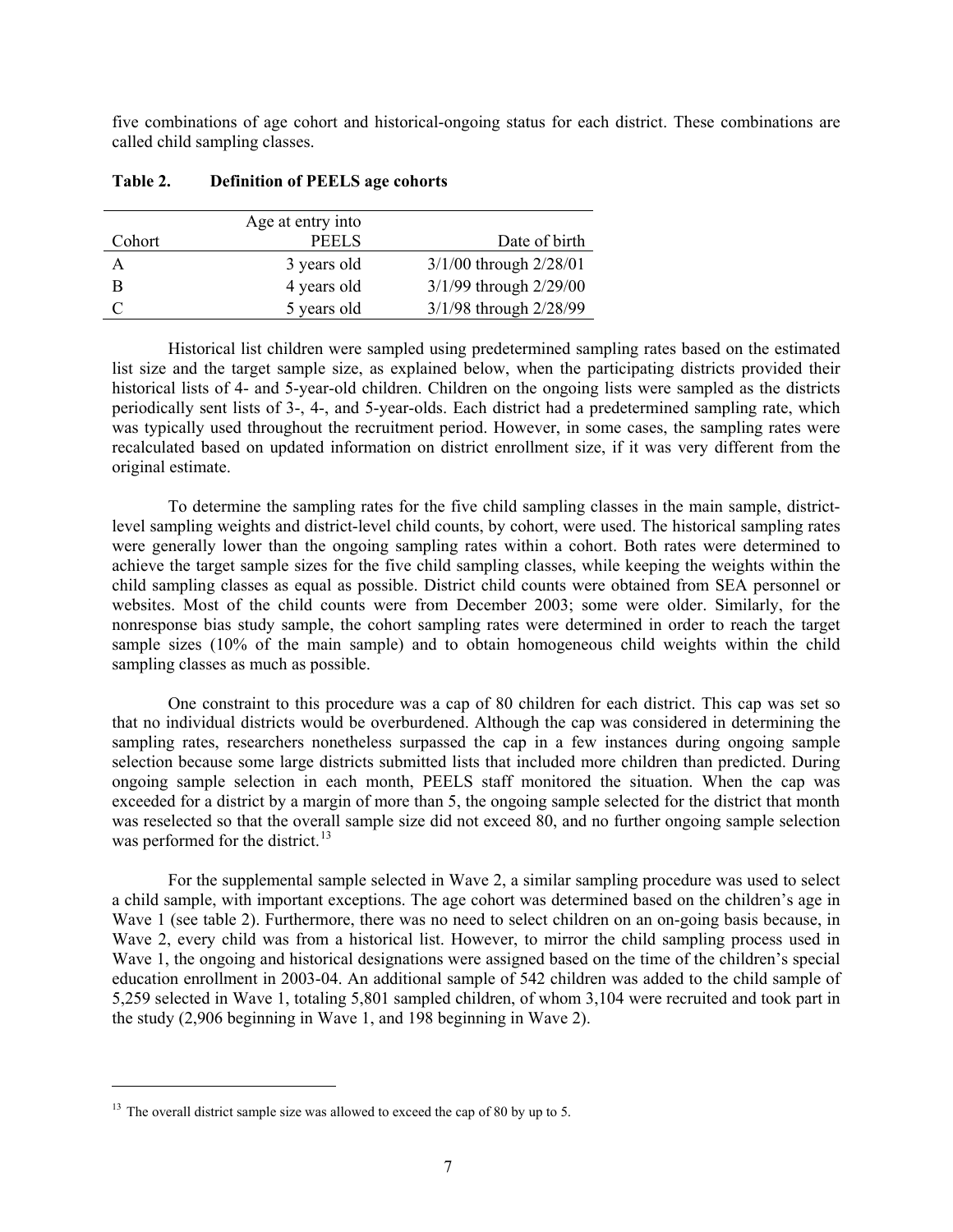five combinations of age cohort and historical-ongoing status for each district. These combinations are called child sampling classes.

**Table 2. Definition of PEELS age cohorts**

| Cohort | Age at entry into PEELS | Date of birth |
|---|---|---|
| A | 3 years old | 3/1/00 through 2/28/01 |
| B | 4 years old | 3/1/99 through 2/29/00 |
| C | 5 years old | 3/1/98 through 2/28/99 |

Historical list children were sampled using predetermined sampling rates based on the estimated list size and the target sample size, as explained below, when the participating districts provided their historical lists of 4- and 5-year-old children. Children on the ongoing lists were sampled as the districts periodically sent lists of 3-, 4-, and 5-year-olds. Each district had a predetermined sampling rate, which was typically used throughout the recruitment period. However, in some cases, the sampling rates were recalculated based on updated information on district enrollment size, if it was very different from the original estimate.

To determine the sampling rates for the five child sampling classes in the main sample, district-level sampling weights and district-level child counts, by cohort, were used. The historical sampling rates were generally lower than the ongoing sampling rates within a cohort. Both rates were determined to achieve the target sample sizes for the five child sampling classes, while keeping the weights within the child sampling classes as equal as possible. District child counts were obtained from SEA personnel or websites. Most of the child counts were from December 2003; some were older. Similarly, for the nonresponse bias study sample, the cohort sampling rates were determined in order to reach the target sample sizes (10% of the main sample) and to obtain homogeneous child weights within the child sampling classes as much as possible.

One constraint to this procedure was a cap of 80 children for each district. This cap was set so that no individual districts would be overburdened. Although the cap was considered in determining the sampling rates, researchers nonetheless surpassed the cap in a few instances during ongoing sample selection because some large districts submitted lists that included more children than predicted. During ongoing sample selection in each month, PEELS staff monitored the situation. When the cap was exceeded for a district by a margin of more than 5, the ongoing sample selected for the district that month was reselected so that the overall sample size did not exceed 80, and no further ongoing sample selection was performed for the district.[13]

For the supplemental sample selected in Wave 2, a similar sampling procedure was used to select a child sample, with important exceptions. The age cohort was determined based on the children's age in Wave 1 (see table 2). Furthermore, there was no need to select children on an on-going basis because, in Wave 2, every child was from a historical list. However, to mirror the child sampling process used in Wave 1, the ongoing and historical designations were assigned based on the time of the children's special education enrollment in 2003-04. An additional sample of 542 children was added to the child sample of 5,259 selected in Wave 1, totaling 5,801 sampled children, of whom 3,104 were recruited and took part in the study (2,906 beginning in Wave 1, and 198 beginning in Wave 2).

---

[13] The overall district sample size was allowed to exceed the cap of 80 by up to 5.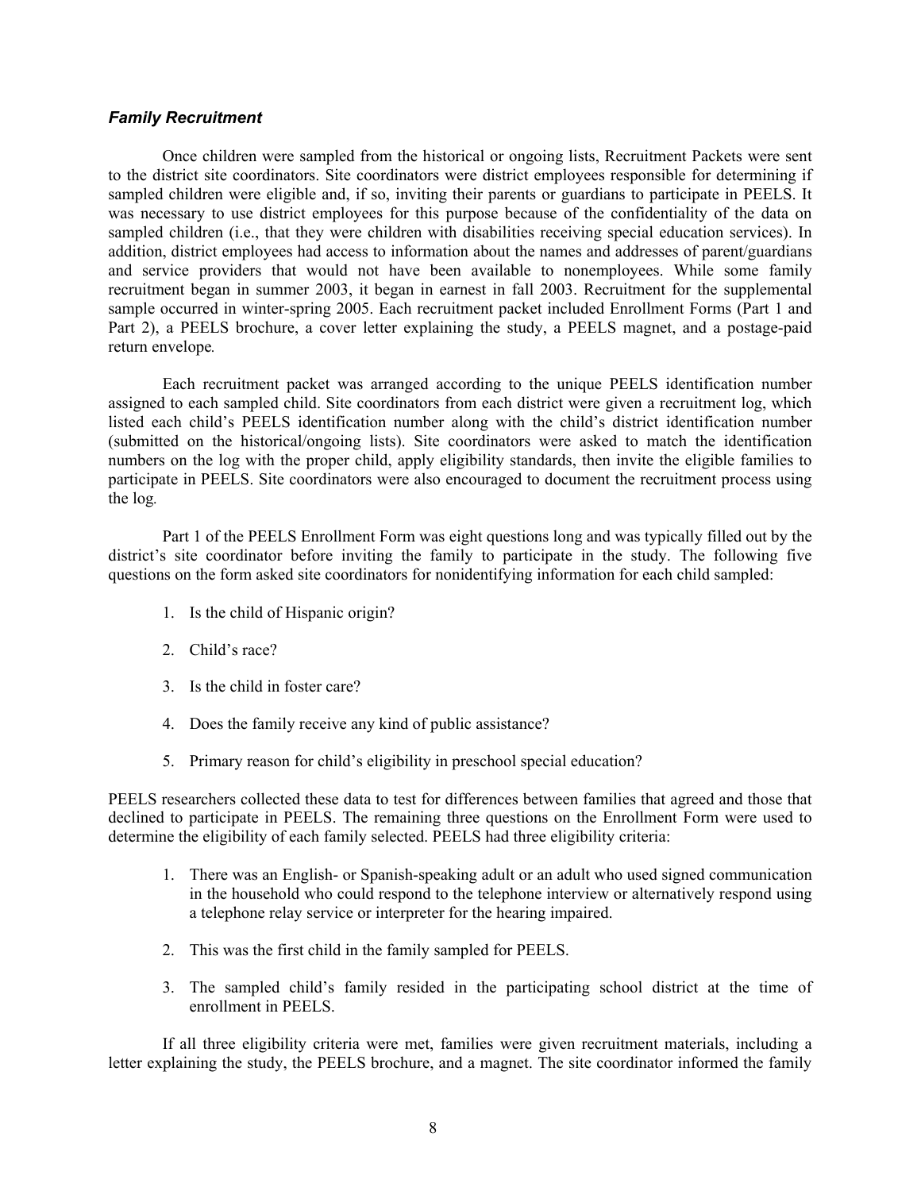### *Family Recruitment*

Once children were sampled from the historical or ongoing lists, Recruitment Packets were sent to the district site coordinators. Site coordinators were district employees responsible for determining if sampled children were eligible and, if so, inviting their parents or guardians to participate in PEELS. It was necessary to use district employees for this purpose because of the confidentiality of the data on sampled children (i.e., that they were children with disabilities receiving special education services). In addition, district employees had access to information about the names and addresses of parent/guardians and service providers that would not have been available to nonemployees. While some family recruitment began in summer 2003, it began in earnest in fall 2003. Recruitment for the supplemental sample occurred in winter-spring 2005. Each recruitment packet included Enrollment Forms (Part 1 and Part 2), a PEELS brochure, a cover letter explaining the study, a PEELS magnet, and a postage-paid return envelope.

Each recruitment packet was arranged according to the unique PEELS identification number assigned to each sampled child. Site coordinators from each district were given a recruitment log, which listed each child's PEELS identification number along with the child's district identification number (submitted on the historical/ongoing lists). Site coordinators were asked to match the identification numbers on the log with the proper child, apply eligibility standards, then invite the eligible families to participate in PEELS. Site coordinators were also encouraged to document the recruitment process using the log.

Part 1 of the PEELS Enrollment Form was eight questions long and was typically filled out by the district's site coordinator before inviting the family to participate in the study. The following five questions on the form asked site coordinators for nonidentifying information for each child sampled:

1. Is the child of Hispanic origin?

2. Child's race?

3. Is the child in foster care?

4. Does the family receive any kind of public assistance?

5. Primary reason for child's eligibility in preschool special education?

PEELS researchers collected these data to test for differences between families that agreed and those that declined to participate in PEELS. The remaining three questions on the Enrollment Form were used to determine the eligibility of each family selected. PEELS had three eligibility criteria:

1. There was an English- or Spanish-speaking adult or an adult who used signed communication in the household who could respond to the telephone interview or alternatively respond using a telephone relay service or interpreter for the hearing impaired.

2. This was the first child in the family sampled for PEELS.

3. The sampled child's family resided in the participating school district at the time of enrollment in PEELS.

If all three eligibility criteria were met, families were given recruitment materials, including a letter explaining the study, the PEELS brochure, and a magnet. The site coordinator informed the family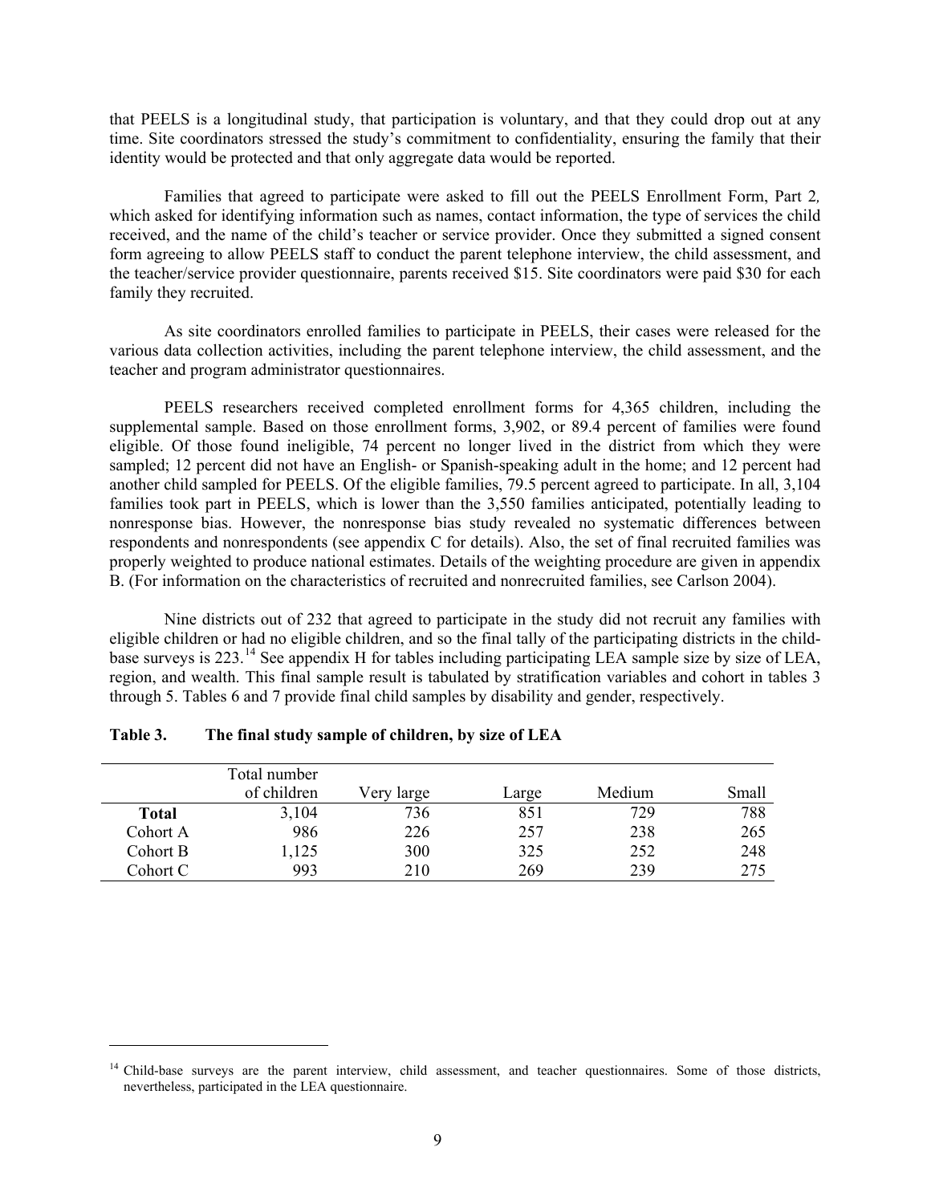that PEELS is a longitudinal study, that participation is voluntary, and that they could drop out at any time. Site coordinators stressed the study's commitment to confidentiality, ensuring the family that their identity would be protected and that only aggregate data would be reported.

Families that agreed to participate were asked to fill out the PEELS Enrollment Form, Part 2*,* which asked for identifying information such as names, contact information, the type of services the child received, and the name of the child's teacher or service provider. Once they submitted a signed consent form agreeing to allow PEELS staff to conduct the parent telephone interview, the child assessment, and the teacher/service provider questionnaire, parents received $15. Site coordinators were paid $30 for each family they recruited.

As site coordinators enrolled families to participate in PEELS, their cases were released for the various data collection activities, including the parent telephone interview, the child assessment, and the teacher and program administrator questionnaires.

PEELS researchers received completed enrollment forms for 4,365 children, including the supplemental sample. Based on those enrollment forms, 3,902, or 89.4 percent of families were found eligible. Of those found ineligible, 74 percent no longer lived in the district from which they were sampled; 12 percent did not have an English- or Spanish-speaking adult in the home; and 12 percent had another child sampled for PEELS. Of the eligible families, 79.5 percent agreed to participate. In all, 3,104 families took part in PEELS, which is lower than the 3,550 families anticipated, potentially leading to nonresponse bias. However, the nonresponse bias study revealed no systematic differences between respondents and nonrespondents (see appendix C for details). Also, the set of final recruited families was properly weighted to produce national estimates. Details of the weighting procedure are given in appendix B. (For information on the characteristics of recruited and nonrecruited families, see Carlson 2004).

Nine districts out of 232 that agreed to participate in the study did not recruit any families with eligible children or had no eligible children, and so the final tally of the participating districts in the child-base surveys is 223.[14] See appendix H for tables including participating LEA sample size by size of LEA, region, and wealth. This final sample result is tabulated by stratification variables and cohort in tables 3 through 5. Tables 6 and 7 provide final child samples by disability and gender, respectively.

**Table 3. The final study sample of children, by size of LEA**

| | Total number of children | Very large | Large | Medium | Small |
|---|---|---|---|---|---|
| **Total** | 3,104 | 736 | 851 | 729 | 788 |
| Cohort A | 986 | 226 | 257 | 238 | 265 |
| Cohort B | 1,125 | 300 | 325 | 252 | 248 |
| Cohort C | 993 | 210 | 269 | 239 | 275 |

[14] Child-base surveys are the parent interview, child assessment, and teacher questionnaires. Some of those districts, nevertheless, participated in the LEA questionnaire.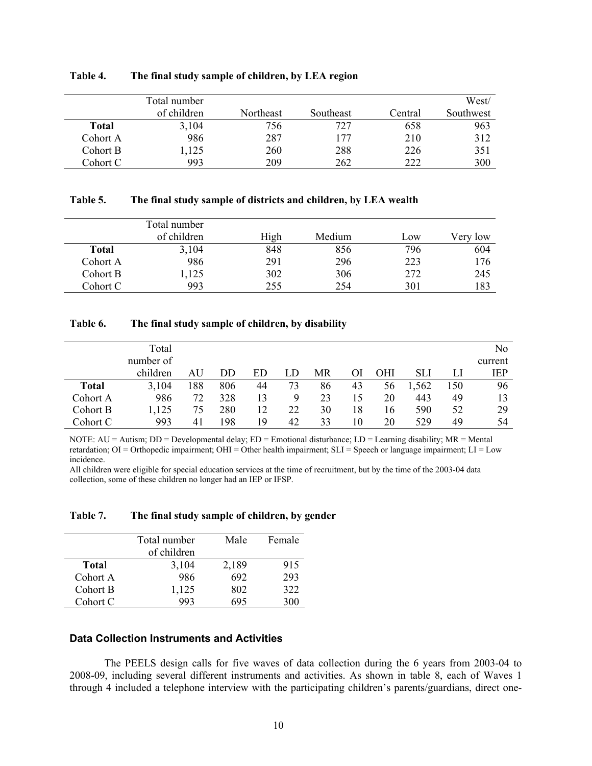**Table 4. The final study sample of children, by LEA region**

| | Total number of children | Northeast | Southeast | Central | West/ Southwest |
|---|---|---|---|---|---|
| **Total** | 3,104 | 756 | 727 | 658 | 963 |
| Cohort A | 986 | 287 | 177 | 210 | 312 |
| Cohort B | 1,125 | 260 | 288 | 226 | 351 |
| Cohort C | 993 | 209 | 262 | 222 | 300 |

**Table 5. The final study sample of districts and children, by LEA wealth**

| | Total number of children | High | Medium | Low | Very low |
|---|---|---|---|---|---|
| **Total** | 3,104 | 848 | 856 | 796 | 604 |
| Cohort A | 986 | 291 | 296 | 223 | 176 |
| Cohort B | 1,125 | 302 | 306 | 272 | 245 |
| Cohort C | 993 | 255 | 254 | 301 | 183 |

**Table 6. The final study sample of children, by disability**

| | Total number of children | AU | DD | ED | LD | MR | OI | OHI | SLI | LI | No current IEP |
|---|---|---|---|---|---|---|---|---|---|---|---|
| **Total** | 3,104 | 188 | 806 | 44 | 73 | 86 | 43 | 56 | 1,562 | 150 | 96 |
| Cohort A | 986 | 72 | 328 | 13 | 9 | 23 | 15 | 20 | 443 | 49 | 13 |
| Cohort B | 1,125 | 75 | 280 | 12 | 22 | 30 | 18 | 16 | 590 | 52 | 29 |
| Cohort C | 993 | 41 | 198 | 19 | 42 | 33 | 10 | 20 | 529 | 49 | 54 |

NOTE: AU = Autism; DD = Developmental delay; ED = Emotional disturbance; LD = Learning disability; MR = Mental retardation; OI = Orthopedic impairment; OHI = Other health impairment; SLI = Speech or language impairment; LI = Low incidence.

All children were eligible for special education services at the time of recruitment, but by the time of the 2003-04 data collection, some of these children no longer had an IEP or IFSP.

**Table 7. The final study sample of children, by gender**

| | Total number of children | Male | Female |
|---|---|---|---|
| **Total** | 3,104 | 2,189 | 915 |
| Cohort A | 986 | 692 | 293 |
| Cohort B | 1,125 | 802 | 322 |
| Cohort C | 993 | 695 | 300 |

### Data Collection Instruments and Activities

The PEELS design calls for five waves of data collection during the 6 years from 2003-04 to 2008-09, including several different instruments and activities. As shown in table 8, each of Waves 1 through 4 included a telephone interview with the participating children's parents/guardians, direct one-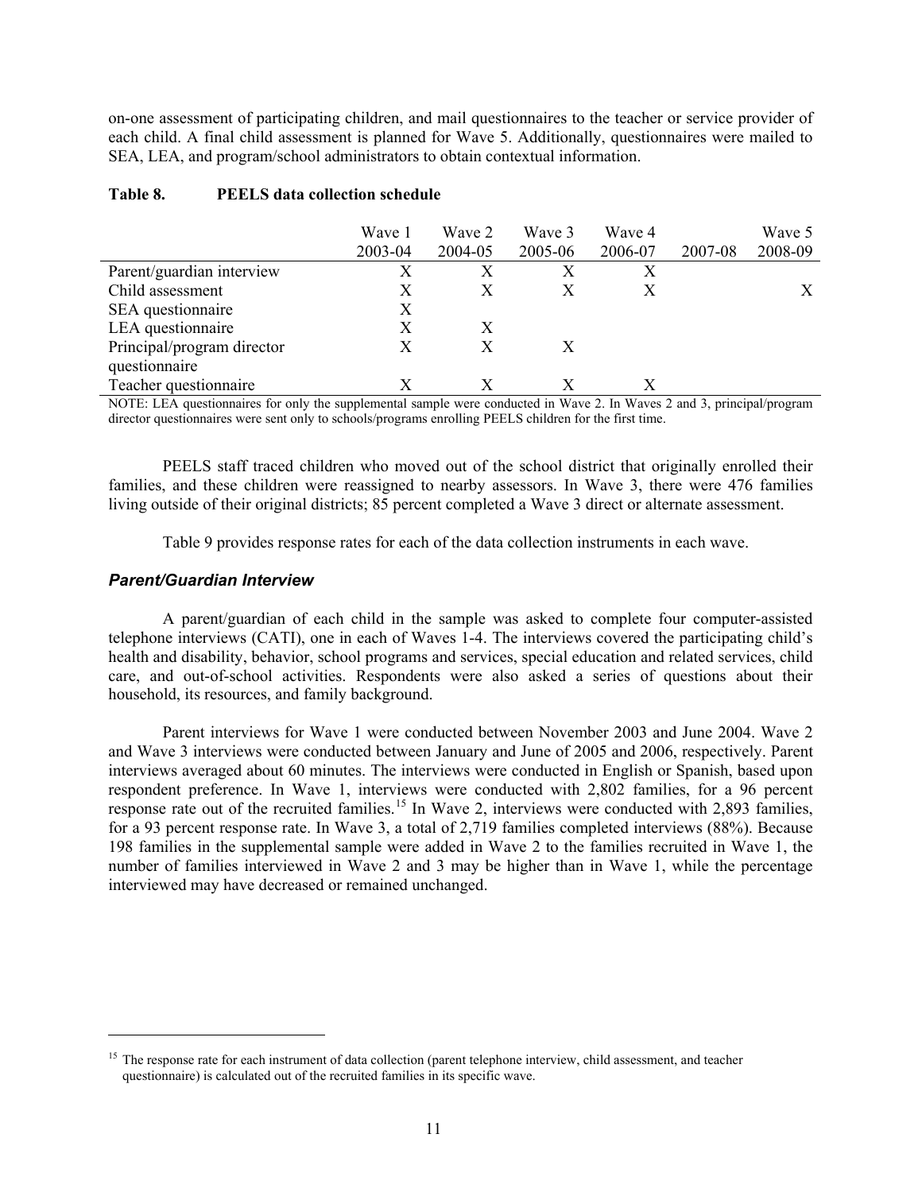on-one assessment of participating children, and mail questionnaires to the teacher or service provider of each child. A final child assessment is planned for Wave 5. Additionally, questionnaires were mailed to SEA, LEA, and program/school administrators to obtain contextual information.

**Table 8. PEELS data collection schedule**

| | Wave 1 2003-04 | Wave 2 2004-05 | Wave 3 2005-06 | Wave 4 2006-07 | 2007-08 | Wave 5 2008-09 |
|---|---|---|---|---|---|---|
| Parent/guardian interview | X | X | X | X | | |
| Child assessment | X | X | X | X | | X |
| SEA questionnaire | X | | | | | |
| LEA questionnaire | X | X | | | | |
| Principal/program director questionnaire | X | X | X | | | |
| Teacher questionnaire | X | X | X | X | | |

NOTE: LEA questionnaires for only the supplemental sample were conducted in Wave 2. In Waves 2 and 3, principal/program director questionnaires were sent only to schools/programs enrolling PEELS children for the first time.

PEELS staff traced children who moved out of the school district that originally enrolled their families, and these children were reassigned to nearby assessors. In Wave 3, there were 476 families living outside of their original districts; 85 percent completed a Wave 3 direct or alternate assessment.

Table 9 provides response rates for each of the data collection instruments in each wave.

### *Parent/Guardian Interview*

A parent/guardian of each child in the sample was asked to complete four computer-assisted telephone interviews (CATI), one in each of Waves 1-4. The interviews covered the participating child's health and disability, behavior, school programs and services, special education and related services, child care, and out-of-school activities. Respondents were also asked a series of questions about their household, its resources, and family background.

Parent interviews for Wave 1 were conducted between November 2003 and June 2004. Wave 2 and Wave 3 interviews were conducted between January and June of 2005 and 2006, respectively. Parent interviews averaged about 60 minutes. The interviews were conducted in English or Spanish, based upon respondent preference. In Wave 1, interviews were conducted with 2,802 families, for a 96 percent response rate out of the recruited families.[15] In Wave 2, interviews were conducted with 2,893 families, for a 93 percent response rate. In Wave 3, a total of 2,719 families completed interviews (88%). Because 198 families in the supplemental sample were added in Wave 2 to the families recruited in Wave 1, the number of families interviewed in Wave 2 and 3 may be higher than in Wave 1, while the percentage interviewed may have decreased or remained unchanged.

[15] The response rate for each instrument of data collection (parent telephone interview, child assessment, and teacher questionnaire) is calculated out of the recruited families in its specific wave.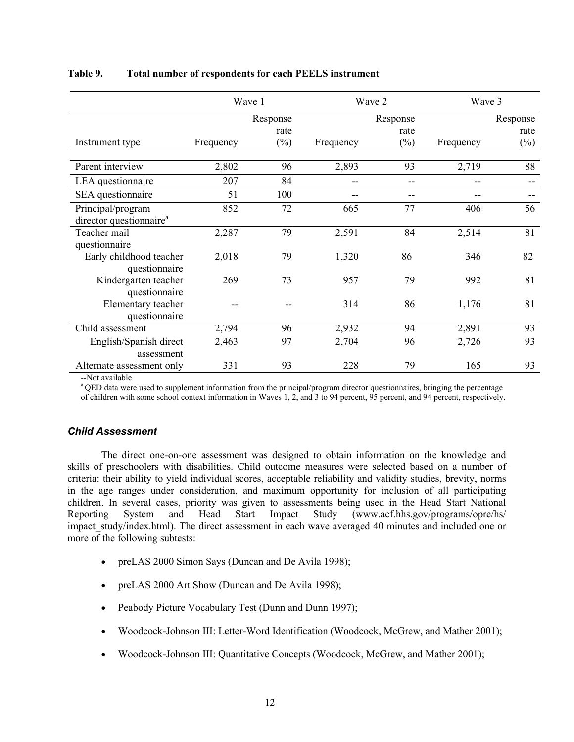**Table 9. Total number of respondents for each PEELS instrument**

| | Wave 1 | | Wave 2 | | Wave 3 | |
|---|---|---|---|---|---|---|
| Instrument type | Frequency | Response rate (%) | Frequency | Response rate (%) | Frequency | Response rate (%) |
| Parent interview | 2,802 | 96 | 2,893 | 93 | 2,719 | 88 |
| LEA questionnaire | 207 | 84 | -- | -- | -- | -- |
| SEA questionnaire | 51 | 100 | -- | -- | -- | -- |
| Principal/program director questionnaire[a] | 852 | 72 | 665 | 77 | 406 | 56 |
| Teacher mail questionnaire | 2,287 | 79 | 2,591 | 84 | 2,514 | 81 |
| Early childhood teacher questionnaire | 2,018 | 79 | 1,320 | 86 | 346 | 82 |
| Kindergarten teacher questionnaire | 269 | 73 | 957 | 79 | 992 | 81 |
| Elementary teacher questionnaire | -- | -- | 314 | 86 | 1,176 | 81 |
| Child assessment | 2,794 | 96 | 2,932 | 94 | 2,891 | 93 |
| English/Spanish direct assessment | 2,463 | 97 | 2,704 | 96 | 2,726 | 93 |
| Alternate assessment only | 331 | 93 | 228 | 79 | 165 | 93 |

--Not available

[a] QED data were used to supplement information from the principal/program director questionnaires, bringing the percentage of children with some school context information in Waves 1, 2, and 3 to 94 percent, 95 percent, and 94 percent, respectively.

### *Child Assessment*

The direct one-on-one assessment was designed to obtain information on the knowledge and skills of preschoolers with disabilities. Child outcome measures were selected based on a number of criteria: their ability to yield individual scores, acceptable reliability and validity studies, brevity, norms in the age ranges under consideration, and maximum opportunity for inclusion of all participating children. In several cases, priority was given to assessments being used in the Head Start National Reporting System and Head Start Impact Study (www.acf.hhs.gov/programs/opre/hs/impact_study/index.html). The direct assessment in each wave averaged 40 minutes and included one or more of the following subtests:

- preLAS 2000 Simon Says (Duncan and De Avila 1998);
- preLAS 2000 Art Show (Duncan and De Avila 1998);
- Peabody Picture Vocabulary Test (Dunn and Dunn 1997);
- Woodcock-Johnson III: Letter-Word Identification (Woodcock, McGrew, and Mather 2001);
- Woodcock-Johnson III: Quantitative Concepts (Woodcock, McGrew, and Mather 2001);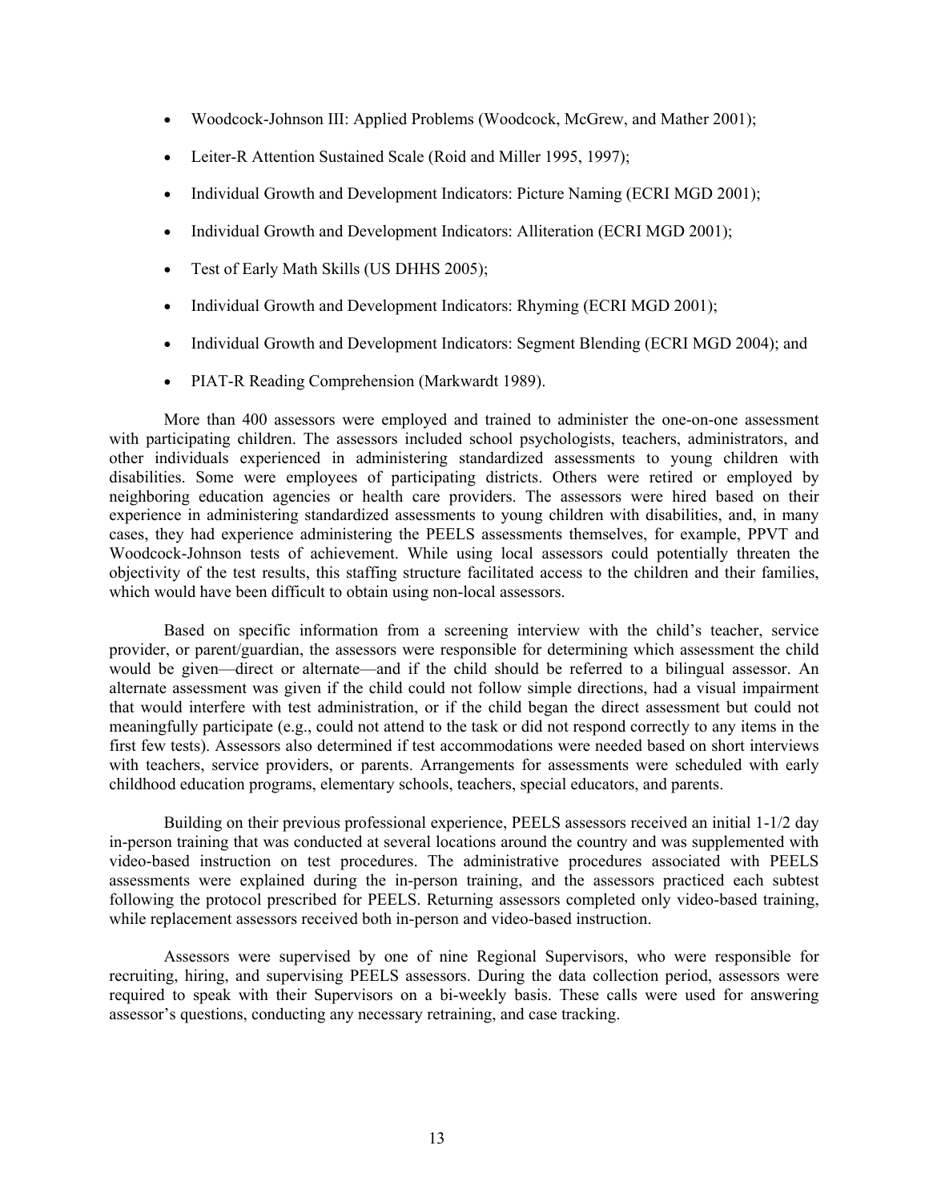- Woodcock-Johnson III: Applied Problems (Woodcock, McGrew, and Mather 2001);
- Leiter-R Attention Sustained Scale (Roid and Miller 1995, 1997);
- Individual Growth and Development Indicators: Picture Naming (ECRI MGD 2001);
- Individual Growth and Development Indicators: Alliteration (ECRI MGD 2001);
- Test of Early Math Skills (US DHHS 2005);
- Individual Growth and Development Indicators: Rhyming (ECRI MGD 2001);
- Individual Growth and Development Indicators: Segment Blending (ECRI MGD 2004); and
- PIAT-R Reading Comprehension (Markwardt 1989).

More than 400 assessors were employed and trained to administer the one-on-one assessment with participating children. The assessors included school psychologists, teachers, administrators, and other individuals experienced in administering standardized assessments to young children with disabilities. Some were employees of participating districts. Others were retired or employed by neighboring education agencies or health care providers. The assessors were hired based on their experience in administering standardized assessments to young children with disabilities, and, in many cases, they had experience administering the PEELS assessments themselves, for example, PPVT and Woodcock-Johnson tests of achievement. While using local assessors could potentially threaten the objectivity of the test results, this staffing structure facilitated access to the children and their families, which would have been difficult to obtain using non-local assessors.

Based on specific information from a screening interview with the child's teacher, service provider, or parent/guardian, the assessors were responsible for determining which assessment the child would be given—direct or alternate—and if the child should be referred to a bilingual assessor. An alternate assessment was given if the child could not follow simple directions, had a visual impairment that would interfere with test administration, or if the child began the direct assessment but could not meaningfully participate (e.g., could not attend to the task or did not respond correctly to any items in the first few tests). Assessors also determined if test accommodations were needed based on short interviews with teachers, service providers, or parents. Arrangements for assessments were scheduled with early childhood education programs, elementary schools, teachers, special educators, and parents.

Building on their previous professional experience, PEELS assessors received an initial 1-1/2 day in-person training that was conducted at several locations around the country and was supplemented with video-based instruction on test procedures. The administrative procedures associated with PEELS assessments were explained during the in-person training, and the assessors practiced each subtest following the protocol prescribed for PEELS. Returning assessors completed only video-based training, while replacement assessors received both in-person and video-based instruction.

Assessors were supervised by one of nine Regional Supervisors, who were responsible for recruiting, hiring, and supervising PEELS assessors. During the data collection period, assessors were required to speak with their Supervisors on a bi-weekly basis. These calls were used for answering assessor's questions, conducting any necessary retraining, and case tracking.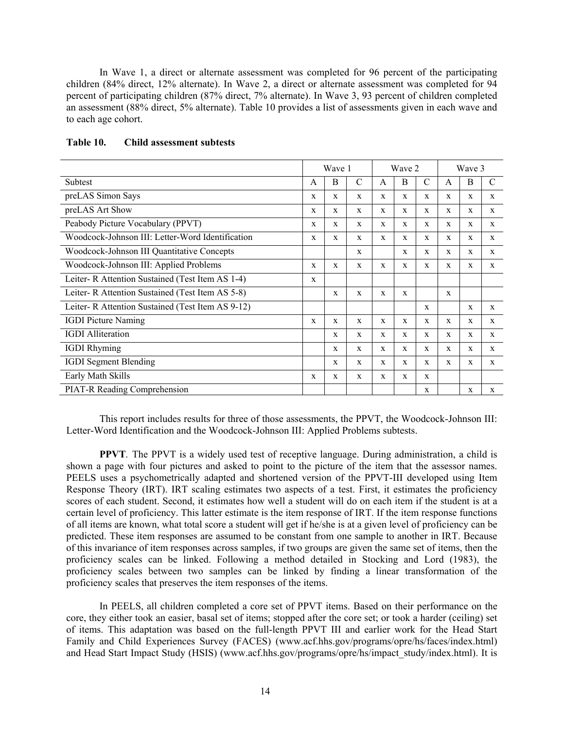In Wave 1, a direct or alternate assessment was completed for 96 percent of the participating children (84% direct, 12% alternate). In Wave 2, a direct or alternate assessment was completed for 94 percent of participating children (87% direct, 7% alternate). In Wave 3, 93 percent of children completed an assessment (88% direct, 5% alternate). Table 10 provides a list of assessments given in each wave and to each age cohort.

**Table 10. Child assessment subtests**

| | Wave 1 | | | Wave 2 | | | Wave 3 | | |
|---|---|---|---|---|---|---|---|---|---|
| Subtest | A | B | C | A | B | C | A | B | C |
| preLAS Simon Says | x | x | x | x | x | x | x | x | x |
| preLAS Art Show | x | x | x | x | x | x | x | x | x |
| Peabody Picture Vocabulary (PPVT) | x | x | x | x | x | x | x | x | x |
| Woodcock-Johnson III: Letter-Word Identification | x | x | x | x | x | x | x | x | x |
| Woodcock-Johnson III Quantitative Concepts | | | x | | x | x | x | x | x |
| Woodcock-Johnson III: Applied Problems | x | x | x | x | x | x | x | x | x |
| Leiter- R Attention Sustained (Test Item AS 1-4) | x | | | | | | | | |
| Leiter- R Attention Sustained (Test Item AS 5-8) | | x | x | x | x | | x | | |
| Leiter- R Attention Sustained (Test Item AS 9-12) | | | | | | x | | x | x |
| IGDI Picture Naming | x | x | x | x | x | x | x | x | x |
| IGDI Alliteration | | x | x | x | x | x | x | x | x |
| IGDI Rhyming | | x | x | x | x | x | x | x | x |
| IGDI Segment Blending | | x | x | x | x | x | x | x | x |
| Early Math Skills | x | x | x | x | x | x | | | |
| PIAT-R Reading Comprehension | | | | | | x | | x | x |

This report includes results for three of those assessments, the PPVT, the Woodcock-Johnson III: Letter-Word Identification and the Woodcock-Johnson III: Applied Problems subtests.

**PPVT**. The PPVT is a widely used test of receptive language. During administration, a child is shown a page with four pictures and asked to point to the picture of the item that the assessor names. PEELS uses a psychometrically adapted and shortened version of the PPVT-III developed using Item Response Theory (IRT). IRT scaling estimates two aspects of a test. First, it estimates the proficiency scores of each student. Second, it estimates how well a student will do on each item if the student is at a certain level of proficiency. This latter estimate is the item response of IRT. If the item response functions of all items are known, what total score a student will get if he/she is at a given level of proficiency can be predicted. These item responses are assumed to be constant from one sample to another in IRT. Because of this invariance of item responses across samples, if two groups are given the same set of items, then the proficiency scales can be linked. Following a method detailed in Stocking and Lord (1983), the proficiency scales between two samples can be linked by finding a linear transformation of the proficiency scales that preserves the item responses of the items.

In PEELS, all children completed a core set of PPVT items. Based on their performance on the core, they either took an easier, basal set of items; stopped after the core set; or took a harder (ceiling) set of items. This adaptation was based on the full-length PPVT III and earlier work for the Head Start Family and Child Experiences Survey (FACES) (www.acf.hhs.gov/programs/opre/hs/faces/index.html) and Head Start Impact Study (HSIS) (www.acf.hhs.gov/programs/opre/hs/impact_study/index.html). It is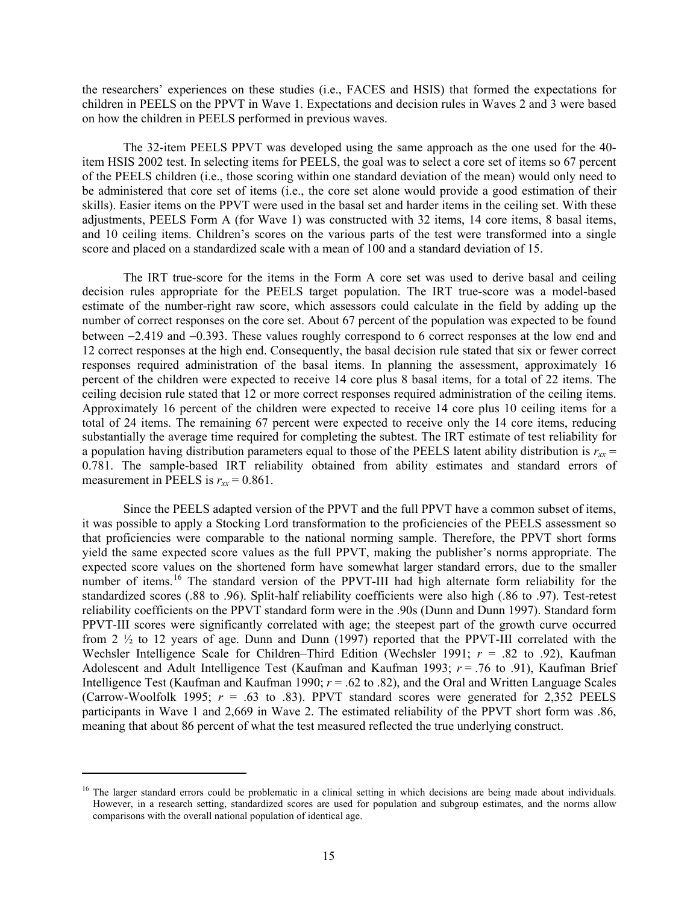the researchers' experiences on these studies (i.e., FACES and HSIS) that formed the expectations for children in PEELS on the PPVT in Wave 1. Expectations and decision rules in Waves 2 and 3 were based on how the children in PEELS performed in previous waves.

The 32-item PEELS PPVT was developed using the same approach as the one used for the 40-item HSIS 2002 test. In selecting items for PEELS, the goal was to select a core set of items so 67 percent of the PEELS children (i.e., those scoring within one standard deviation of the mean) would only need to be administered that core set of items (i.e., the core set alone would provide a good estimation of their skills). Easier items on the PPVT were used in the basal set and harder items in the ceiling set. With these adjustments, PEELS Form A (for Wave 1) was constructed with 32 items, 14 core items, 8 basal items, and 10 ceiling items. Children's scores on the various parts of the test were transformed into a single score and placed on a standardized scale with a mean of 100 and a standard deviation of 15.

The IRT true-score for the items in the Form A core set was used to derive basal and ceiling decision rules appropriate for the PEELS target population. The IRT true-score was a model-based estimate of the number-right raw score, which assessors could calculate in the field by adding up the number of correct responses on the core set. About 67 percent of the population was expected to be found between −2.419 and −0.393. These values roughly correspond to 6 correct responses at the low end and 12 correct responses at the high end. Consequently, the basal decision rule stated that six or fewer correct responses required administration of the basal items. In planning the assessment, approximately 16 percent of the children were expected to receive 14 core plus 8 basal items, for a total of 22 items. The ceiling decision rule stated that 12 or more correct responses required administration of the ceiling items. Approximately 16 percent of the children were expected to receive 14 core plus 10 ceiling items for a total of 24 items. The remaining 67 percent were expected to receive only the 14 core items, reducing substantially the average time required for completing the subtest. The IRT estimate of test reliability for a population having distribution parameters equal to those of the PEELS latent ability distribution is $r_{xx}$ = 0.781. The sample-based IRT reliability obtained from ability estimates and standard errors of measurement in PEELS is $r_{xx}$ = 0.861.

Since the PEELS adapted version of the PPVT and the full PPVT have a common subset of items, it was possible to apply a Stocking Lord transformation to the proficiencies of the PEELS assessment so that proficiencies were comparable to the national norming sample. Therefore, the PPVT short forms yield the same expected score values as the full PPVT, making the publisher's norms appropriate. The expected score values on the shortened form have somewhat larger standard errors, due to the smaller number of items.[16] The standard version of the PPVT-III had high alternate form reliability for the standardized scores (.88 to .96). Split-half reliability coefficients were also high (.86 to .97). Test-retest reliability coefficients on the PPVT standard form were in the .90s (Dunn and Dunn 1997). Standard form PPVT-III scores were significantly correlated with age; the steepest part of the growth curve occurred from 2 ½ to 12 years of age. Dunn and Dunn (1997) reported that the PPVT-III correlated with the Wechsler Intelligence Scale for Children–Third Edition (Wechsler 1991; $r$ = .82 to .92), Kaufman Adolescent and Adult Intelligence Test (Kaufman and Kaufman 1993; $r$ = .76 to .91), Kaufman Brief Intelligence Test (Kaufman and Kaufman 1990; $r$ = .62 to .82), and the Oral and Written Language Scales (Carrow-Woolfolk 1995; $r$ = .63 to .83). PPVT standard scores were generated for 2,352 PEELS participants in Wave 1 and 2,669 in Wave 2. The estimated reliability of the PPVT short form was .86, meaning that about 86 percent of what the test measured reflected the true underlying construct.

[16] The larger standard errors could be problematic in a clinical setting in which decisions are being made about individuals. However, in a research setting, standardized scores are used for population and subgroup estimates, and the norms allow comparisons with the overall national population of identical age.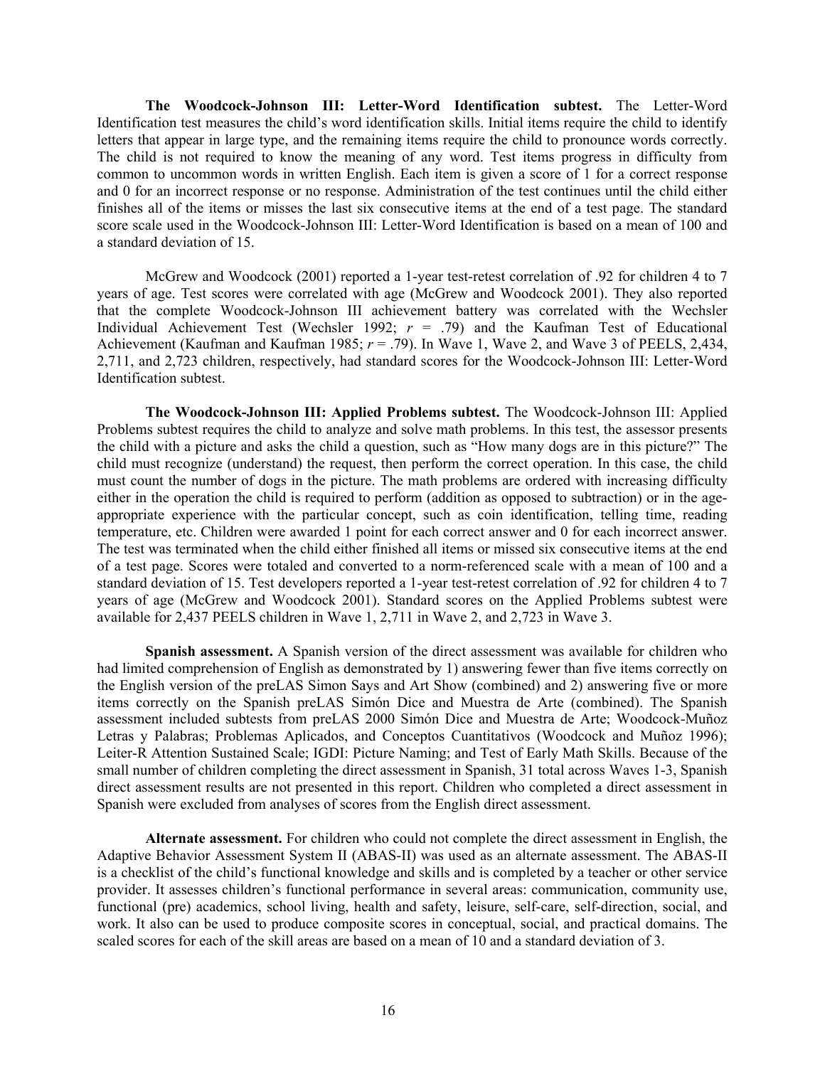**The Woodcock-Johnson III: Letter-Word Identification subtest.** The Letter-Word Identification test measures the child's word identification skills. Initial items require the child to identify letters that appear in large type, and the remaining items require the child to pronounce words correctly. The child is not required to know the meaning of any word. Test items progress in difficulty from common to uncommon words in written English. Each item is given a score of 1 for a correct response and 0 for an incorrect response or no response. Administration of the test continues until the child either finishes all of the items or misses the last six consecutive items at the end of a test page. The standard score scale used in the Woodcock-Johnson III: Letter-Word Identification is based on a mean of 100 and a standard deviation of 15.

McGrew and Woodcock (2001) reported a 1-year test-retest correlation of .92 for children 4 to 7 years of age. Test scores were correlated with age (McGrew and Woodcock 2001). They also reported that the complete Woodcock-Johnson III achievement battery was correlated with the Wechsler Individual Achievement Test (Wechsler 1992; $r = .79$) and the Kaufman Test of Educational Achievement (Kaufman and Kaufman 1985; $r = .79$). In Wave 1, Wave 2, and Wave 3 of PEELS, 2,434, 2,711, and 2,723 children, respectively, had standard scores for the Woodcock-Johnson III: Letter-Word Identification subtest.

**The Woodcock-Johnson III: Applied Problems subtest.** The Woodcock-Johnson III: Applied Problems subtest requires the child to analyze and solve math problems. In this test, the assessor presents the child with a picture and asks the child a question, such as "How many dogs are in this picture?" The child must recognize (understand) the request, then perform the correct operation. In this case, the child must count the number of dogs in the picture. The math problems are ordered with increasing difficulty either in the operation the child is required to perform (addition as opposed to subtraction) or in the age-appropriate experience with the particular concept, such as coin identification, telling time, reading temperature, etc. Children were awarded 1 point for each correct answer and 0 for each incorrect answer. The test was terminated when the child either finished all items or missed six consecutive items at the end of a test page. Scores were totaled and converted to a norm-referenced scale with a mean of 100 and a standard deviation of 15. Test developers reported a 1-year test-retest correlation of .92 for children 4 to 7 years of age (McGrew and Woodcock 2001). Standard scores on the Applied Problems subtest were available for 2,437 PEELS children in Wave 1, 2,711 in Wave 2, and 2,723 in Wave 3.

**Spanish assessment.** A Spanish version of the direct assessment was available for children who had limited comprehension of English as demonstrated by 1) answering fewer than five items correctly on the English version of the preLAS Simon Says and Art Show (combined) and 2) answering five or more items correctly on the Spanish preLAS Simón Dice and Muestra de Arte (combined). The Spanish assessment included subtests from preLAS 2000 Simón Dice and Muestra de Arte; Woodcock-Muñoz Letras y Palabras; Problemas Aplicados, and Conceptos Cuantitativos (Woodcock and Muñoz 1996); Leiter-R Attention Sustained Scale; IGDI: Picture Naming; and Test of Early Math Skills. Because of the small number of children completing the direct assessment in Spanish, 31 total across Waves 1-3, Spanish direct assessment results are not presented in this report. Children who completed a direct assessment in Spanish were excluded from analyses of scores from the English direct assessment.

**Alternate assessment.** For children who could not complete the direct assessment in English, the Adaptive Behavior Assessment System II (ABAS-II) was used as an alternate assessment. The ABAS-II is a checklist of the child's functional knowledge and skills and is completed by a teacher or other service provider. It assesses children's functional performance in several areas: communication, community use, functional (pre) academics, school living, health and safety, leisure, self-care, self-direction, social, and work. It also can be used to produce composite scores in conceptual, social, and practical domains. The scaled scores for each of the skill areas are based on a mean of 10 and a standard deviation of 3.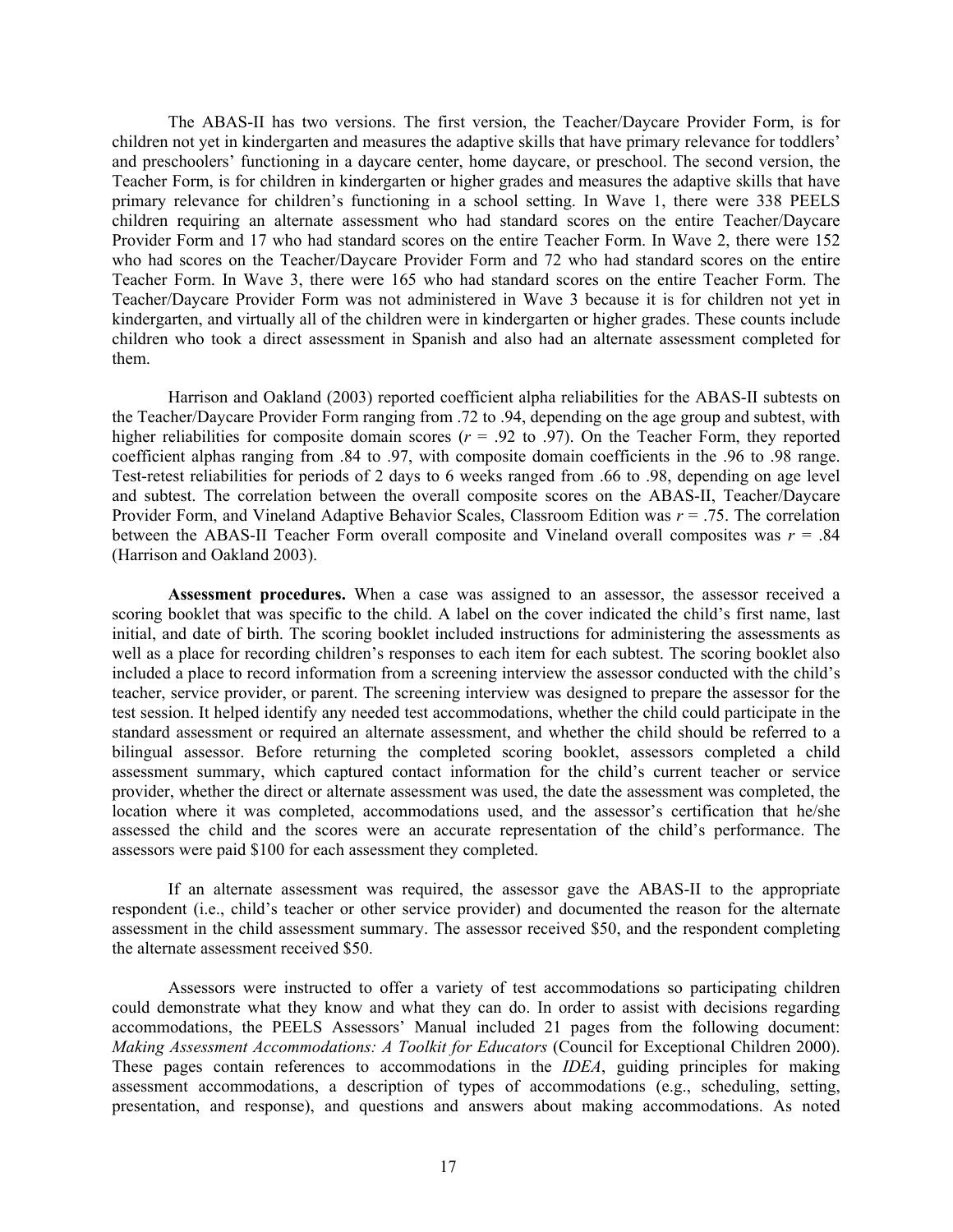The ABAS-II has two versions. The first version, the Teacher/Daycare Provider Form, is for children not yet in kindergarten and measures the adaptive skills that have primary relevance for toddlers' and preschoolers' functioning in a daycare center, home daycare, or preschool. The second version, the Teacher Form, is for children in kindergarten or higher grades and measures the adaptive skills that have primary relevance for children's functioning in a school setting. In Wave 1, there were 338 PEELS children requiring an alternate assessment who had standard scores on the entire Teacher/Daycare Provider Form and 17 who had standard scores on the entire Teacher Form. In Wave 2, there were 152 who had scores on the Teacher/Daycare Provider Form and 72 who had standard scores on the entire Teacher Form. In Wave 3, there were 165 who had standard scores on the entire Teacher Form. The Teacher/Daycare Provider Form was not administered in Wave 3 because it is for children not yet in kindergarten, and virtually all of the children were in kindergarten or higher grades. These counts include children who took a direct assessment in Spanish and also had an alternate assessment completed for them.

Harrison and Oakland (2003) reported coefficient alpha reliabilities for the ABAS-II subtests on the Teacher/Daycare Provider Form ranging from .72 to .94, depending on the age group and subtest, with higher reliabilities for composite domain scores ($r$ = .92 to .97). On the Teacher Form, they reported coefficient alphas ranging from .84 to .97, with composite domain coefficients in the .96 to .98 range. Test-retest reliabilities for periods of 2 days to 6 weeks ranged from .66 to .98, depending on age level and subtest. The correlation between the overall composite scores on the ABAS-II, Teacher/Daycare Provider Form, and Vineland Adaptive Behavior Scales, Classroom Edition was $r$ = .75. The correlation between the ABAS-II Teacher Form overall composite and Vineland overall composites was $r$ = .84 (Harrison and Oakland 2003).

**Assessment procedures.** When a case was assigned to an assessor, the assessor received a scoring booklet that was specific to the child. A label on the cover indicated the child's first name, last initial, and date of birth. The scoring booklet included instructions for administering the assessments as well as a place for recording children's responses to each item for each subtest. The scoring booklet also included a place to record information from a screening interview the assessor conducted with the child's teacher, service provider, or parent. The screening interview was designed to prepare the assessor for the test session. It helped identify any needed test accommodations, whether the child could participate in the standard assessment or required an alternate assessment, and whether the child should be referred to a bilingual assessor. Before returning the completed scoring booklet, assessors completed a child assessment summary, which captured contact information for the child's current teacher or service provider, whether the direct or alternate assessment was used, the date the assessment was completed, the location where it was completed, accommodations used, and the assessor's certification that he/she assessed the child and the scores were an accurate representation of the child's performance. The assessors were paid $100 for each assessment they completed.

If an alternate assessment was required, the assessor gave the ABAS-II to the appropriate respondent (i.e., child's teacher or other service provider) and documented the reason for the alternate assessment in the child assessment summary. The assessor received $50, and the respondent completing the alternate assessment received $50.

Assessors were instructed to offer a variety of test accommodations so participating children could demonstrate what they know and what they can do. In order to assist with decisions regarding accommodations, the PEELS Assessors' Manual included 21 pages from the following document: *Making Assessment Accommodations: A Toolkit for Educators* (Council for Exceptional Children 2000). These pages contain references to accommodations in the *IDEA*, guiding principles for making assessment accommodations, a description of types of accommodations (e.g., scheduling, setting, presentation, and response), and questions and answers about making accommodations. As noted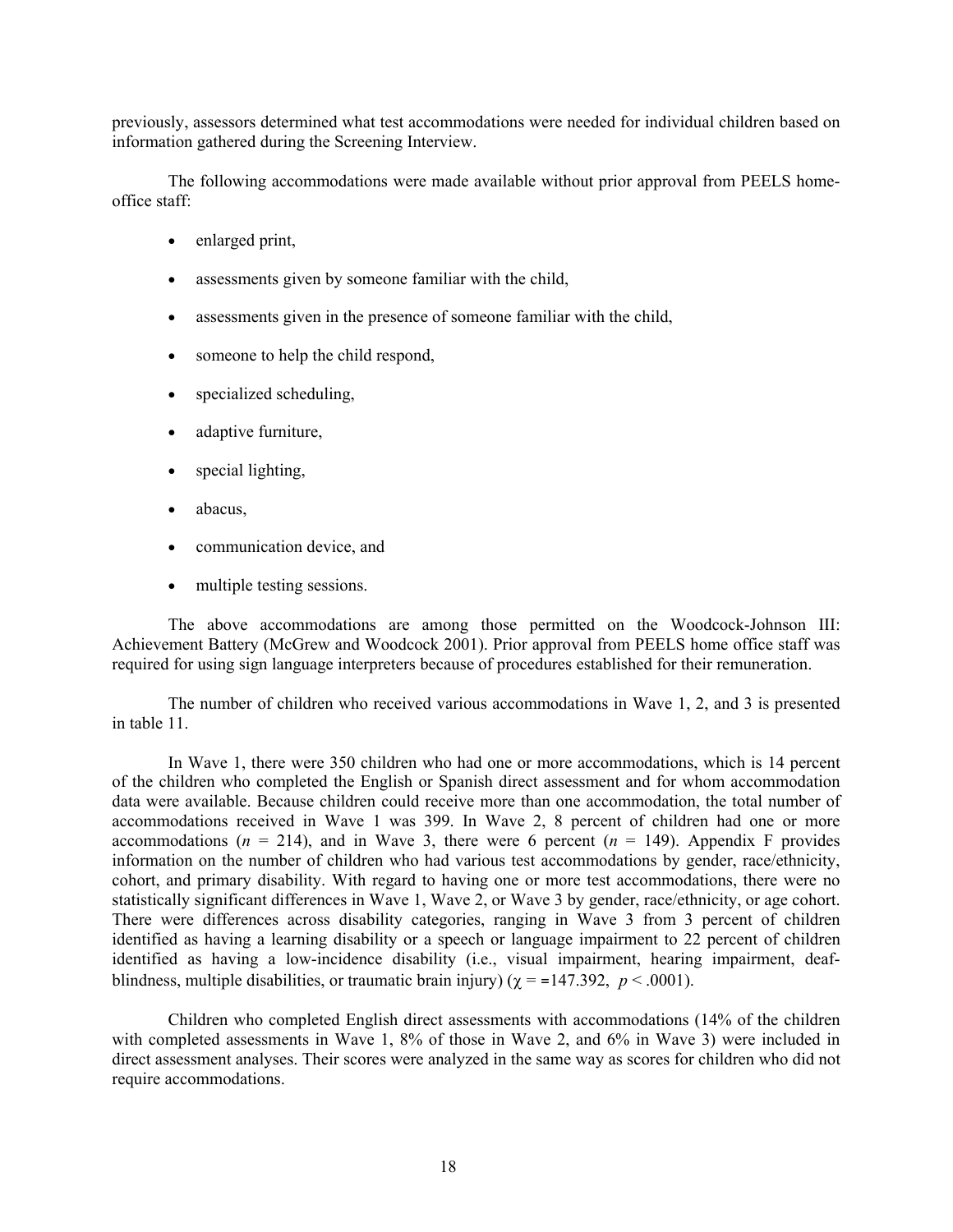previously, assessors determined what test accommodations were needed for individual children based on information gathered during the Screening Interview.

The following accommodations were made available without prior approval from PEELS home-office staff:

- enlarged print,
- assessments given by someone familiar with the child,
- assessments given in the presence of someone familiar with the child,
- someone to help the child respond,
- specialized scheduling,
- adaptive furniture,
- special lighting,
- abacus,
- communication device, and
- multiple testing sessions.

The above accommodations are among those permitted on the Woodcock-Johnson III: Achievement Battery (McGrew and Woodcock 2001). Prior approval from PEELS home office staff was required for using sign language interpreters because of procedures established for their remuneration.

The number of children who received various accommodations in Wave 1, 2, and 3 is presented in table 11.

In Wave 1, there were 350 children who had one or more accommodations, which is 14 percent of the children who completed the English or Spanish direct assessment and for whom accommodation data were available. Because children could receive more than one accommodation, the total number of accommodations received in Wave 1 was 399. In Wave 2, 8 percent of children had one or more accommodations ($n$ = 214), and in Wave 3, there were 6 percent ($n$ = 149). Appendix F provides information on the number of children who had various test accommodations by gender, race/ethnicity, cohort, and primary disability. With regard to having one or more test accommodations, there were no statistically significant differences in Wave 1, Wave 2, or Wave 3 by gender, race/ethnicity, or age cohort. There were differences across disability categories, ranging in Wave 3 from 3 percent of children identified as having a learning disability or a speech or language impairment to 22 percent of children identified as having a low-incidence disability (i.e., visual impairment, hearing impairment, deaf-blindness, multiple disabilities, or traumatic brain injury) ($\chi = 147.392$, $p < .0001$).

Children who completed English direct assessments with accommodations (14% of the children with completed assessments in Wave 1, 8% of those in Wave 2, and 6% in Wave 3) were included in direct assessment analyses. Their scores were analyzed in the same way as scores for children who did not require accommodations.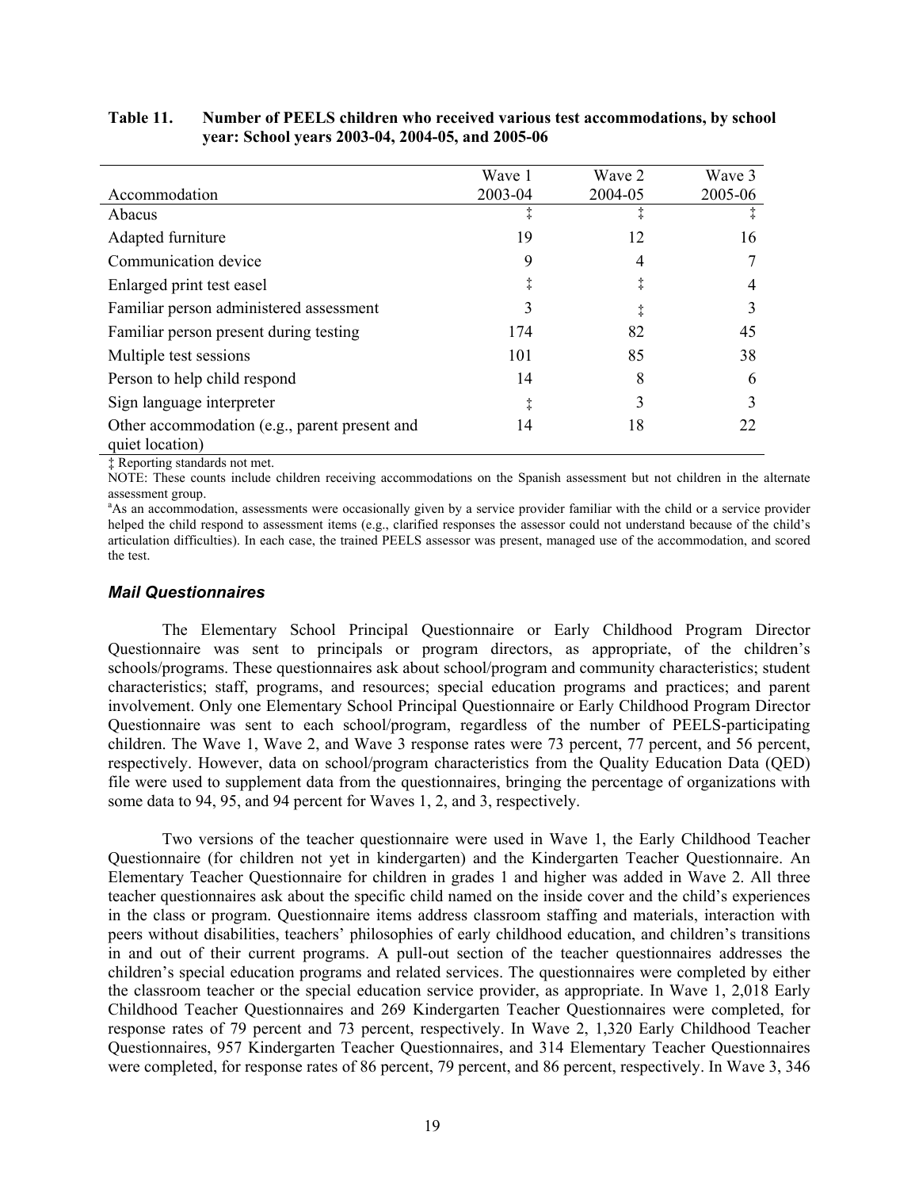**Table 11. Number of PEELS children who received various test accommodations, by school year: School years 2003-04, 2004-05, and 2005-06**

| Accommodation | Wave 1 2003-04 | Wave 2 2004-05 | Wave 3 2005-06 |
|---|---|---|---|
| Abacus | ‡ | ‡ | ‡ |
| Adapted furniture | 19 | 12 | 16 |
| Communication device | 9 | 4 | 7 |
| Enlarged print test easel | ‡ | ‡ | 4 |
| Familiar person administered assessment | 3 | ‡ | 3 |
| Familiar person present during testing | 174 | 82 | 45 |
| Multiple test sessions | 101 | 85 | 38 |
| Person to help child respond | 14 | 8 | 6 |
| Sign language interpreter | ‡ | 3 | 3 |
| Other accommodation (e.g., parent present and quiet location) | 14 | 18 | 22 |

‡ Reporting standards not met.

NOTE: These counts include children receiving accommodations on the Spanish assessment but not children in the alternate assessment group.

[a]As an accommodation, assessments were occasionally given by a service provider familiar with the child or a service provider helped the child respond to assessment items (e.g., clarified responses the assessor could not understand because of the child's articulation difficulties). In each case, the trained PEELS assessor was present, managed use of the accommodation, and scored the test.

### *Mail Questionnaires*

The Elementary School Principal Questionnaire or Early Childhood Program Director Questionnaire was sent to principals or program directors, as appropriate, of the children's schools/programs. These questionnaires ask about school/program and community characteristics; student characteristics; staff, programs, and resources; special education programs and practices; and parent involvement. Only one Elementary School Principal Questionnaire or Early Childhood Program Director Questionnaire was sent to each school/program, regardless of the number of PEELS-participating children. The Wave 1, Wave 2, and Wave 3 response rates were 73 percent, 77 percent, and 56 percent, respectively. However, data on school/program characteristics from the Quality Education Data (QED) file were used to supplement data from the questionnaires, bringing the percentage of organizations with some data to 94, 95, and 94 percent for Waves 1, 2, and 3, respectively.

Two versions of the teacher questionnaire were used in Wave 1, the Early Childhood Teacher Questionnaire (for children not yet in kindergarten) and the Kindergarten Teacher Questionnaire. An Elementary Teacher Questionnaire for children in grades 1 and higher was added in Wave 2. All three teacher questionnaires ask about the specific child named on the inside cover and the child's experiences in the class or program. Questionnaire items address classroom staffing and materials, interaction with peers without disabilities, teachers' philosophies of early childhood education, and children's transitions in and out of their current programs. A pull-out section of the teacher questionnaires addresses the children's special education programs and related services. The questionnaires were completed by either the classroom teacher or the special education service provider, as appropriate. In Wave 1, 2,018 Early Childhood Teacher Questionnaires and 269 Kindergarten Teacher Questionnaires were completed, for response rates of 79 percent and 73 percent, respectively. In Wave 2, 1,320 Early Childhood Teacher Questionnaires, 957 Kindergarten Teacher Questionnaires, and 314 Elementary Teacher Questionnaires were completed, for response rates of 86 percent, 79 percent, and 86 percent, respectively. In Wave 3, 346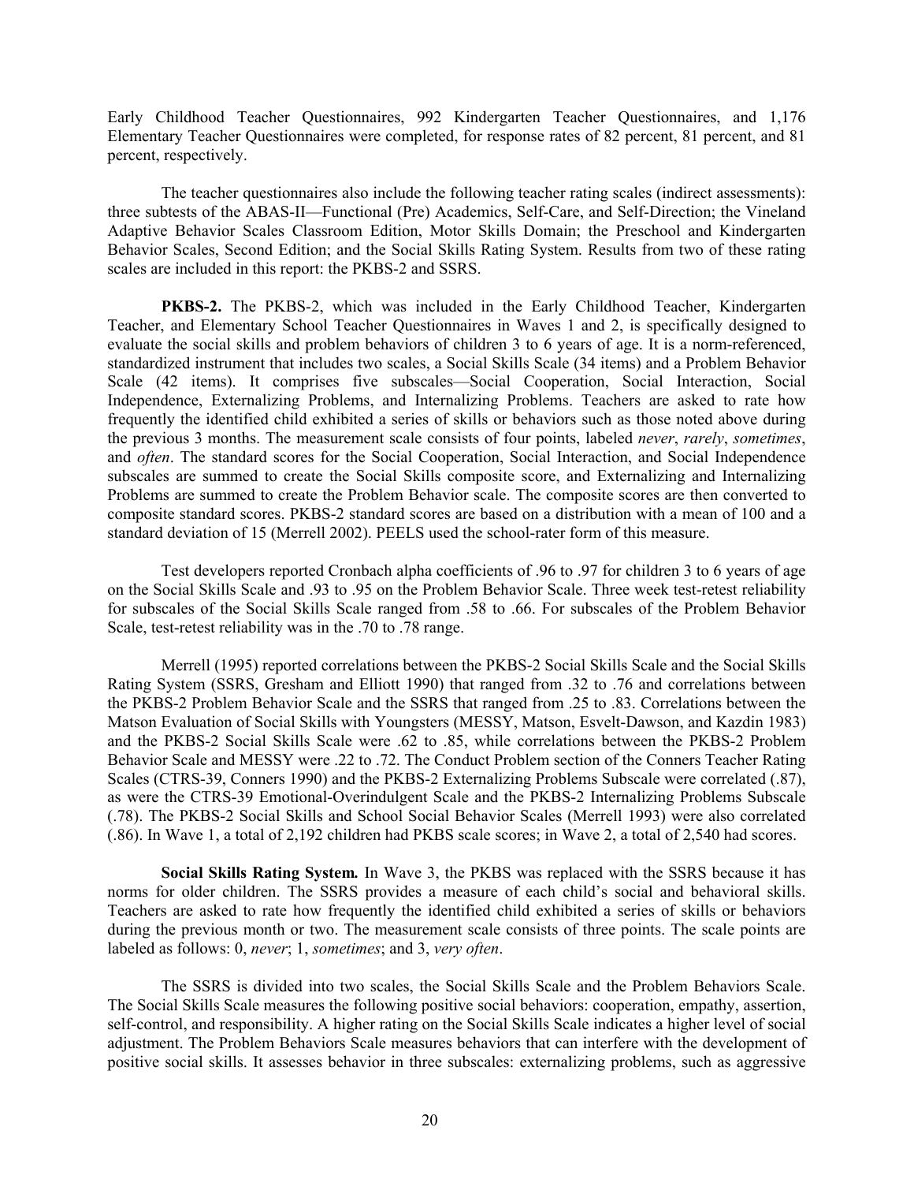Early Childhood Teacher Questionnaires, 992 Kindergarten Teacher Questionnaires, and 1,176 Elementary Teacher Questionnaires were completed, for response rates of 82 percent, 81 percent, and 81 percent, respectively.

The teacher questionnaires also include the following teacher rating scales (indirect assessments): three subtests of the ABAS-II—Functional (Pre) Academics, Self-Care, and Self-Direction; the Vineland Adaptive Behavior Scales Classroom Edition, Motor Skills Domain; the Preschool and Kindergarten Behavior Scales, Second Edition; and the Social Skills Rating System. Results from two of these rating scales are included in this report: the PKBS-2 and SSRS.

**PKBS-2.** The PKBS-2, which was included in the Early Childhood Teacher, Kindergarten Teacher, and Elementary School Teacher Questionnaires in Waves 1 and 2, is specifically designed to evaluate the social skills and problem behaviors of children 3 to 6 years of age. It is a norm-referenced, standardized instrument that includes two scales, a Social Skills Scale (34 items) and a Problem Behavior Scale (42 items). It comprises five subscales—Social Cooperation, Social Interaction, Social Independence, Externalizing Problems, and Internalizing Problems. Teachers are asked to rate how frequently the identified child exhibited a series of skills or behaviors such as those noted above during the previous 3 months. The measurement scale consists of four points, labeled *never*, *rarely*, *sometimes*, and *often*. The standard scores for the Social Cooperation, Social Interaction, and Social Independence subscales are summed to create the Social Skills composite score, and Externalizing and Internalizing Problems are summed to create the Problem Behavior scale. The composite scores are then converted to composite standard scores. PKBS-2 standard scores are based on a distribution with a mean of 100 and a standard deviation of 15 (Merrell 2002). PEELS used the school-rater form of this measure.

Test developers reported Cronbach alpha coefficients of .96 to .97 for children 3 to 6 years of age on the Social Skills Scale and .93 to .95 on the Problem Behavior Scale. Three week test-retest reliability for subscales of the Social Skills Scale ranged from .58 to .66. For subscales of the Problem Behavior Scale, test-retest reliability was in the .70 to .78 range.

Merrell (1995) reported correlations between the PKBS-2 Social Skills Scale and the Social Skills Rating System (SSRS, Gresham and Elliott 1990) that ranged from .32 to .76 and correlations between the PKBS-2 Problem Behavior Scale and the SSRS that ranged from .25 to .83. Correlations between the Matson Evaluation of Social Skills with Youngsters (MESSY, Matson, Esvelt-Dawson, and Kazdin 1983) and the PKBS-2 Social Skills Scale were .62 to .85, while correlations between the PKBS-2 Problem Behavior Scale and MESSY were .22 to .72. The Conduct Problem section of the Conners Teacher Rating Scales (CTRS-39, Conners 1990) and the PKBS-2 Externalizing Problems Subscale were correlated (.87), as were the CTRS-39 Emotional-Overindulgent Scale and the PKBS-2 Internalizing Problems Subscale (.78). The PKBS-2 Social Skills and School Social Behavior Scales (Merrell 1993) were also correlated (.86). In Wave 1, a total of 2,192 children had PKBS scale scores; in Wave 2, a total of 2,540 had scores.

**Social Skills Rating System.** In Wave 3, the PKBS was replaced with the SSRS because it has norms for older children. The SSRS provides a measure of each child's social and behavioral skills. Teachers are asked to rate how frequently the identified child exhibited a series of skills or behaviors during the previous month or two. The measurement scale consists of three points. The scale points are labeled as follows: 0, *never*; 1, *sometimes*; and 3, *very often*.

The SSRS is divided into two scales, the Social Skills Scale and the Problem Behaviors Scale. The Social Skills Scale measures the following positive social behaviors: cooperation, empathy, assertion, self-control, and responsibility. A higher rating on the Social Skills Scale indicates a higher level of social adjustment. The Problem Behaviors Scale measures behaviors that can interfere with the development of positive social skills. It assesses behavior in three subscales: externalizing problems, such as aggressive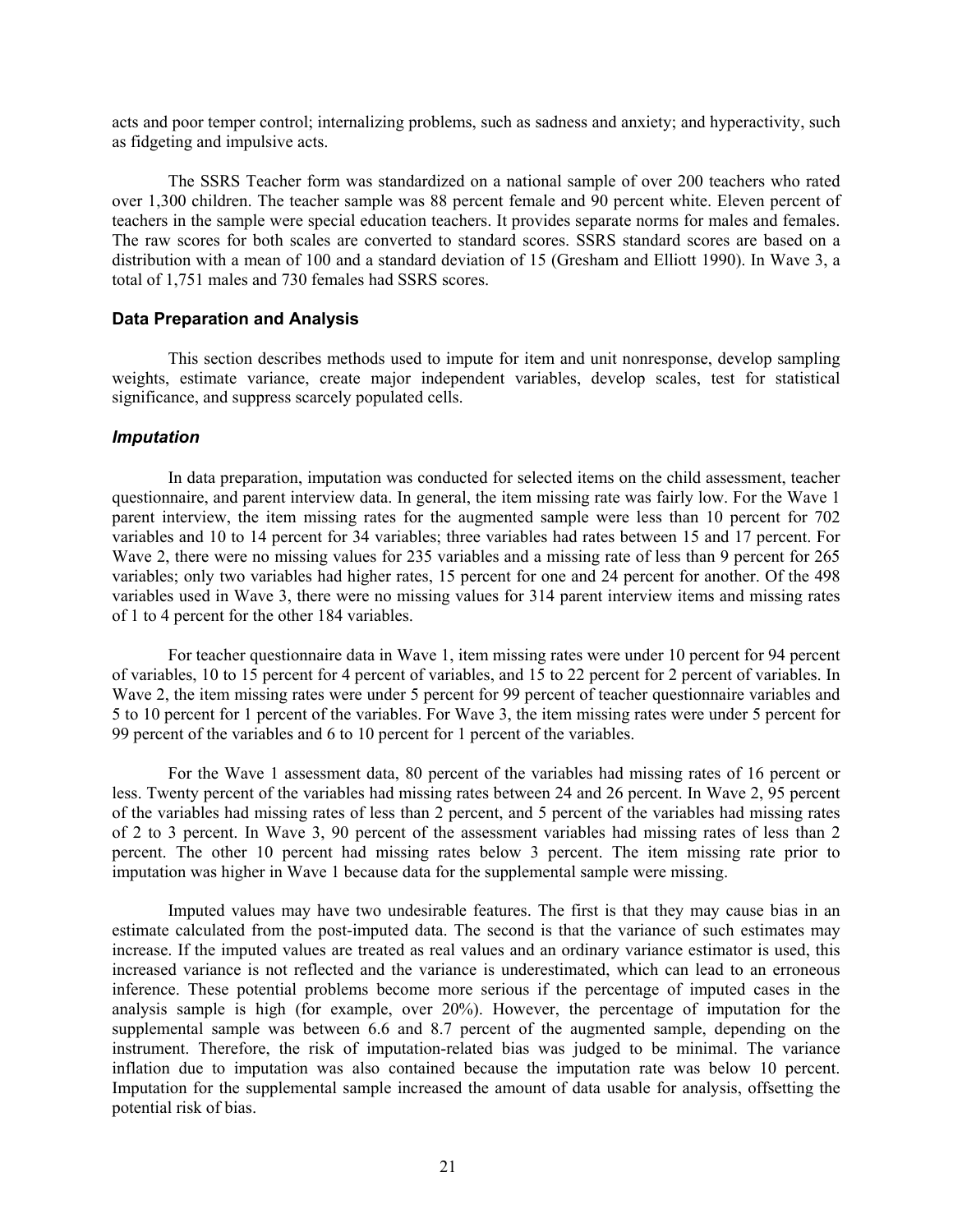acts and poor temper control; internalizing problems, such as sadness and anxiety; and hyperactivity, such as fidgeting and impulsive acts.

The SSRS Teacher form was standardized on a national sample of over 200 teachers who rated over 1,300 children. The teacher sample was 88 percent female and 90 percent white. Eleven percent of teachers in the sample were special education teachers. It provides separate norms for males and females. The raw scores for both scales are converted to standard scores. SSRS standard scores are based on a distribution with a mean of 100 and a standard deviation of 15 (Gresham and Elliott 1990). In Wave 3, a total of 1,751 males and 730 females had SSRS scores.

### Data Preparation and Analysis

This section describes methods used to impute for item and unit nonresponse, develop sampling weights, estimate variance, create major independent variables, develop scales, test for statistical significance, and suppress scarcely populated cells.

#### *Imputation*

In data preparation, imputation was conducted for selected items on the child assessment, teacher questionnaire, and parent interview data. In general, the item missing rate was fairly low. For the Wave 1 parent interview, the item missing rates for the augmented sample were less than 10 percent for 702 variables and 10 to 14 percent for 34 variables; three variables had rates between 15 and 17 percent. For Wave 2, there were no missing values for 235 variables and a missing rate of less than 9 percent for 265 variables; only two variables had higher rates, 15 percent for one and 24 percent for another. Of the 498 variables used in Wave 3, there were no missing values for 314 parent interview items and missing rates of 1 to 4 percent for the other 184 variables.

For teacher questionnaire data in Wave 1, item missing rates were under 10 percent for 94 percent of variables, 10 to 15 percent for 4 percent of variables, and 15 to 22 percent for 2 percent of variables. In Wave 2, the item missing rates were under 5 percent for 99 percent of teacher questionnaire variables and 5 to 10 percent for 1 percent of the variables. For Wave 3, the item missing rates were under 5 percent for 99 percent of the variables and 6 to 10 percent for 1 percent of the variables.

For the Wave 1 assessment data, 80 percent of the variables had missing rates of 16 percent or less. Twenty percent of the variables had missing rates between 24 and 26 percent. In Wave 2, 95 percent of the variables had missing rates of less than 2 percent, and 5 percent of the variables had missing rates of 2 to 3 percent. In Wave 3, 90 percent of the assessment variables had missing rates of less than 2 percent. The other 10 percent had missing rates below 3 percent. The item missing rate prior to imputation was higher in Wave 1 because data for the supplemental sample were missing.

Imputed values may have two undesirable features. The first is that they may cause bias in an estimate calculated from the post-imputed data. The second is that the variance of such estimates may increase. If the imputed values are treated as real values and an ordinary variance estimator is used, this increased variance is not reflected and the variance is underestimated, which can lead to an erroneous inference. These potential problems become more serious if the percentage of imputed cases in the analysis sample is high (for example, over 20%). However, the percentage of imputation for the supplemental sample was between 6.6 and 8.7 percent of the augmented sample, depending on the instrument. Therefore, the risk of imputation-related bias was judged to be minimal. The variance inflation due to imputation was also contained because the imputation rate was below 10 percent. Imputation for the supplemental sample increased the amount of data usable for analysis, offsetting the potential risk of bias.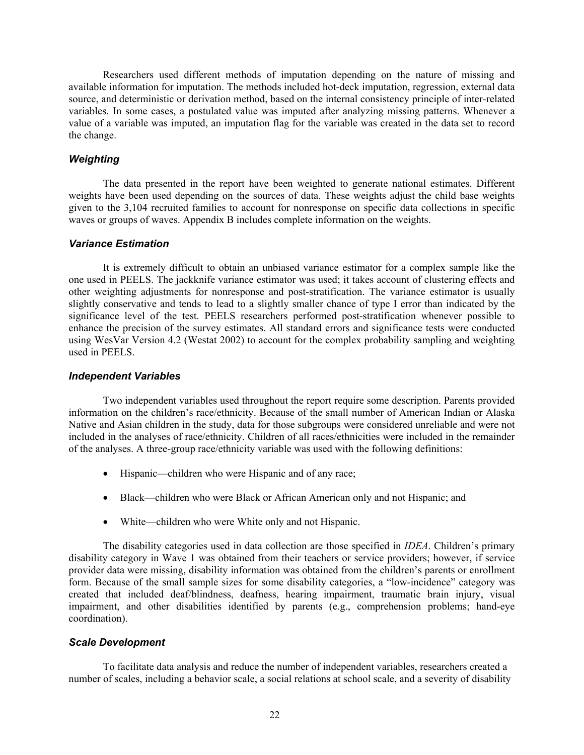Researchers used different methods of imputation depending on the nature of missing and available information for imputation. The methods included hot-deck imputation, regression, external data source, and deterministic or derivation method, based on the internal consistency principle of inter-related variables. In some cases, a postulated value was imputed after analyzing missing patterns. Whenever a value of a variable was imputed, an imputation flag for the variable was created in the data set to record the change.

### *Weighting*

The data presented in the report have been weighted to generate national estimates. Different weights have been used depending on the sources of data. These weights adjust the child base weights given to the 3,104 recruited families to account for nonresponse on specific data collections in specific waves or groups of waves. Appendix B includes complete information on the weights.

### *Variance Estimation*

It is extremely difficult to obtain an unbiased variance estimator for a complex sample like the one used in PEELS. The jackknife variance estimator was used; it takes account of clustering effects and other weighting adjustments for nonresponse and post-stratification. The variance estimator is usually slightly conservative and tends to lead to a slightly smaller chance of type I error than indicated by the significance level of the test. PEELS researchers performed post-stratification whenever possible to enhance the precision of the survey estimates. All standard errors and significance tests were conducted using WesVar Version 4.2 (Westat 2002) to account for the complex probability sampling and weighting used in PEELS.

### *Independent Variables*

Two independent variables used throughout the report require some description. Parents provided information on the children's race/ethnicity. Because of the small number of American Indian or Alaska Native and Asian children in the study, data for those subgroups were considered unreliable and were not included in the analyses of race/ethnicity. Children of all races/ethnicities were included in the remainder of the analyses. A three-group race/ethnicity variable was used with the following definitions:

- Hispanic—children who were Hispanic and of any race;
- Black—children who were Black or African American only and not Hispanic; and
- White—children who were White only and not Hispanic.

The disability categories used in data collection are those specified in *IDEA*. Children's primary disability category in Wave 1 was obtained from their teachers or service providers; however, if service provider data were missing, disability information was obtained from the children's parents or enrollment form. Because of the small sample sizes for some disability categories, a "low-incidence" category was created that included deaf/blindness, deafness, hearing impairment, traumatic brain injury, visual impairment, and other disabilities identified by parents (e.g., comprehension problems; hand-eye coordination).

### *Scale Development*

To facilitate data analysis and reduce the number of independent variables, researchers created a number of scales, including a behavior scale, a social relations at school scale, and a severity of disability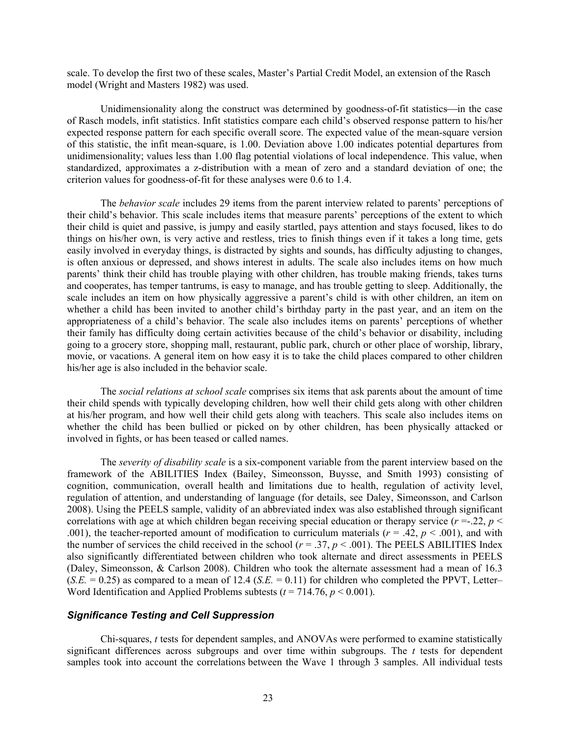scale. To develop the first two of these scales, Master's Partial Credit Model, an extension of the Rasch model (Wright and Masters 1982) was used.

Unidimensionality along the construct was determined by goodness-of-fit statistics—in the case of Rasch models, infit statistics. Infit statistics compare each child's observed response pattern to his/her expected response pattern for each specific overall score. The expected value of the mean-square version of this statistic, the infit mean-square, is 1.00. Deviation above 1.00 indicates potential departures from unidimensionality; values less than 1.00 flag potential violations of local independence. This value, when standardized, approximates a z-distribution with a mean of zero and a standard deviation of one; the criterion values for goodness-of-fit for these analyses were 0.6 to 1.4.

The *behavior scale* includes 29 items from the parent interview related to parents' perceptions of their child's behavior. This scale includes items that measure parents' perceptions of the extent to which their child is quiet and passive, is jumpy and easily startled, pays attention and stays focused, likes to do things on his/her own, is very active and restless, tries to finish things even if it takes a long time, gets easily involved in everyday things, is distracted by sights and sounds, has difficulty adjusting to changes, is often anxious or depressed, and shows interest in adults. The scale also includes items on how much parents' think their child has trouble playing with other children, has trouble making friends, takes turns and cooperates, has temper tantrums, is easy to manage, and has trouble getting to sleep. Additionally, the scale includes an item on how physically aggressive a parent's child is with other children, an item on whether a child has been invited to another child's birthday party in the past year, and an item on the appropriateness of a child's behavior. The scale also includes items on parents' perceptions of whether their family has difficulty doing certain activities because of the child's behavior or disability, including going to a grocery store, shopping mall, restaurant, public park, church or other place of worship, library, movie, or vacations. A general item on how easy it is to take the child places compared to other children his/her age is also included in the behavior scale.

The *social relations at school scale* comprises six items that ask parents about the amount of time their child spends with typically developing children, how well their child gets along with other children at his/her program, and how well their child gets along with teachers. This scale also includes items on whether the child has been bullied or picked on by other children, has been physically attacked or involved in fights, or has been teased or called names.

The *severity of disability scale* is a six-component variable from the parent interview based on the framework of the ABILITIES Index (Bailey, Simeonsson, Buysse, and Smith 1993) consisting of cognition, communication, overall health and limitations due to health, regulation of activity level, regulation of attention, and understanding of language (for details, see Daley, Simeonsson, and Carlson 2008). Using the PEELS sample, validity of an abbreviated index was also established through significant correlations with age at which children began receiving special education or therapy service ($r = -.22$, $p < .001$), the teacher-reported amount of modification to curriculum materials ($r = .42$, $p < .001$), and with the number of services the child received in the school ($r = .37$, $p < .001$). The PEELS ABILITIES Index also significantly differentiated between children who took alternate and direct assessments in PEELS (Daley, Simeonsson, & Carlson 2008). Children who took the alternate assessment had a mean of 16.3 ($S.E. = 0.25$) as compared to a mean of 12.4 ($S.E. = 0.11$) for children who completed the PPVT, Letter–Word Identification and Applied Problems subtests ($t = 714.76$, $p < 0.001$).

### *Significance Testing and Cell Suppression*

Chi-squares, *t* tests for dependent samples, and ANOVAs were performed to examine statistically significant differences across subgroups and over time within subgroups. The *t* tests for dependent samples took into account the correlations between the Wave 1 through 3 samples. All individual tests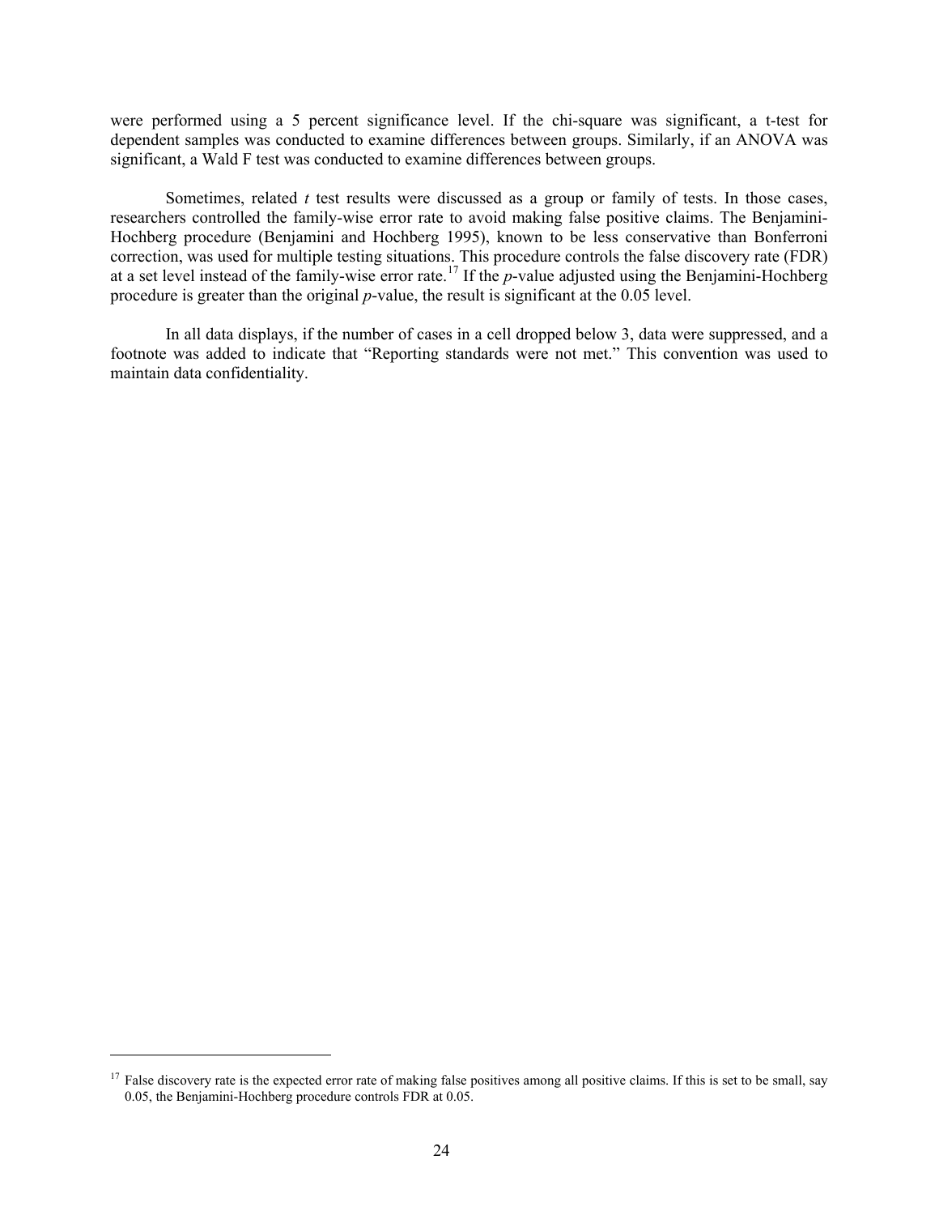were performed using a 5 percent significance level. If the chi-square was significant, a t-test for dependent samples was conducted to examine differences between groups. Similarly, if an ANOVA was significant, a Wald F test was conducted to examine differences between groups.

Sometimes, related *t* test results were discussed as a group or family of tests. In those cases, researchers controlled the family-wise error rate to avoid making false positive claims. The Benjamini-Hochberg procedure (Benjamini and Hochberg 1995), known to be less conservative than Bonferroni correction, was used for multiple testing situations. This procedure controls the false discovery rate (FDR) at a set level instead of the family-wise error rate.[17] If the *p*-value adjusted using the Benjamini-Hochberg procedure is greater than the original *p*-value, the result is significant at the 0.05 level.

In all data displays, if the number of cases in a cell dropped below 3, data were suppressed, and a footnote was added to indicate that "Reporting standards were not met." This convention was used to maintain data confidentiality.

---

[17] False discovery rate is the expected error rate of making false positives among all positive claims. If this is set to be small, say 0.05, the Benjamini-Hochberg procedure controls FDR at 0.05.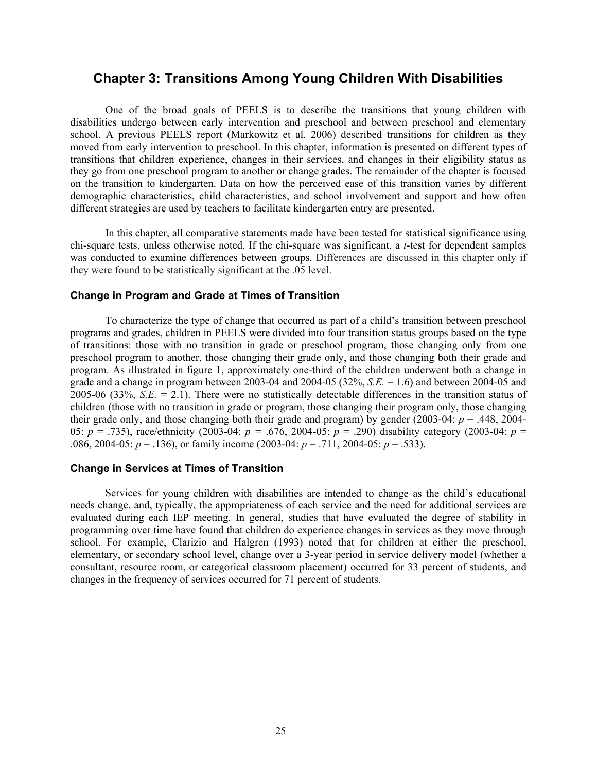## Chapter 3: Transitions Among Young Children With Disabilities

One of the broad goals of PEELS is to describe the transitions that young children with disabilities undergo between early intervention and preschool and between preschool and elementary school. A previous PEELS report (Markowitz et al. 2006) described transitions for children as they moved from early intervention to preschool. In this chapter, information is presented on different types of transitions that children experience, changes in their services, and changes in their eligibility status as they go from one preschool program to another or change grades. The remainder of the chapter is focused on the transition to kindergarten. Data on how the perceived ease of this transition varies by different demographic characteristics, child characteristics, and school involvement and support and how often different strategies are used by teachers to facilitate kindergarten entry are presented.

In this chapter, all comparative statements made have been tested for statistical significance using chi-square tests, unless otherwise noted. If the chi-square was significant, a *t*-test for dependent samples was conducted to examine differences between groups. Differences are discussed in this chapter only if they were found to be statistically significant at the .05 level.

### Change in Program and Grade at Times of Transition

To characterize the type of change that occurred as part of a child's transition between preschool programs and grades, children in PEELS were divided into four transition status groups based on the type of transitions: those with no transition in grade or preschool program, those changing only from one preschool program to another, those changing their grade only, and those changing both their grade and program. As illustrated in figure 1, approximately one-third of the children underwent both a change in grade and a change in program between 2003-04 and 2004-05 (32%, *S.E.* = 1.6) and between 2004-05 and 2005-06 (33%, *S.E.* = 2.1). There were no statistically detectable differences in the transition status of children (those with no transition in grade or program, those changing their program only, those changing their grade only, and those changing both their grade and program) by gender (2003-04: $p = .448$, 2004-05: $p = .735$), race/ethnicity (2003-04: $p = .676$, 2004-05: $p = .290$) disability category (2003-04: $p = .086$, 2004-05: $p = .136$), or family income (2003-04: $p = .711$, 2004-05: $p = .533$).

### Change in Services at Times of Transition

Services for young children with disabilities are intended to change as the child's educational needs change, and, typically, the appropriateness of each service and the need for additional services are evaluated during each IEP meeting. In general, studies that have evaluated the degree of stability in programming over time have found that children do experience changes in services as they move through school. For example, Clarizio and Halgren (1993) noted that for children at either the preschool, elementary, or secondary school level, change over a 3-year period in service delivery model (whether a consultant, resource room, or categorical classroom placement) occurred for 33 percent of students, and changes in the frequency of services occurred for 71 percent of students.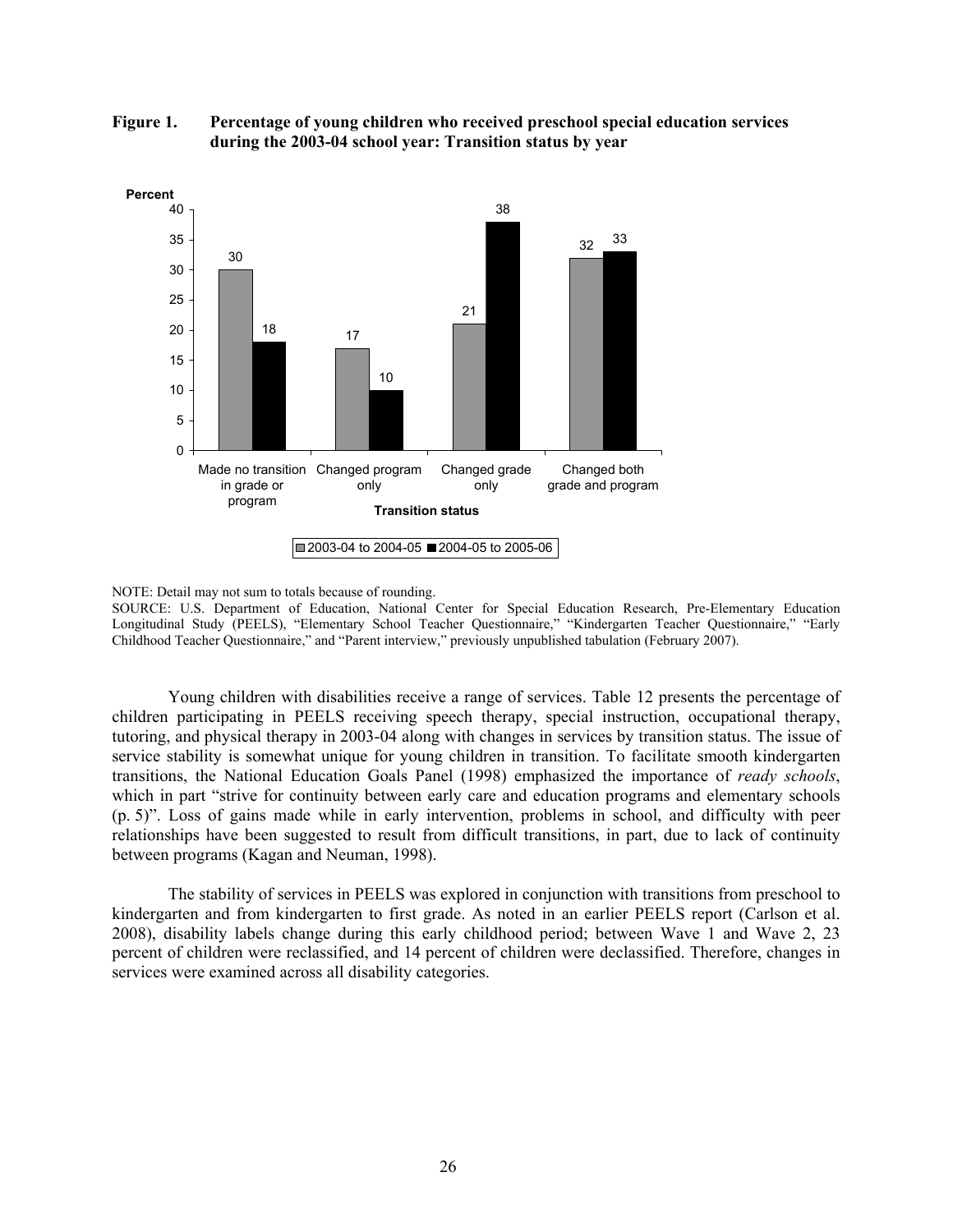**Figure 1. Percentage of young children who received preschool special education services during the 2003-04 school year: Transition status by year**

| Transition status | 2003-04 to 2004-05 | 2004-05 to 2005-06 |
|---|---|---|
| Made no transition in grade or program | 30 | 18 |
| Changed program only | 17 | 10 |
| Changed grade only | 21 | 38 |
| Changed both grade and program | 32 | 33 |

NOTE: Detail may not sum to totals because of rounding.

SOURCE: U.S. Department of Education, National Center for Special Education Research, Pre-Elementary Education Longitudinal Study (PEELS), "Elementary School Teacher Questionnaire," "Kindergarten Teacher Questionnaire," "Early Childhood Teacher Questionnaire," and "Parent interview," previously unpublished tabulation (February 2007).

Young children with disabilities receive a range of services. Table 12 presents the percentage of children participating in PEELS receiving speech therapy, special instruction, occupational therapy, tutoring, and physical therapy in 2003-04 along with changes in services by transition status. The issue of service stability is somewhat unique for young children in transition. To facilitate smooth kindergarten transitions, the National Education Goals Panel (1998) emphasized the importance of *ready schools*, which in part "strive for continuity between early care and education programs and elementary schools (p. 5)". Loss of gains made while in early intervention, problems in school, and difficulty with peer relationships have been suggested to result from difficult transitions, in part, due to lack of continuity between programs (Kagan and Neuman, 1998).

The stability of services in PEELS was explored in conjunction with transitions from preschool to kindergarten and from kindergarten to first grade. As noted in an earlier PEELS report (Carlson et al. 2008), disability labels change during this early childhood period; between Wave 1 and Wave 2, 23 percent of children were reclassified, and 14 percent of children were declassified. Therefore, changes in services were examined across all disability categories.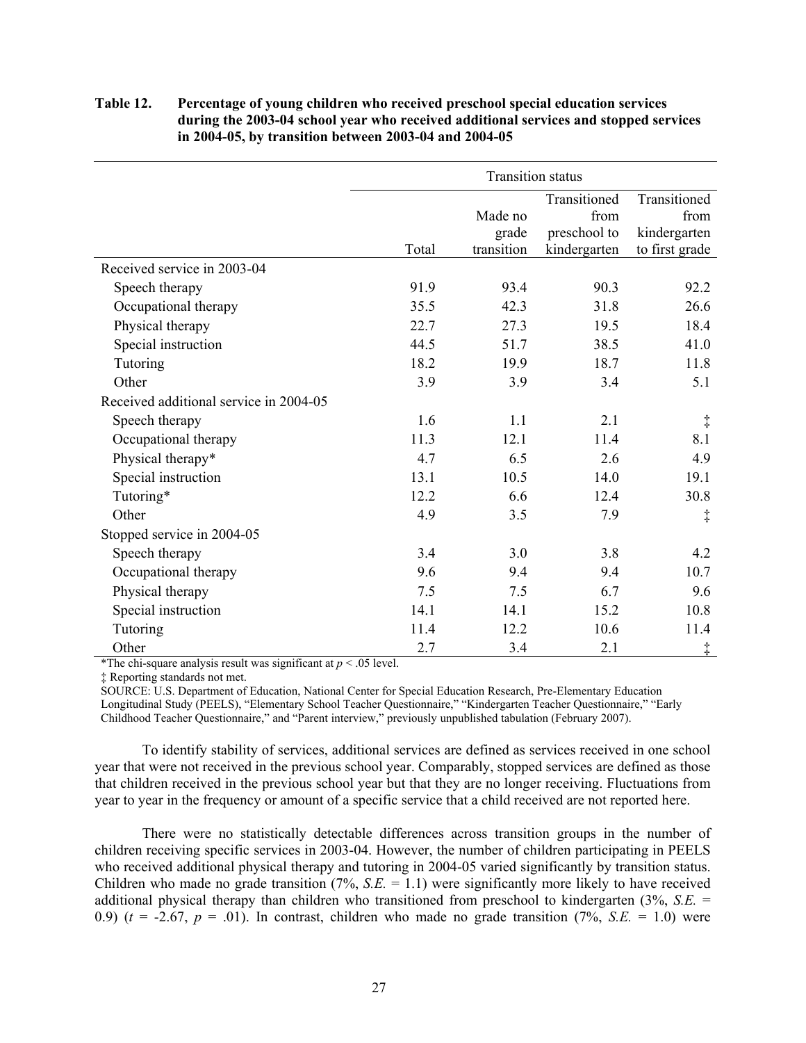**Table 12. Percentage of young children who received preschool special education services during the 2003-04 school year who received additional services and stopped services in 2004-05, by transition between 2003-04 and 2004-05**

| | Transition status | | | |
|---|---|---|---|---|
| | Total | Made no grade transition | Transitioned from preschool to kindergarten | Transitioned from kindergarten to first grade |
| Received service in 2003-04 | | | | |
| Speech therapy | 91.9 | 93.4 | 90.3 | 92.2 |
| Occupational therapy | 35.5 | 42.3 | 31.8 | 26.6 |
| Physical therapy | 22.7 | 27.3 | 19.5 | 18.4 |
| Special instruction | 44.5 | 51.7 | 38.5 | 41.0 |
| Tutoring | 18.2 | 19.9 | 18.7 | 11.8 |
| Other | 3.9 | 3.9 | 3.4 | 5.1 |
| Received additional service in 2004-05 | | | | |
| Speech therapy | 1.6 | 1.1 | 2.1 | ‡ |
| Occupational therapy | 11.3 | 12.1 | 11.4 | 8.1 |
| Physical therapy* | 4.7 | 6.5 | 2.6 | 4.9 |
| Special instruction | 13.1 | 10.5 | 14.0 | 19.1 |
| Tutoring* | 12.2 | 6.6 | 12.4 | 30.8 |
| Other | 4.9 | 3.5 | 7.9 | ‡ |
| Stopped service in 2004-05 | | | | |
| Speech therapy | 3.4 | 3.0 | 3.8 | 4.2 |
| Occupational therapy | 9.6 | 9.4 | 9.4 | 10.7 |
| Physical therapy | 7.5 | 7.5 | 6.7 | 9.6 |
| Special instruction | 14.1 | 14.1 | 15.2 | 10.8 |
| Tutoring | 11.4 | 12.2 | 10.6 | 11.4 |
| Other | 2.7 | 3.4 | 2.1 | ‡ |

*The chi-square analysis result was significant at $p < .05$ level.

‡ Reporting standards not met.

SOURCE: U.S. Department of Education, National Center for Special Education Research, Pre-Elementary Education Longitudinal Study (PEELS), "Elementary School Teacher Questionnaire," "Kindergarten Teacher Questionnaire," "Early Childhood Teacher Questionnaire," and "Parent interview," previously unpublished tabulation (February 2007).

To identify stability of services, additional services are defined as services received in one school year that were not received in the previous school year. Comparably, stopped services are defined as those that children received in the previous school year but that they are no longer receiving. Fluctuations from year to year in the frequency or amount of a specific service that a child received are not reported here.

There were no statistically detectable differences across transition groups in the number of children receiving specific services in 2003-04. However, the number of children participating in PEELS who received additional physical therapy and tutoring in 2004-05 varied significantly by transition status. Children who made no grade transition (7%, *S.E.* = 1.1) were significantly more likely to have received additional physical therapy than children who transitioned from preschool to kindergarten (3%, *S.E.* = 0.9) ($t$ = -2.67, $p$ = .01). In contrast, children who made no grade transition (7%, *S.E.* = 1.0) were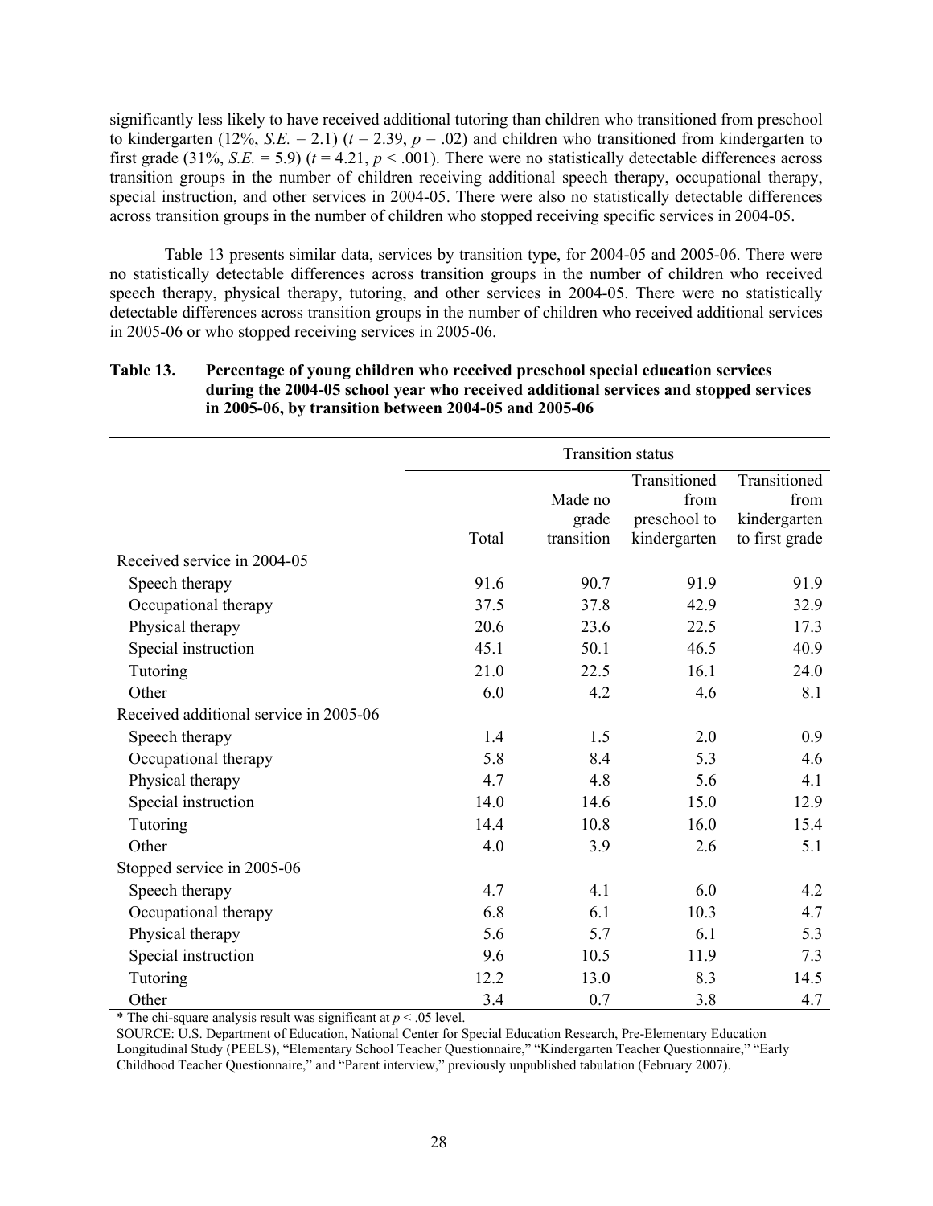significantly less likely to have received additional tutoring than children who transitioned from preschool to kindergarten (12%, *S.E.* = 2.1) ($t = 2.39$, $p = .02$) and children who transitioned from kindergarten to first grade (31%, *S.E.* = 5.9) ($t = 4.21$, $p < .001$). There were no statistically detectable differences across transition groups in the number of children receiving additional speech therapy, occupational therapy, special instruction, and other services in 2004-05. There were also no statistically detectable differences across transition groups in the number of children who stopped receiving specific services in 2004-05.

Table 13 presents similar data, services by transition type, for 2004-05 and 2005-06. There were no statistically detectable differences across transition groups in the number of children who received speech therapy, physical therapy, tutoring, and other services in 2004-05. There were no statistically detectable differences across transition groups in the number of children who received additional services in 2005-06 or who stopped receiving services in 2005-06.

**Table 13. Percentage of young children who received preschool special education services during the 2004-05 school year who received additional services and stopped services in 2005-06, by transition between 2004-05 and 2005-06**

| | Transition status | | | |
|---|---|---|---|---|
| | Total | Made no grade transition | Transitioned from preschool to kindergarten | Transitioned from kindergarten to first grade |
| Received service in 2004-05 | | | | |
| Speech therapy | 91.6 | 90.7 | 91.9 | 91.9 |
| Occupational therapy | 37.5 | 37.8 | 42.9 | 32.9 |
| Physical therapy | 20.6 | 23.6 | 22.5 | 17.3 |
| Special instruction | 45.1 | 50.1 | 46.5 | 40.9 |
| Tutoring | 21.0 | 22.5 | 16.1 | 24.0 |
| Other | 6.0 | 4.2 | 4.6 | 8.1 |
| Received additional service in 2005-06 | | | | |
| Speech therapy | 1.4 | 1.5 | 2.0 | 0.9 |
| Occupational therapy | 5.8 | 8.4 | 5.3 | 4.6 |
| Physical therapy | 4.7 | 4.8 | 5.6 | 4.1 |
| Special instruction | 14.0 | 14.6 | 15.0 | 12.9 |
| Tutoring | 14.4 | 10.8 | 16.0 | 15.4 |
| Other | 4.0 | 3.9 | 2.6 | 5.1 |
| Stopped service in 2005-06 | | | | |
| Speech therapy | 4.7 | 4.1 | 6.0 | 4.2 |
| Occupational therapy | 6.8 | 6.1 | 10.3 | 4.7 |
| Physical therapy | 5.6 | 5.7 | 6.1 | 5.3 |
| Special instruction | 9.6 | 10.5 | 11.9 | 7.3 |
| Tutoring | 12.2 | 13.0 | 8.3 | 14.5 |
| Other | 3.4 | 0.7 | 3.8 | 4.7 |

* The chi-square analysis result was significant at $p < .05$ level.

SOURCE: U.S. Department of Education, National Center for Special Education Research, Pre-Elementary Education Longitudinal Study (PEELS), "Elementary School Teacher Questionnaire," "Kindergarten Teacher Questionnaire," "Early Childhood Teacher Questionnaire," and "Parent interview," previously unpublished tabulation (February 2007).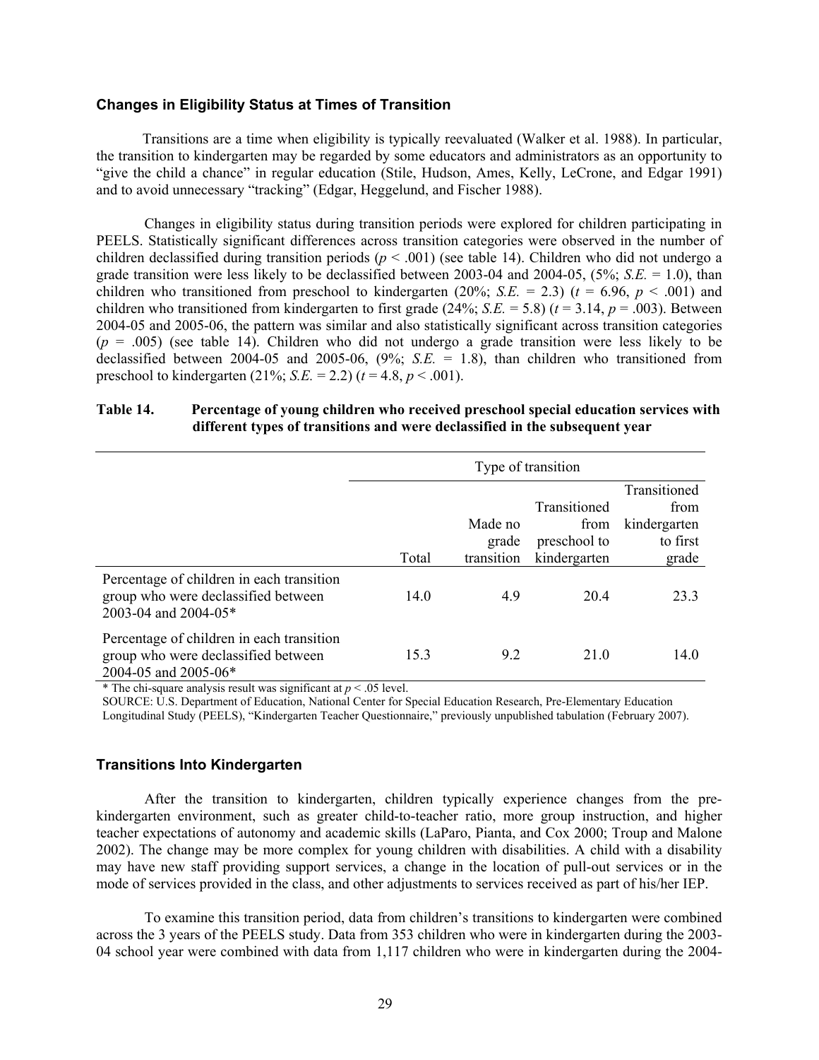### Changes in Eligibility Status at Times of Transition

Transitions are a time when eligibility is typically reevaluated (Walker et al. 1988). In particular, the transition to kindergarten may be regarded by some educators and administrators as an opportunity to "give the child a chance" in regular education (Stile, Hudson, Ames, Kelly, LeCrone, and Edgar 1991) and to avoid unnecessary "tracking" (Edgar, Heggelund, and Fischer 1988).

Changes in eligibility status during transition periods were explored for children participating in PEELS. Statistically significant differences across transition categories were observed in the number of children declassified during transition periods ($p < .001$) (see table 14). Children who did not undergo a grade transition were less likely to be declassified between 2003-04 and 2004-05, (5%; *S.E.* = 1.0), than children who transitioned from preschool to kindergarten (20%; *S.E.* = 2.3) ($t = 6.96$, $p < .001$) and children who transitioned from kindergarten to first grade (24%; *S.E.* = 5.8) ($t = 3.14$, $p = .003$). Between 2004-05 and 2005-06, the pattern was similar and also statistically significant across transition categories ($p = .005$) (see table 14). Children who did not undergo a grade transition were less likely to be declassified between 2004-05 and 2005-06, (9%; *S.E.* = 1.8), than children who transitioned from preschool to kindergarten (21%; *S.E.* = 2.2) ($t = 4.8$, $p < .001$).

**Table 14. Percentage of young children who received preschool special education services with different types of transitions and were declassified in the subsequent year**

| | Type of transition | | | |
|---|---|---|---|---|
| | Total | Made no grade transition | Transitioned from preschool to kindergarten | Transitioned from kindergarten to first grade |
| Percentage of children in each transition group who were declassified between 2003-04 and 2004-05* | 14.0 | 4.9 | 20.4 | 23.3 |
| Percentage of children in each transition group who were declassified between 2004-05 and 2005-06* | 15.3 | 9.2 | 21.0 | 14.0 |

\* The chi-square analysis result was significant at $p < .05$ level.
SOURCE: U.S. Department of Education, National Center for Special Education Research, Pre-Elementary Education Longitudinal Study (PEELS), "Kindergarten Teacher Questionnaire," previously unpublished tabulation (February 2007).

### Transitions Into Kindergarten

After the transition to kindergarten, children typically experience changes from the pre-kindergarten environment, such as greater child-to-teacher ratio, more group instruction, and higher teacher expectations of autonomy and academic skills (LaParo, Pianta, and Cox 2000; Troup and Malone 2002). The change may be more complex for young children with disabilities. A child with a disability may have new staff providing support services, a change in the location of pull-out services or in the mode of services provided in the class, and other adjustments to services received as part of his/her IEP.

To examine this transition period, data from children's transitions to kindergarten were combined across the 3 years of the PEELS study. Data from 353 children who were in kindergarten during the 2003-04 school year were combined with data from 1,117 children who were in kindergarten during the 2004-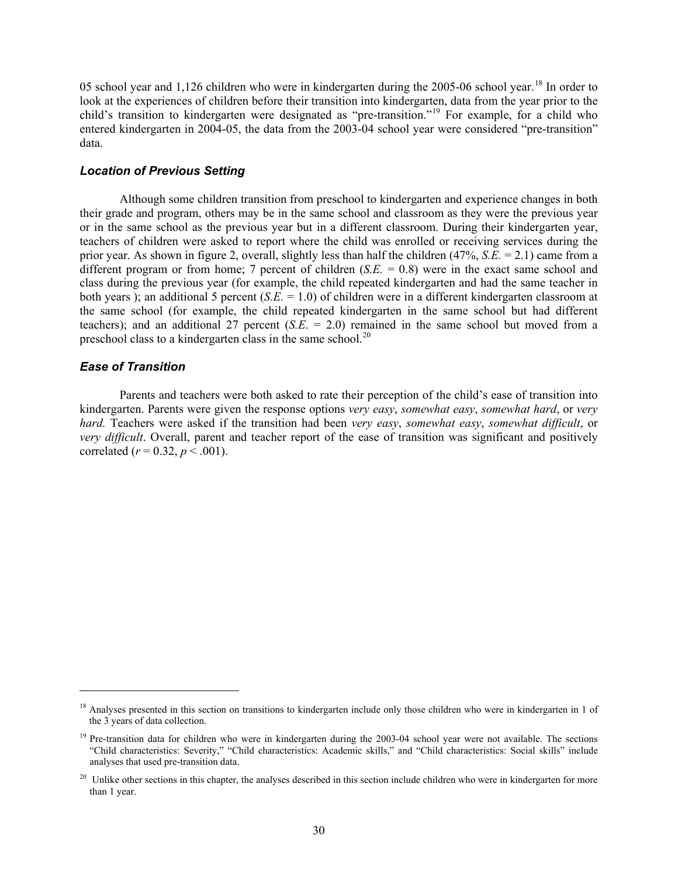05 school year and 1,126 children who were in kindergarten during the 2005-06 school year.[18] In order to look at the experiences of children before their transition into kindergarten, data from the year prior to the child's transition to kindergarten were designated as "pre-transition."[19] For example, for a child who entered kindergarten in 2004-05, the data from the 2003-04 school year were considered "pre-transition" data.

### *Location of Previous Setting*

Although some children transition from preschool to kindergarten and experience changes in both their grade and program, others may be in the same school and classroom as they were the previous year or in the same school as the previous year but in a different classroom. During their kindergarten year, teachers of children were asked to report where the child was enrolled or receiving services during the prior year. As shown in figure 2, overall, slightly less than half the children (47%, *S.E.* = 2.1) came from a different program or from home; 7 percent of children (*S.E.* = 0.8) were in the exact same school and class during the previous year (for example, the child repeated kindergarten and had the same teacher in both years ); an additional 5 percent (*S.E.* = 1.0) of children were in a different kindergarten classroom at the same school (for example, the child repeated kindergarten in the same school but had different teachers); and an additional 27 percent (*S.E*. = 2.0) remained in the same school but moved from a preschool class to a kindergarten class in the same school.[20]

### *Ease of Transition*

Parents and teachers were both asked to rate their perception of the child's ease of transition into kindergarten. Parents were given the response options *very easy*, *somewhat easy*, *somewhat hard*, or *very hard.* Teachers were asked if the transition had been *very easy*, *somewhat easy*, *somewhat difficult*, or *very difficult*. Overall, parent and teacher report of the ease of transition was significant and positively correlated ($r = 0.32$, $p < .001$).

---

[18] Analyses presented in this section on transitions to kindergarten include only those children who were in kindergarten in 1 of the 3 years of data collection.

[19] Pre-transition data for children who were in kindergarten during the 2003-04 school year were not available. The sections "Child characteristics: Severity," "Child characteristics: Academic skills," and "Child characteristics: Social skills" include analyses that used pre-transition data.

[20] Unlike other sections in this chapter, the analyses described in this section include children who were in kindergarten for more than 1 year.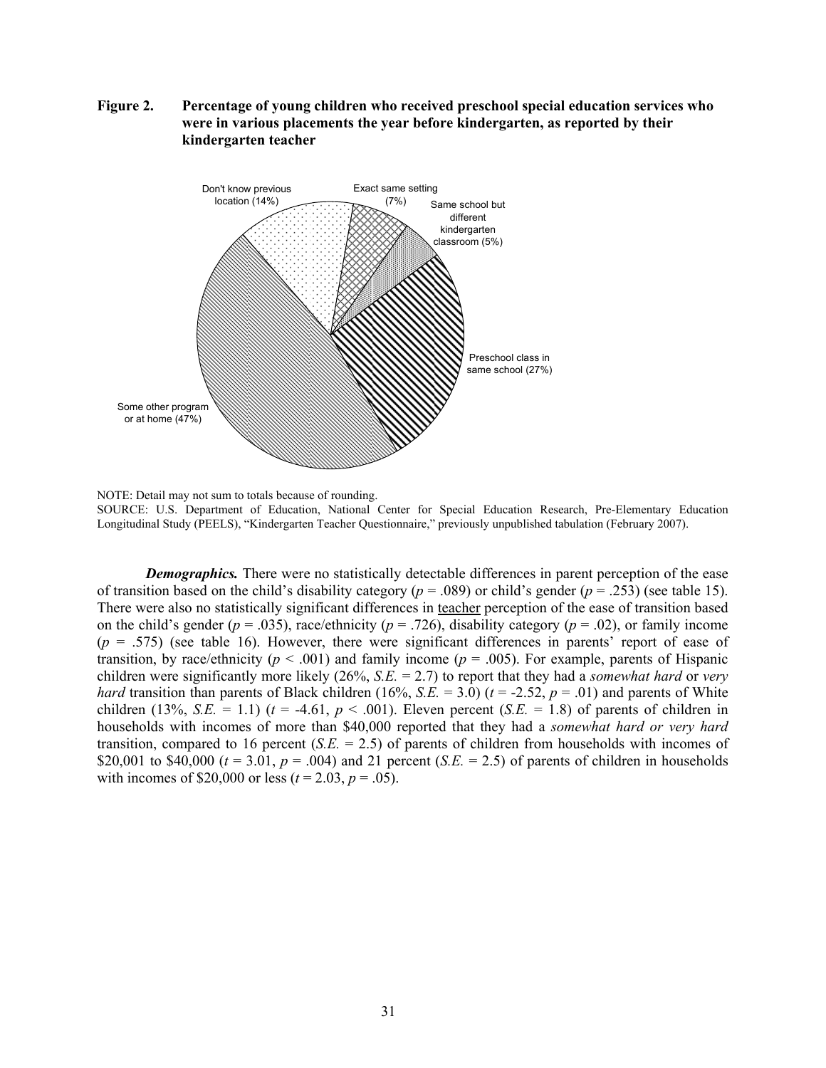**Figure 2. Percentage of young children who received preschool special education services who were in various placements the year before kindergarten, as reported by their kindergarten teacher**

NOTE: Detail may not sum to totals because of rounding.
SOURCE: U.S. Department of Education, National Center for Special Education Research, Pre-Elementary Education Longitudinal Study (PEELS), "Kindergarten Teacher Questionnaire," previously unpublished tabulation (February 2007).

***Demographics.*** There were no statistically detectable differences in parent perception of the ease of transition based on the child's disability category ($p$ = .089) or child's gender ($p$ = .253) (see table 15). There were also no statistically significant differences in teacher perception of the ease of transition based on the child's gender ($p$ = .035), race/ethnicity ($p$ = .726), disability category ($p$ = .02), or family income ($p$ = .575) (see table 16). However, there were significant differences in parents' report of ease of transition, by race/ethnicity ($p$ < .001) and family income ($p$ = .005). For example, parents of Hispanic children were significantly more likely (26%, *S.E.* = 2.7) to report that they had a *somewhat hard* or *very hard* transition than parents of Black children (16%, *S.E.* = 3.0) ($t$ = -2.52, $p$ = .01) and parents of White children (13%, *S.E.* = 1.1) ($t$ = -4.61, $p$ < .001). Eleven percent (*S.E.* = 1.8) of parents of children in households with incomes of more than $40,000 reported that they had a *somewhat hard or very hard* transition, compared to 16 percent (*S.E.* = 2.5) of parents of children from households with incomes of $20,001 to $40,000 ($t$ = 3.01, $p$ = .004) and 21 percent (*S.E.* = 2.5) of parents of children in households with incomes of $20,000 or less ($t$ = 2.03, $p$ = .05).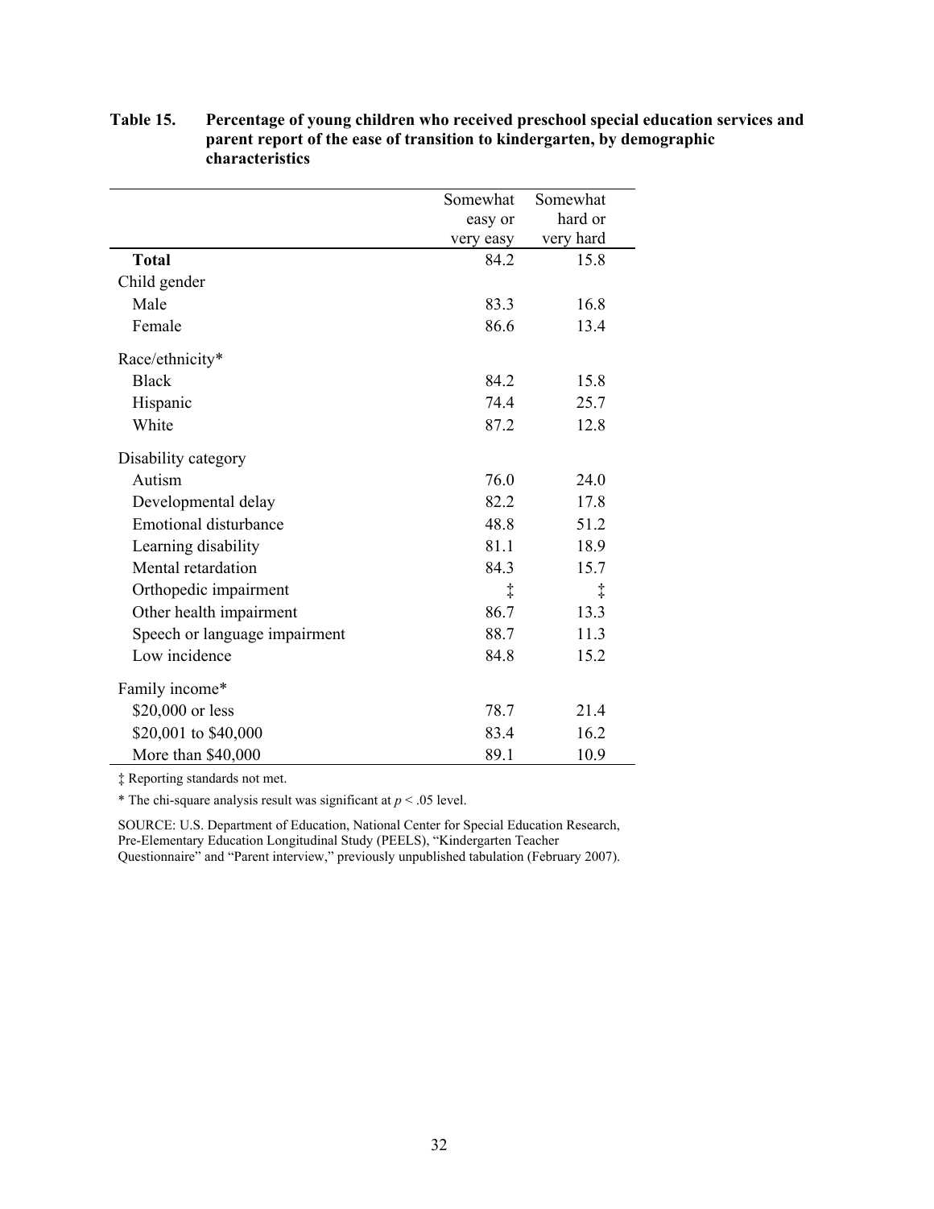**Table 15. Percentage of young children who received preschool special education services and parent report of the ease of transition to kindergarten, by demographic characteristics**

| | Somewhat easy or very easy | Somewhat hard or very hard |
|---|---|---|
| **Total** | 84.2 | 15.8 |
| Child gender | | |
| Male | 83.3 | 16.8 |
| Female | 86.6 | 13.4 |
| Race/ethnicity* | | |
| Black | 84.2 | 15.8 |
| Hispanic | 74.4 | 25.7 |
| White | 87.2 | 12.8 |
| Disability category | | |
| Autism | 76.0 | 24.0 |
| Developmental delay | 82.2 | 17.8 |
| Emotional disturbance | 48.8 | 51.2 |
| Learning disability | 81.1 | 18.9 |
| Mental retardation | 84.3 | 15.7 |
| Orthopedic impairment | ‡ | ‡ |
| Other health impairment | 86.7 | 13.3 |
| Speech or language impairment | 88.7 | 11.3 |
| Low incidence | 84.8 | 15.2 |
| Family income* | | |
| $20,000 or less | 78.7 | 21.4 |
| $20,001 to $40,000 | 83.4 | 16.2 |
| More than $40,000 | 89.1 | 10.9 |

‡ Reporting standards not met.

* The chi-square analysis result was significant at $p < .05$ level.

SOURCE: U.S. Department of Education, National Center for Special Education Research, Pre-Elementary Education Longitudinal Study (PEELS), "Kindergarten Teacher Questionnaire" and "Parent interview," previously unpublished tabulation (February 2007).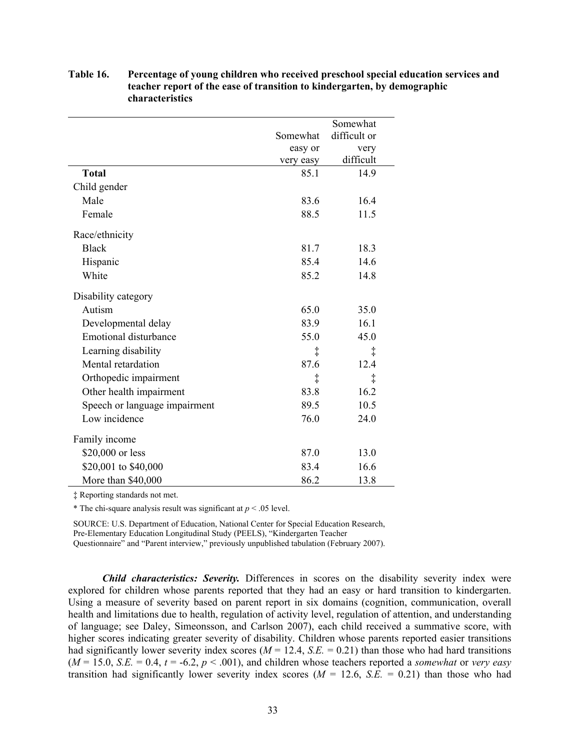**Table 16. Percentage of young children who received preschool special education services and teacher report of the ease of transition to kindergarten, by demographic characteristics**

| | Somewhat easy or very easy | Somewhat difficult or very difficult |
|---|---|---|
| **Total** | 85.1 | 14.9 |
| Child gender | | |
| Male | 83.6 | 16.4 |
| Female | 88.5 | 11.5 |
| Race/ethnicity | | |
| Black | 81.7 | 18.3 |
| Hispanic | 85.4 | 14.6 |
| White | 85.2 | 14.8 |
| Disability category | | |
| Autism | 65.0 | 35.0 |
| Developmental delay | 83.9 | 16.1 |
| Emotional disturbance | 55.0 | 45.0 |
| Learning disability | ‡ | ‡ |
| Mental retardation | 87.6 | 12.4 |
| Orthopedic impairment | ‡ | ‡ |
| Other health impairment | 83.8 | 16.2 |
| Speech or language impairment | 89.5 | 10.5 |
| Low incidence | 76.0 | 24.0 |
| Family income | | |
| $20,000 or less | 87.0 | 13.0 |
| $20,001 to $40,000 | 83.4 | 16.6 |
| More than $40,000 | 86.2 | 13.8 |

‡ Reporting standards not met.

* The chi-square analysis result was significant at $p < .05$ level.

SOURCE: U.S. Department of Education, National Center for Special Education Research, Pre-Elementary Education Longitudinal Study (PEELS), "Kindergarten Teacher Questionnaire" and "Parent interview," previously unpublished tabulation (February 2007).

***Child characteristics: Severity.*** Differences in scores on the disability severity index were explored for children whose parents reported that they had an easy or hard transition to kindergarten. Using a measure of severity based on parent report in six domains (cognition, communication, overall health and limitations due to health, regulation of activity level, regulation of attention, and understanding of language; see Daley, Simeonsson, and Carlson 2007), each child received a summative score, with higher scores indicating greater severity of disability. Children whose parents reported easier transitions had significantly lower severity index scores ($M = 12.4$, $S.E. = 0.21$) than those who had hard transitions ($M = 15.0$, $S.E. = 0.4$, $t = -6.2$, $p < .001$), and children whose teachers reported a *somewhat* or *very easy* transition had significantly lower severity index scores ($M = 12.6$, $S.E. = 0.21$) than those who had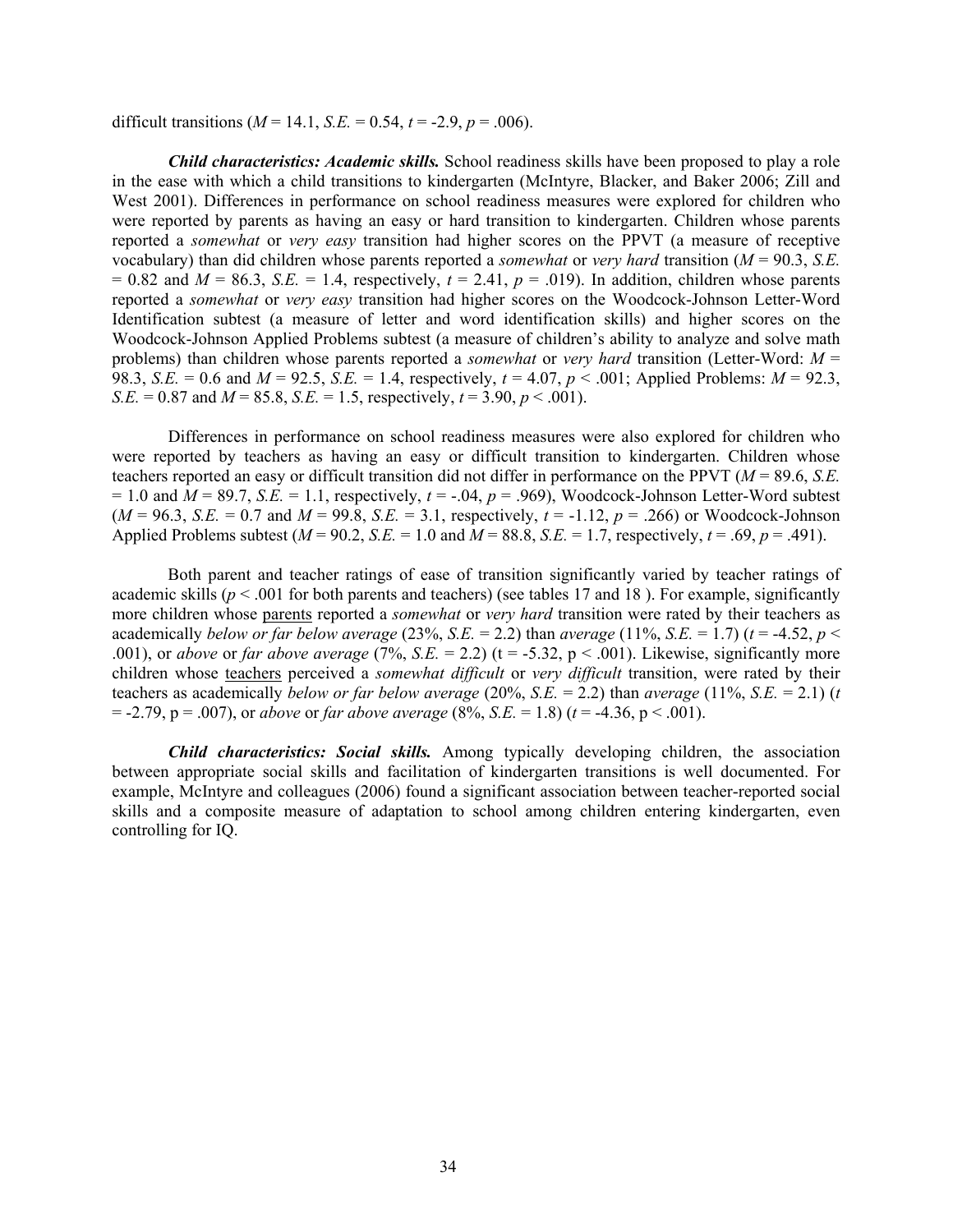difficult transitions ($M = 14.1$, $S.E. = 0.54$, $t = -2.9$, $p = .006$).

***Child characteristics: Academic skills.*** School readiness skills have been proposed to play a role in the ease with which a child transitions to kindergarten (McIntyre, Blacker, and Baker 2006; Zill and West 2001). Differences in performance on school readiness measures were explored for children who were reported by parents as having an easy or hard transition to kindergarten. Children whose parents reported a *somewhat* or *very easy* transition had higher scores on the PPVT (a measure of receptive vocabulary) than did children whose parents reported a *somewhat* or *very hard* transition ($M = 90.3$, $S.E. = 0.82$ and $M = 86.3$, $S.E. = 1.4$, respectively, $t = 2.41$, $p = .019$). In addition, children whose parents reported a *somewhat* or *very easy* transition had higher scores on the Woodcock-Johnson Letter-Word Identification subtest (a measure of letter and word identification skills) and higher scores on the Woodcock-Johnson Applied Problems subtest (a measure of children's ability to analyze and solve math problems) than children whose parents reported a *somewhat* or *very hard* transition (Letter-Word: $M = 98.3$, $S.E. = 0.6$ and $M = 92.5$, $S.E. = 1.4$, respectively, $t = 4.07$, $p < .001$; Applied Problems: $M = 92.3$, $S.E. = 0.87$ and $M = 85.8$, $S.E. = 1.5$, respectively, $t = 3.90$, $p < .001$).

Differences in performance on school readiness measures were also explored for children who were reported by teachers as having an easy or difficult transition to kindergarten. Children whose teachers reported an easy or difficult transition did not differ in performance on the PPVT ($M = 89.6$, $S.E. = 1.0$ and $M = 89.7$, $S.E. = 1.1$, respectively, $t = -.04$, $p = .969$), Woodcock-Johnson Letter-Word subtest ($M = 96.3$, $S.E. = 0.7$ and $M = 99.8$, $S.E. = 3.1$, respectively, $t = -1.12$, $p = .266$) or Woodcock-Johnson Applied Problems subtest ($M = 90.2$, $S.E. = 1.0$ and $M = 88.8$, $S.E. = 1.7$, respectively, $t = .69$, $p = .491$).

Both parent and teacher ratings of ease of transition significantly varied by teacher ratings of academic skills ($p < .001$ for both parents and teachers) (see tables 17 and 18 ). For example, significantly more children whose parents reported a *somewhat* or *very hard* transition were rated by their teachers as academically *below or far below average* (23%, $S.E. = 2.2$) than *average* (11%, $S.E. = 1.7$) ($t = -4.52$, $p < .001$), or *above* or *far above average* (7%, $S.E. = 2.2$) ($t = -5.32$, $p < .001$). Likewise, significantly more children whose teachers perceived a *somewhat difficult* or *very difficult* transition, were rated by their teachers as academically *below or far below average* (20%, $S.E. = 2.2$) than *average* (11%, $S.E. = 2.1$) ($t = -2.79$, $p = .007$), or *above* or *far above average* (8%, $S.E. = 1.8$) ($t = -4.36$, $p < .001$).

***Child characteristics: Social skills.*** Among typically developing children, the association between appropriate social skills and facilitation of kindergarten transitions is well documented. For example, McIntyre and colleagues (2006) found a significant association between teacher-reported social skills and a composite measure of adaptation to school among children entering kindergarten, even controlling for IQ.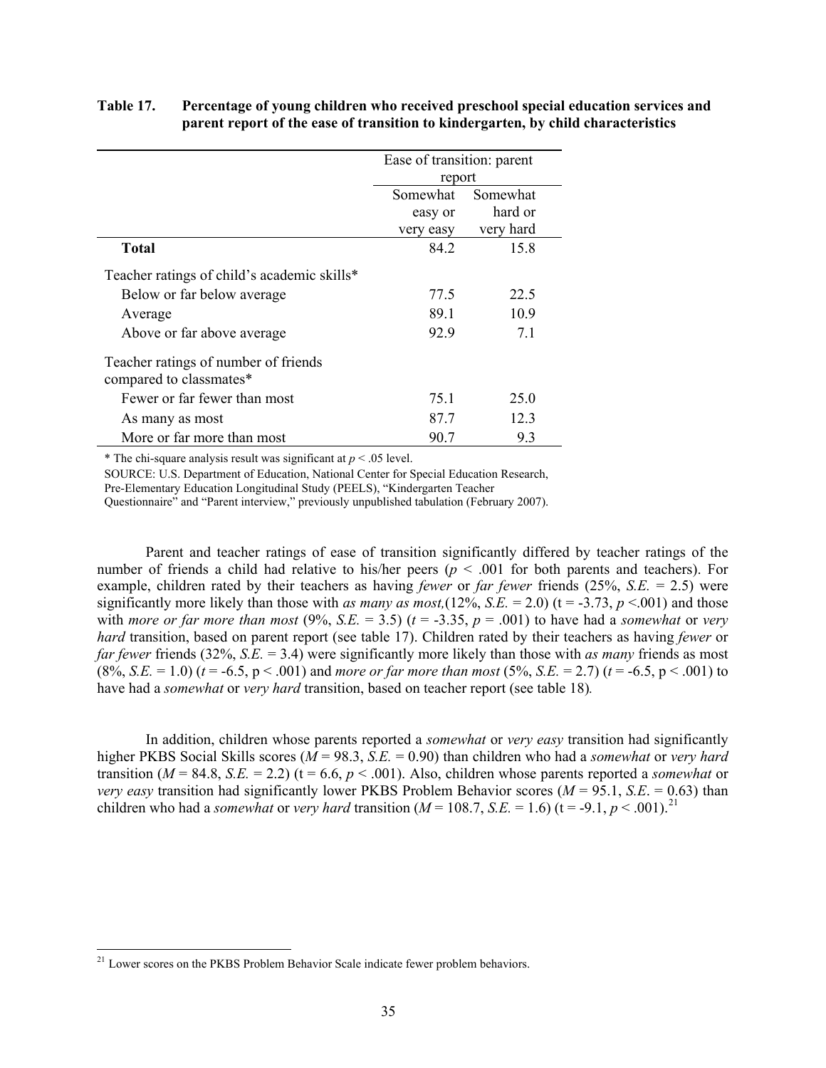**Table 17. Percentage of young children who received preschool special education services and parent report of the ease of transition to kindergarten, by child characteristics**

| | Ease of transition: parent report | |
|---|---|---|
| | Somewhat easy or very easy | Somewhat hard or very hard |
| **Total** | 84.2 | 15.8 |
| Teacher ratings of child's academic skills* | | |
| Below or far below average | 77.5 | 22.5 |
| Average | 89.1 | 10.9 |
| Above or far above average | 92.9 | 7.1 |
| Teacher ratings of number of friends compared to classmates* | | |
| Fewer or far fewer than most | 75.1 | 25.0 |
| As many as most | 87.7 | 12.3 |
| More or far more than most | 90.7 | 9.3 |

* The chi-square analysis result was significant at $p < .05$ level.

SOURCE: U.S. Department of Education, National Center for Special Education Research, Pre-Elementary Education Longitudinal Study (PEELS), "Kindergarten Teacher Questionnaire" and "Parent interview," previously unpublished tabulation (February 2007).

Parent and teacher ratings of ease of transition significantly differed by teacher ratings of the number of friends a child had relative to his/her peers ($p < .001$ for both parents and teachers). For example, children rated by their teachers as having *fewer* or *far fewer* friends (25%, *S.E.* = 2.5) were significantly more likely than those with *as many as most,*(12%, *S.E.* = 2.0) (t = -3.73, $p$ <.001) and those with *more or far more than most* (9%, *S.E.* = 3.5) ($t$ = -3.35, $p$ = .001) to have had a *somewhat* or *very hard* transition, based on parent report (see table 17). Children rated by their teachers as having *fewer* or *far fewer* friends (32%, *S.E.* = 3.4) were significantly more likely than those with *as many* friends as most (8%, *S.E.* = 1.0) ($t$ = -6.5, p < .001) and *more or far more than most* (5%, *S.E.* = 2.7) ($t$ = -6.5, p < .001) to have had a *somewhat* or *very hard* transition, based on teacher report (see table 18).

In addition, children whose parents reported a *somewhat* or *very easy* transition had significantly higher PKBS Social Skills scores ($M$ = 98.3, *S.E.* = 0.90) than children who had a *somewhat* or *very hard* transition ($M$ = 84.8, *S.E.* = 2.2) (t = 6.6, $p$ < .001). Also, children whose parents reported a *somewhat* or *very easy* transition had significantly lower PKBS Problem Behavior scores ($M$ = 95.1, *S.E*. = 0.63) than children who had a *somewhat* or *very hard* transition ($M$ = 108.7, *S.E.* = 1.6) (t = -9.1, $p$ < .001).[21]

[21] Lower scores on the PKBS Problem Behavior Scale indicate fewer problem behaviors.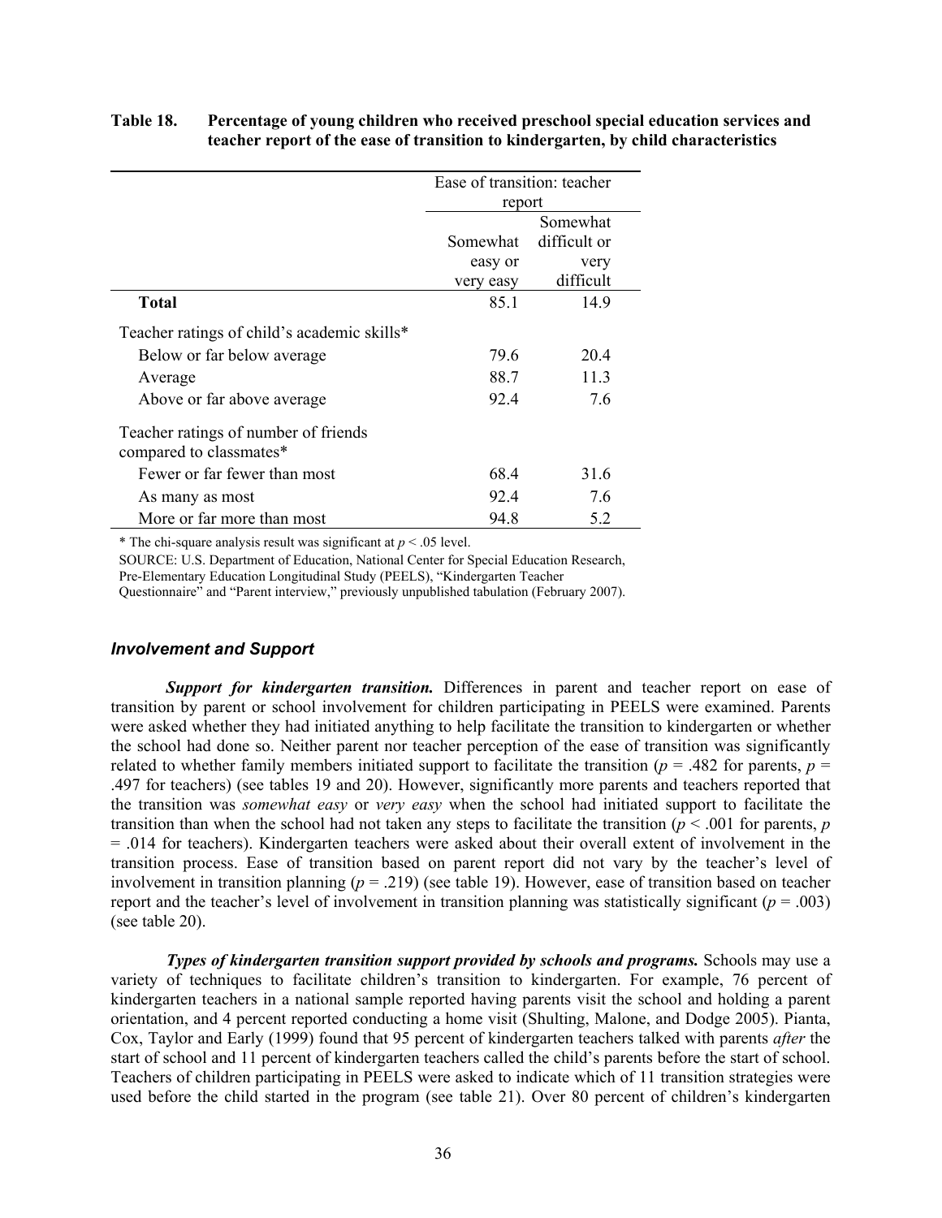**Table 18. Percentage of young children who received preschool special education services and teacher report of the ease of transition to kindergarten, by child characteristics**

| | Ease of transition: teacher report | |
|---|---|---|
| | Somewhat easy or very easy | Somewhat difficult or very difficult |
| **Total** | 85.1 | 14.9 |
| Teacher ratings of child's academic skills* | | |
| Below or far below average | 79.6 | 20.4 |
| Average | 88.7 | 11.3 |
| Above or far above average | 92.4 | 7.6 |
| Teacher ratings of number of friends compared to classmates* | | |
| Fewer or far fewer than most | 68.4 | 31.6 |
| As many as most | 92.4 | 7.6 |
| More or far more than most | 94.8 | 5.2 |

* The chi-square analysis result was significant at $p < .05$ level.

SOURCE: U.S. Department of Education, National Center for Special Education Research, Pre-Elementary Education Longitudinal Study (PEELS), "Kindergarten Teacher Questionnaire" and "Parent interview," previously unpublished tabulation (February 2007).

### *Involvement and Support*

***Support for kindergarten transition.*** Differences in parent and teacher report on ease of transition by parent or school involvement for children participating in PEELS were examined. Parents were asked whether they had initiated anything to help facilitate the transition to kindergarten or whether the school had done so. Neither parent nor teacher perception of the ease of transition was significantly related to whether family members initiated support to facilitate the transition ($p$ = .482 for parents, $p$ = .497 for teachers) (see tables 19 and 20). However, significantly more parents and teachers reported that the transition was *somewhat easy* or *very easy* when the school had initiated support to facilitate the transition than when the school had not taken any steps to facilitate the transition ($p < .001$ for parents, $p$ = .014 for teachers). Kindergarten teachers were asked about their overall extent of involvement in the transition process. Ease of transition based on parent report did not vary by the teacher's level of involvement in transition planning ($p$ = .219) (see table 19). However, ease of transition based on teacher report and the teacher's level of involvement in transition planning was statistically significant ($p$ = .003) (see table 20).

***Types of kindergarten transition support provided by schools and programs.*** Schools may use a variety of techniques to facilitate children's transition to kindergarten. For example, 76 percent of kindergarten teachers in a national sample reported having parents visit the school and holding a parent orientation, and 4 percent reported conducting a home visit (Shulting, Malone, and Dodge 2005). Pianta, Cox, Taylor and Early (1999) found that 95 percent of kindergarten teachers talked with parents *after* the start of school and 11 percent of kindergarten teachers called the child's parents before the start of school. Teachers of children participating in PEELS were asked to indicate which of 11 transition strategies were used before the child started in the program (see table 21). Over 80 percent of children's kindergarten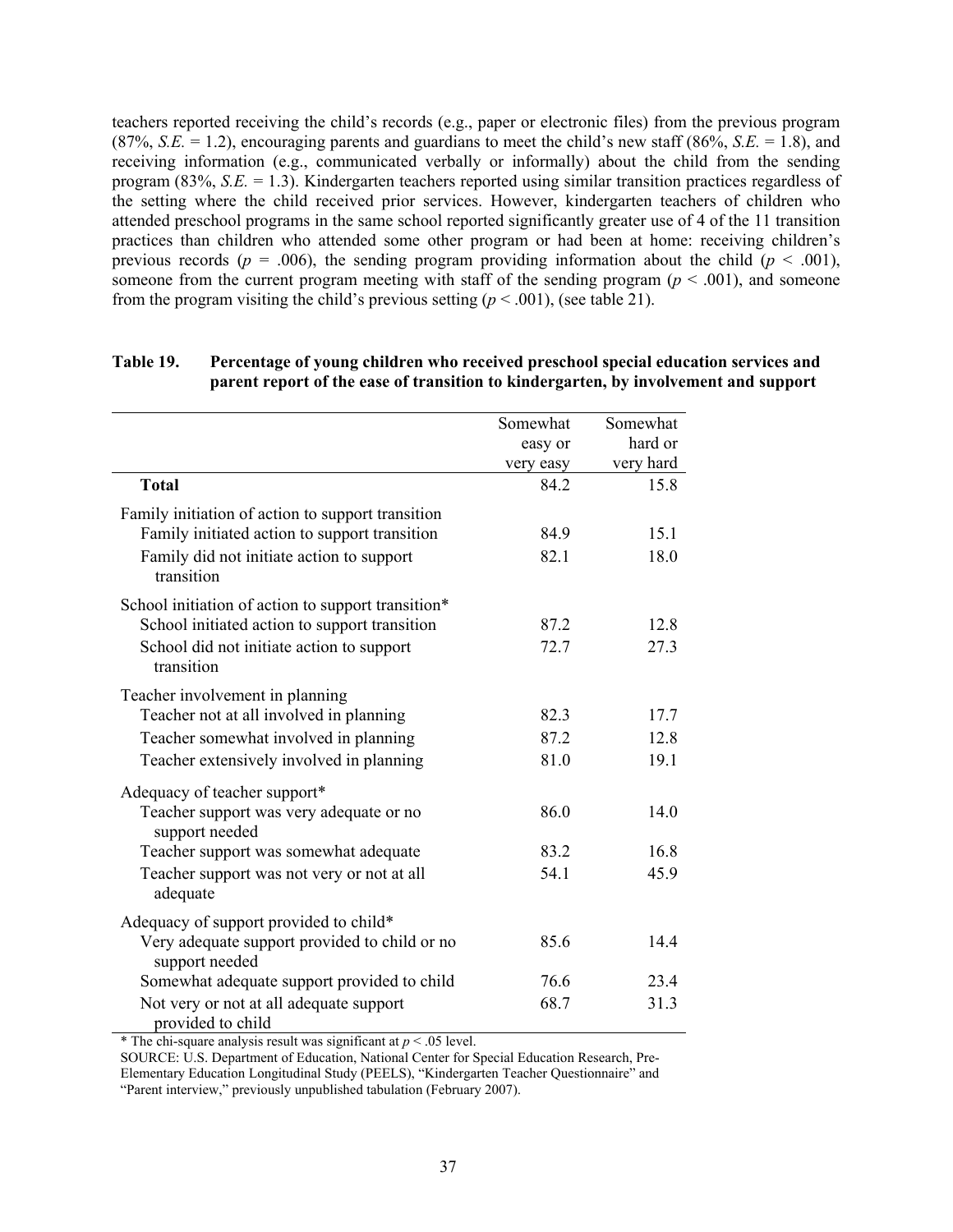teachers reported receiving the child's records (e.g., paper or electronic files) from the previous program (87%, *S.E.* = 1.2), encouraging parents and guardians to meet the child's new staff (86%, *S.E.* = 1.8), and receiving information (e.g., communicated verbally or informally) about the child from the sending program (83%, *S.E.* = 1.3). Kindergarten teachers reported using similar transition practices regardless of the setting where the child received prior services. However, kindergarten teachers of children who attended preschool programs in the same school reported significantly greater use of 4 of the 11 transition practices than children who attended some other program or had been at home: receiving children's previous records ($p$ = .006), the sending program providing information about the child ($p$ < .001), someone from the current program meeting with staff of the sending program ($p$ < .001), and someone from the program visiting the child's previous setting ($p$ < .001), (see table 21).

**Table 19. Percentage of young children who received preschool special education services and parent report of the ease of transition to kindergarten, by involvement and support**

| | Somewhat easy or very easy | Somewhat hard or very hard |
|---|---|---|
| **Total** | 84.2 | 15.8 |
| Family initiation of action to support transition | | |
| Family initiated action to support transition | 84.9 | 15.1 |
| Family did not initiate action to support transition | 82.1 | 18.0 |
| School initiation of action to support transition* | | |
| School initiated action to support transition | 87.2 | 12.8 |
| School did not initiate action to support transition | 72.7 | 27.3 |
| Teacher involvement in planning | | |
| Teacher not at all involved in planning | 82.3 | 17.7 |
| Teacher somewhat involved in planning | 87.2 | 12.8 |
| Teacher extensively involved in planning | 81.0 | 19.1 |
| Adequacy of teacher support* | | |
| Teacher support was very adequate or no support needed | 86.0 | 14.0 |
| Teacher support was somewhat adequate | 83.2 | 16.8 |
| Teacher support was not very or not at all adequate | 54.1 | 45.9 |
| Adequacy of support provided to child* | | |
| Very adequate support provided to child or no support needed | 85.6 | 14.4 |
| Somewhat adequate support provided to child | 76.6 | 23.4 |
| Not very or not at all adequate support provided to child | 68.7 | 31.3 |

* The chi-square analysis result was significant at $p$ < .05 level.

SOURCE: U.S. Department of Education, National Center for Special Education Research, Pre-Elementary Education Longitudinal Study (PEELS), "Kindergarten Teacher Questionnaire" and "Parent interview," previously unpublished tabulation (February 2007).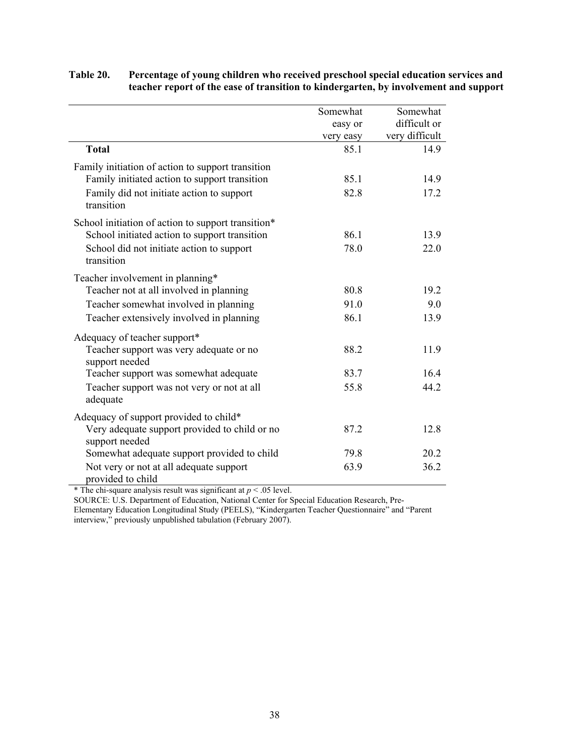**Table 20. Percentage of young children who received preschool special education services and teacher report of the ease of transition to kindergarten, by involvement and support**

| | Somewhat easy or very easy | Somewhat difficult or very difficult |
|---|---|---|
| **Total** | 85.1 | 14.9 |
| Family initiation of action to support transition | | |
| Family initiated action to support transition | 85.1 | 14.9 |
| Family did not initiate action to support transition | 82.8 | 17.2 |
| School initiation of action to support transition* | | |
| School initiated action to support transition | 86.1 | 13.9 |
| School did not initiate action to support transition | 78.0 | 22.0 |
| Teacher involvement in planning* | | |
| Teacher not at all involved in planning | 80.8 | 19.2 |
| Teacher somewhat involved in planning | 91.0 | 9.0 |
| Teacher extensively involved in planning | 86.1 | 13.9 |
| Adequacy of teacher support* | | |
| Teacher support was very adequate or no support needed | 88.2 | 11.9 |
| Teacher support was somewhat adequate | 83.7 | 16.4 |
| Teacher support was not very or not at all adequate | 55.8 | 44.2 |
| Adequacy of support provided to child* | | |
| Very adequate support provided to child or no support needed | 87.2 | 12.8 |
| Somewhat adequate support provided to child | 79.8 | 20.2 |
| Not very or not at all adequate support provided to child | 63.9 | 36.2 |

* The chi-square analysis result was significant at $p < .05$ level.

SOURCE: U.S. Department of Education, National Center for Special Education Research, Pre-Elementary Education Longitudinal Study (PEELS), "Kindergarten Teacher Questionnaire" and "Parent interview," previously unpublished tabulation (February 2007).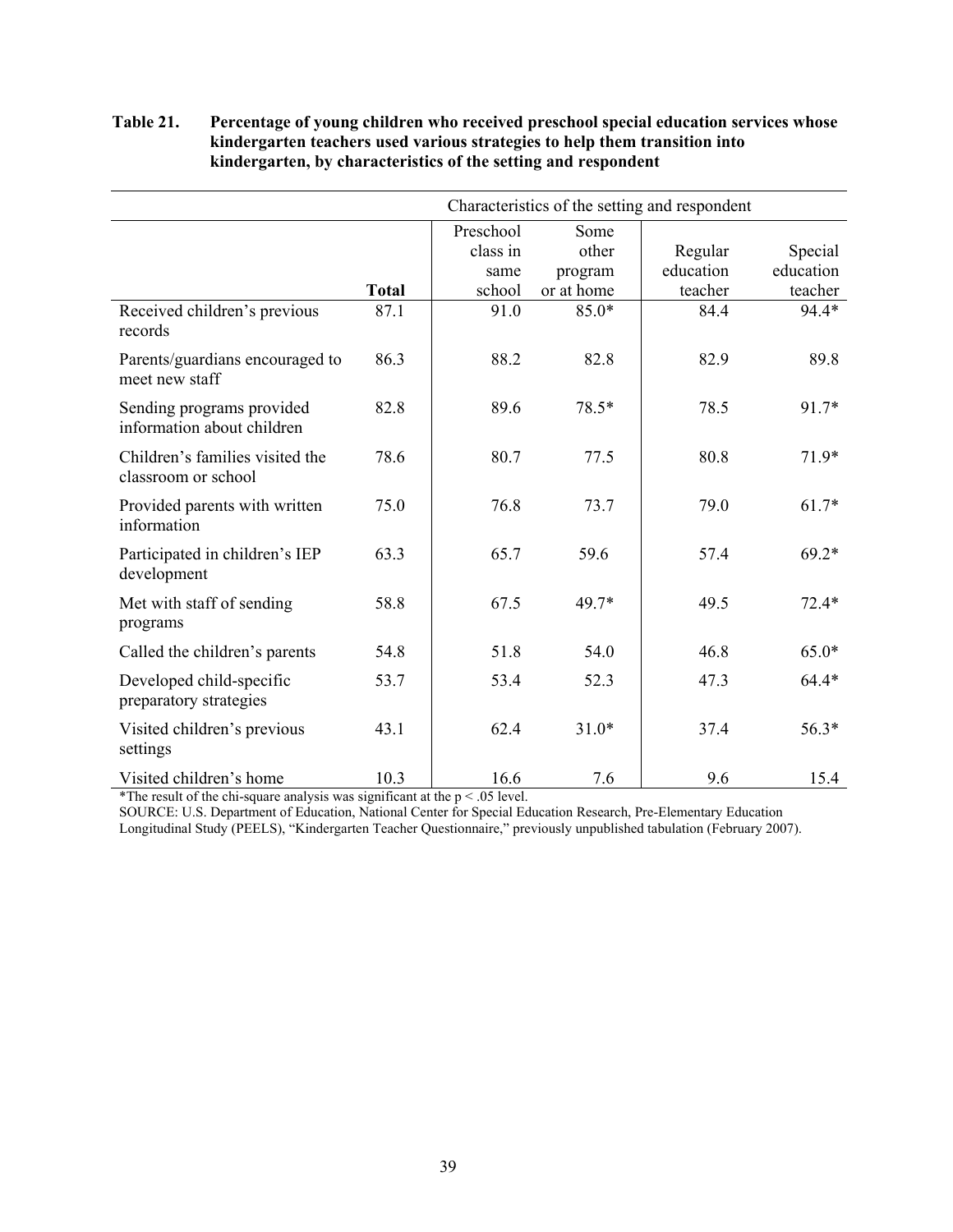**Table 21. Percentage of young children who received preschool special education services whose kindergarten teachers used various strategies to help them transition into kindergarten, by characteristics of the setting and respondent**

| | | Characteristics of the setting and respondent | | | |
|---|---|---|---|---|---|
| | **Total** | Preschool class in same school | Some other program or at home | Regular education teacher | Special education teacher |
| Received children's previous records | 87.1 | 91.0 | 85.0* | 84.4 | 94.4* |
| Parents/guardians encouraged to meet new staff | 86.3 | 88.2 | 82.8 | 82.9 | 89.8 |
| Sending programs provided information about children | 82.8 | 89.6 | 78.5* | 78.5 | 91.7* |
| Children's families visited the classroom or school | 78.6 | 80.7 | 77.5 | 80.8 | 71.9* |
| Provided parents with written information | 75.0 | 76.8 | 73.7 | 79.0 | 61.7* |
| Participated in children's IEP development | 63.3 | 65.7 | 59.6 | 57.4 | 69.2* |
| Met with staff of sending programs | 58.8 | 67.5 | 49.7* | 49.5 | 72.4* |
| Called the children's parents | 54.8 | 51.8 | 54.0 | 46.8 | 65.0* |
| Developed child-specific preparatory strategies | 53.7 | 53.4 | 52.3 | 47.3 | 64.4* |
| Visited children's previous settings | 43.1 | 62.4 | 31.0* | 37.4 | 56.3* |
| Visited children's home | 10.3 | 16.6 | 7.6 | 9.6 | 15.4 |

*The result of the chi-square analysis was significant at the $p < .05$ level.

SOURCE: U.S. Department of Education, National Center for Special Education Research, Pre-Elementary Education Longitudinal Study (PEELS), "Kindergarten Teacher Questionnaire," previously unpublished tabulation (February 2007).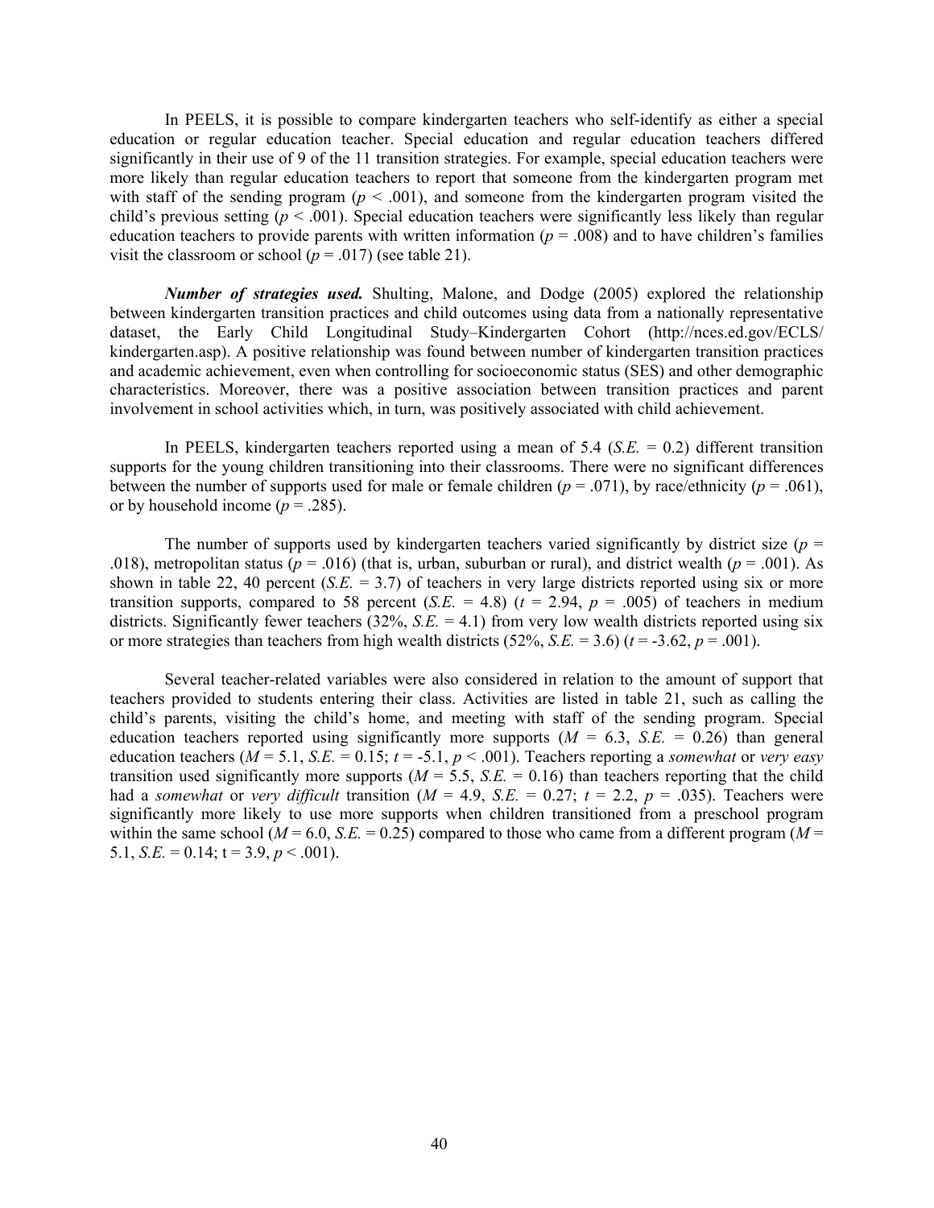In PEELS, it is possible to compare kindergarten teachers who self-identify as either a special education or regular education teacher. Special education and regular education teachers differed significantly in their use of 9 of the 11 transition strategies. For example, special education teachers were more likely than regular education teachers to report that someone from the kindergarten program met with staff of the sending program ($p < .001$), and someone from the kindergarten program visited the child's previous setting ($p < .001$). Special education teachers were significantly less likely than regular education teachers to provide parents with written information ($p = .008$) and to have children's families visit the classroom or school ($p = .017$) (see table 21).

***Number of strategies used.*** Shulting, Malone, and Dodge (2005) explored the relationship between kindergarten transition practices and child outcomes using data from a nationally representative dataset, the Early Child Longitudinal Study–Kindergarten Cohort (http://nces.ed.gov/ECLS/kindergarten.asp). A positive relationship was found between number of kindergarten transition practices and academic achievement, even when controlling for socioeconomic status (SES) and other demographic characteristics. Moreover, there was a positive association between transition practices and parent involvement in school activities which, in turn, was positively associated with child achievement.

In PEELS, kindergarten teachers reported using a mean of 5.4 (*S.E.* = 0.2) different transition supports for the young children transitioning into their classrooms. There were no significant differences between the number of supports used for male or female children ($p = .071$), by race/ethnicity ($p = .061$), or by household income ($p = .285$).

The number of supports used by kindergarten teachers varied significantly by district size ($p = .018$), metropolitan status ($p = .016$) (that is, urban, suburban or rural), and district wealth ($p = .001$). As shown in table 22, 40 percent (*S.E.* = 3.7) of teachers in very large districts reported using six or more transition supports, compared to 58 percent (*S.E.* = 4.8) ($t = 2.94$, $p = .005$) of teachers in medium districts. Significantly fewer teachers (32%, *S.E.* = 4.1) from very low wealth districts reported using six or more strategies than teachers from high wealth districts (52%, *S.E.* = 3.6) ($t = -3.62$, $p = .001$).

Several teacher-related variables were also considered in relation to the amount of support that teachers provided to students entering their class. Activities are listed in table 21, such as calling the child's parents, visiting the child's home, and meeting with staff of the sending program. Special education teachers reported using significantly more supports ($M = 6.3$, *S.E.* = 0.26) than general education teachers ($M = 5.1$, *S.E.* = 0.15; $t = -5.1$, $p < .001$). Teachers reporting a *somewhat* or *very easy* transition used significantly more supports ($M = 5.5$, *S.E.* = 0.16) than teachers reporting that the child had a *somewhat* or *very difficult* transition ($M = 4.9$, *S.E.* = 0.27; $t = 2.2$, $p = .035$). Teachers were significantly more likely to use more supports when children transitioned from a preschool program within the same school ($M = 6.0$, *S.E.* = 0.25) compared to those who came from a different program ($M = 5.1$, *S.E.* = 0.14; $t = 3.9$, $p < .001$).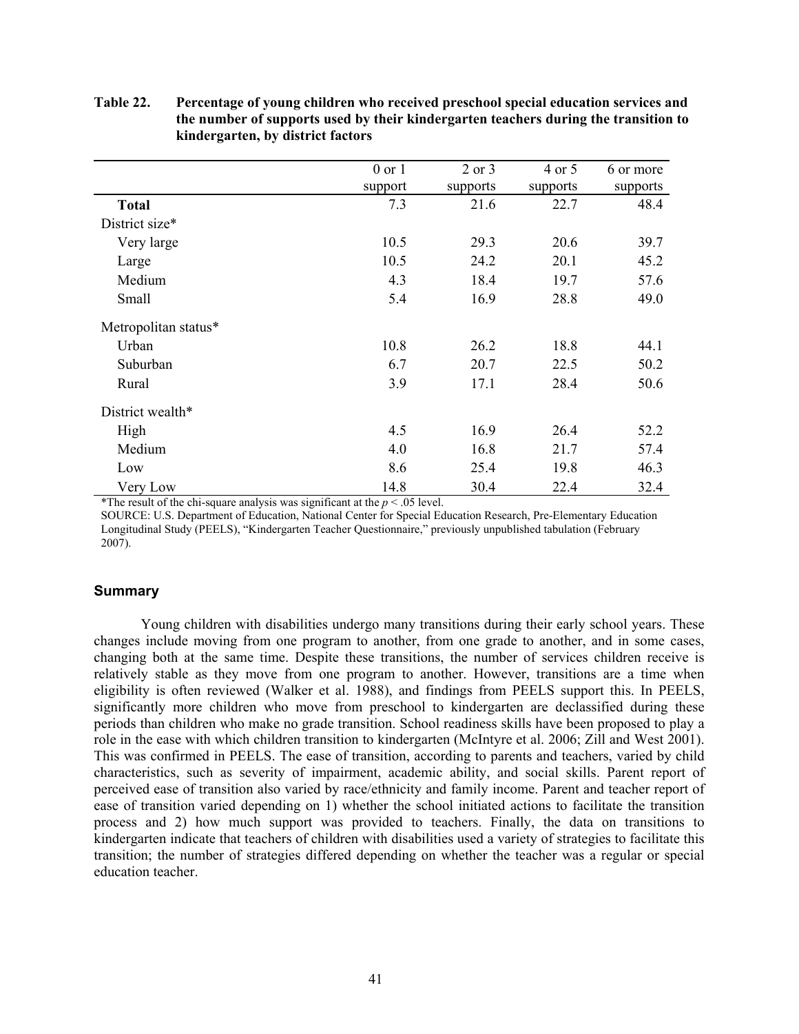**Table 22. Percentage of young children who received preschool special education services and the number of supports used by their kindergarten teachers during the transition to kindergarten, by district factors**

| | 0 or 1 support | 2 or 3 supports | 4 or 5 supports | 6 or more supports |
|---|---|---|---|---|
| **Total** | 7.3 | 21.6 | 22.7 | 48.4 |
| District size* | | | | |
| Very large | 10.5 | 29.3 | 20.6 | 39.7 |
| Large | 10.5 | 24.2 | 20.1 | 45.2 |
| Medium | 4.3 | 18.4 | 19.7 | 57.6 |
| Small | 5.4 | 16.9 | 28.8 | 49.0 |
| Metropolitan status* | | | | |
| Urban | 10.8 | 26.2 | 18.8 | 44.1 |
| Suburban | 6.7 | 20.7 | 22.5 | 50.2 |
| Rural | 3.9 | 17.1 | 28.4 | 50.6 |
| District wealth* | | | | |
| High | 4.5 | 16.9 | 26.4 | 52.2 |
| Medium | 4.0 | 16.8 | 21.7 | 57.4 |
| Low | 8.6 | 25.4 | 19.8 | 46.3 |
| Very Low | 14.8 | 30.4 | 22.4 | 32.4 |

*The result of the chi-square analysis was significant at the $p < .05$ level.

SOURCE: U.S. Department of Education, National Center for Special Education Research, Pre-Elementary Education Longitudinal Study (PEELS), "Kindergarten Teacher Questionnaire," previously unpublished tabulation (February 2007).

### Summary

Young children with disabilities undergo many transitions during their early school years. These changes include moving from one program to another, from one grade to another, and in some cases, changing both at the same time. Despite these transitions, the number of services children receive is relatively stable as they move from one program to another. However, transitions are a time when eligibility is often reviewed (Walker et al. 1988), and findings from PEELS support this. In PEELS, significantly more children who move from preschool to kindergarten are declassified during these periods than children who make no grade transition. School readiness skills have been proposed to play a role in the ease with which children transition to kindergarten (McIntyre et al. 2006; Zill and West 2001). This was confirmed in PEELS. The ease of transition, according to parents and teachers, varied by child characteristics, such as severity of impairment, academic ability, and social skills. Parent report of perceived ease of transition also varied by race/ethnicity and family income. Parent and teacher report of ease of transition varied depending on 1) whether the school initiated actions to facilitate the transition process and 2) how much support was provided to teachers. Finally, the data on transitions to kindergarten indicate that teachers of children with disabilities used a variety of strategies to facilitate this transition; the number of strategies differed depending on whether the teacher was a regular or special education teacher.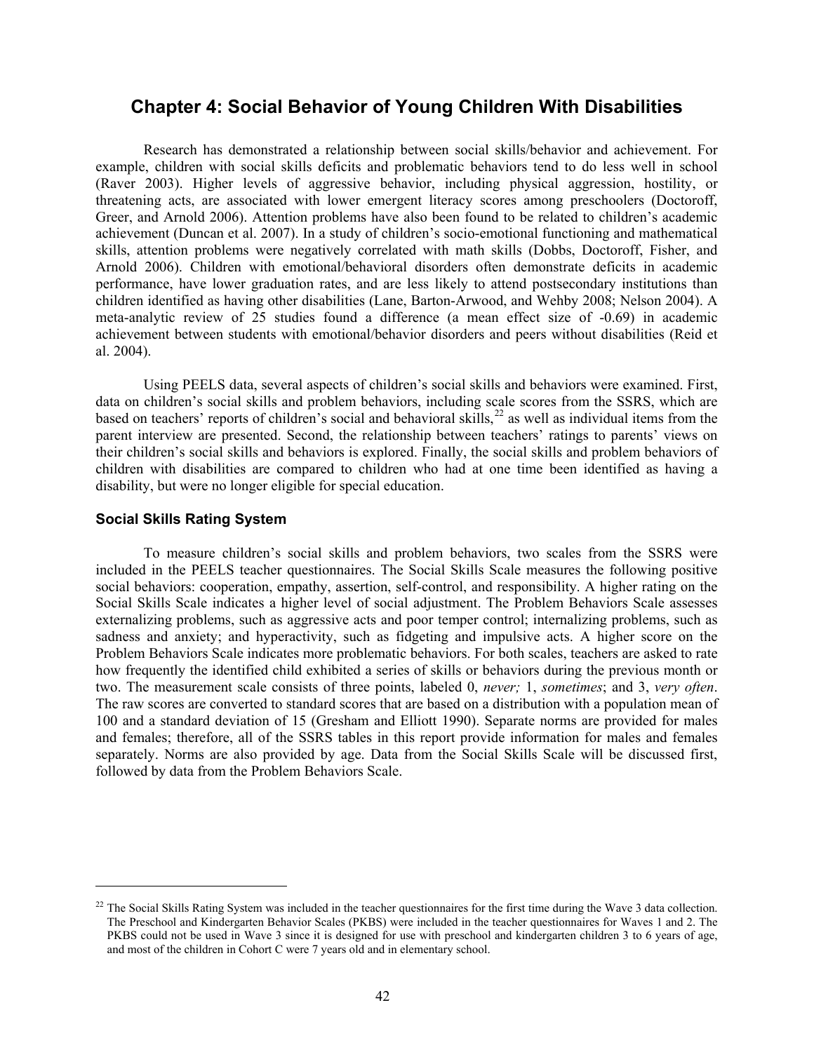# Chapter 4: Social Behavior of Young Children With Disabilities

Research has demonstrated a relationship between social skills/behavior and achievement. For example, children with social skills deficits and problematic behaviors tend to do less well in school (Raver 2003). Higher levels of aggressive behavior, including physical aggression, hostility, or threatening acts, are associated with lower emergent literacy scores among preschoolers (Doctoroff, Greer, and Arnold 2006). Attention problems have also been found to be related to children's academic achievement (Duncan et al. 2007). In a study of children's socio-emotional functioning and mathematical skills, attention problems were negatively correlated with math skills (Dobbs, Doctoroff, Fisher, and Arnold 2006). Children with emotional/behavioral disorders often demonstrate deficits in academic performance, have lower graduation rates, and are less likely to attend postsecondary institutions than children identified as having other disabilities (Lane, Barton-Arwood, and Wehby 2008; Nelson 2004). A meta-analytic review of 25 studies found a difference (a mean effect size of -0.69) in academic achievement between students with emotional/behavior disorders and peers without disabilities (Reid et al. 2004).

Using PEELS data, several aspects of children's social skills and behaviors were examined. First, data on children's social skills and problem behaviors, including scale scores from the SSRS, which are based on teachers' reports of children's social and behavioral skills,[22] as well as individual items from the parent interview are presented. Second, the relationship between teachers' ratings to parents' views on their children's social skills and behaviors is explored. Finally, the social skills and problem behaviors of children with disabilities are compared to children who had at one time been identified as having a disability, but were no longer eligible for special education.

### Social Skills Rating System

To measure children's social skills and problem behaviors, two scales from the SSRS were included in the PEELS teacher questionnaires. The Social Skills Scale measures the following positive social behaviors: cooperation, empathy, assertion, self-control, and responsibility. A higher rating on the Social Skills Scale indicates a higher level of social adjustment. The Problem Behaviors Scale assesses externalizing problems, such as aggressive acts and poor temper control; internalizing problems, such as sadness and anxiety; and hyperactivity, such as fidgeting and impulsive acts. A higher score on the Problem Behaviors Scale indicates more problematic behaviors. For both scales, teachers are asked to rate how frequently the identified child exhibited a series of skills or behaviors during the previous month or two. The measurement scale consists of three points, labeled 0, *never;* 1, *sometimes*; and 3, *very often*. The raw scores are converted to standard scores that are based on a distribution with a population mean of 100 and a standard deviation of 15 (Gresham and Elliott 1990). Separate norms are provided for males and females; therefore, all of the SSRS tables in this report provide information for males and females separately. Norms are also provided by age. Data from the Social Skills Scale will be discussed first, followed by data from the Problem Behaviors Scale.

---

[22] The Social Skills Rating System was included in the teacher questionnaires for the first time during the Wave 3 data collection. The Preschool and Kindergarten Behavior Scales (PKBS) were included in the teacher questionnaires for Waves 1 and 2. The PKBS could not be used in Wave 3 since it is designed for use with preschool and kindergarten children 3 to 6 years of age, and most of the children in Cohort C were 7 years old and in elementary school.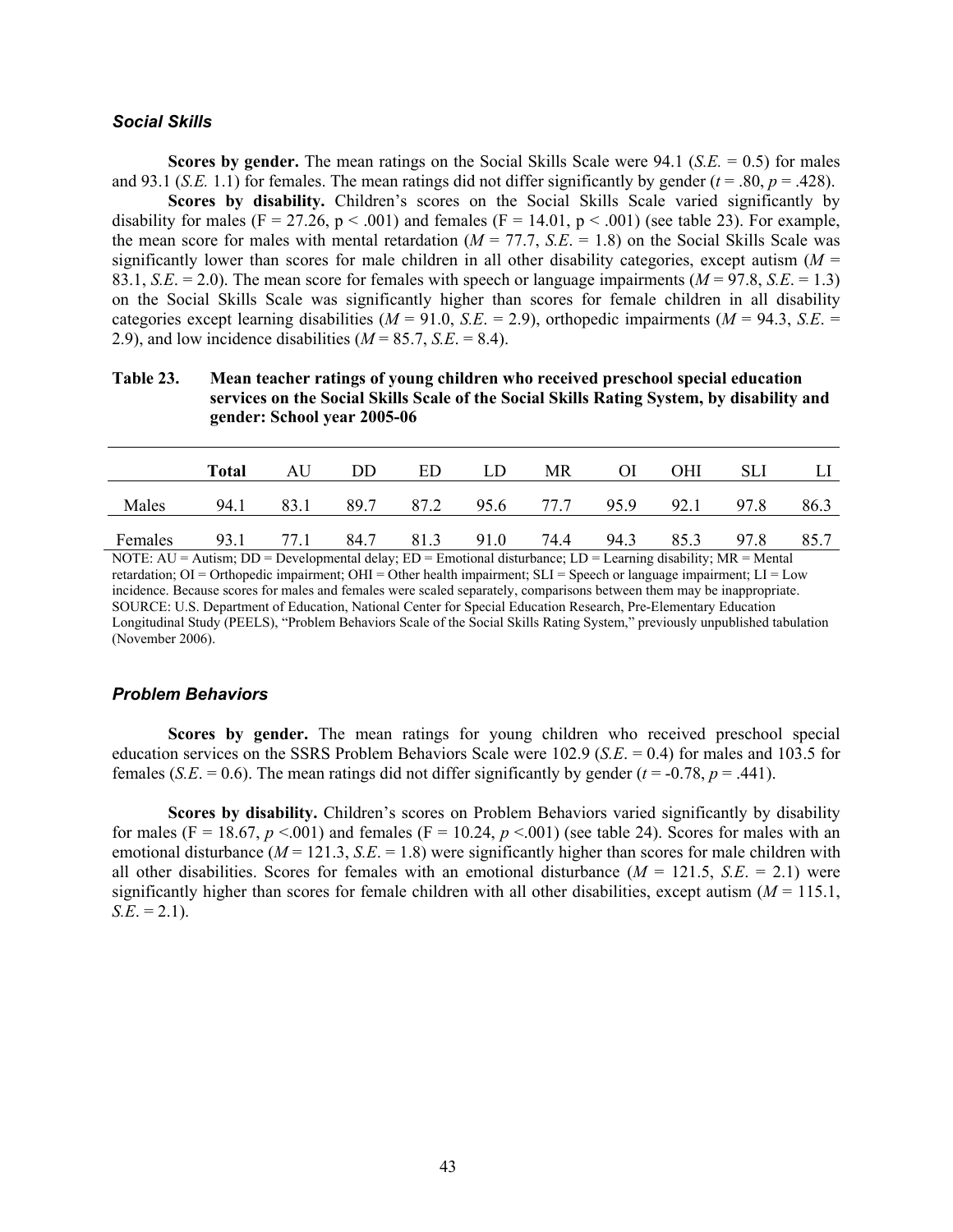### *Social Skills*

**Scores by gender.** The mean ratings on the Social Skills Scale were 94.1 (*S.E.* = 0.5) for males and 93.1 (*S.E.* 1.1) for females. The mean ratings did not differ significantly by gender ($t$ = .80, $p$ = .428).

**Scores by disability.** Children's scores on the Social Skills Scale varied significantly by disability for males (F = 27.26, p < .001) and females (F = 14.01, p < .001) (see table 23). For example, the mean score for males with mental retardation ($M$ = 77.7, *S.E.* = 1.8) on the Social Skills Scale was significantly lower than scores for male children in all other disability categories, except autism ($M$ = 83.1, *S.E.* = 2.0). The mean score for females with speech or language impairments ($M$ = 97.8, *S.E.* = 1.3) on the Social Skills Scale was significantly higher than scores for female children in all disability categories except learning disabilities ($M$ = 91.0, *S.E.* = 2.9), orthopedic impairments ($M$ = 94.3, *S.E.* = 2.9), and low incidence disabilities ($M$ = 85.7, *S.E.* = 8.4).

**Table 23. Mean teacher ratings of young children who received preschool special education services on the Social Skills Scale of the Social Skills Rating System, by disability and gender: School year 2005-06**

| | **Total** | AU | DD | ED | LD | MR | OI | OHI | SLI | LI |
|---|---|---|---|---|---|---|---|---|---|---|
| Males | 94.1 | 83.1 | 89.7 | 87.2 | 95.6 | 77.7 | 95.9 | 92.1 | 97.8 | 86.3 |
| Females | 93.1 | 77.1 | 84.7 | 81.3 | 91.0 | 74.4 | 94.3 | 85.3 | 97.8 | 85.7 |

NOTE: AU = Autism; DD = Developmental delay; ED = Emotional disturbance; LD = Learning disability; MR = Mental retardation; OI = Orthopedic impairment; OHI = Other health impairment; SLI = Speech or language impairment; LI = Low incidence. Because scores for males and females were scaled separately, comparisons between them may be inappropriate.
SOURCE: U.S. Department of Education, National Center for Special Education Research, Pre-Elementary Education Longitudinal Study (PEELS), "Problem Behaviors Scale of the Social Skills Rating System," previously unpublished tabulation (November 2006).

### *Problem Behaviors*

**Scores by gender.** The mean ratings for young children who received preschool special education services on the SSRS Problem Behaviors Scale were 102.9 (*S.E.* = 0.4) for males and 103.5 for females (*S.E.* = 0.6). The mean ratings did not differ significantly by gender ($t$ = -0.78, $p$ = .441).

**Scores by disability.** Children's scores on Problem Behaviors varied significantly by disability for males (F = 18.67, $p$ <.001) and females (F = 10.24, $p$ <.001) (see table 24). Scores for males with an emotional disturbance ($M$ = 121.3, *S.E.* = 1.8) were significantly higher than scores for male children with all other disabilities. Scores for females with an emotional disturbance ($M$ = 121.5, *S.E.* = 2.1) were significantly higher than scores for female children with all other disabilities, except autism ($M$ = 115.1, *S.E.* = 2.1).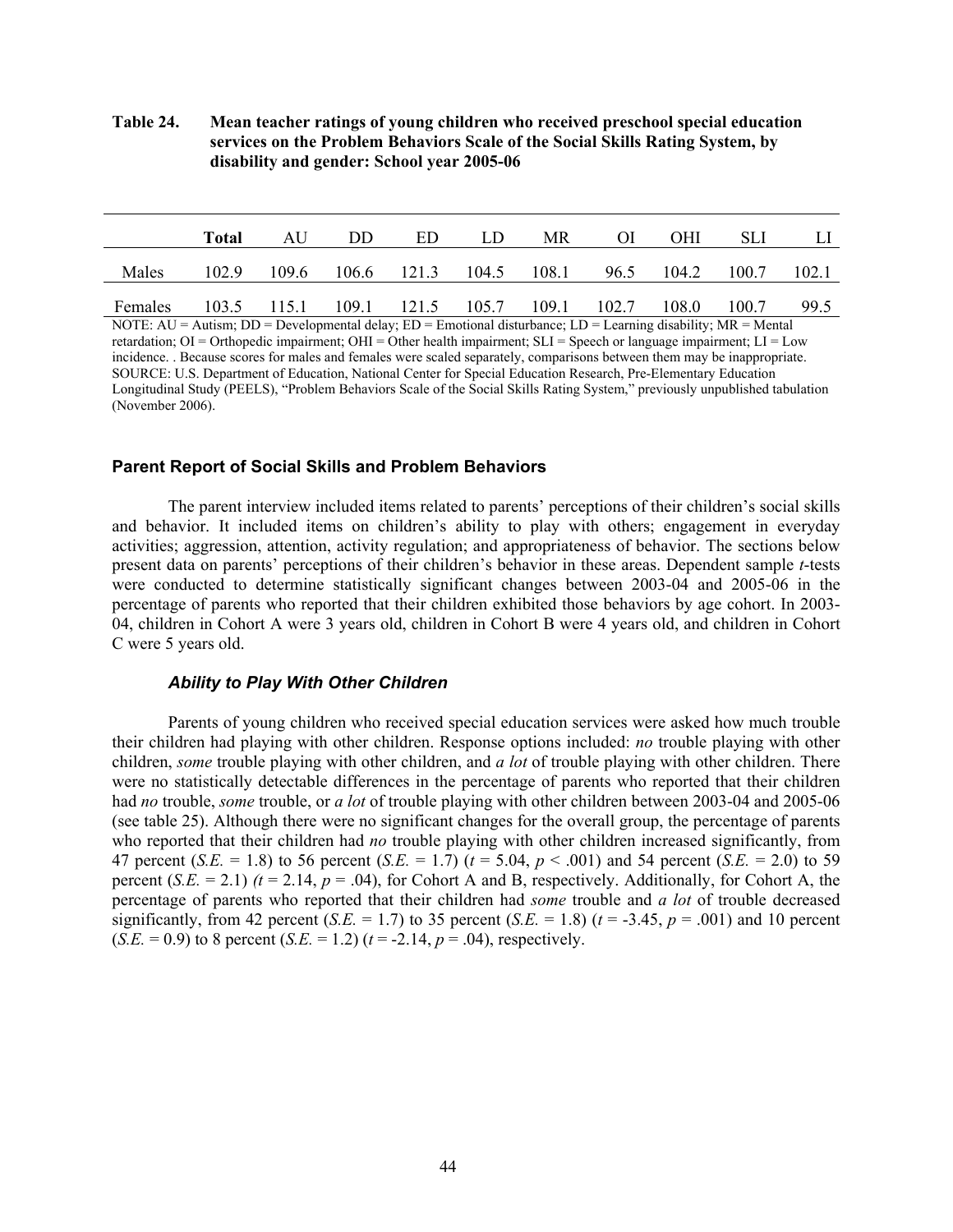**Table 24. Mean teacher ratings of young children who received preschool special education services on the Problem Behaviors Scale of the Social Skills Rating System, by disability and gender: School year 2005-06**

| | **Total** | AU | DD | ED | LD | MR | OI | OHI | SLI | LI |
|---|---|---|---|---|---|---|---|---|---|---|
| Males | 102.9 | 109.6 | 106.6 | 121.3 | 104.5 | 108.1 | 96.5 | 104.2 | 100.7 | 102.1 |
| Females | 103.5 | 115.1 | 109.1 | 121.5 | 105.7 | 109.1 | 102.7 | 108.0 | 100.7 | 99.5 |

NOTE: AU = Autism; DD = Developmental delay; ED = Emotional disturbance; LD = Learning disability; MR = Mental retardation; OI = Orthopedic impairment; OHI = Other health impairment; SLI = Speech or language impairment; LI = Low incidence. . Because scores for males and females were scaled separately, comparisons between them may be inappropriate.
SOURCE: U.S. Department of Education, National Center for Special Education Research, Pre-Elementary Education Longitudinal Study (PEELS), "Problem Behaviors Scale of the Social Skills Rating System," previously unpublished tabulation (November 2006).

### Parent Report of Social Skills and Problem Behaviors

The parent interview included items related to parents' perceptions of their children's social skills and behavior. It included items on children's ability to play with others; engagement in everyday activities; aggression, attention, activity regulation; and appropriateness of behavior. The sections below present data on parents' perceptions of their children's behavior in these areas. Dependent sample *t*-tests were conducted to determine statistically significant changes between 2003-04 and 2005-06 in the percentage of parents who reported that their children exhibited those behaviors by age cohort. In 2003-04, children in Cohort A were 3 years old, children in Cohort B were 4 years old, and children in Cohort C were 5 years old.

#### *Ability to Play With Other Children*

Parents of young children who received special education services were asked how much trouble their children had playing with other children. Response options included: *no* trouble playing with other children, *some* trouble playing with other children, and *a lot* of trouble playing with other children. There were no statistically detectable differences in the percentage of parents who reported that their children had *no* trouble, *some* trouble, or *a lot* of trouble playing with other children between 2003-04 and 2005-06 (see table 25). Although there were no significant changes for the overall group, the percentage of parents who reported that their children had *no* trouble playing with other children increased significantly, from 47 percent (*S.E.* = 1.8) to 56 percent (*S.E.* = 1.7) ($t = 5.04$, $p < .001$) and 54 percent (*S.E.* = 2.0) to 59 percent (*S.E.* = 2.1) ($t = 2.14$, $p = .04$), for Cohort A and B, respectively. Additionally, for Cohort A, the percentage of parents who reported that their children had *some* trouble and *a lot* of trouble decreased significantly, from 42 percent (*S.E.* = 1.7) to 35 percent (*S.E.* = 1.8) ($t = -3.45$, $p = .001$) and 10 percent (*S.E.* = 0.9) to 8 percent (*S.E.* = 1.2) ($t = -2.14$, $p = .04$), respectively.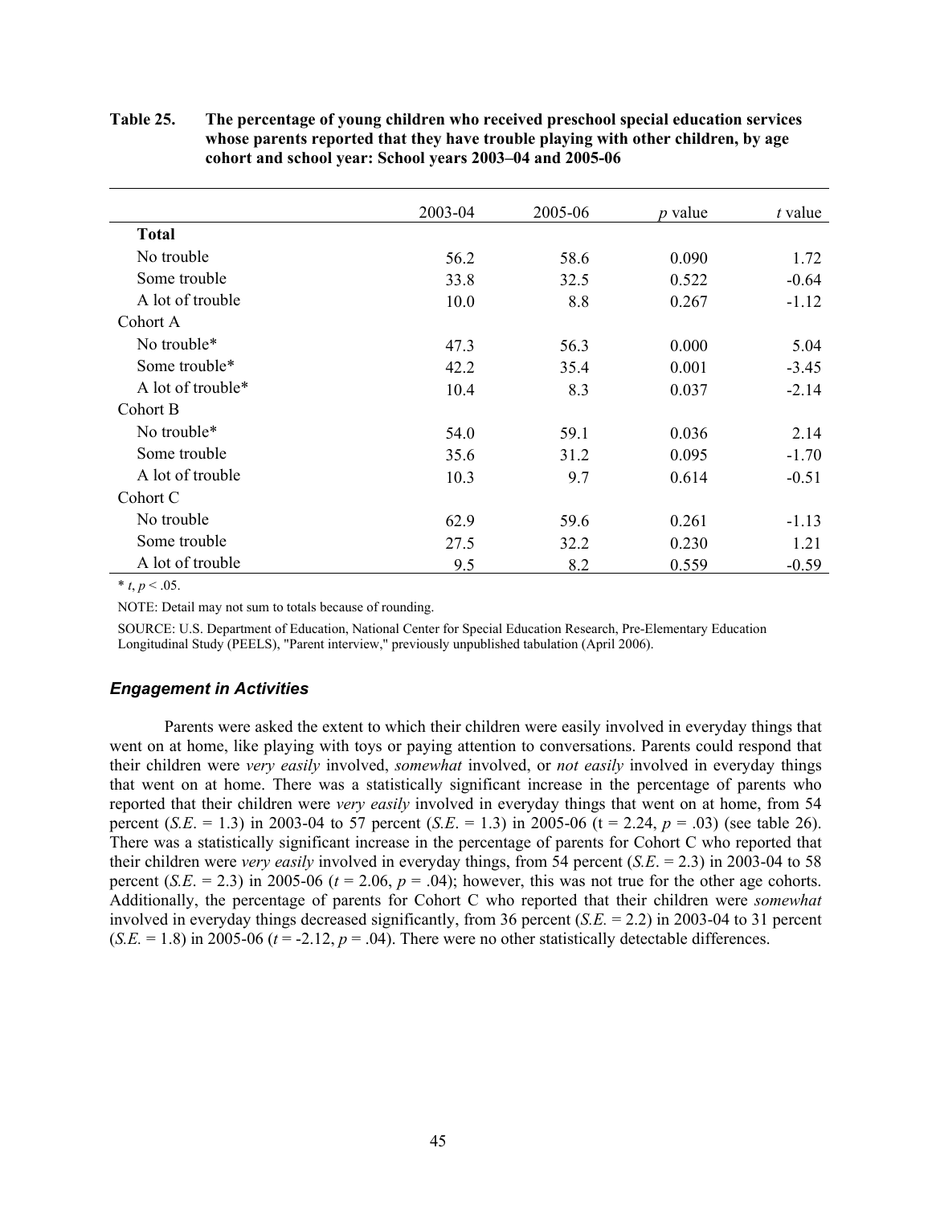**Table 25. The percentage of young children who received preschool special education services whose parents reported that they have trouble playing with other children, by age cohort and school year: School years 2003–04 and 2005-06**

| | 2003-04 | 2005-06 | *p* value | *t* value |
|---|---|---|---|---|
| **Total** | | | | |
| No trouble | 56.2 | 58.6 | 0.090 | 1.72 |
| Some trouble | 33.8 | 32.5 | 0.522 | -0.64 |
| A lot of trouble | 10.0 | 8.8 | 0.267 | -1.12 |
| Cohort A | | | | |
| No trouble* | 47.3 | 56.3 | 0.000 | 5.04 |
| Some trouble* | 42.2 | 35.4 | 0.001 | -3.45 |
| A lot of trouble* | 10.4 | 8.3 | 0.037 | -2.14 |
| Cohort B | | | | |
| No trouble* | 54.0 | 59.1 | 0.036 | 2.14 |
| Some trouble | 35.6 | 31.2 | 0.095 | -1.70 |
| A lot of trouble | 10.3 | 9.7 | 0.614 | -0.51 |
| Cohort C | | | | |
| No trouble | 62.9 | 59.6 | 0.261 | -1.13 |
| Some trouble | 27.5 | 32.2 | 0.230 | 1.21 |
| A lot of trouble | 9.5 | 8.2 | 0.559 | -0.59 |

* $t$, $p < .05$.

NOTE: Detail may not sum to totals because of rounding.

SOURCE: U.S. Department of Education, National Center for Special Education Research, Pre-Elementary Education Longitudinal Study (PEELS), "Parent interview," previously unpublished tabulation (April 2006).

### *Engagement in Activities*

Parents were asked the extent to which their children were easily involved in everyday things that went on at home, like playing with toys or paying attention to conversations. Parents could respond that their children were *very easily* involved, *somewhat* involved, or *not easily* involved in everyday things that went on at home. There was a statistically significant increase in the percentage of parents who reported that their children were *very easily* involved in everyday things that went on at home, from 54 percent (*S.E.* = 1.3) in 2003-04 to 57 percent (*S.E.* = 1.3) in 2005-06 (t = 2.24, $p$ = .03) (see table 26). There was a statistically significant increase in the percentage of parents for Cohort C who reported that their children were *very easily* involved in everyday things, from 54 percent (*S.E.* = 2.3) in 2003-04 to 58 percent (*S.E.* = 2.3) in 2005-06 ($t$ = 2.06, $p$ = .04); however, this was not true for the other age cohorts. Additionally, the percentage of parents for Cohort C who reported that their children were *somewhat* involved in everyday things decreased significantly, from 36 percent (*S.E.* = 2.2) in 2003-04 to 31 percent (*S.E.* = 1.8) in 2005-06 ($t$ = -2.12, $p$ = .04). There were no other statistically detectable differences.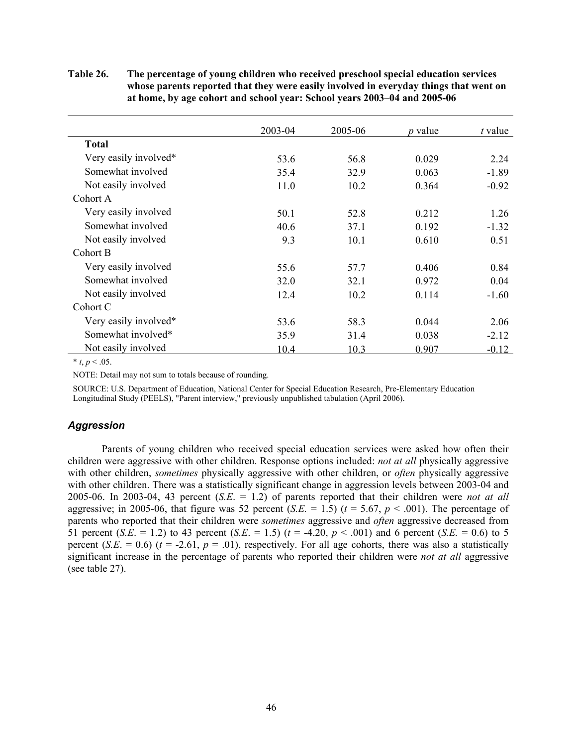**Table 26. The percentage of young children who received preschool special education services whose parents reported that they were easily involved in everyday things that went on at home, by age cohort and school year: School years 2003–04 and 2005-06**

| | 2003-04 | 2005-06 | *p* value | *t* value |
|---|---|---|---|---|
| **Total** | | | | |
| Very easily involved* | 53.6 | 56.8 | 0.029 | 2.24 |
| Somewhat involved | 35.4 | 32.9 | 0.063 | -1.89 |
| Not easily involved | 11.0 | 10.2 | 0.364 | -0.92 |
| Cohort A | | | | |
| Very easily involved | 50.1 | 52.8 | 0.212 | 1.26 |
| Somewhat involved | 40.6 | 37.1 | 0.192 | -1.32 |
| Not easily involved | 9.3 | 10.1 | 0.610 | 0.51 |
| Cohort B | | | | |
| Very easily involved | 55.6 | 57.7 | 0.406 | 0.84 |
| Somewhat involved | 32.0 | 32.1 | 0.972 | 0.04 |
| Not easily involved | 12.4 | 10.2 | 0.114 | -1.60 |
| Cohort C | | | | |
| Very easily involved* | 53.6 | 58.3 | 0.044 | 2.06 |
| Somewhat involved* | 35.9 | 31.4 | 0.038 | -2.12 |
| Not easily involved | 10.4 | 10.3 | 0.907 | -0.12 |

* $t$, $p < .05$.

NOTE: Detail may not sum to totals because of rounding.

SOURCE: U.S. Department of Education, National Center for Special Education Research, Pre-Elementary Education Longitudinal Study (PEELS), "Parent interview," previously unpublished tabulation (April 2006).

### *Aggression*

Parents of young children who received special education services were asked how often their children were aggressive with other children. Response options included: *not at all* physically aggressive with other children, *sometimes* physically aggressive with other children, or *often* physically aggressive with other children. There was a statistically significant change in aggression levels between 2003-04 and 2005-06. In 2003-04, 43 percent (*S.E.* = 1.2) of parents reported that their children were *not at all* aggressive; in 2005-06, that figure was 52 percent (*S.E.* = 1.5) ($t = 5.67$, $p < .001$). The percentage of parents who reported that their children were *sometimes* aggressive and *often* aggressive decreased from 51 percent (*S.E.* = 1.2) to 43 percent (*S.E.* = 1.5) ($t = -4.20$, $p < .001$) and 6 percent (*S.E.* = 0.6) to 5 percent (*S.E.* = 0.6) ($t = -2.61$, $p = .01$), respectively. For all age cohorts, there was also a statistically significant increase in the percentage of parents who reported their children were *not at all* aggressive (see table 27).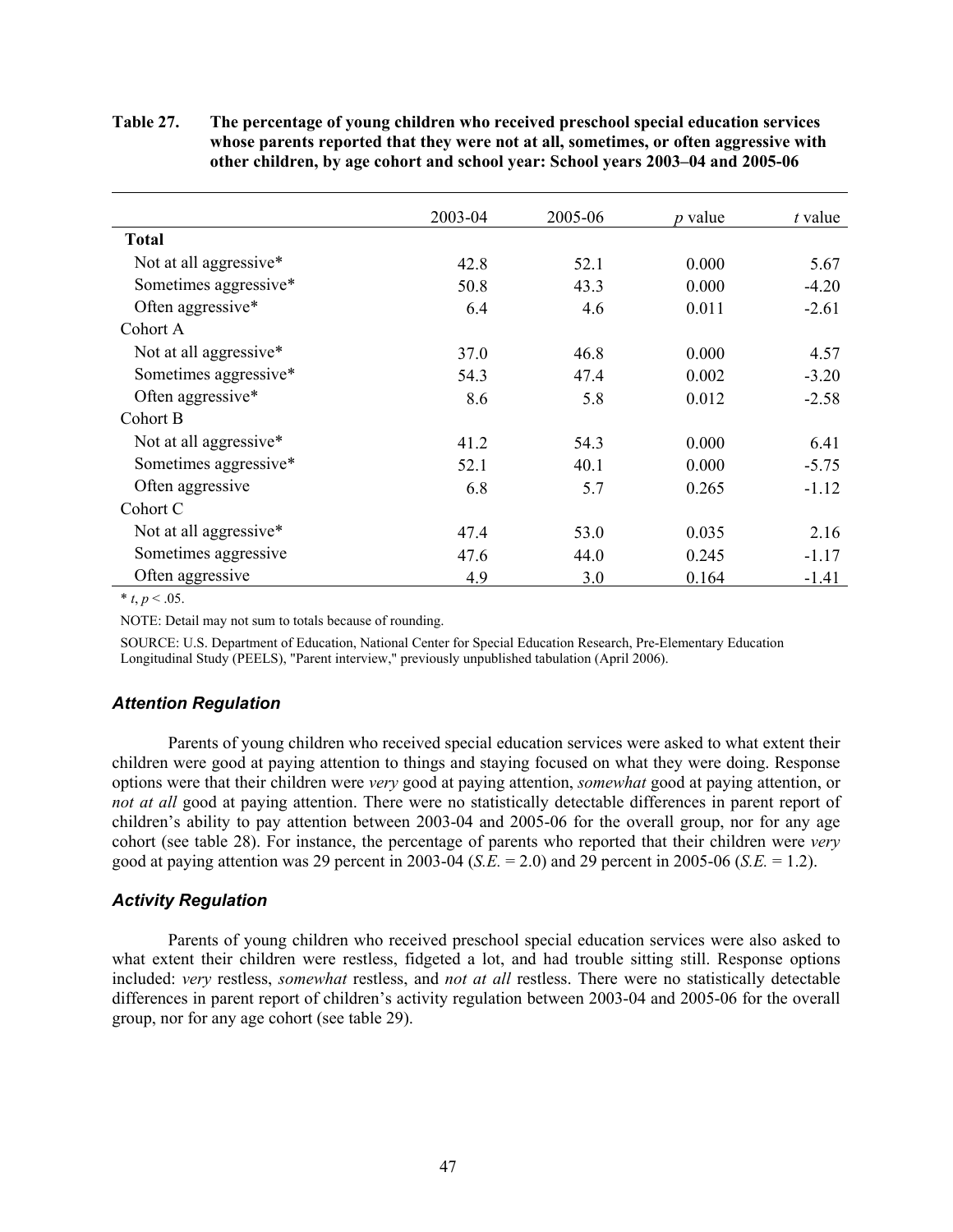**Table 27. The percentage of young children who received preschool special education services whose parents reported that they were not at all, sometimes, or often aggressive with other children, by age cohort and school year: School years 2003–04 and 2005-06**

| | 2003-04 | 2005-06 | *p* value | *t* value |
|---|---|---|---|---|
| **Total** | | | | |
| Not at all aggressive* | 42.8 | 52.1 | 0.000 | 5.67 |
| Sometimes aggressive* | 50.8 | 43.3 | 0.000 | -4.20 |
| Often aggressive* | 6.4 | 4.6 | 0.011 | -2.61 |
| Cohort A | | | | |
| Not at all aggressive* | 37.0 | 46.8 | 0.000 | 4.57 |
| Sometimes aggressive* | 54.3 | 47.4 | 0.002 | -3.20 |
| Often aggressive* | 8.6 | 5.8 | 0.012 | -2.58 |
| Cohort B | | | | |
| Not at all aggressive* | 41.2 | 54.3 | 0.000 | 6.41 |
| Sometimes aggressive* | 52.1 | 40.1 | 0.000 | -5.75 |
| Often aggressive | 6.8 | 5.7 | 0.265 | -1.12 |
| Cohort C | | | | |
| Not at all aggressive* | 47.4 | 53.0 | 0.035 | 2.16 |
| Sometimes aggressive | 47.6 | 44.0 | 0.245 | -1.17 |
| Often aggressive | 4.9 | 3.0 | 0.164 | -1.41 |

* $t$, $p < .05$.

NOTE: Detail may not sum to totals because of rounding.

SOURCE: U.S. Department of Education, National Center for Special Education Research, Pre-Elementary Education Longitudinal Study (PEELS), "Parent interview," previously unpublished tabulation (April 2006).

### *Attention Regulation*

Parents of young children who received special education services were asked to what extent their children were good at paying attention to things and staying focused on what they were doing. Response options were that their children were *very* good at paying attention, *somewhat* good at paying attention, or *not at all* good at paying attention. There were no statistically detectable differences in parent report of children's ability to pay attention between 2003-04 and 2005-06 for the overall group, nor for any age cohort (see table 28). For instance, the percentage of parents who reported that their children were *very* good at paying attention was 29 percent in 2003-04 (*S.E.* = 2.0) and 29 percent in 2005-06 (*S.E.* = 1.2).

### *Activity Regulation*

Parents of young children who received preschool special education services were also asked to what extent their children were restless, fidgeted a lot, and had trouble sitting still. Response options included: *very* restless, *somewhat* restless, and *not at all* restless. There were no statistically detectable differences in parent report of children's activity regulation between 2003-04 and 2005-06 for the overall group, nor for any age cohort (see table 29).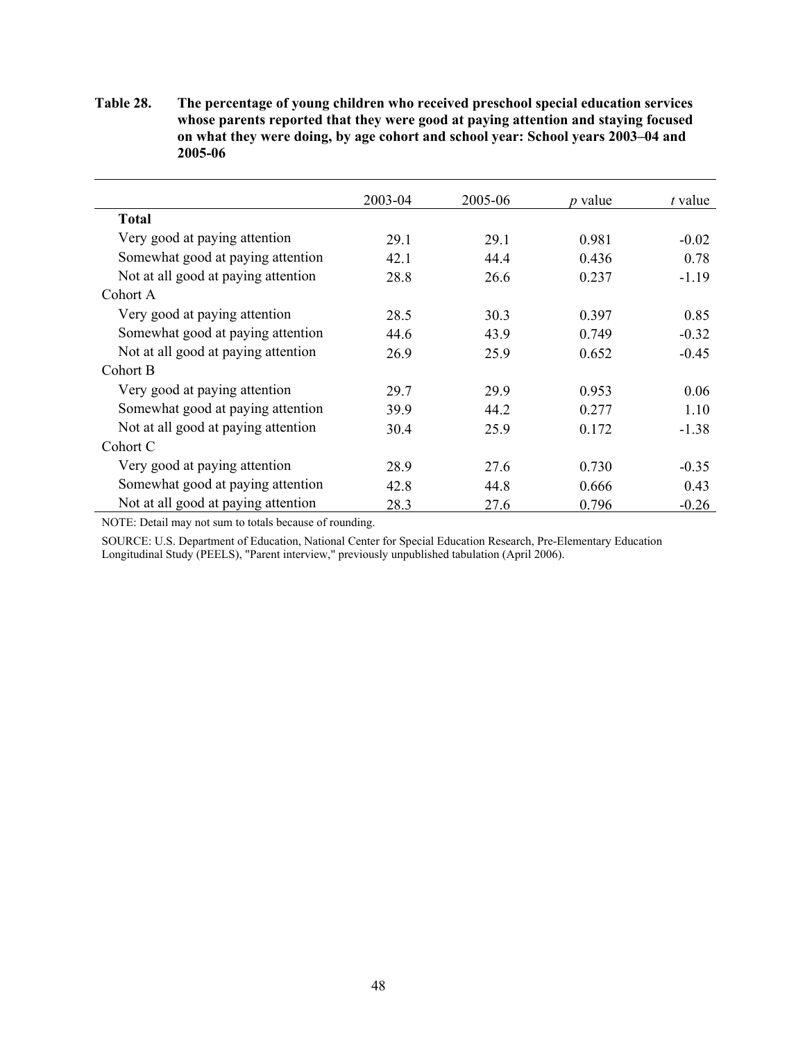**Table 28. The percentage of young children who received preschool special education services whose parents reported that they were good at paying attention and staying focused on what they were doing, by age cohort and school year: School years 2003–04 and 2005-06**

| | 2003-04 | 2005-06 | *p* value | *t* value |
|---|---|---|---|---|
| **Total** | | | | |
| Very good at paying attention | 29.1 | 29.1 | 0.981 | -0.02 |
| Somewhat good at paying attention | 42.1 | 44.4 | 0.436 | 0.78 |
| Not at all good at paying attention | 28.8 | 26.6 | 0.237 | -1.19 |
| Cohort A | | | | |
| Very good at paying attention | 28.5 | 30.3 | 0.397 | 0.85 |
| Somewhat good at paying attention | 44.6 | 43.9 | 0.749 | -0.32 |
| Not at all good at paying attention | 26.9 | 25.9 | 0.652 | -0.45 |
| Cohort B | | | | |
| Very good at paying attention | 29.7 | 29.9 | 0.953 | 0.06 |
| Somewhat good at paying attention | 39.9 | 44.2 | 0.277 | 1.10 |
| Not at all good at paying attention | 30.4 | 25.9 | 0.172 | -1.38 |
| Cohort C | | | | |
| Very good at paying attention | 28.9 | 27.6 | 0.730 | -0.35 |
| Somewhat good at paying attention | 42.8 | 44.8 | 0.666 | 0.43 |
| Not at all good at paying attention | 28.3 | 27.6 | 0.796 | -0.26 |

NOTE: Detail may not sum to totals because of rounding.

SOURCE: U.S. Department of Education, National Center for Special Education Research, Pre-Elementary Education Longitudinal Study (PEELS), "Parent interview," previously unpublished tabulation (April 2006).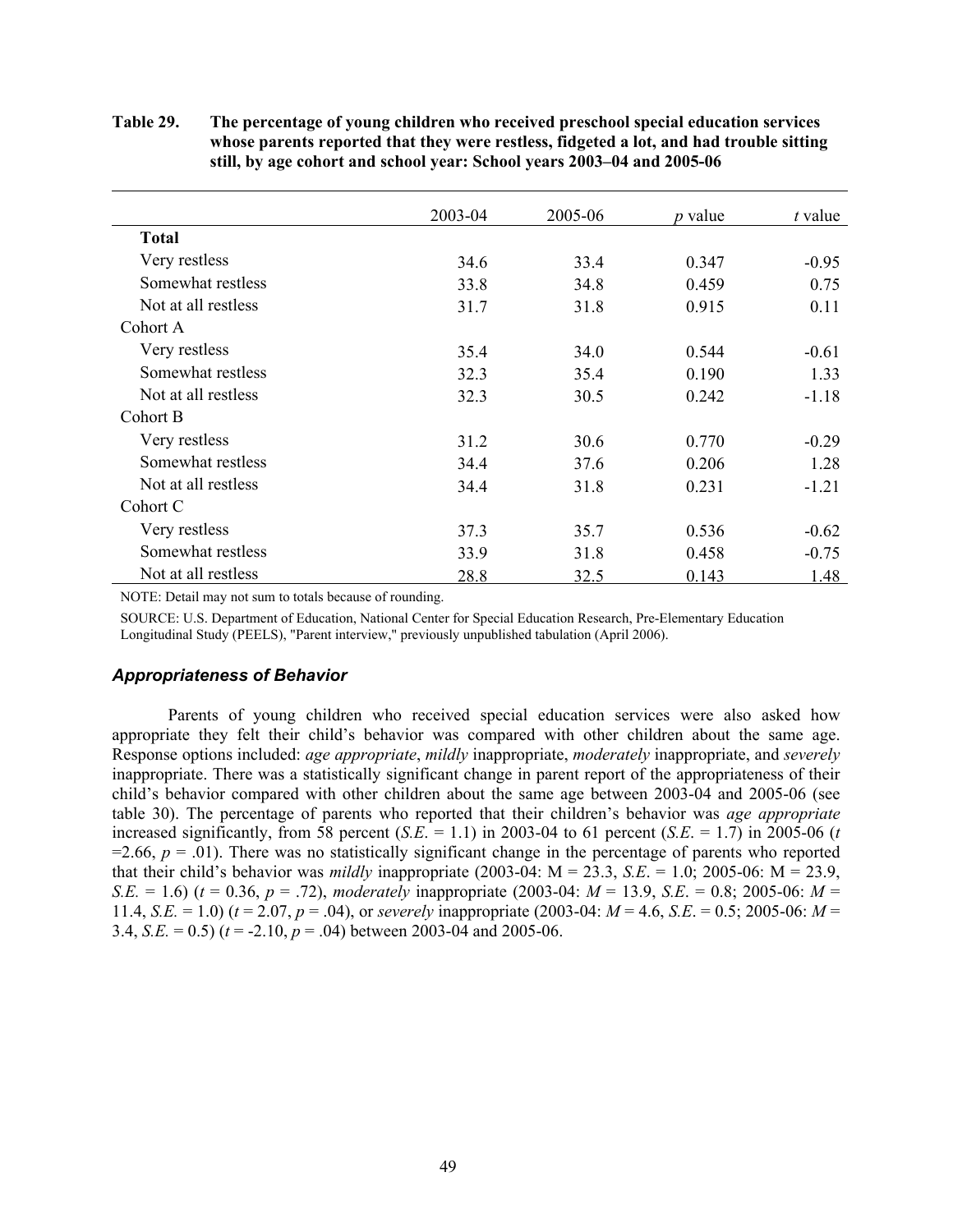**Table 29. The percentage of young children who received preschool special education services whose parents reported that they were restless, fidgeted a lot, and had trouble sitting still, by age cohort and school year: School years 2003–04 and 2005-06**

| | 2003-04 | 2005-06 | *p* value | *t* value |
|---|---|---|---|---|
| **Total** | | | | |
| Very restless | 34.6 | 33.4 | 0.347 | -0.95 |
| Somewhat restless | 33.8 | 34.8 | 0.459 | 0.75 |
| Not at all restless | 31.7 | 31.8 | 0.915 | 0.11 |
| Cohort A | | | | |
| Very restless | 35.4 | 34.0 | 0.544 | -0.61 |
| Somewhat restless | 32.3 | 35.4 | 0.190 | 1.33 |
| Not at all restless | 32.3 | 30.5 | 0.242 | -1.18 |
| Cohort B | | | | |
| Very restless | 31.2 | 30.6 | 0.770 | -0.29 |
| Somewhat restless | 34.4 | 37.6 | 0.206 | 1.28 |
| Not at all restless | 34.4 | 31.8 | 0.231 | -1.21 |
| Cohort C | | | | |
| Very restless | 37.3 | 35.7 | 0.536 | -0.62 |
| Somewhat restless | 33.9 | 31.8 | 0.458 | -0.75 |
| Not at all restless | 28.8 | 32.5 | 0.143 | 1.48 |

NOTE: Detail may not sum to totals because of rounding.

SOURCE: U.S. Department of Education, National Center for Special Education Research, Pre-Elementary Education Longitudinal Study (PEELS), "Parent interview," previously unpublished tabulation (April 2006).

### *Appropriateness of Behavior*

Parents of young children who received special education services were also asked how appropriate they felt their child's behavior was compared with other children about the same age. Response options included: *age appropriate*, *mildly* inappropriate, *moderately* inappropriate, and *severely* inappropriate. There was a statistically significant change in parent report of the appropriateness of their child's behavior compared with other children about the same age between 2003-04 and 2005-06 (see table 30). The percentage of parents who reported that their children's behavior was *age appropriate* increased significantly, from 58 percent (*S.E.* = 1.1) in 2003-04 to 61 percent (*S.E.* = 1.7) in 2005-06 ($t$ =2.66, $p$ = .01). There was no statistically significant change in the percentage of parents who reported that their child's behavior was *mildly* inappropriate (2003-04: M = 23.3, *S.E.* = 1.0; 2005-06: M = 23.9, *S.E.* = 1.6) ($t$ = 0.36, $p$ = .72), *moderately* inappropriate (2003-04: $M$ = 13.9, *S.E.* = 0.8; 2005-06: $M$ = 11.4, *S.E.* = 1.0) ($t$ = 2.07, $p$ = .04), or *severely* inappropriate (2003-04: $M$ = 4.6, *S.E.* = 0.5; 2005-06: $M$ = 3.4, *S.E.* = 0.5) ($t$ = -2.10, $p$ = .04) between 2003-04 and 2005-06.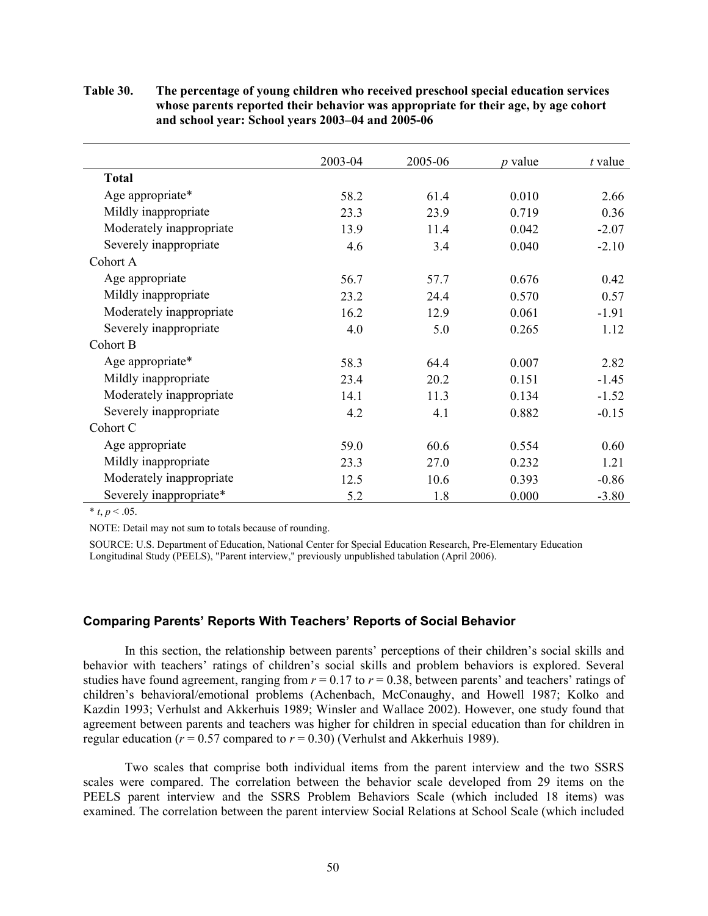**Table 30. The percentage of young children who received preschool special education services whose parents reported their behavior was appropriate for their age, by age cohort and school year: School years 2003–04 and 2005-06**

| | 2003-04 | 2005-06 | *p* value | *t* value |
|---|---|---|---|---|
| **Total** | | | | |
| Age appropriate* | 58.2 | 61.4 | 0.010 | 2.66 |
| Mildly inappropriate | 23.3 | 23.9 | 0.719 | 0.36 |
| Moderately inappropriate | 13.9 | 11.4 | 0.042 | -2.07 |
| Severely inappropriate | 4.6 | 3.4 | 0.040 | -2.10 |
| Cohort A | | | | |
| Age appropriate | 56.7 | 57.7 | 0.676 | 0.42 |
| Mildly inappropriate | 23.2 | 24.4 | 0.570 | 0.57 |
| Moderately inappropriate | 16.2 | 12.9 | 0.061 | -1.91 |
| Severely inappropriate | 4.0 | 5.0 | 0.265 | 1.12 |
| Cohort B | | | | |
| Age appropriate* | 58.3 | 64.4 | 0.007 | 2.82 |
| Mildly inappropriate | 23.4 | 20.2 | 0.151 | -1.45 |
| Moderately inappropriate | 14.1 | 11.3 | 0.134 | -1.52 |
| Severely inappropriate | 4.2 | 4.1 | 0.882 | -0.15 |
| Cohort C | | | | |
| Age appropriate | 59.0 | 60.6 | 0.554 | 0.60 |
| Mildly inappropriate | 23.3 | 27.0 | 0.232 | 1.21 |
| Moderately inappropriate | 12.5 | 10.6 | 0.393 | -0.86 |
| Severely inappropriate* | 5.2 | 1.8 | 0.000 | -3.80 |

* $t$, $p < .05$.

NOTE: Detail may not sum to totals because of rounding.

SOURCE: U.S. Department of Education, National Center for Special Education Research, Pre-Elementary Education Longitudinal Study (PEELS), "Parent interview," previously unpublished tabulation (April 2006).

### Comparing Parents' Reports With Teachers' Reports of Social Behavior

In this section, the relationship between parents' perceptions of their children's social skills and behavior with teachers' ratings of children's social skills and problem behaviors is explored. Several studies have found agreement, ranging from $r = 0.17$ to $r = 0.38$, between parents' and teachers' ratings of children's behavioral/emotional problems (Achenbach, McConaughy, and Howell 1987; Kolko and Kazdin 1993; Verhulst and Akkerhuis 1989; Winsler and Wallace 2002). However, one study found that agreement between parents and teachers was higher for children in special education than for children in regular education ($r = 0.57$ compared to $r = 0.30$) (Verhulst and Akkerhuis 1989).

Two scales that comprise both individual items from the parent interview and the two SSRS scales were compared. The correlation between the behavior scale developed from 29 items on the PEELS parent interview and the SSRS Problem Behaviors Scale (which included 18 items) was examined. The correlation between the parent interview Social Relations at School Scale (which included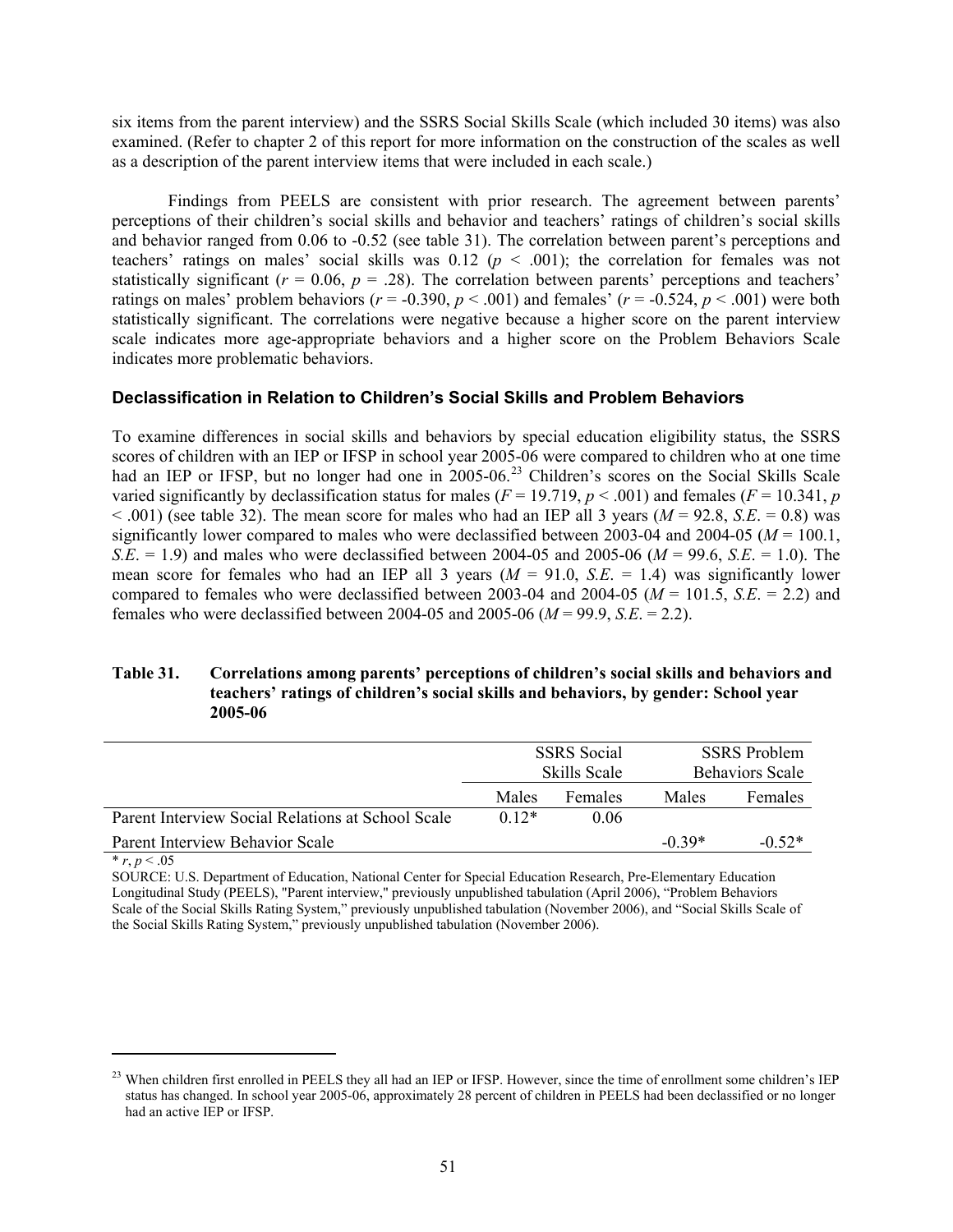six items from the parent interview) and the SSRS Social Skills Scale (which included 30 items) was also examined. (Refer to chapter 2 of this report for more information on the construction of the scales as well as a description of the parent interview items that were included in each scale.)

Findings from PEELS are consistent with prior research. The agreement between parents' perceptions of their children's social skills and behavior and teachers' ratings of children's social skills and behavior ranged from 0.06 to -0.52 (see table 31). The correlation between parent's perceptions and teachers' ratings on males' social skills was 0.12 ($p < .001$); the correlation for females was not statistically significant ($r = 0.06$, $p = .28$). The correlation between parents' perceptions and teachers' ratings on males' problem behaviors ($r = -0.390$, $p < .001$) and females' ($r = -0.524$, $p < .001$) were both statistically significant. The correlations were negative because a higher score on the parent interview scale indicates more age-appropriate behaviors and a higher score on the Problem Behaviors Scale indicates more problematic behaviors.

### Declassification in Relation to Children's Social Skills and Problem Behaviors

To examine differences in social skills and behaviors by special education eligibility status, the SSRS scores of children with an IEP or IFSP in school year 2005-06 were compared to children who at one time had an IEP or IFSP, but no longer had one in 2005-06.[23] Children's scores on the Social Skills Scale varied significantly by declassification status for males ($F = 19.719$, $p < .001$) and females ($F = 10.341$, $p < .001$) (see table 32). The mean score for males who had an IEP all 3 years ($M = 92.8$, $S.E. = 0.8$) was significantly lower compared to males who were declassified between 2003-04 and 2004-05 ($M = 100.1$, $S.E. = 1.9$) and males who were declassified between 2004-05 and 2005-06 ($M = 99.6$, $S.E. = 1.0$). The mean score for females who had an IEP all 3 years ($M = 91.0$, $S.E. = 1.4$) was significantly lower compared to females who were declassified between 2003-04 and 2004-05 ($M = 101.5$, $S.E. = 2.2$) and females who were declassified between 2004-05 and 2005-06 ($M = 99.9$, $S.E. = 2.2$).

**Table 31. Correlations among parents' perceptions of children's social skills and behaviors and teachers' ratings of children's social skills and behaviors, by gender: School year 2005-06**

| | SSRS Social Skills Scale | | SSRS Problem Behaviors Scale | |
|---|---|---|---|---|
| | Males | Females | Males | Females |
| Parent Interview Social Relations at School Scale | 0.12* | 0.06 | | |
| Parent Interview Behavior Scale | | | -0.39* | -0.52* |

* $r$, $p < .05$

SOURCE: U.S. Department of Education, National Center for Special Education Research, Pre-Elementary Education Longitudinal Study (PEELS), "Parent interview," previously unpublished tabulation (April 2006), "Problem Behaviors Scale of the Social Skills Rating System," previously unpublished tabulation (November 2006), and "Social Skills Scale of the Social Skills Rating System," previously unpublished tabulation (November 2006).

[23] When children first enrolled in PEELS they all had an IEP or IFSP. However, since the time of enrollment some children's IEP status has changed. In school year 2005-06, approximately 28 percent of children in PEELS had been declassified or no longer had an active IEP or IFSP.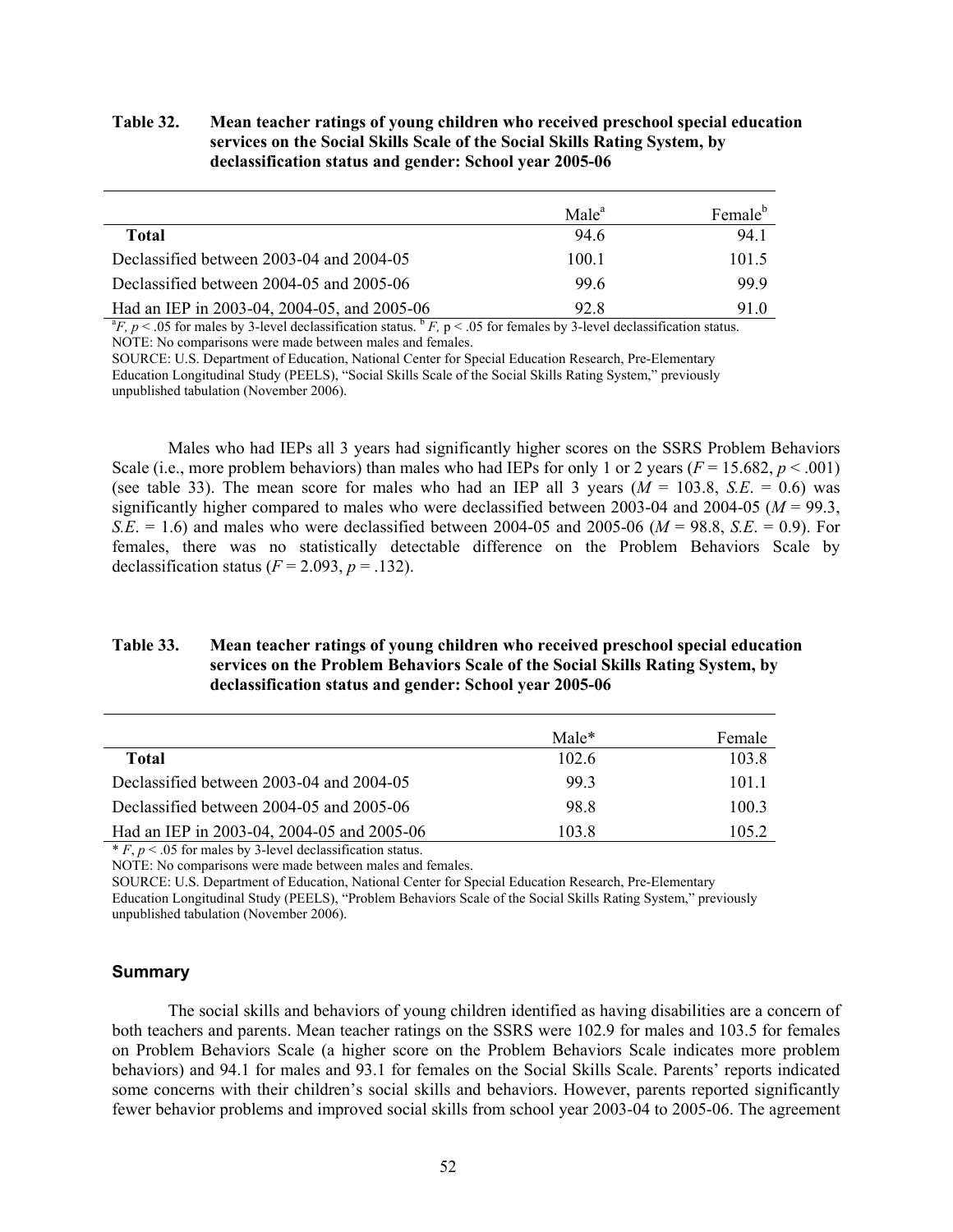**Table 32. Mean teacher ratings of young children who received preschool special education services on the Social Skills Scale of the Social Skills Rating System, by declassification status and gender: School year 2005-06**

| | Male[a] | Female[b] |
|---|---|---|
| **Total** | 94.6 | 94.1 |
| Declassified between 2003-04 and 2004-05 | 100.1 | 101.5 |
| Declassified between 2004-05 and 2005-06 | 99.6 | 99.9 |
| Had an IEP in 2003-04, 2004-05, and 2005-06 | 92.8 | 91.0 |

[a]*F*, $p < .05$ for males by 3-level declassification status. [b]*F*, $p < .05$ for females by 3-level declassification status.

NOTE: No comparisons were made between males and females.

SOURCE: U.S. Department of Education, National Center for Special Education Research, Pre-Elementary Education Longitudinal Study (PEELS), "Social Skills Scale of the Social Skills Rating System," previously unpublished tabulation (November 2006).

Males who had IEPs all 3 years had significantly higher scores on the SSRS Problem Behaviors Scale (i.e., more problem behaviors) than males who had IEPs for only 1 or 2 years ($F = 15.682$, $p < .001$) (see table 33). The mean score for males who had an IEP all 3 years ($M = 103.8$, $S.E. = 0.6$) was significantly higher compared to males who were declassified between 2003-04 and 2004-05 ($M = 99.3$, $S.E. = 1.6$) and males who were declassified between 2004-05 and 2005-06 ($M = 98.8$, $S.E. = 0.9$). For females, there was no statistically detectable difference on the Problem Behaviors Scale by declassification status ($F = 2.093$, $p = .132$).

**Table 33. Mean teacher ratings of young children who received preschool special education services on the Problem Behaviors Scale of the Social Skills Rating System, by declassification status and gender: School year 2005-06**

| | Male* | Female |
|---|---|---|
| **Total** | 102.6 | 103.8 |
| Declassified between 2003-04 and 2004-05 | 99.3 | 101.1 |
| Declassified between 2004-05 and 2005-06 | 98.8 | 100.3 |
| Had an IEP in 2003-04, 2004-05 and 2005-06 | 103.8 | 105.2 |

* *F*, $p < .05$ for males by 3-level declassification status.

NOTE: No comparisons were made between males and females.

SOURCE: U.S. Department of Education, National Center for Special Education Research, Pre-Elementary Education Longitudinal Study (PEELS), "Problem Behaviors Scale of the Social Skills Rating System," previously unpublished tabulation (November 2006).

### Summary

The social skills and behaviors of young children identified as having disabilities are a concern of both teachers and parents. Mean teacher ratings on the SSRS were 102.9 for males and 103.5 for females on Problem Behaviors Scale (a higher score on the Problem Behaviors Scale indicates more problem behaviors) and 94.1 for males and 93.1 for females on the Social Skills Scale. Parents' reports indicated some concerns with their children's social skills and behaviors. However, parents reported significantly fewer behavior problems and improved social skills from school year 2003-04 to 2005-06. The agreement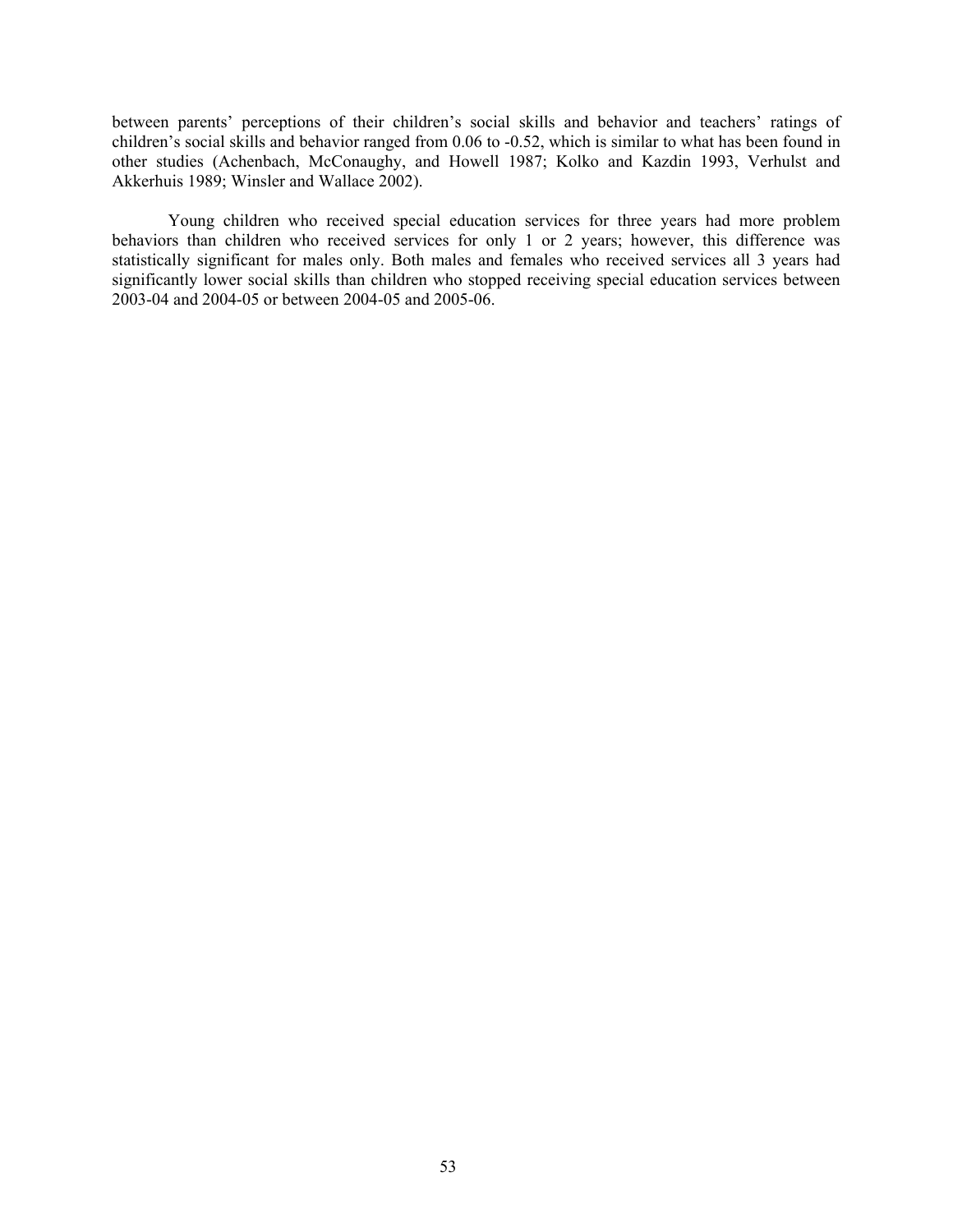between parents' perceptions of their children's social skills and behavior and teachers' ratings of children's social skills and behavior ranged from 0.06 to -0.52, which is similar to what has been found in other studies (Achenbach, McConaughy, and Howell 1987; Kolko and Kazdin 1993, Verhulst and Akkerhuis 1989; Winsler and Wallace 2002).

Young children who received special education services for three years had more problem behaviors than children who received services for only 1 or 2 years; however, this difference was statistically significant for males only. Both males and females who received services all 3 years had significantly lower social skills than children who stopped receiving special education services between 2003-04 and 2004-05 or between 2004-05 and 2005-06.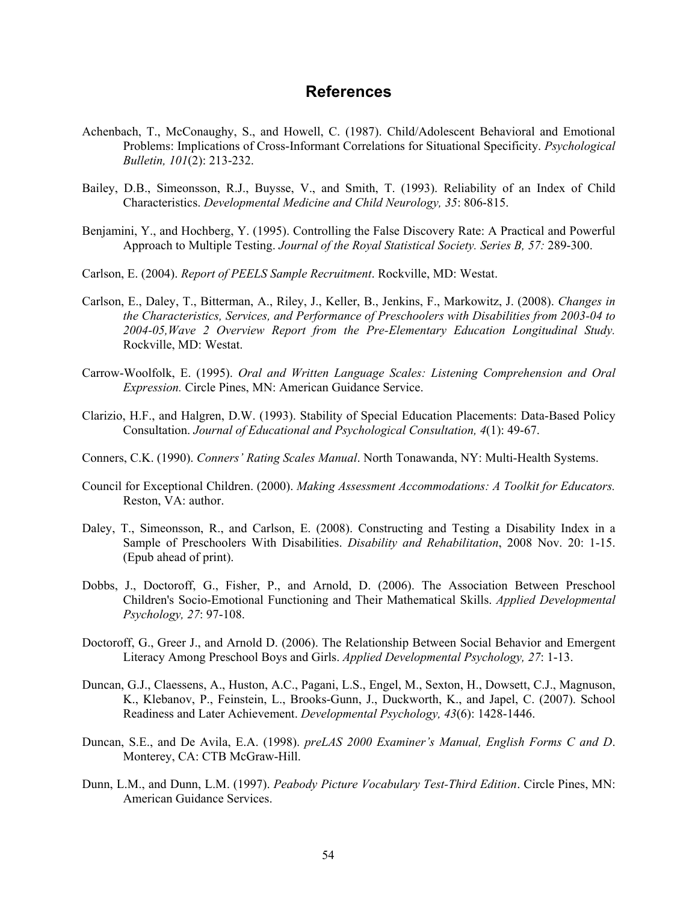# References

Achenbach, T., McConaughy, S., and Howell, C. (1987). Child/Adolescent Behavioral and Emotional Problems: Implications of Cross-Informant Correlations for Situational Specificity. *Psychological Bulletin, 101*(2): 213-232.

Bailey, D.B., Simeonsson, R.J., Buysse, V., and Smith, T. (1993). Reliability of an Index of Child Characteristics. *Developmental Medicine and Child Neurology, 35*: 806-815.

Benjamini, Y., and Hochberg, Y. (1995). Controlling the False Discovery Rate: A Practical and Powerful Approach to Multiple Testing. *Journal of the Royal Statistical Society. Series B, 57:* 289-300.

Carlson, E. (2004). *Report of PEELS Sample Recruitment*. Rockville, MD: Westat.

Carlson, E., Daley, T., Bitterman, A., Riley, J., Keller, B., Jenkins, F., Markowitz, J. (2008). *Changes in the Characteristics, Services, and Performance of Preschoolers with Disabilities from 2003-04 to 2004-05,Wave 2 Overview Report from the Pre-Elementary Education Longitudinal Study.* Rockville, MD: Westat.

Carrow-Woolfolk, E. (1995). *Oral and Written Language Scales: Listening Comprehension and Oral Expression.* Circle Pines, MN: American Guidance Service.

Clarizio, H.F., and Halgren, D.W. (1993). Stability of Special Education Placements: Data-Based Policy Consultation. *Journal of Educational and Psychological Consultation, 4*(1): 49-67.

Conners, C.K. (1990). *Conners' Rating Scales Manual*. North Tonawanda, NY: Multi-Health Systems.

Council for Exceptional Children. (2000). *Making Assessment Accommodations: A Toolkit for Educators.* Reston, VA: author.

Daley, T., Simeonsson, R., and Carlson, E. (2008). Constructing and Testing a Disability Index in a Sample of Preschoolers With Disabilities. *Disability and Rehabilitation*, 2008 Nov. 20: 1-15. (Epub ahead of print).

Dobbs, J., Doctoroff, G., Fisher, P., and Arnold, D. (2006). The Association Between Preschool Children's Socio-Emotional Functioning and Their Mathematical Skills. *Applied Developmental Psychology, 27*: 97-108.

Doctoroff, G., Greer J., and Arnold D. (2006). The Relationship Between Social Behavior and Emergent Literacy Among Preschool Boys and Girls. *Applied Developmental Psychology, 27*: 1-13.

Duncan, G.J., Claessens, A., Huston, A.C., Pagani, L.S., Engel, M., Sexton, H., Dowsett, C.J., Magnuson, K., Klebanov, P., Feinstein, L., Brooks-Gunn, J., Duckworth, K., and Japel, C. (2007). School Readiness and Later Achievement. *Developmental Psychology, 43*(6): 1428-1446.

Duncan, S.E., and De Avila, E.A. (1998). *preLAS 2000 Examiner's Manual, English Forms C and D*. Monterey, CA: CTB McGraw-Hill.

Dunn, L.M., and Dunn, L.M. (1997). *Peabody Picture Vocabulary Test-Third Edition*. Circle Pines, MN: American Guidance Services.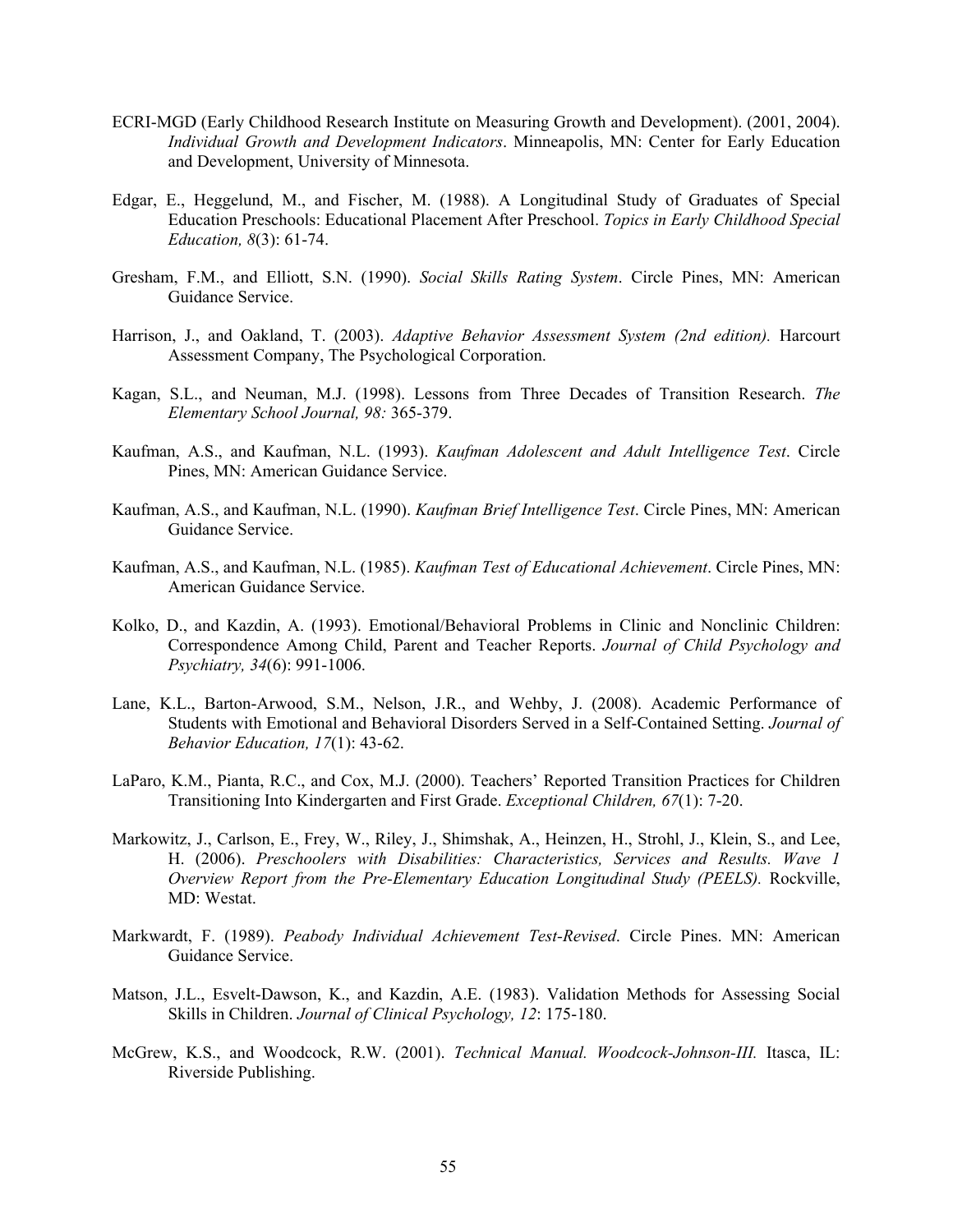ECRI-MGD (Early Childhood Research Institute on Measuring Growth and Development). (2001, 2004). *Individual Growth and Development Indicators*. Minneapolis, MN: Center for Early Education and Development, University of Minnesota.

Edgar, E., Heggelund, M., and Fischer, M. (1988). A Longitudinal Study of Graduates of Special Education Preschools: Educational Placement After Preschool. *Topics in Early Childhood Special Education, 8*(3): 61-74.

Gresham, F.M., and Elliott, S.N. (1990). *Social Skills Rating System*. Circle Pines, MN: American Guidance Service.

Harrison, J., and Oakland, T. (2003). *Adaptive Behavior Assessment System (2nd edition).* Harcourt Assessment Company, The Psychological Corporation.

Kagan, S.L., and Neuman, M.J. (1998). Lessons from Three Decades of Transition Research. *The Elementary School Journal, 98:* 365-379.

Kaufman, A.S., and Kaufman, N.L. (1993). *Kaufman Adolescent and Adult Intelligence Test*. Circle Pines, MN: American Guidance Service.

Kaufman, A.S., and Kaufman, N.L. (1990). *Kaufman Brief Intelligence Test*. Circle Pines, MN: American Guidance Service.

Kaufman, A.S., and Kaufman, N.L. (1985). *Kaufman Test of Educational Achievement*. Circle Pines, MN: American Guidance Service.

Kolko, D., and Kazdin, A. (1993). Emotional/Behavioral Problems in Clinic and Nonclinic Children: Correspondence Among Child, Parent and Teacher Reports. *Journal of Child Psychology and Psychiatry, 34*(6): 991-1006.

Lane, K.L., Barton-Arwood, S.M., Nelson, J.R., and Wehby, J. (2008). Academic Performance of Students with Emotional and Behavioral Disorders Served in a Self-Contained Setting. *Journal of Behavior Education, 17*(1): 43-62.

LaParo, K.M., Pianta, R.C., and Cox, M.J. (2000). Teachers' Reported Transition Practices for Children Transitioning Into Kindergarten and First Grade. *Exceptional Children, 67*(1): 7-20.

Markowitz, J., Carlson, E., Frey, W., Riley, J., Shimshak, A., Heinzen, H., Strohl, J., Klein, S., and Lee, H. (2006). *Preschoolers with Disabilities: Characteristics, Services and Results. Wave 1 Overview Report from the Pre-Elementary Education Longitudinal Study (PEELS).* Rockville, MD: Westat.

Markwardt, F. (1989). *Peabody Individual Achievement Test-Revised*. Circle Pines. MN: American Guidance Service.

Matson, J.L., Esvelt-Dawson, K., and Kazdin, A.E. (1983). Validation Methods for Assessing Social Skills in Children. *Journal of Clinical Psychology, 12*: 175-180.

McGrew, K.S., and Woodcock, R.W. (2001). *Technical Manual. Woodcock-Johnson-III.* Itasca, IL: Riverside Publishing.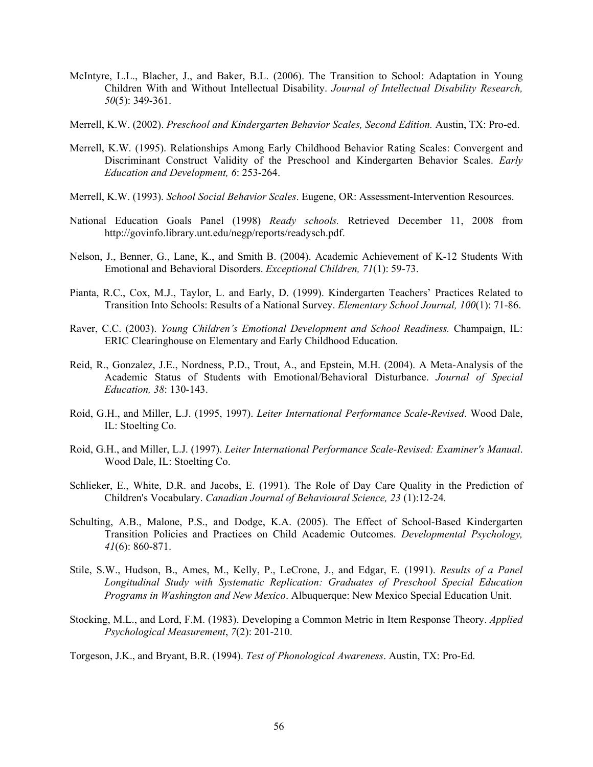McIntyre, L.L., Blacher, J., and Baker, B.L. (2006). The Transition to School: Adaptation in Young Children With and Without Intellectual Disability. *Journal of Intellectual Disability Research, 50*(5): 349-361.

Merrell, K.W. (2002). *Preschool and Kindergarten Behavior Scales, Second Edition.* Austin, TX: Pro-ed.

Merrell, K.W. (1995). Relationships Among Early Childhood Behavior Rating Scales: Convergent and Discriminant Construct Validity of the Preschool and Kindergarten Behavior Scales. *Early Education and Development, 6*: 253-264.

Merrell, K.W. (1993). *School Social Behavior Scales*. Eugene, OR: Assessment-Intervention Resources.

National Education Goals Panel (1998) *Ready schools.* Retrieved December 11, 2008 from http://govinfo.library.unt.edu/negp/reports/readysch.pdf.

Nelson, J., Benner, G., Lane, K., and Smith B. (2004). Academic Achievement of K-12 Students With Emotional and Behavioral Disorders. *Exceptional Children, 71*(1): 59-73.

Pianta, R.C., Cox, M.J., Taylor, L. and Early, D. (1999). Kindergarten Teachers' Practices Related to Transition Into Schools: Results of a National Survey. *Elementary School Journal, 100*(1): 71-86.

Raver, C.C. (2003). *Young Children's Emotional Development and School Readiness.* Champaign, IL: ERIC Clearinghouse on Elementary and Early Childhood Education.

Reid, R., Gonzalez, J.E., Nordness, P.D., Trout, A., and Epstein, M.H. (2004). A Meta-Analysis of the Academic Status of Students with Emotional/Behavioral Disturbance. *Journal of Special Education, 38*: 130-143.

Roid, G.H., and Miller, L.J. (1995, 1997). *Leiter International Performance Scale-Revised*. Wood Dale, IL: Stoelting Co.

Roid, G.H., and Miller, L.J. (1997). *Leiter International Performance Scale-Revised: Examiner's Manual*. Wood Dale, IL: Stoelting Co.

Schlieker, E., White, D.R. and Jacobs, E. (1991). The Role of Day Care Quality in the Prediction of Children's Vocabulary. *Canadian Journal of Behavioural Science, 23* (1):12-24*.*

Schulting, A.B., Malone, P.S., and Dodge, K.A. (2005). The Effect of School-Based Kindergarten Transition Policies and Practices on Child Academic Outcomes. *Developmental Psychology, 41*(6): 860-871.

Stile, S.W., Hudson, B., Ames, M., Kelly, P., LeCrone, J., and Edgar, E. (1991). *Results of a Panel Longitudinal Study with Systematic Replication: Graduates of Preschool Special Education Programs in Washington and New Mexico*. Albuquerque: New Mexico Special Education Unit.

Stocking, M.L., and Lord, F.M. (1983). Developing a Common Metric in Item Response Theory. *Applied Psychological Measurement*, *7*(2): 201-210.

Torgeson, J.K., and Bryant, B.R. (1994). *Test of Phonological Awareness*. Austin, TX: Pro-Ed.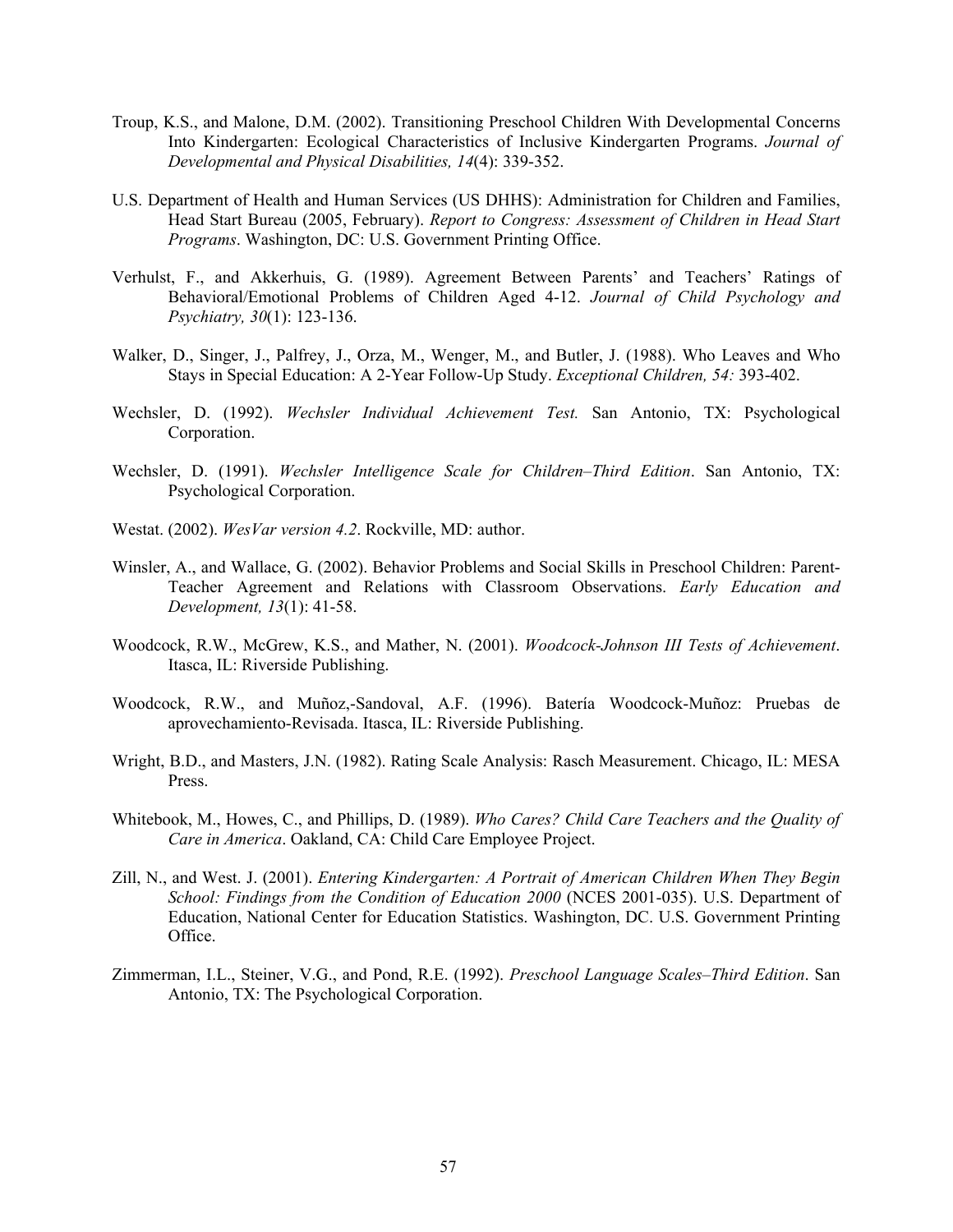Troup, K.S., and Malone, D.M. (2002). Transitioning Preschool Children With Developmental Concerns Into Kindergarten: Ecological Characteristics of Inclusive Kindergarten Programs. *Journal of Developmental and Physical Disabilities, 14*(4): 339-352.

U.S. Department of Health and Human Services (US DHHS): Administration for Children and Families, Head Start Bureau (2005, February). *Report to Congress: Assessment of Children in Head Start Programs*. Washington, DC: U.S. Government Printing Office.

Verhulst, F., and Akkerhuis, G. (1989). Agreement Between Parents' and Teachers' Ratings of Behavioral/Emotional Problems of Children Aged 4-12. *Journal of Child Psychology and Psychiatry, 30*(1): 123-136.

Walker, D., Singer, J., Palfrey, J., Orza, M., Wenger, M., and Butler, J. (1988). Who Leaves and Who Stays in Special Education: A 2-Year Follow-Up Study. *Exceptional Children, 54:* 393-402.

Wechsler, D. (1992). *Wechsler Individual Achievement Test.* San Antonio, TX: Psychological Corporation.

Wechsler, D. (1991). *Wechsler Intelligence Scale for Children–Third Edition*. San Antonio, TX: Psychological Corporation.

Westat. (2002). *WesVar version 4.2*. Rockville, MD: author.

Winsler, A., and Wallace, G. (2002). Behavior Problems and Social Skills in Preschool Children: Parent-Teacher Agreement and Relations with Classroom Observations. *Early Education and Development, 13*(1): 41-58.

Woodcock, R.W., McGrew, K.S., and Mather, N. (2001). *Woodcock-Johnson III Tests of Achievement*. Itasca, IL: Riverside Publishing.

Woodcock, R.W., and Muñoz,-Sandoval, A.F. (1996). Batería Woodcock-Muñoz: Pruebas de aprovechamiento-Revisada. Itasca, IL: Riverside Publishing.

Wright, B.D., and Masters, J.N. (1982). Rating Scale Analysis: Rasch Measurement. Chicago, IL: MESA Press.

Whitebook, M., Howes, C., and Phillips, D. (1989). *Who Cares? Child Care Teachers and the Quality of Care in America*. Oakland, CA: Child Care Employee Project.

Zill, N., and West. J. (2001). *Entering Kindergarten: A Portrait of American Children When They Begin School: Findings from the Condition of Education 2000* (NCES 2001-035). U.S. Department of Education, National Center for Education Statistics. Washington, DC. U.S. Government Printing Office.

Zimmerman, I.L., Steiner, V.G., and Pond, R.E. (1992). *Preschool Language Scales–Third Edition*. San Antonio, TX: The Psychological Corporation.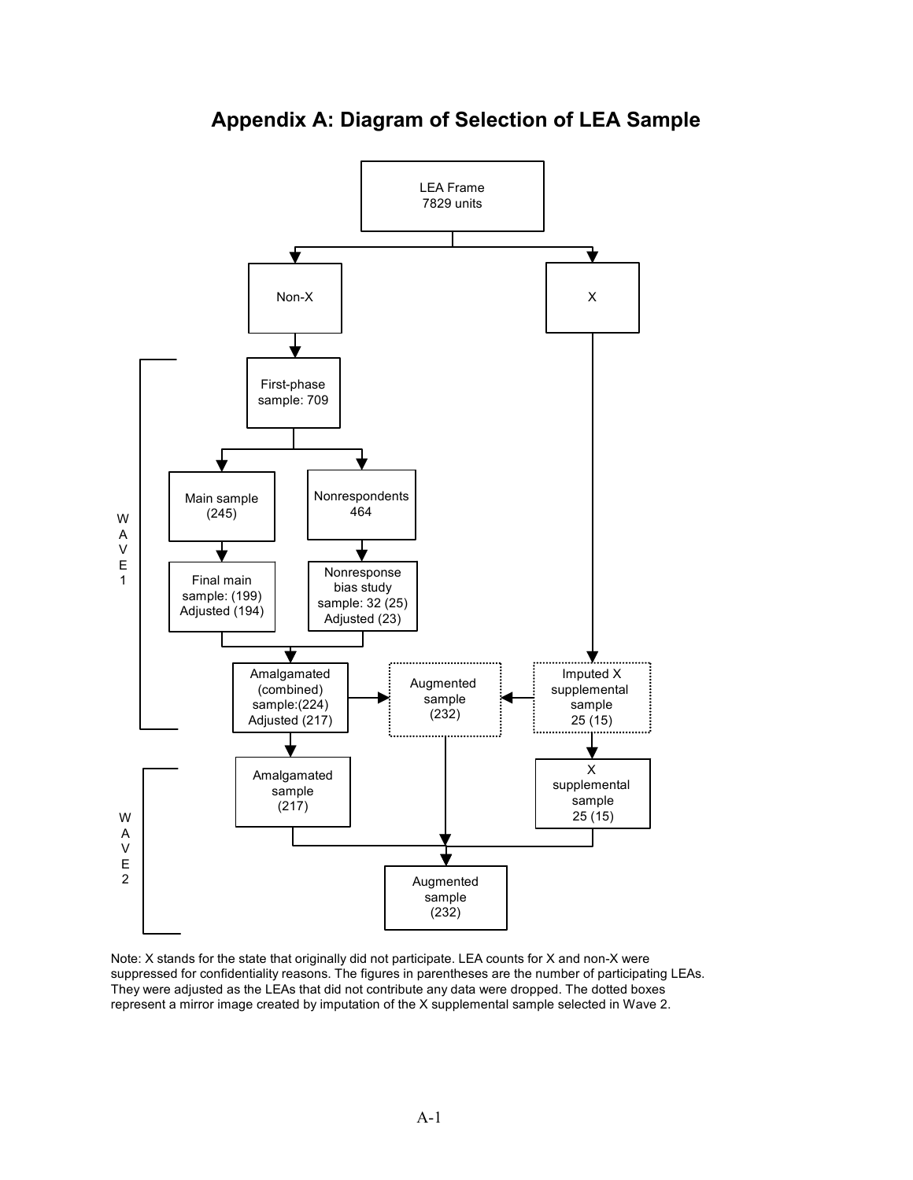# Appendix A: Diagram of Selection of LEA Sample

LEA Frame
7829 units

Non-X

X

WAVE 1

First-phase sample: 709

Main sample (245)

Nonrespondents 464

Final main sample: (199) Adjusted (194)

Nonresponse bias study sample: 32 (25) Adjusted (23)

Amalgamated (combined) sample:(224) Adjusted (217)

Augmented sample (232)

Imputed X supplemental sample 25 (15)

WAVE 2

Amalgamated sample (217)

X supplemental sample 25 (15)

Augmented sample (232)

Note: X stands for the state that originally did not participate. LEA counts for X and non-X were suppressed for confidentiality reasons. The figures in parentheses are the number of participating LEAs. They were adjusted as the LEAs that did not contribute any data were dropped. The dotted boxes represent a mirror image created by imputation of the X supplemental sample selected in Wave 2.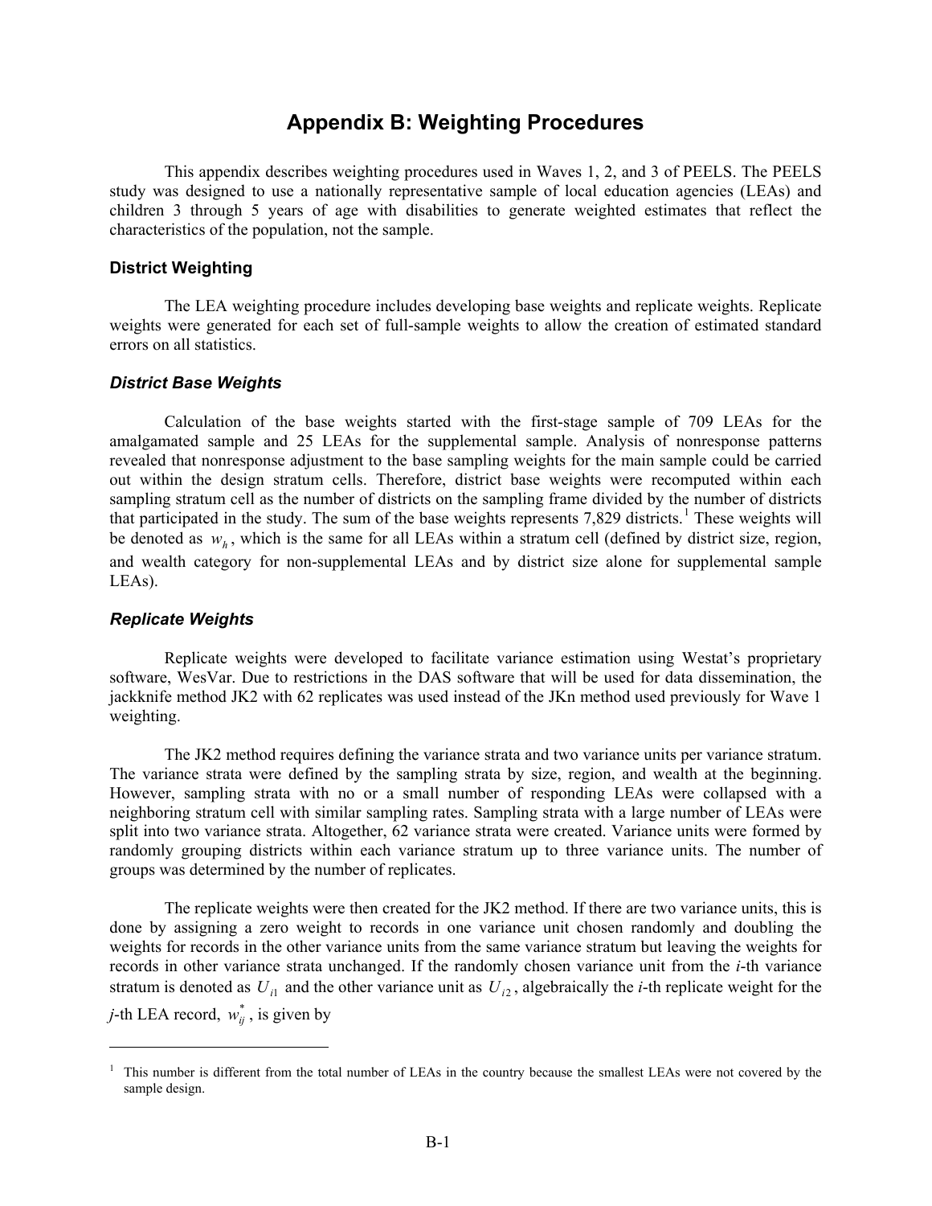# Appendix B: Weighting Procedures

This appendix describes weighting procedures used in Waves 1, 2, and 3 of PEELS. The PEELS study was designed to use a nationally representative sample of local education agencies (LEAs) and children 3 through 5 years of age with disabilities to generate weighted estimates that reflect the characteristics of the population, not the sample.

### District Weighting

The LEA weighting procedure includes developing base weights and replicate weights. Replicate weights were generated for each set of full-sample weights to allow the creation of estimated standard errors on all statistics.

#### *District Base Weights*

Calculation of the base weights started with the first-stage sample of 709 LEAs for the amalgamated sample and 25 LEAs for the supplemental sample. Analysis of nonresponse patterns revealed that nonresponse adjustment to the base sampling weights for the main sample could be carried out within the design stratum cells. Therefore, district base weights were recomputed within each sampling stratum cell as the number of districts on the sampling frame divided by the number of districts that participated in the study. The sum of the base weights represents 7,829 districts.[1] These weights will be denoted as $w_h$, which is the same for all LEAs within a stratum cell (defined by district size, region, and wealth category for non-supplemental LEAs and by district size alone for supplemental sample LEAs).

#### *Replicate Weights*

Replicate weights were developed to facilitate variance estimation using Westat's proprietary software, WesVar. Due to restrictions in the DAS software that will be used for data dissemination, the jackknife method JK2 with 62 replicates was used instead of the JKn method used previously for Wave 1 weighting.

The JK2 method requires defining the variance strata and two variance units per variance stratum. The variance strata were defined by the sampling strata by size, region, and wealth at the beginning. However, sampling strata with no or a small number of responding LEAs were collapsed with a neighboring stratum cell with similar sampling rates. Sampling strata with a large number of LEAs were split into two variance strata. Altogether, 62 variance strata were created. Variance units were formed by randomly grouping districts within each variance stratum up to three variance units. The number of groups was determined by the number of replicates.

The replicate weights were then created for the JK2 method. If there are two variance units, this is done by assigning a zero weight to records in one variance unit chosen randomly and doubling the weights for records in the other variance units from the same variance stratum but leaving the weights for records in other variance strata unchanged. If the randomly chosen variance unit from the *i*-th variance stratum is denoted as $U_{i1}$ and the other variance unit as $U_{i2}$, algebraically the *i*-th replicate weight for the *j*-th LEA record, $w_{ij}^{*}$, is given by

[1] This number is different from the total number of LEAs in the country because the smallest LEAs were not covered by the sample design.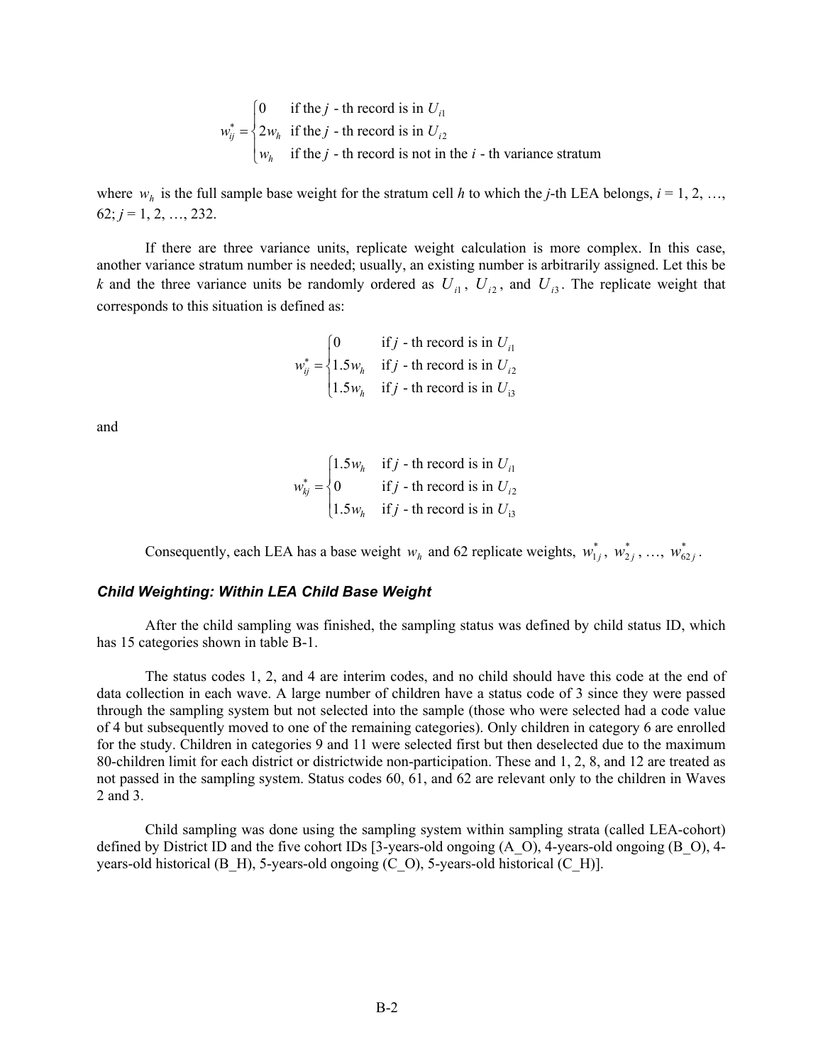$$w_{ij}^* = \begin{cases} 0 & \text{if the } j\text{ - th record is in } U_{i1} \\ 2w_h & \text{if the } j\text{ - th record is in } U_{i2} \\ w_h & \text{if the } j\text{ - th record is not in the } i\text{ - th variance stratum} \end{cases}$$

where $w_h$ is the full sample base weight for the stratum cell $h$ to which the $j$-th LEA belongs, $i = 1, 2, \ldots, 62$; $j = 1, 2, \ldots, 232$.

If there are three variance units, replicate weight calculation is more complex. In this case, another variance stratum number is needed; usually, an existing number is arbitrarily assigned. Let this be $k$ and the three variance units be randomly ordered as $U_{i1}$, $U_{i2}$, and $U_{i3}$. The replicate weight that corresponds to this situation is defined as:

$$w_{ij}^* = \begin{cases} 0 & \text{if } j\text{ - th record is in } U_{i1} \\ 1.5w_h & \text{if } j\text{ - th record is in } U_{i2} \\ 1.5w_h & \text{if } j\text{ - th record is in } U_{i3} \end{cases}$$

and

$$w_{kj}^* = \begin{cases} 1.5w_h & \text{if } j\text{ - th record is in } U_{i1} \\ 0 & \text{if } j\text{ - th record is in } U_{i2} \\ 1.5w_h & \text{if } j\text{ - th record is in } U_{i3} \end{cases}$$

Consequently, each LEA has a base weight $w_h$ and 62 replicate weights, $w_{1j}^*$, $w_{2j}^*$, …, $w_{62j}^*$.

### *Child Weighting: Within LEA Child Base Weight*

After the child sampling was finished, the sampling status was defined by child status ID, which has 15 categories shown in table B-1.

The status codes 1, 2, and 4 are interim codes, and no child should have this code at the end of data collection in each wave. A large number of children have a status code of 3 since they were passed through the sampling system but not selected into the sample (those who were selected had a code value of 4 but subsequently moved to one of the remaining categories). Only children in category 6 are enrolled for the study. Children in categories 9 and 11 were selected first but then deselected due to the maximum 80-children limit for each district or districtwide non-participation. These and 1, 2, 8, and 12 are treated as not passed in the sampling system. Status codes 60, 61, and 62 are relevant only to the children in Waves 2 and 3.

Child sampling was done using the sampling system within sampling strata (called LEA-cohort) defined by District ID and the five cohort IDs [3-years-old ongoing (A_O), 4-years-old ongoing (B_O), 4-years-old historical (B_H), 5-years-old ongoing (C_O), 5-years-old historical (C_H)].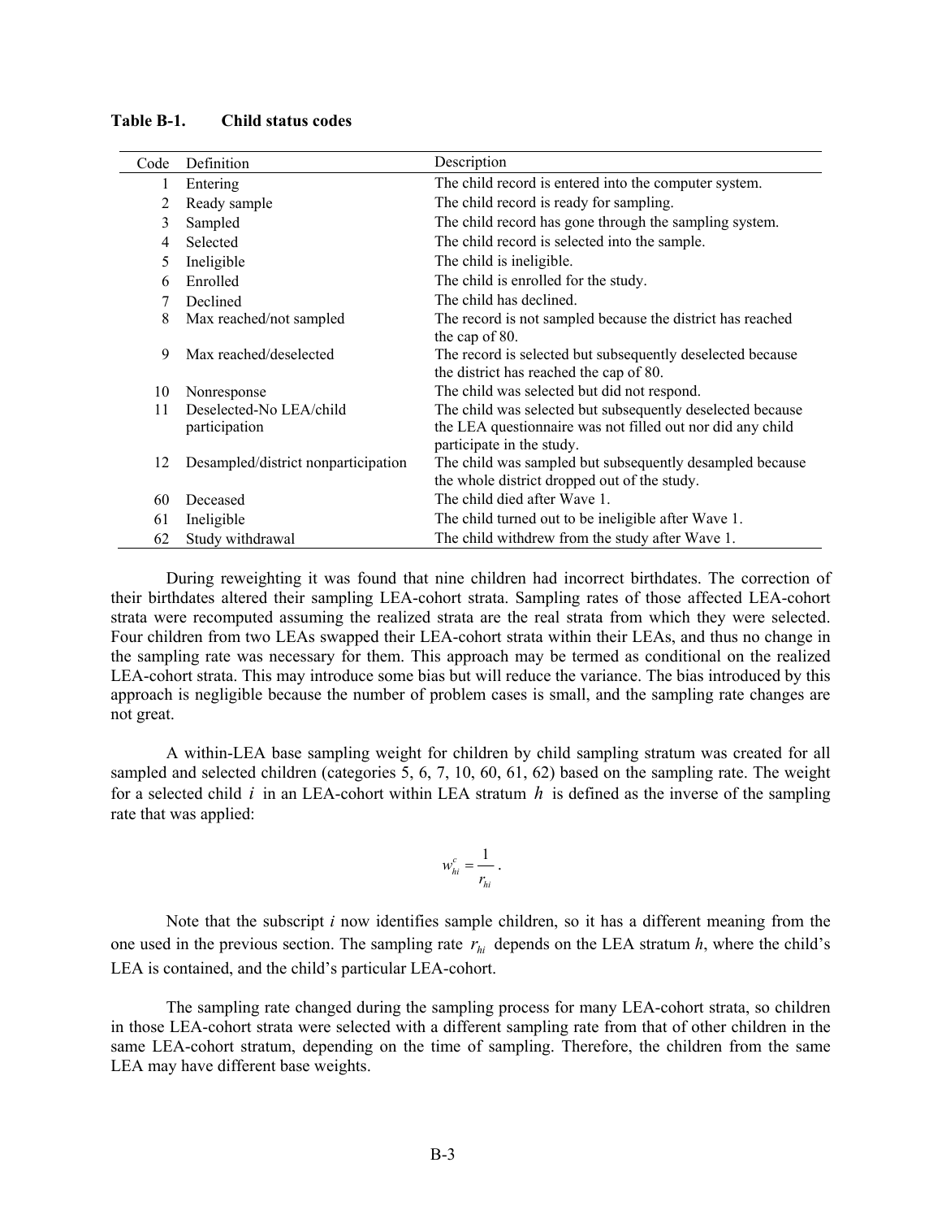**Table B-1. Child status codes**

| Code | Definition | Description |
|---|---|---|
| 1 | Entering | The child record is entered into the computer system. |
| 2 | Ready sample | The child record is ready for sampling. |
| 3 | Sampled | The child record has gone through the sampling system. |
| 4 | Selected | The child record is selected into the sample. |
| 5 | Ineligible | The child is ineligible. |
| 6 | Enrolled | The child is enrolled for the study. |
| 7 | Declined | The child has declined. |
| 8 | Max reached/not sampled | The record is not sampled because the district has reached the cap of 80. |
| 9 | Max reached/deselected | The record is selected but subsequently deselected because the district has reached the cap of 80. |
| 10 | Nonresponse | The child was selected but did not respond. |
| 11 | Deselected-No LEA/child participation | The child was selected but subsequently deselected because the LEA questionnaire was not filled out nor did any child participate in the study. |
| 12 | Desampled/district nonparticipation | The child was sampled but subsequently desampled because the whole district dropped out of the study. |
| 60 | Deceased | The child died after Wave 1. |
| 61 | Ineligible | The child turned out to be ineligible after Wave 1. |
| 62 | Study withdrawal | The child withdrew from the study after Wave 1. |

During reweighting it was found that nine children had incorrect birthdates. The correction of their birthdates altered their sampling LEA-cohort strata. Sampling rates of those affected LEA-cohort strata were recomputed assuming the realized strata are the real strata from which they were selected. Four children from two LEAs swapped their LEA-cohort strata within their LEAs, and thus no change in the sampling rate was necessary for them. This approach may be termed as conditional on the realized LEA-cohort strata. This may introduce some bias but will reduce the variance. The bias introduced by this approach is negligible because the number of problem cases is small, and the sampling rate changes are not great.

A within-LEA base sampling weight for children by child sampling stratum was created for all sampled and selected children (categories 5, 6, 7, 10, 60, 61, 62) based on the sampling rate. The weight for a selected child $i$ in an LEA-cohort within LEA stratum $h$ is defined as the inverse of the sampling rate that was applied:

$$w_{hi}^{c} = \frac{1}{r_{hi}}.$$

Note that the subscript $i$ now identifies sample children, so it has a different meaning from the one used in the previous section. The sampling rate $r_{hi}$ depends on the LEA stratum $h$, where the child's LEA is contained, and the child's particular LEA-cohort.

The sampling rate changed during the sampling process for many LEA-cohort strata, so children in those LEA-cohort strata were selected with a different sampling rate from that of other children in the same LEA-cohort stratum, depending on the time of sampling. Therefore, the children from the same LEA may have different base weights.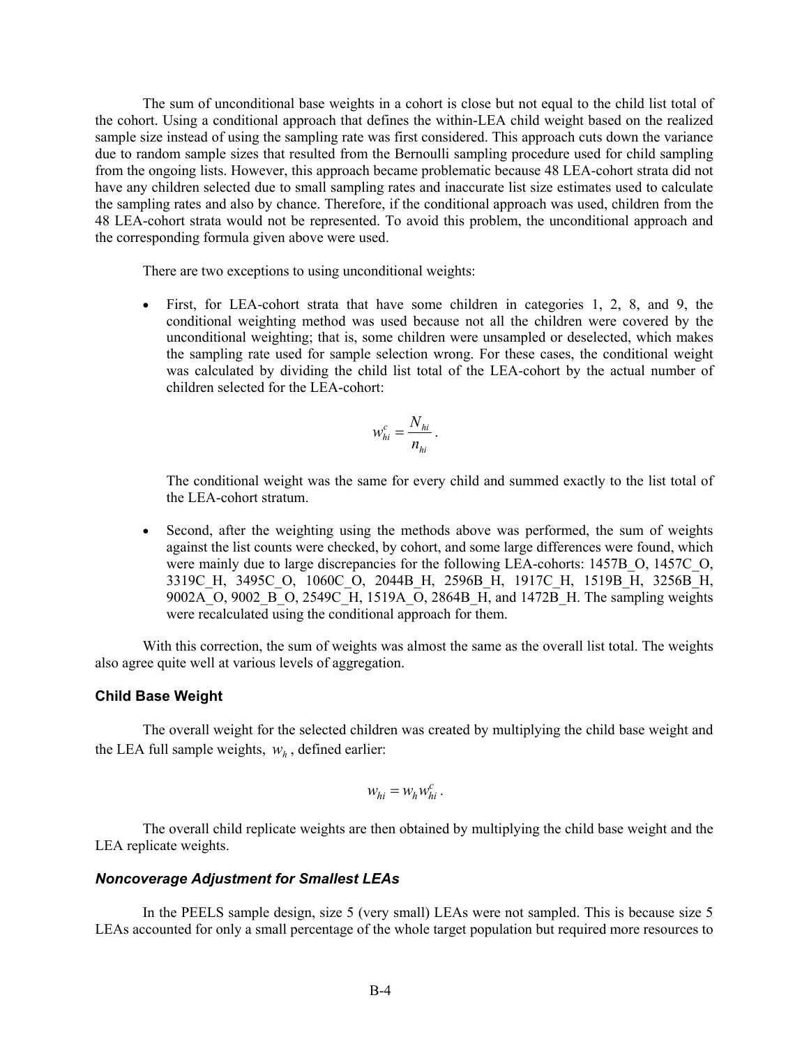The sum of unconditional base weights in a cohort is close but not equal to the child list total of the cohort. Using a conditional approach that defines the within-LEA child weight based on the realized sample size instead of using the sampling rate was first considered. This approach cuts down the variance due to random sample sizes that resulted from the Bernoulli sampling procedure used for child sampling from the ongoing lists. However, this approach became problematic because 48 LEA-cohort strata did not have any children selected due to small sampling rates and inaccurate list size estimates used to calculate the sampling rates and also by chance. Therefore, if the conditional approach was used, children from the 48 LEA-cohort strata would not be represented. To avoid this problem, the unconditional approach and the corresponding formula given above were used.

There are two exceptions to using unconditional weights:

- First, for LEA-cohort strata that have some children in categories 1, 2, 8, and 9, the conditional weighting method was used because not all the children were covered by the unconditional weighting; that is, some children were unsampled or deselected, which makes the sampling rate used for sample selection wrong. For these cases, the conditional weight was calculated by dividing the child list total of the LEA-cohort by the actual number of children selected for the LEA-cohort:

$$w_{hi}^{c} = \frac{N_{hi}}{n_{hi}}.$$

  The conditional weight was the same for every child and summed exactly to the list total of the LEA-cohort stratum.

- Second, after the weighting using the methods above was performed, the sum of weights against the list counts were checked, by cohort, and some large differences were found, which were mainly due to large discrepancies for the following LEA-cohorts: 1457B_O, 1457C_O, 3319C_H, 3495C_O, 1060C_O, 2044B_H, 2596B_H, 1917C_H, 1519B_H, 3256B_H, 9002A_O, 9002_B_O, 2549C_H, 1519A_O, 2864B_H, and 1472B_H. The sampling weights were recalculated using the conditional approach for them.

With this correction, the sum of weights was almost the same as the overall list total. The weights also agree quite well at various levels of aggregation.

### Child Base Weight

The overall weight for the selected children was created by multiplying the child base weight and the LEA full sample weights, $w_h$, defined earlier:

$$w_{hi} = w_h w_{hi}^{c}.$$

The overall child replicate weights are then obtained by multiplying the child base weight and the LEA replicate weights.

### *Noncoverage Adjustment for Smallest LEAs*

In the PEELS sample design, size 5 (very small) LEAs were not sampled. This is because size 5 LEAs accounted for only a small percentage of the whole target population but required more resources to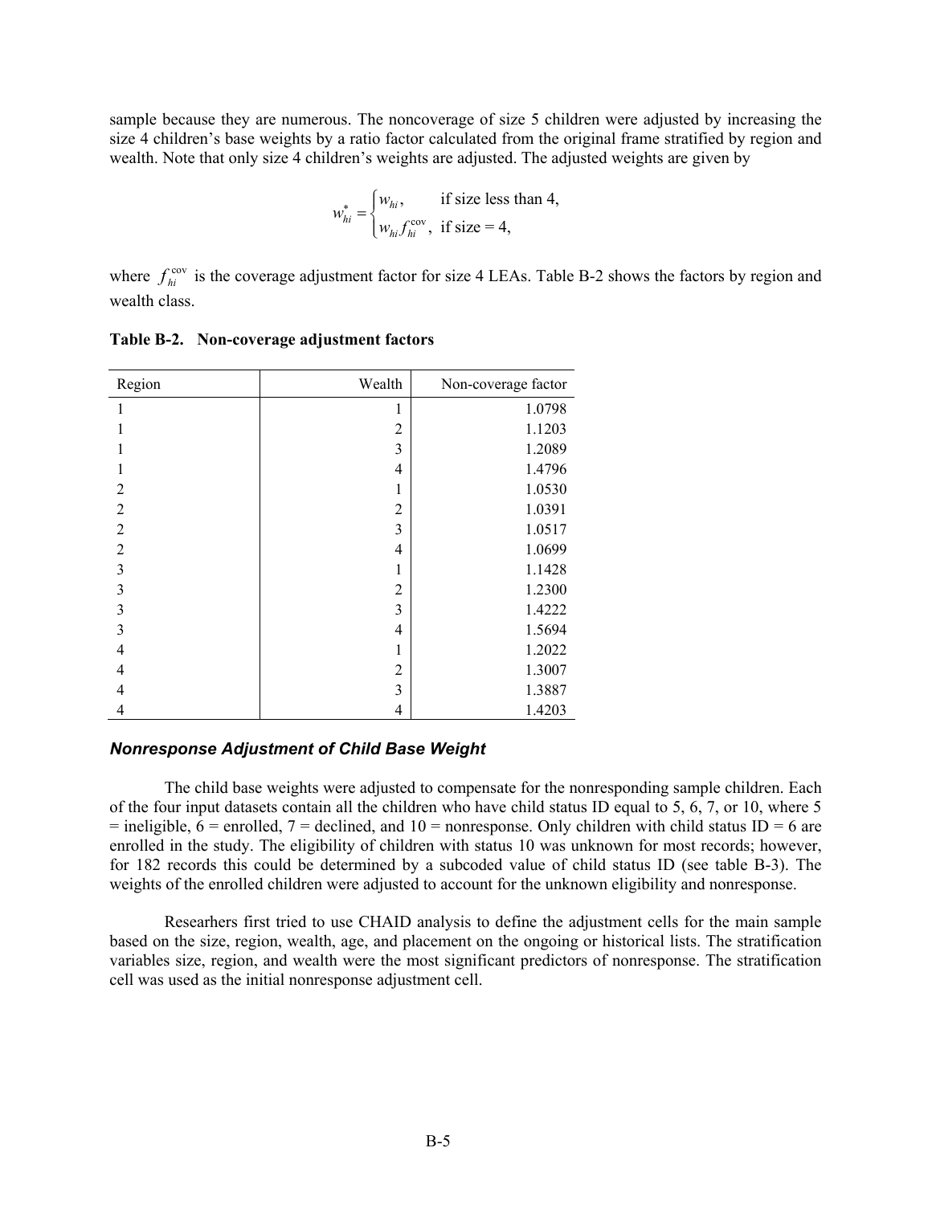sample because they are numerous. The noncoverage of size 5 children were adjusted by increasing the size 4 children's base weights by a ratio factor calculated from the original frame stratified by region and wealth. Note that only size 4 children's weights are adjusted. The adjusted weights are given by

$$w_{hi}^{*} = \begin{cases} w_{hi}, & \text{if size less than 4,} \\ w_{hi} f_{hi}^{\text{cov}}, & \text{if size = 4,} \end{cases}$$

where $f_{hi}^{\text{cov}}$ is the coverage adjustment factor for size 4 LEAs. Table B-2 shows the factors by region and wealth class.

**Table B-2. Non-coverage adjustment factors**

| Region | Wealth | Non-coverage factor |
|---|---:|---:|
| 1 | 1 | 1.0798 |
| 1 | 2 | 1.1203 |
| 1 | 3 | 1.2089 |
| 1 | 4 | 1.4796 |
| 2 | 1 | 1.0530 |
| 2 | 2 | 1.0391 |
| 2 | 3 | 1.0517 |
| 2 | 4 | 1.0699 |
| 3 | 1 | 1.1428 |
| 3 | 2 | 1.2300 |
| 3 | 3 | 1.4222 |
| 3 | 4 | 1.5694 |
| 4 | 1 | 1.2022 |
| 4 | 2 | 1.3007 |
| 4 | 3 | 1.3887 |
| 4 | 4 | 1.4203 |

### *Nonresponse Adjustment of Child Base Weight*

The child base weights were adjusted to compensate for the nonresponding sample children. Each of the four input datasets contain all the children who have child status ID equal to 5, 6, 7, or 10, where 5 = ineligible, 6 = enrolled, 7 = declined, and 10 = nonresponse. Only children with child status ID = 6 are enrolled in the study. The eligibility of children with status 10 was unknown for most records; however, for 182 records this could be determined by a subcoded value of child status ID (see table B-3). The weights of the enrolled children were adjusted to account for the unknown eligibility and nonresponse.

Researhers first tried to use CHAID analysis to define the adjustment cells for the main sample based on the size, region, wealth, age, and placement on the ongoing or historical lists. The stratification variables size, region, and wealth were the most significant predictors of nonresponse. The stratification cell was used as the initial nonresponse adjustment cell.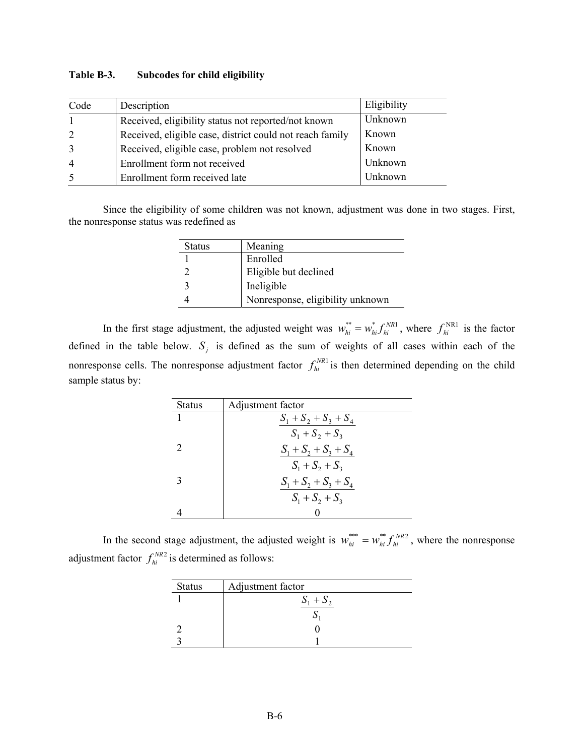**Table B-3. Subcodes for child eligibility**

| Code | Description | Eligibility |
|---|---|---|
| 1 | Received, eligibility status not reported/not known | Unknown |
| 2 | Received, eligible case, district could not reach family | Known |
| 3 | Received, eligible case, problem not resolved | Known |
| 4 | Enrollment form not received | Unknown |
| 5 | Enrollment form received late | Unknown |

Since the eligibility of some children was not known, adjustment was done in two stages. First, the nonresponse status was redefined as

| Status | Meaning |
|---|---|
| 1 | Enrolled |
| 2 | Eligible but declined |
| 3 | Ineligible |
| 4 | Nonresponse, eligibility unknown |

In the first stage adjustment, the adjusted weight was $w_{hi}^{**} = w_{hi}^{*} f_{hi}^{NR1}$, where $f_{hi}^{NR1}$ is the factor defined in the table below. $S_j$ is defined as the sum of weights of all cases within each of the nonresponse cells. The nonresponse adjustment factor $f_{hi}^{NR1}$ is then determined depending on the child sample status by:

| Status | Adjustment factor |
|---|---|
| 1 | $\dfrac{S_1 + S_2 + S_3 + S_4}{S_1 + S_2 + S_3}$ |
| 2 | $\dfrac{S_1 + S_2 + S_3 + S_4}{S_1 + S_2 + S_3}$ |
| 3 | $\dfrac{S_1 + S_2 + S_3 + S_4}{S_1 + S_2 + S_3}$ |
| 4 | 0 |

In the second stage adjustment, the adjusted weight is $w_{hi}^{***} = w_{hi}^{**} f_{hi}^{NR2}$, where the nonresponse adjustment factor $f_{hi}^{NR2}$ is determined as follows:

| Status | Adjustment factor |
|---|---|
| 1 | $\dfrac{S_1 + S_2}{S_1}$ |
| 2 | 0 |
| 3 | 1 |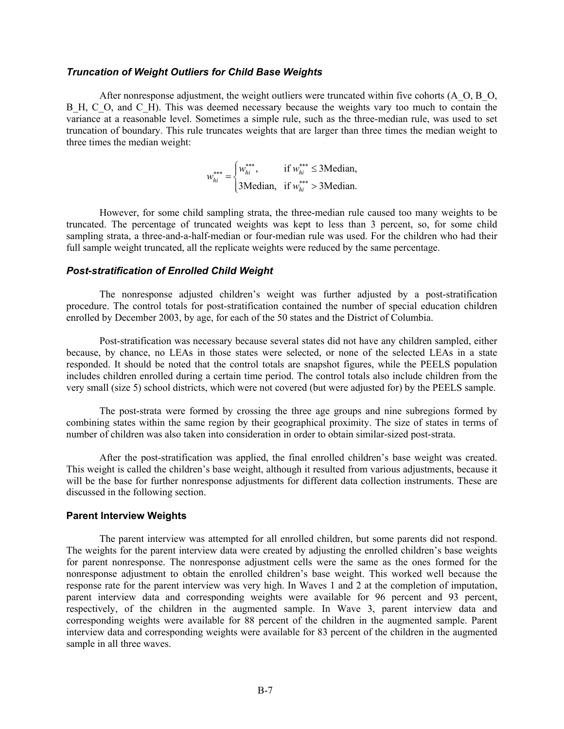### *Truncation of Weight Outliers for Child Base Weights*

After nonresponse adjustment, the weight outliers were truncated within five cohorts (A_O, B_O, B_H, C_O, and C_H). This was deemed necessary because the weights vary too much to contain the variance at a reasonable level. Sometimes a simple rule, such as the three-median rule, was used to set truncation of boundary. This rule truncates weights that are larger than three times the median weight to three times the median weight:

$$w_{hi}^{***} = \begin{cases} w_{hi}^{***}, & \text{if } w_{hi}^{***} \leq 3\text{Median}, \\ 3\text{Median}, & \text{if } w_{hi}^{***} > 3\text{Median}. \end{cases}$$

However, for some child sampling strata, the three-median rule caused too many weights to be truncated. The percentage of truncated weights was kept to less than 3 percent, so, for some child sampling strata, a three-and-a-half-median or four-median rule was used. For the children who had their full sample weight truncated, all the replicate weights were reduced by the same percentage.

### *Post-stratification of Enrolled Child Weight*

The nonresponse adjusted children's weight was further adjusted by a post-stratification procedure. The control totals for post-stratification contained the number of special education children enrolled by December 2003, by age, for each of the 50 states and the District of Columbia.

Post-stratification was necessary because several states did not have any children sampled, either because, by chance, no LEAs in those states were selected, or none of the selected LEAs in a state responded. It should be noted that the control totals are snapshot figures, while the PEELS population includes children enrolled during a certain time period. The control totals also include children from the very small (size 5) school districts, which were not covered (but were adjusted for) by the PEELS sample.

The post-strata were formed by crossing the three age groups and nine subregions formed by combining states within the same region by their geographical proximity. The size of states in terms of number of children was also taken into consideration in order to obtain similar-sized post-strata.

After the post-stratification was applied, the final enrolled children's base weight was created. This weight is called the children's base weight, although it resulted from various adjustments, because it will be the base for further nonresponse adjustments for different data collection instruments. These are discussed in the following section.

### Parent Interview Weights

The parent interview was attempted for all enrolled children, but some parents did not respond. The weights for the parent interview data were created by adjusting the enrolled children's base weights for parent nonresponse. The nonresponse adjustment cells were the same as the ones formed for the nonresponse adjustment to obtain the enrolled children's base weight. This worked well because the response rate for the parent interview was very high. In Waves 1 and 2 at the completion of imputation, parent interview data and corresponding weights were available for 96 percent and 93 percent, respectively, of the children in the augmented sample. In Wave 3, parent interview data and corresponding weights were available for 88 percent of the children in the augmented sample. Parent interview data and corresponding weights were available for 83 percent of the children in the augmented sample in all three waves.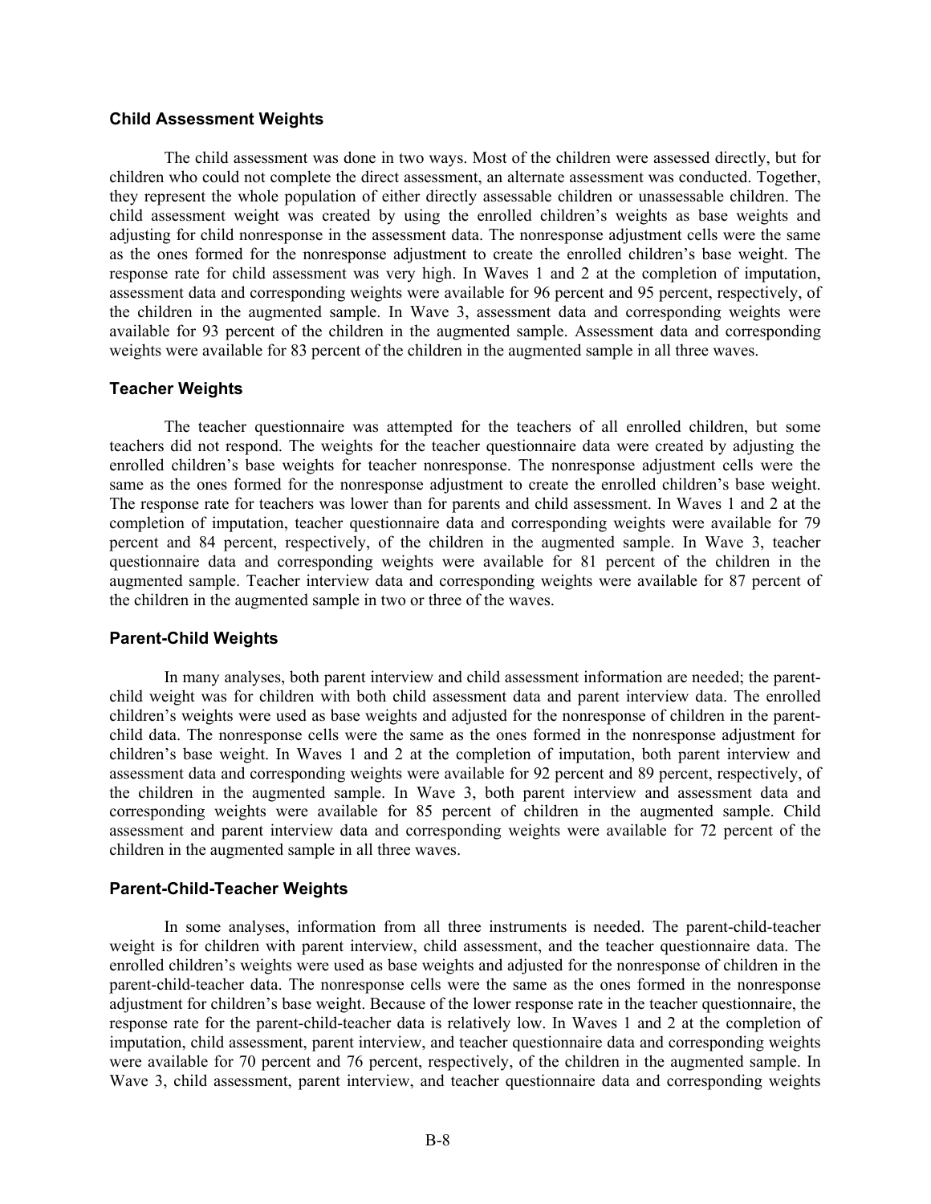### Child Assessment Weights

The child assessment was done in two ways. Most of the children were assessed directly, but for children who could not complete the direct assessment, an alternate assessment was conducted. Together, they represent the whole population of either directly assessable children or unassessable children. The child assessment weight was created by using the enrolled children's weights as base weights and adjusting for child nonresponse in the assessment data. The nonresponse adjustment cells were the same as the ones formed for the nonresponse adjustment to create the enrolled children's base weight. The response rate for child assessment was very high. In Waves 1 and 2 at the completion of imputation, assessment data and corresponding weights were available for 96 percent and 95 percent, respectively, of the children in the augmented sample. In Wave 3, assessment data and corresponding weights were available for 93 percent of the children in the augmented sample. Assessment data and corresponding weights were available for 83 percent of the children in the augmented sample in all three waves.

### Teacher Weights

The teacher questionnaire was attempted for the teachers of all enrolled children, but some teachers did not respond. The weights for the teacher questionnaire data were created by adjusting the enrolled children's base weights for teacher nonresponse. The nonresponse adjustment cells were the same as the ones formed for the nonresponse adjustment to create the enrolled children's base weight. The response rate for teachers was lower than for parents and child assessment. In Waves 1 and 2 at the completion of imputation, teacher questionnaire data and corresponding weights were available for 79 percent and 84 percent, respectively, of the children in the augmented sample. In Wave 3, teacher questionnaire data and corresponding weights were available for 81 percent of the children in the augmented sample. Teacher interview data and corresponding weights were available for 87 percent of the children in the augmented sample in two or three of the waves.

### Parent-Child Weights

In many analyses, both parent interview and child assessment information are needed; the parent-child weight was for children with both child assessment data and parent interview data. The enrolled children's weights were used as base weights and adjusted for the nonresponse of children in the parent-child data. The nonresponse cells were the same as the ones formed in the nonresponse adjustment for children's base weight. In Waves 1 and 2 at the completion of imputation, both parent interview and assessment data and corresponding weights were available for 92 percent and 89 percent, respectively, of the children in the augmented sample. In Wave 3, both parent interview and assessment data and corresponding weights were available for 85 percent of children in the augmented sample. Child assessment and parent interview data and corresponding weights were available for 72 percent of the children in the augmented sample in all three waves.

### Parent-Child-Teacher Weights

In some analyses, information from all three instruments is needed. The parent-child-teacher weight is for children with parent interview, child assessment, and the teacher questionnaire data. The enrolled children's weights were used as base weights and adjusted for the nonresponse of children in the parent-child-teacher data. The nonresponse cells were the same as the ones formed in the nonresponse adjustment for children's base weight. Because of the lower response rate in the teacher questionnaire, the response rate for the parent-child-teacher data is relatively low. In Waves 1 and 2 at the completion of imputation, child assessment, parent interview, and teacher questionnaire data and corresponding weights were available for 70 percent and 76 percent, respectively, of the children in the augmented sample. In Wave 3, child assessment, parent interview, and teacher questionnaire data and corresponding weights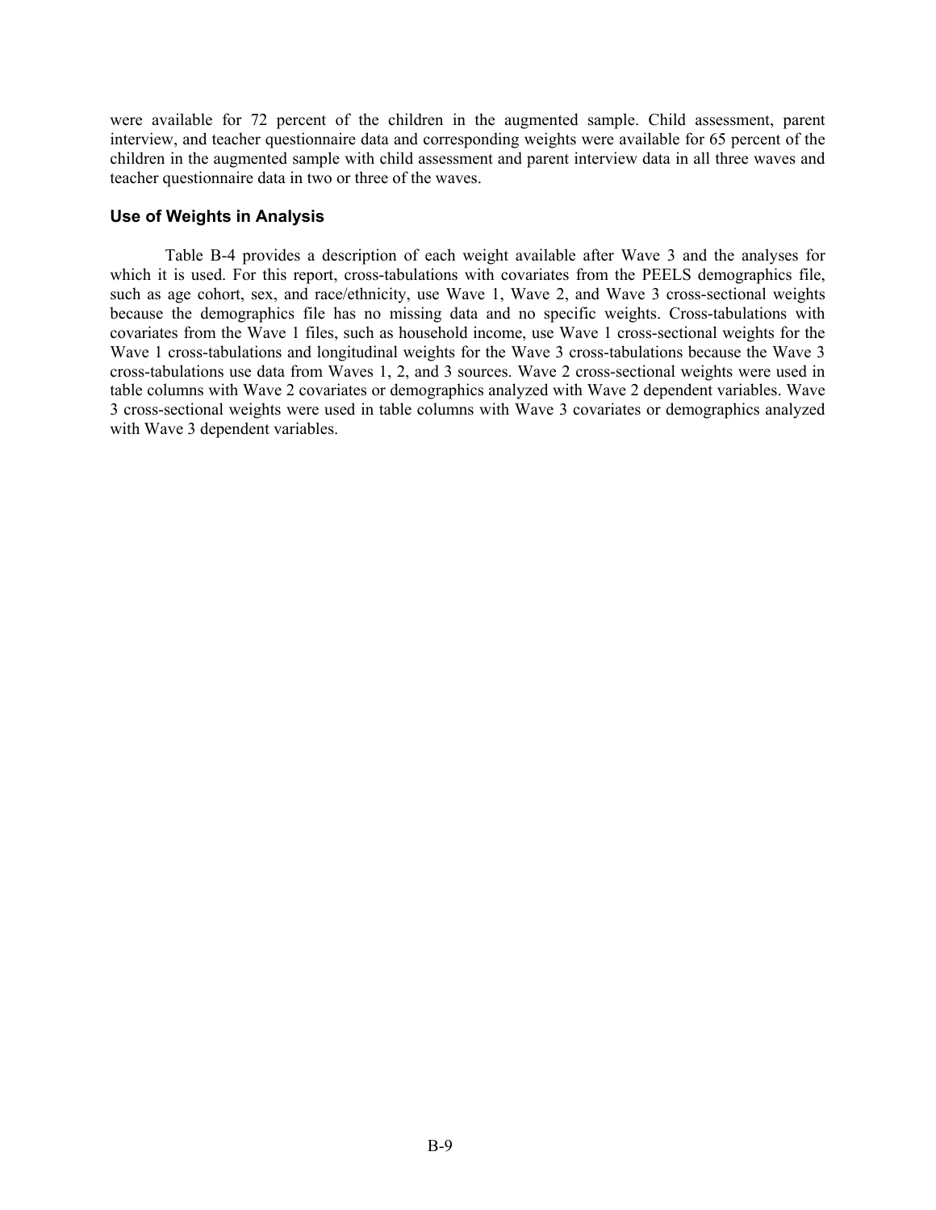were available for 72 percent of the children in the augmented sample. Child assessment, parent interview, and teacher questionnaire data and corresponding weights were available for 65 percent of the children in the augmented sample with child assessment and parent interview data in all three waves and teacher questionnaire data in two or three of the waves.

### Use of Weights in Analysis

Table B-4 provides a description of each weight available after Wave 3 and the analyses for which it is used. For this report, cross-tabulations with covariates from the PEELS demographics file, such as age cohort, sex, and race/ethnicity, use Wave 1, Wave 2, and Wave 3 cross-sectional weights because the demographics file has no missing data and no specific weights. Cross-tabulations with covariates from the Wave 1 files, such as household income, use Wave 1 cross-sectional weights for the Wave 1 cross-tabulations and longitudinal weights for the Wave 3 cross-tabulations because the Wave 3 cross-tabulations use data from Waves 1, 2, and 3 sources. Wave 2 cross-sectional weights were used in table columns with Wave 2 covariates or demographics analyzed with Wave 2 dependent variables. Wave 3 cross-sectional weights were used in table columns with Wave 3 covariates or demographics analyzed with Wave 3 dependent variables.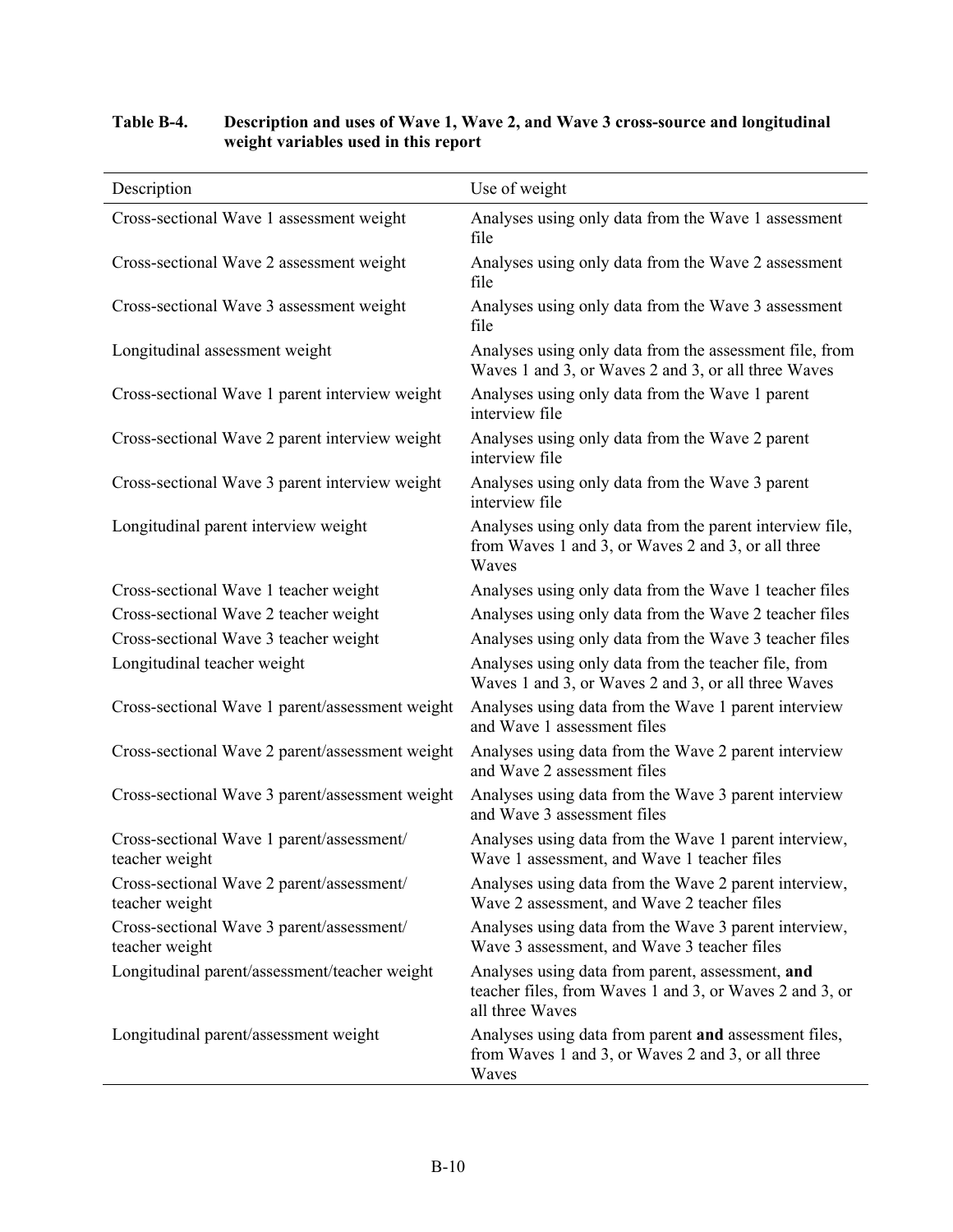**Table B-4. Description and uses of Wave 1, Wave 2, and Wave 3 cross-source and longitudinal weight variables used in this report**

| Description | Use of weight |
|---|---|
| Cross-sectional Wave 1 assessment weight | Analyses using only data from the Wave 1 assessment file |
| Cross-sectional Wave 2 assessment weight | Analyses using only data from the Wave 2 assessment file |
| Cross-sectional Wave 3 assessment weight | Analyses using only data from the Wave 3 assessment file |
| Longitudinal assessment weight | Analyses using only data from the assessment file, from Waves 1 and 3, or Waves 2 and 3, or all three Waves |
| Cross-sectional Wave 1 parent interview weight | Analyses using only data from the Wave 1 parent interview file |
| Cross-sectional Wave 2 parent interview weight | Analyses using only data from the Wave 2 parent interview file |
| Cross-sectional Wave 3 parent interview weight | Analyses using only data from the Wave 3 parent interview file |
| Longitudinal parent interview weight | Analyses using only data from the parent interview file, from Waves 1 and 3, or Waves 2 and 3, or all three Waves |
| Cross-sectional Wave 1 teacher weight | Analyses using only data from the Wave 1 teacher files |
| Cross-sectional Wave 2 teacher weight | Analyses using only data from the Wave 2 teacher files |
| Cross-sectional Wave 3 teacher weight | Analyses using only data from the Wave 3 teacher files |
| Longitudinal teacher weight | Analyses using only data from the teacher file, from Waves 1 and 3, or Waves 2 and 3, or all three Waves |
| Cross-sectional Wave 1 parent/assessment weight | Analyses using data from the Wave 1 parent interview and Wave 1 assessment files |
| Cross-sectional Wave 2 parent/assessment weight | Analyses using data from the Wave 2 parent interview and Wave 2 assessment files |
| Cross-sectional Wave 3 parent/assessment weight | Analyses using data from the Wave 3 parent interview and Wave 3 assessment files |
| Cross-sectional Wave 1 parent/assessment/ teacher weight | Analyses using data from the Wave 1 parent interview, Wave 1 assessment, and Wave 1 teacher files |
| Cross-sectional Wave 2 parent/assessment/ teacher weight | Analyses using data from the Wave 2 parent interview, Wave 2 assessment, and Wave 2 teacher files |
| Cross-sectional Wave 3 parent/assessment/ teacher weight | Analyses using data from the Wave 3 parent interview, Wave 3 assessment, and Wave 3 teacher files |
| Longitudinal parent/assessment/teacher weight | Analyses using data from parent, assessment, **and** teacher files, from Waves 1 and 3, or Waves 2 and 3, or all three Waves |
| Longitudinal parent/assessment weight | Analyses using data from parent **and** assessment files, from Waves 1 and 3, or Waves 2 and 3, or all three Waves |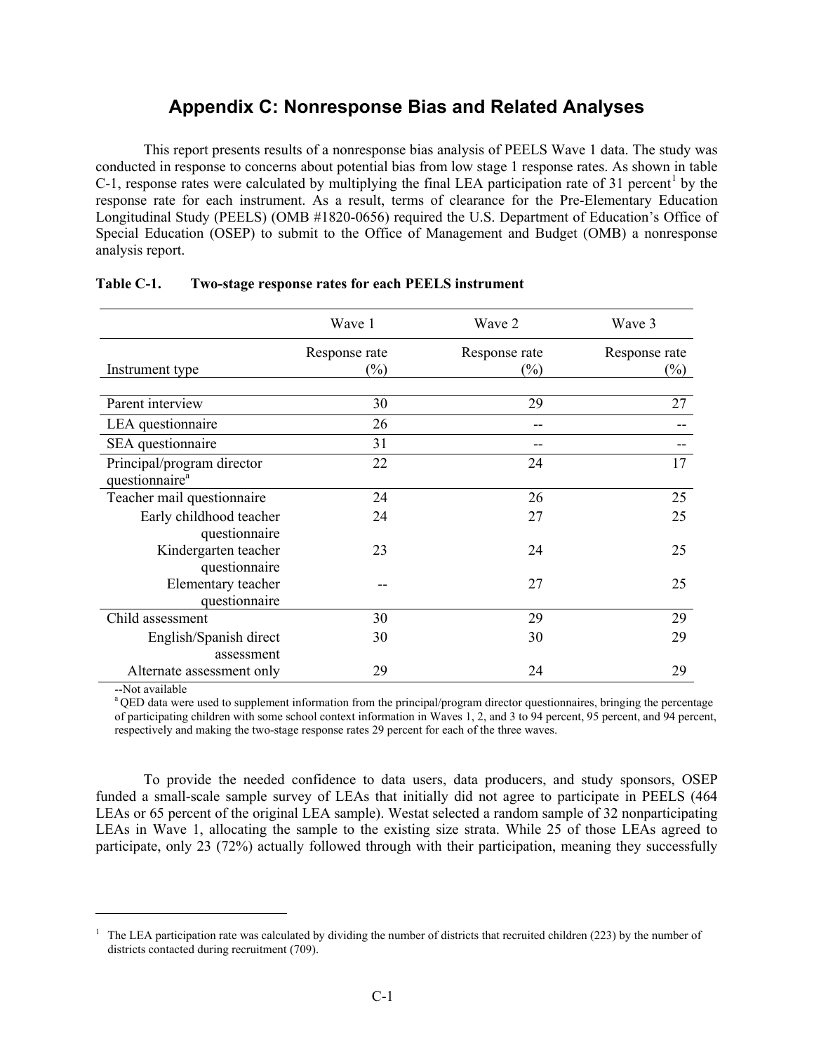# Appendix C: Nonresponse Bias and Related Analyses

This report presents results of a nonresponse bias analysis of PEELS Wave 1 data. The study was conducted in response to concerns about potential bias from low stage 1 response rates. As shown in table C-1, response rates were calculated by multiplying the final LEA participation rate of 31 percent[1] by the response rate for each instrument. As a result, terms of clearance for the Pre-Elementary Education Longitudinal Study (PEELS) (OMB #1820-0656) required the U.S. Department of Education's Office of Special Education (OSEP) to submit to the Office of Management and Budget (OMB) a nonresponse analysis report.

**Table C-1. Two-stage response rates for each PEELS instrument**

| Instrument type | Wave 1 Response rate (%) | Wave 2 Response rate (%) | Wave 3 Response rate (%) |
|---|---|---|---|
| Parent interview | 30 | 29 | 27 |
| LEA questionnaire | 26 | -- | -- |
| SEA questionnaire | 31 | -- | -- |
| Principal/program director questionnaire[a] | 22 | 24 | 17 |
| Teacher mail questionnaire | 24 | 26 | 25 |
| Early childhood teacher questionnaire | 24 | 27 | 25 |
| Kindergarten teacher questionnaire | 23 | 24 | 25 |
| Elementary teacher questionnaire | -- | 27 | 25 |
| Child assessment | 30 | 29 | 29 |
| English/Spanish direct assessment | 30 | 30 | 29 |
| Alternate assessment only | 29 | 24 | 29 |

--Not available

[a] QED data were used to supplement information from the principal/program director questionnaires, bringing the percentage of participating children with some school context information in Waves 1, 2, and 3 to 94 percent, 95 percent, and 94 percent, respectively and making the two-stage response rates 29 percent for each of the three waves.

To provide the needed confidence to data users, data producers, and study sponsors, OSEP funded a small-scale sample survey of LEAs that initially did not agree to participate in PEELS (464 LEAs or 65 percent of the original LEA sample). Westat selected a random sample of 32 nonparticipating LEAs in Wave 1, allocating the sample to the existing size strata. While 25 of those LEAs agreed to participate, only 23 (72%) actually followed through with their participation, meaning they successfully

[1] The LEA participation rate was calculated by dividing the number of districts that recruited children (223) by the number of districts contacted during recruitment (709).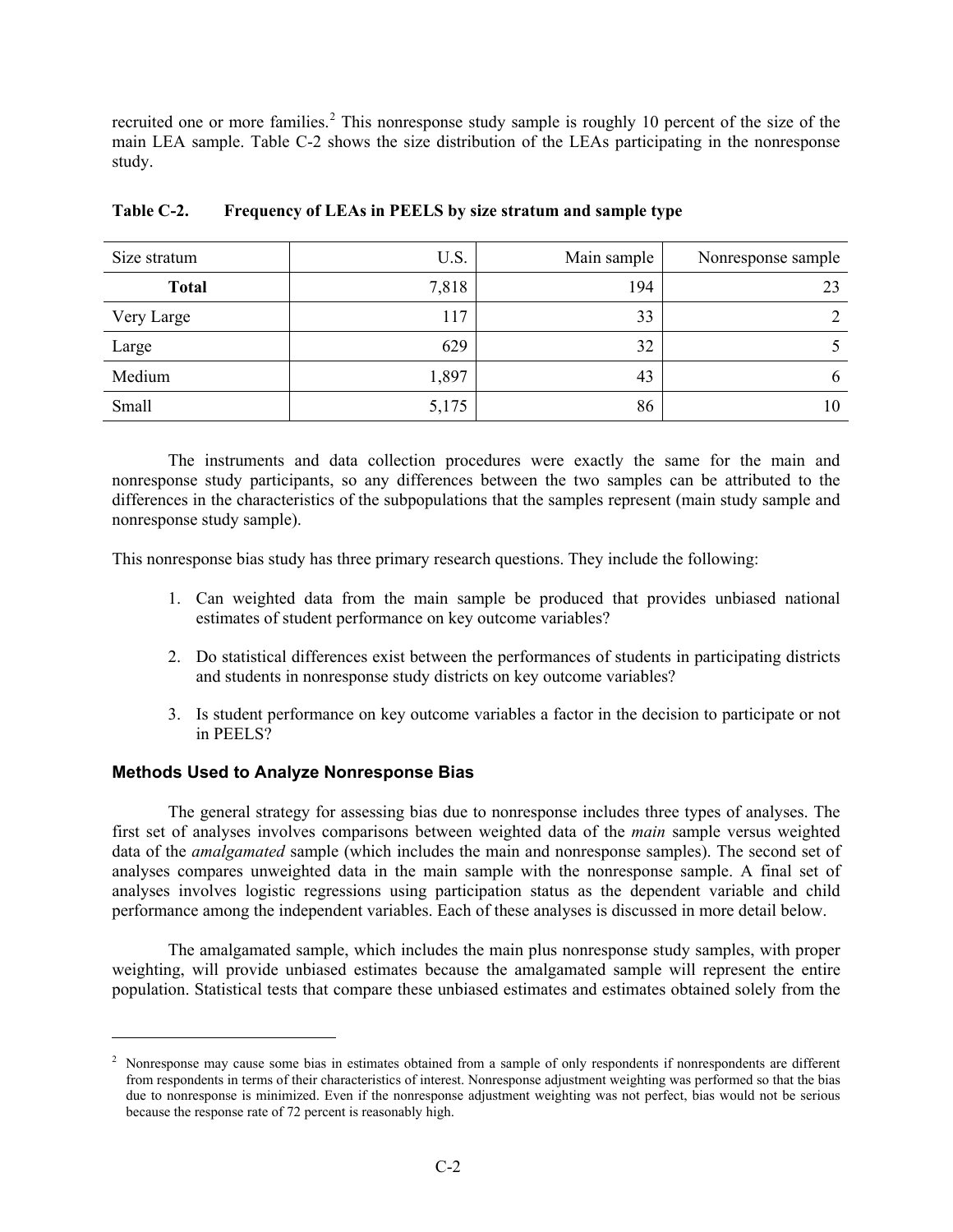recruited one or more families.[2] This nonresponse study sample is roughly 10 percent of the size of the main LEA sample. Table C-2 shows the size distribution of the LEAs participating in the nonresponse study.

**Table C-2. Frequency of LEAs in PEELS by size stratum and sample type**

| Size stratum | U.S. | Main sample | Nonresponse sample |
|---|---|---|---|
| **Total** | 7,818 | 194 | 23 |
| Very Large | 117 | 33 | 2 |
| Large | 629 | 32 | 5 |
| Medium | 1,897 | 43 | 6 |
| Small | 5,175 | 86 | 10 |

The instruments and data collection procedures were exactly the same for the main and nonresponse study participants, so any differences between the two samples can be attributed to the differences in the characteristics of the subpopulations that the samples represent (main study sample and nonresponse study sample).

This nonresponse bias study has three primary research questions. They include the following:

1. Can weighted data from the main sample be produced that provides unbiased national estimates of student performance on key outcome variables?

2. Do statistical differences exist between the performances of students in participating districts and students in nonresponse study districts on key outcome variables?

3. Is student performance on key outcome variables a factor in the decision to participate or not in PEELS?

### Methods Used to Analyze Nonresponse Bias

The general strategy for assessing bias due to nonresponse includes three types of analyses. The first set of analyses involves comparisons between weighted data of the *main* sample versus weighted data of the *amalgamated* sample (which includes the main and nonresponse samples). The second set of analyses compares unweighted data in the main sample with the nonresponse sample. A final set of analyses involves logistic regressions using participation status as the dependent variable and child performance among the independent variables. Each of these analyses is discussed in more detail below.

The amalgamated sample, which includes the main plus nonresponse study samples, with proper weighting, will provide unbiased estimates because the amalgamated sample will represent the entire population. Statistical tests that compare these unbiased estimates and estimates obtained solely from the

---

[2] Nonresponse may cause some bias in estimates obtained from a sample of only respondents if nonrespondents are different from respondents in terms of their characteristics of interest. Nonresponse adjustment weighting was performed so that the bias due to nonresponse is minimized. Even if the nonresponse adjustment weighting was not perfect, bias would not be serious because the response rate of 72 percent is reasonably high.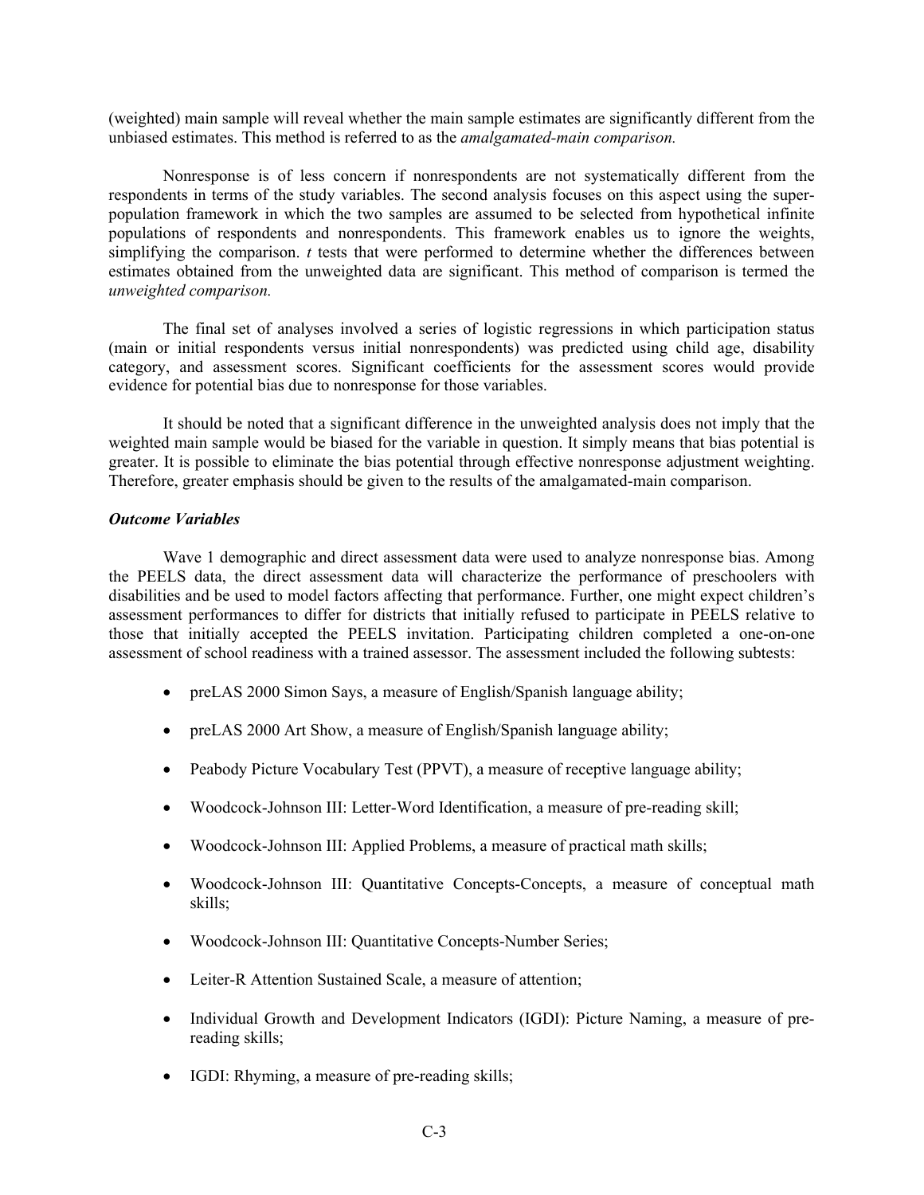(weighted) main sample will reveal whether the main sample estimates are significantly different from the unbiased estimates. This method is referred to as the *amalgamated-main comparison.*

Nonresponse is of less concern if nonrespondents are not systematically different from the respondents in terms of the study variables. The second analysis focuses on this aspect using the super-population framework in which the two samples are assumed to be selected from hypothetical infinite populations of respondents and nonrespondents. This framework enables us to ignore the weights, simplifying the comparison. *t* tests that were performed to determine whether the differences between estimates obtained from the unweighted data are significant. This method of comparison is termed the *unweighted comparison.*

The final set of analyses involved a series of logistic regressions in which participation status (main or initial respondents versus initial nonrespondents) was predicted using child age, disability category, and assessment scores. Significant coefficients for the assessment scores would provide evidence for potential bias due to nonresponse for those variables.

It should be noted that a significant difference in the unweighted analysis does not imply that the weighted main sample would be biased for the variable in question. It simply means that bias potential is greater. It is possible to eliminate the bias potential through effective nonresponse adjustment weighting. Therefore, greater emphasis should be given to the results of the amalgamated-main comparison.

***Outcome Variables***

Wave 1 demographic and direct assessment data were used to analyze nonresponse bias. Among the PEELS data, the direct assessment data will characterize the performance of preschoolers with disabilities and be used to model factors affecting that performance. Further, one might expect children's assessment performances to differ for districts that initially refused to participate in PEELS relative to those that initially accepted the PEELS invitation. Participating children completed a one-on-one assessment of school readiness with a trained assessor. The assessment included the following subtests:

- preLAS 2000 Simon Says, a measure of English/Spanish language ability;
- preLAS 2000 Art Show, a measure of English/Spanish language ability;
- Peabody Picture Vocabulary Test (PPVT), a measure of receptive language ability;
- Woodcock-Johnson III: Letter-Word Identification, a measure of pre-reading skill;
- Woodcock-Johnson III: Applied Problems, a measure of practical math skills;
- Woodcock-Johnson III: Quantitative Concepts-Concepts, a measure of conceptual math skills;
- Woodcock-Johnson III: Quantitative Concepts-Number Series;
- Leiter-R Attention Sustained Scale, a measure of attention;
- Individual Growth and Development Indicators (IGDI): Picture Naming, a measure of pre-reading skills;
- IGDI: Rhyming, a measure of pre-reading skills;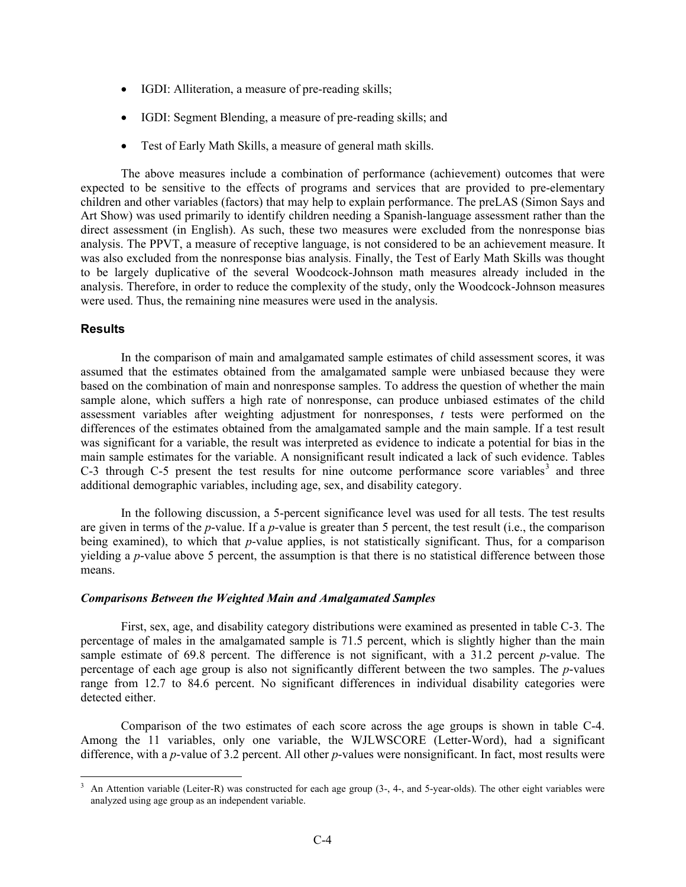- IGDI: Alliteration, a measure of pre-reading skills;
- IGDI: Segment Blending, a measure of pre-reading skills; and
- Test of Early Math Skills, a measure of general math skills.

The above measures include a combination of performance (achievement) outcomes that were expected to be sensitive to the effects of programs and services that are provided to pre-elementary children and other variables (factors) that may help to explain performance. The preLAS (Simon Says and Art Show) was used primarily to identify children needing a Spanish-language assessment rather than the direct assessment (in English). As such, these two measures were excluded from the nonresponse bias analysis. The PPVT, a measure of receptive language, is not considered to be an achievement measure. It was also excluded from the nonresponse bias analysis. Finally, the Test of Early Math Skills was thought to be largely duplicative of the several Woodcock-Johnson math measures already included in the analysis. Therefore, in order to reduce the complexity of the study, only the Woodcock-Johnson measures were used. Thus, the remaining nine measures were used in the analysis.

### Results

In the comparison of main and amalgamated sample estimates of child assessment scores, it was assumed that the estimates obtained from the amalgamated sample were unbiased because they were based on the combination of main and nonresponse samples. To address the question of whether the main sample alone, which suffers a high rate of nonresponse, can produce unbiased estimates of the child assessment variables after weighting adjustment for nonresponses, *t* tests were performed on the differences of the estimates obtained from the amalgamated sample and the main sample. If a test result was significant for a variable, the result was interpreted as evidence to indicate a potential for bias in the main sample estimates for the variable. A nonsignificant result indicated a lack of such evidence. Tables C-3 through C-5 present the test results for nine outcome performance score variables[3] and three additional demographic variables, including age, sex, and disability category.

In the following discussion, a 5-percent significance level was used for all tests. The test results are given in terms of the *p*-value. If a *p*-value is greater than 5 percent, the test result (i.e., the comparison being examined), to which that *p*-value applies, is not statistically significant. Thus, for a comparison yielding a *p*-value above 5 percent, the assumption is that there is no statistical difference between those means.

#### *Comparisons Between the Weighted Main and Amalgamated Samples*

First, sex, age, and disability category distributions were examined as presented in table C-3. The percentage of males in the amalgamated sample is 71.5 percent, which is slightly higher than the main sample estimate of 69.8 percent. The difference is not significant, with a 31.2 percent *p*-value. The percentage of each age group is also not significantly different between the two samples. The *p*-values range from 12.7 to 84.6 percent. No significant differences in individual disability categories were detected either.

Comparison of the two estimates of each score across the age groups is shown in table C-4. Among the 11 variables, only one variable, the WJLWSCORE (Letter-Word), had a significant difference, with a *p*-value of 3.2 percent. All other *p*-values were nonsignificant. In fact, most results were

[3] An Attention variable (Leiter-R) was constructed for each age group (3-, 4-, and 5-year-olds). The other eight variables were analyzed using age group as an independent variable.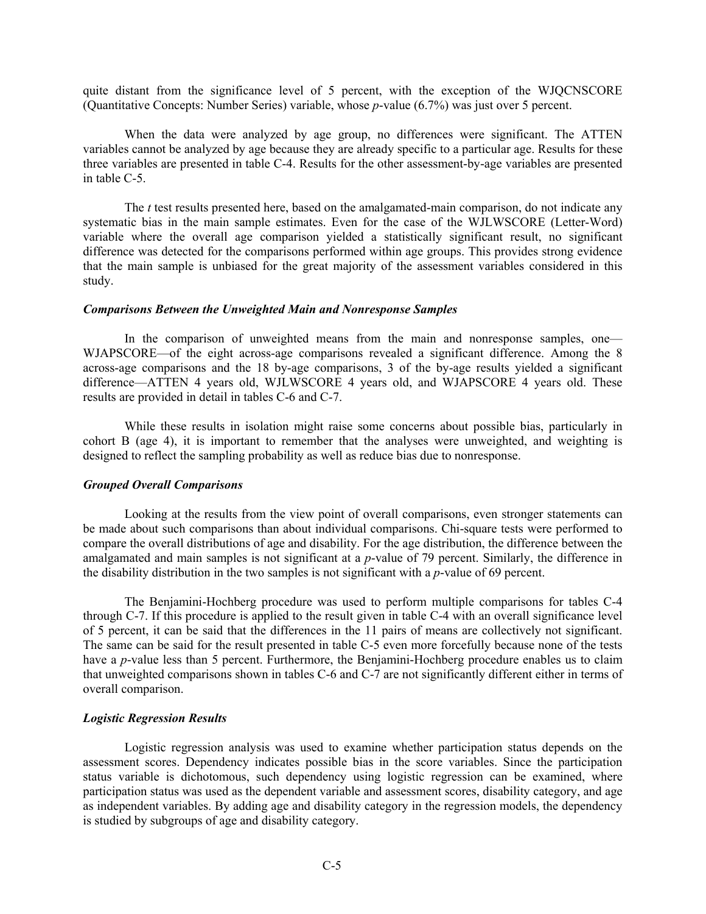quite distant from the significance level of 5 percent, with the exception of the WJQCNSCORE (Quantitative Concepts: Number Series) variable, whose *p*-value (6.7%) was just over 5 percent.

When the data were analyzed by age group, no differences were significant. The ATTEN variables cannot be analyzed by age because they are already specific to a particular age. Results for these three variables are presented in table C-4. Results for the other assessment-by-age variables are presented in table C-5.

The *t* test results presented here, based on the amalgamated-main comparison, do not indicate any systematic bias in the main sample estimates. Even for the case of the WJLWSCORE (Letter-Word) variable where the overall age comparison yielded a statistically significant result, no significant difference was detected for the comparisons performed within age groups. This provides strong evidence that the main sample is unbiased for the great majority of the assessment variables considered in this study.

#### *Comparisons Between the Unweighted Main and Nonresponse Samples*

In the comparison of unweighted means from the main and nonresponse samples, one—WJAPSCORE—of the eight across-age comparisons revealed a significant difference. Among the 8 across-age comparisons and the 18 by-age comparisons, 3 of the by-age results yielded a significant difference—ATTEN 4 years old, WJLWSCORE 4 years old, and WJAPSCORE 4 years old. These results are provided in detail in tables C-6 and C-7.

While these results in isolation might raise some concerns about possible bias, particularly in cohort B (age 4), it is important to remember that the analyses were unweighted, and weighting is designed to reflect the sampling probability as well as reduce bias due to nonresponse.

#### *Grouped Overall Comparisons*

Looking at the results from the view point of overall comparisons, even stronger statements can be made about such comparisons than about individual comparisons. Chi-square tests were performed to compare the overall distributions of age and disability. For the age distribution, the difference between the amalgamated and main samples is not significant at a *p*-value of 79 percent. Similarly, the difference in the disability distribution in the two samples is not significant with a *p*-value of 69 percent.

The Benjamini-Hochberg procedure was used to perform multiple comparisons for tables C-4 through C-7. If this procedure is applied to the result given in table C-4 with an overall significance level of 5 percent, it can be said that the differences in the 11 pairs of means are collectively not significant. The same can be said for the result presented in table C-5 even more forcefully because none of the tests have a *p*-value less than 5 percent. Furthermore, the Benjamini-Hochberg procedure enables us to claim that unweighted comparisons shown in tables C-6 and C-7 are not significantly different either in terms of overall comparison.

#### *Logistic Regression Results*

Logistic regression analysis was used to examine whether participation status depends on the assessment scores. Dependency indicates possible bias in the score variables. Since the participation status variable is dichotomous, such dependency using logistic regression can be examined, where participation status was used as the dependent variable and assessment scores, disability category, and age as independent variables. By adding age and disability category in the regression models, the dependency is studied by subgroups of age and disability category.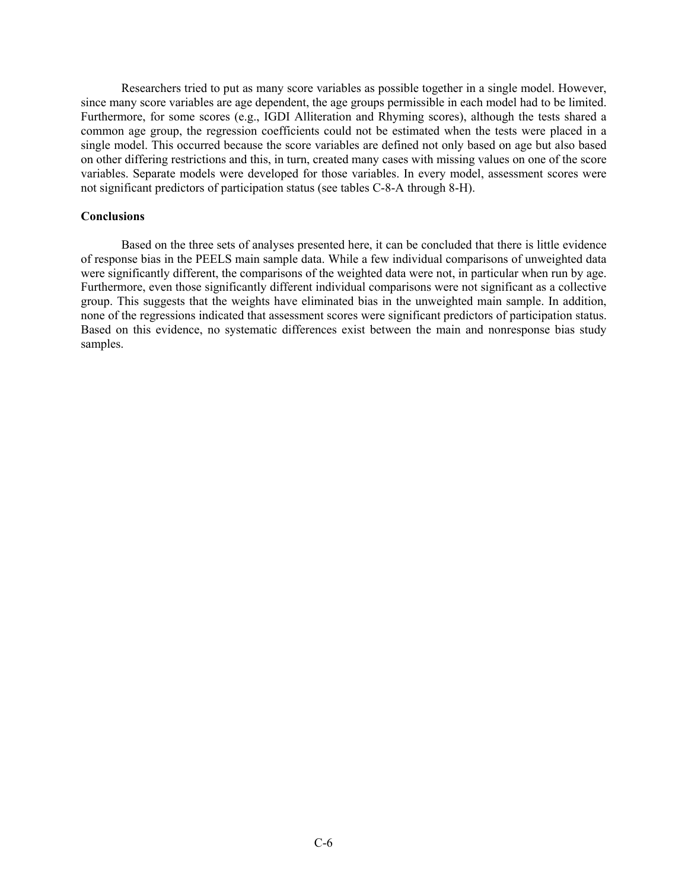Researchers tried to put as many score variables as possible together in a single model. However, since many score variables are age dependent, the age groups permissible in each model had to be limited. Furthermore, for some scores (e.g., IGDI Alliteration and Rhyming scores), although the tests shared a common age group, the regression coefficients could not be estimated when the tests were placed in a single model. This occurred because the score variables are defined not only based on age but also based on other differing restrictions and this, in turn, created many cases with missing values on one of the score variables. Separate models were developed for those variables. In every model, assessment scores were not significant predictors of participation status (see tables C-8-A through 8-H).

**Conclusions**

Based on the three sets of analyses presented here, it can be concluded that there is little evidence of response bias in the PEELS main sample data. While a few individual comparisons of unweighted data were significantly different, the comparisons of the weighted data were not, in particular when run by age. Furthermore, even those significantly different individual comparisons were not significant as a collective group. This suggests that the weights have eliminated bias in the unweighted main sample. In addition, none of the regressions indicated that assessment scores were significant predictors of participation status. Based on this evidence, no systematic differences exist between the main and nonresponse bias study samples.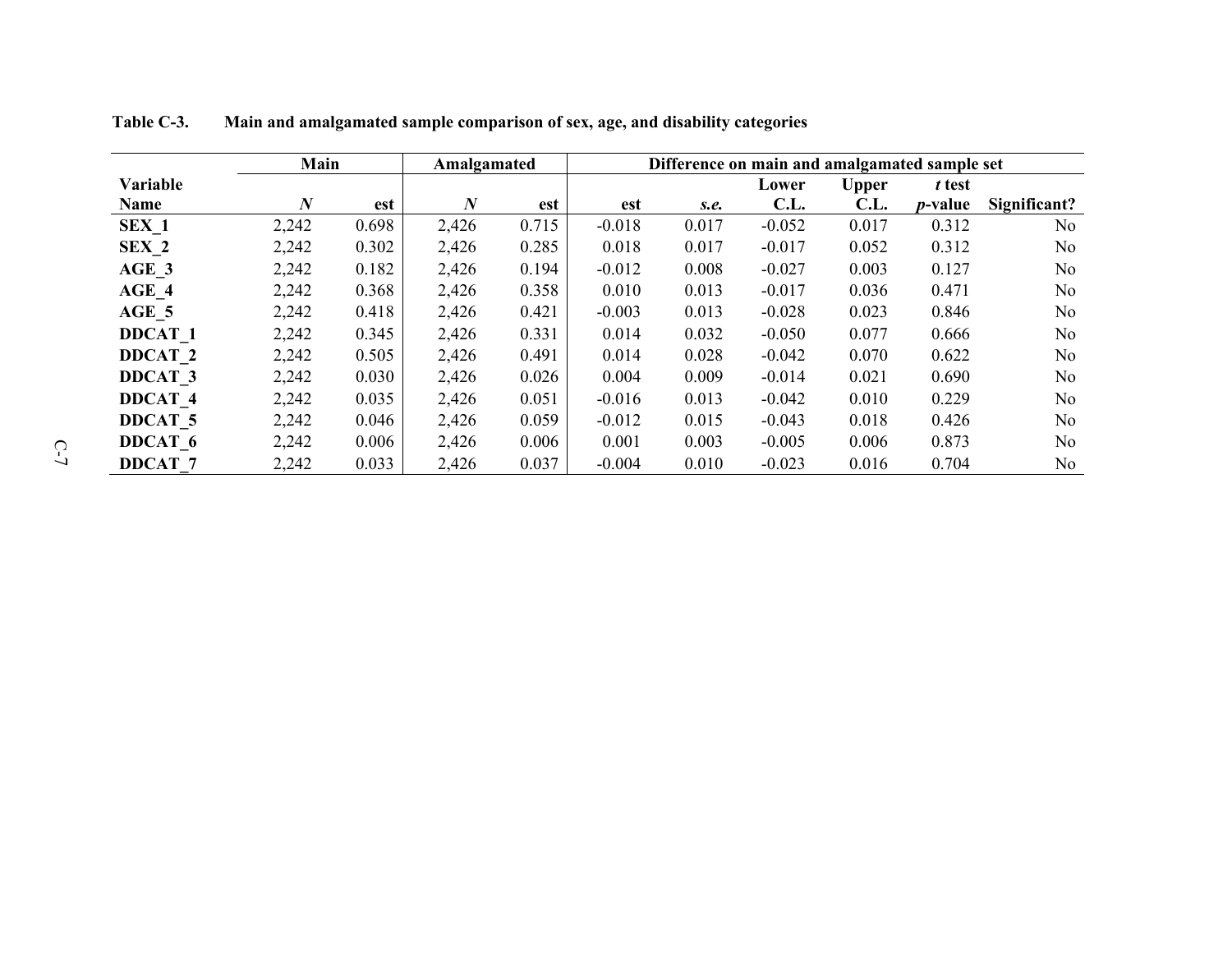**Table C-3. Main and amalgamated sample comparison of sex, age, and disability categories**

| Variable Name | Main | | Amalgamated | | Difference on main and amalgamated sample set | | | | | |
|---|---|---|---|---|---|---|---|---|---|---|
| | *N* | est | *N* | est | est | *s.e.* | Lower C.L. | Upper C.L. | *t* test *p*-value | Significant? |
| **SEX_1** | 2,242 | 0.698 | 2,426 | 0.715 | -0.018 | 0.017 | -0.052 | 0.017 | 0.312 | No |
| **SEX_2** | 2,242 | 0.302 | 2,426 | 0.285 | 0.018 | 0.017 | -0.017 | 0.052 | 0.312 | No |
| **AGE_3** | 2,242 | 0.182 | 2,426 | 0.194 | -0.012 | 0.008 | -0.027 | 0.003 | 0.127 | No |
| **AGE_4** | 2,242 | 0.368 | 2,426 | 0.358 | 0.010 | 0.013 | -0.017 | 0.036 | 0.471 | No |
| **AGE_5** | 2,242 | 0.418 | 2,426 | 0.421 | -0.003 | 0.013 | -0.028 | 0.023 | 0.846 | No |
| **DDCAT_1** | 2,242 | 0.345 | 2,426 | 0.331 | 0.014 | 0.032 | -0.050 | 0.077 | 0.666 | No |
| **DDCAT_2** | 2,242 | 0.505 | 2,426 | 0.491 | 0.014 | 0.028 | -0.042 | 0.070 | 0.622 | No |
| **DDCAT_3** | 2,242 | 0.030 | 2,426 | 0.026 | 0.004 | 0.009 | -0.014 | 0.021 | 0.690 | No |
| **DDCAT_4** | 2,242 | 0.035 | 2,426 | 0.051 | -0.016 | 0.013 | -0.042 | 0.010 | 0.229 | No |
| **DDCAT_5** | 2,242 | 0.046 | 2,426 | 0.059 | -0.012 | 0.015 | -0.043 | 0.018 | 0.426 | No |
| **DDCAT_6** | 2,242 | 0.006 | 2,426 | 0.006 | 0.001 | 0.003 | -0.005 | 0.006 | 0.873 | No |
| **DDCAT_7** | 2,242 | 0.033 | 2,426 | 0.037 | -0.004 | 0.010 | -0.023 | 0.016 | 0.704 | No |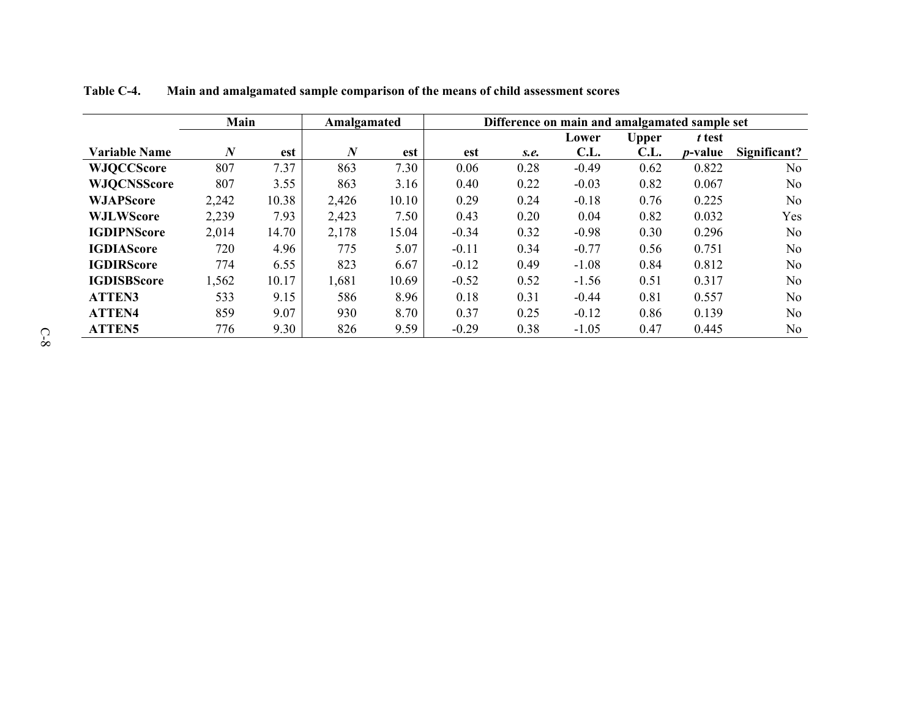**Table C-4. Main and amalgamated sample comparison of the means of child assessment scores**

| | Main | | Amalgamated | | Difference on main and amalgamated sample set | | | | | |
|---|---|---|---|---|---|---|---|---|---|---|
| **Variable Name** | ***N*** | **est** | ***N*** | **est** | **est** | ***s.e.*** | **Lower C.L.** | **Upper C.L.** | ***t* test *p*-value** | **Significant?** |
| **WJQCCScore** | 807 | 7.37 | 863 | 7.30 | 0.06 | 0.28 | -0.49 | 0.62 | 0.822 | No |
| **WJQCNSScore** | 807 | 3.55 | 863 | 3.16 | 0.40 | 0.22 | -0.03 | 0.82 | 0.067 | No |
| **WJAPScore** | 2,242 | 10.38 | 2,426 | 10.10 | 0.29 | 0.24 | -0.18 | 0.76 | 0.225 | No |
| **WJLWScore** | 2,239 | 7.93 | 2,423 | 7.50 | 0.43 | 0.20 | 0.04 | 0.82 | 0.032 | Yes |
| **IGDIPNScore** | 2,014 | 14.70 | 2,178 | 15.04 | -0.34 | 0.32 | -0.98 | 0.30 | 0.296 | No |
| **IGDIAScore** | 720 | 4.96 | 775 | 5.07 | -0.11 | 0.34 | -0.77 | 0.56 | 0.751 | No |
| **IGDIRScore** | 774 | 6.55 | 823 | 6.67 | -0.12 | 0.49 | -1.08 | 0.84 | 0.812 | No |
| **IGDISBScore** | 1,562 | 10.17 | 1,681 | 10.69 | -0.52 | 0.52 | -1.56 | 0.51 | 0.317 | No |
| **ATTEN3** | 533 | 9.15 | 586 | 8.96 | 0.18 | 0.31 | -0.44 | 0.81 | 0.557 | No |
| **ATTEN4** | 859 | 9.07 | 930 | 8.70 | 0.37 | 0.25 | -0.12 | 0.86 | 0.139 | No |
| **ATTEN5** | 776 | 9.30 | 826 | 9.59 | -0.29 | 0.38 | -1.05 | 0.47 | 0.445 | No |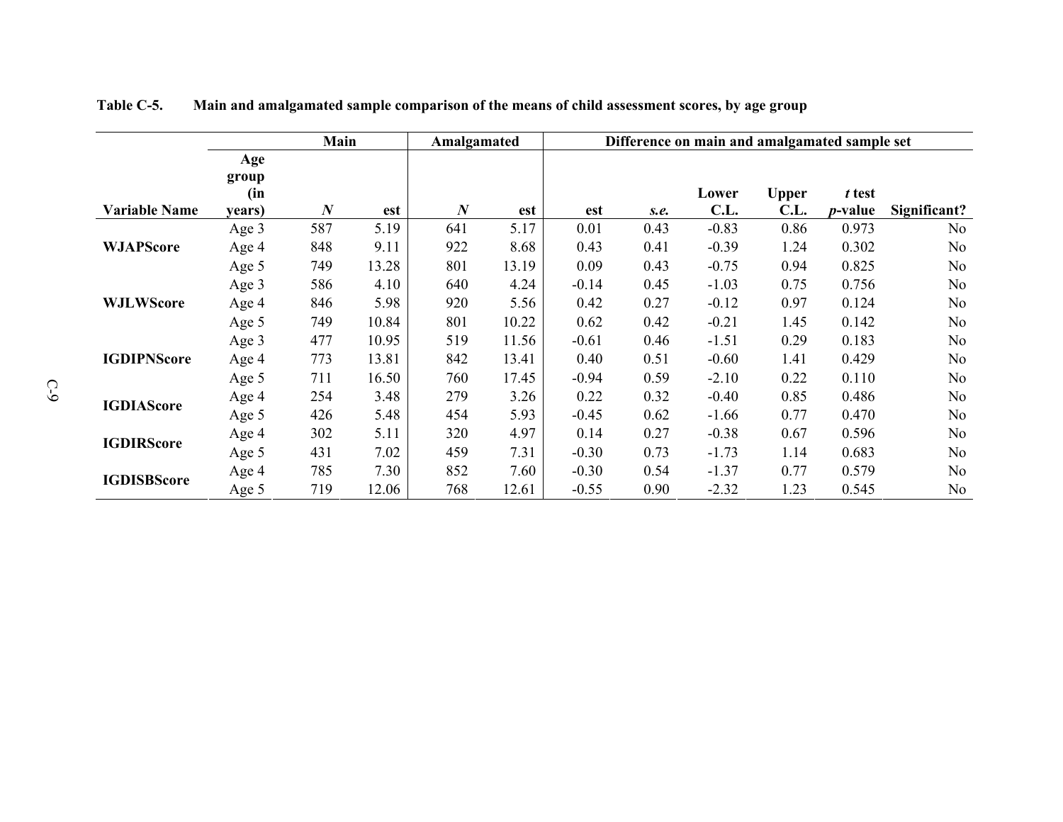**Table C-5. Main and amalgamated sample comparison of the means of child assessment scores, by age group**

| | | Main | | Amalgamated | | Difference on main and amalgamated sample set | | | | | |
|---|---|---|---|---|---|---|---|---|---|---|---|
| Variable Name | Age group (in years) | *N* | est | *N* | est | est | *s.e.* | Lower C.L. | Upper C.L. | *t* test *p*-value | Significant? |
| **WJAPScore** | Age 3 | 587 | 5.19 | 641 | 5.17 | 0.01 | 0.43 | -0.83 | 0.86 | 0.973 | No |
| | Age 4 | 848 | 9.11 | 922 | 8.68 | 0.43 | 0.41 | -0.39 | 1.24 | 0.302 | No |
| | Age 5 | 749 | 13.28 | 801 | 13.19 | 0.09 | 0.43 | -0.75 | 0.94 | 0.825 | No |
| **WJLWScore** | Age 3 | 586 | 4.10 | 640 | 4.24 | -0.14 | 0.45 | -1.03 | 0.75 | 0.756 | No |
| | Age 4 | 846 | 5.98 | 920 | 5.56 | 0.42 | 0.27 | -0.12 | 0.97 | 0.124 | No |
| | Age 5 | 749 | 10.84 | 801 | 10.22 | 0.62 | 0.42 | -0.21 | 1.45 | 0.142 | No |
| **IGDIPNScore** | Age 3 | 477 | 10.95 | 519 | 11.56 | -0.61 | 0.46 | -1.51 | 0.29 | 0.183 | No |
| | Age 4 | 773 | 13.81 | 842 | 13.41 | 0.40 | 0.51 | -0.60 | 1.41 | 0.429 | No |
| | Age 5 | 711 | 16.50 | 760 | 17.45 | -0.94 | 0.59 | -2.10 | 0.22 | 0.110 | No |
| **IGDIAScore** | Age 4 | 254 | 3.48 | 279 | 3.26 | 0.22 | 0.32 | -0.40 | 0.85 | 0.486 | No |
| | Age 5 | 426 | 5.48 | 454 | 5.93 | -0.45 | 0.62 | -1.66 | 0.77 | 0.470 | No |
| **IGDIRScore** | Age 4 | 302 | 5.11 | 320 | 4.97 | 0.14 | 0.27 | -0.38 | 0.67 | 0.596 | No |
| | Age 5 | 431 | 7.02 | 459 | 7.31 | -0.30 | 0.73 | -1.73 | 1.14 | 0.683 | No |
| **IGDISBScore** | Age 4 | 785 | 7.30 | 852 | 7.60 | -0.30 | 0.54 | -1.37 | 0.77 | 0.579 | No |
| | Age 5 | 719 | 12.06 | 768 | 12.61 | -0.55 | 0.90 | -2.32 | 1.23 | 0.545 | No |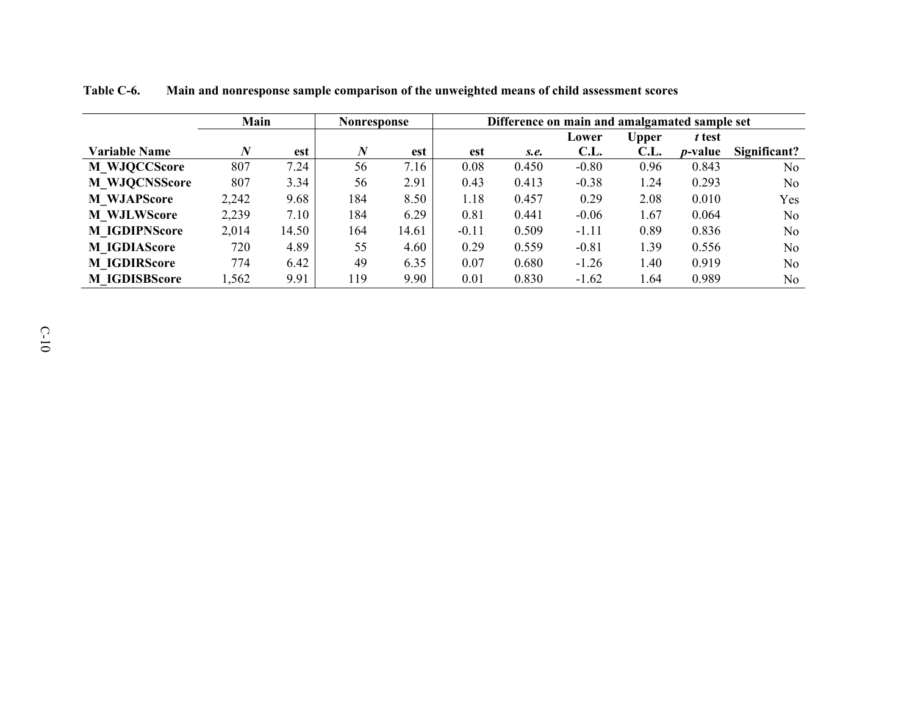**Table C-6. Main and nonresponse sample comparison of the unweighted means of child assessment scores**

| | Main | | Nonresponse | | Difference on main and amalgamated sample set | | | | | |
|---|---|---|---|---|---|---|---|---|---|---|
| **Variable Name** | ***N*** | **est** | ***N*** | **est** | **est** | ***s.e.*** | **Lower C.L.** | **Upper C.L.** | ***t* test *p*-value** | **Significant?** |
| **M_WJQCCScore** | 807 | 7.24 | 56 | 7.16 | 0.08 | 0.450 | -0.80 | 0.96 | 0.843 | No |
| **M_WJQCNSScore** | 807 | 3.34 | 56 | 2.91 | 0.43 | 0.413 | -0.38 | 1.24 | 0.293 | No |
| **M_WJAPScore** | 2,242 | 9.68 | 184 | 8.50 | 1.18 | 0.457 | 0.29 | 2.08 | 0.010 | Yes |
| **M_WJLWScore** | 2,239 | 7.10 | 184 | 6.29 | 0.81 | 0.441 | -0.06 | 1.67 | 0.064 | No |
| **M_IGDIPNScore** | 2,014 | 14.50 | 164 | 14.61 | -0.11 | 0.509 | -1.11 | 0.89 | 0.836 | No |
| **M_IGDIAScore** | 720 | 4.89 | 55 | 4.60 | 0.29 | 0.559 | -0.81 | 1.39 | 0.556 | No |
| **M_IGDIRScore** | 774 | 6.42 | 49 | 6.35 | 0.07 | 0.680 | -1.26 | 1.40 | 0.919 | No |
| **M_IGDISBScore** | 1,562 | 9.91 | 119 | 9.90 | 0.01 | 0.830 | -1.62 | 1.64 | 0.989 | No |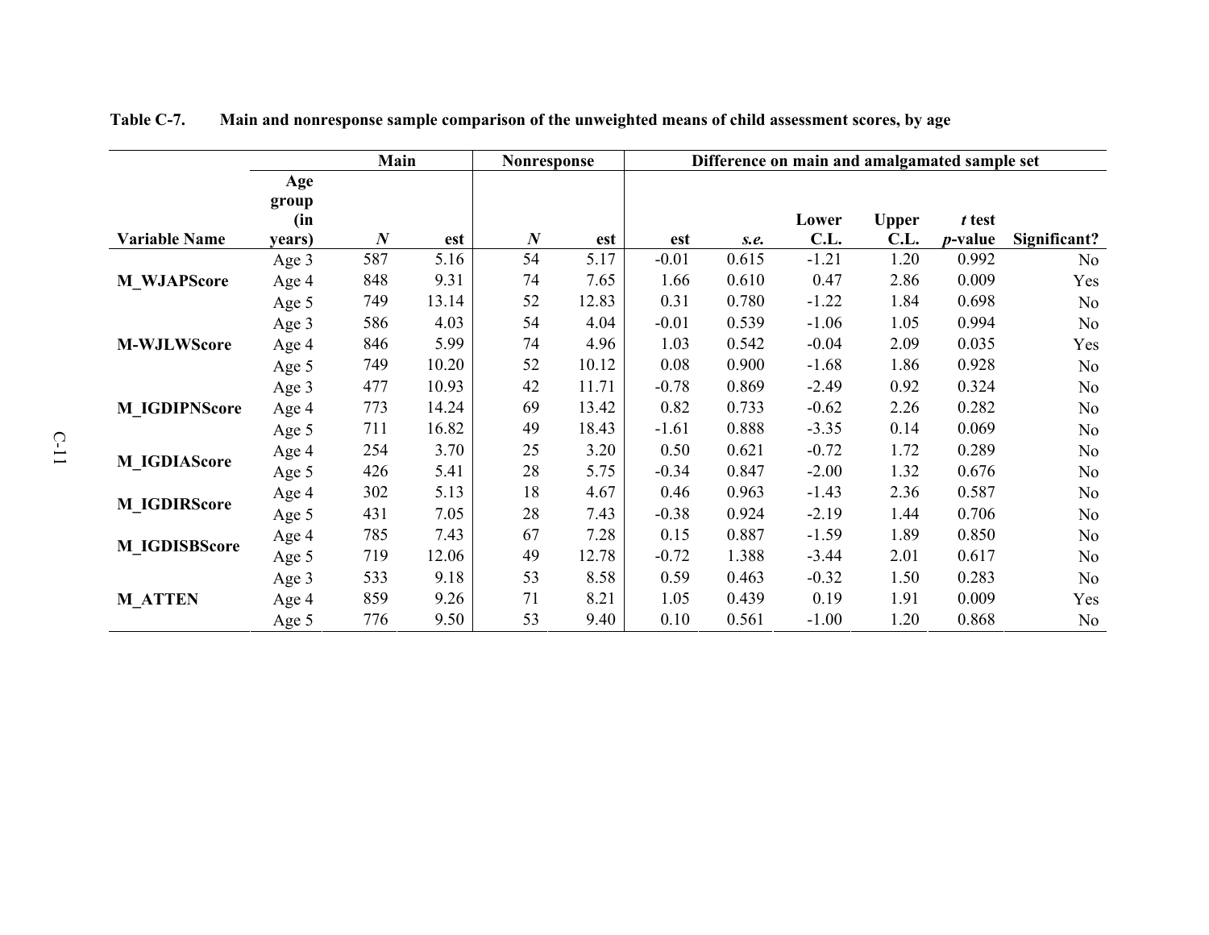**Table C-7. Main and nonresponse sample comparison of the unweighted means of child assessment scores, by age**

| | | Main | | Nonresponse | | Difference on main and amalgamated sample set | | | | | |
|---|---|---|---|---|---|---|---|---|---|---|---|
| Variable Name | Age group (in years) | *N* | est | *N* | est | est | *s.e.* | Lower C.L. | Upper C.L. | *t* test *p*-value | Significant? |
| M_WJAPScore | Age 3 | 587 | 5.16 | 54 | 5.17 | -0.01 | 0.615 | -1.21 | 1.20 | 0.992 | No |
| | Age 4 | 848 | 9.31 | 74 | 7.65 | 1.66 | 0.610 | 0.47 | 2.86 | 0.009 | Yes |
| | Age 5 | 749 | 13.14 | 52 | 12.83 | 0.31 | 0.780 | -1.22 | 1.84 | 0.698 | No |
| M-WJLWScore | Age 3 | 586 | 4.03 | 54 | 4.04 | -0.01 | 0.539 | -1.06 | 1.05 | 0.994 | No |
| | Age 4 | 846 | 5.99 | 74 | 4.96 | 1.03 | 0.542 | -0.04 | 2.09 | 0.035 | Yes |
| | Age 5 | 749 | 10.20 | 52 | 10.12 | 0.08 | 0.900 | -1.68 | 1.86 | 0.928 | No |
| M_IGDIPNScore | Age 3 | 477 | 10.93 | 42 | 11.71 | -0.78 | 0.869 | -2.49 | 0.92 | 0.324 | No |
| | Age 4 | 773 | 14.24 | 69 | 13.42 | 0.82 | 0.733 | -0.62 | 2.26 | 0.282 | No |
| | Age 5 | 711 | 16.82 | 49 | 18.43 | -1.61 | 0.888 | -3.35 | 0.14 | 0.069 | No |
| M_IGDIAScore | Age 4 | 254 | 3.70 | 25 | 3.20 | 0.50 | 0.621 | -0.72 | 1.72 | 0.289 | No |
| | Age 5 | 426 | 5.41 | 28 | 5.75 | -0.34 | 0.847 | -2.00 | 1.32 | 0.676 | No |
| M_IGDIRScore | Age 4 | 302 | 5.13 | 18 | 4.67 | 0.46 | 0.963 | -1.43 | 2.36 | 0.587 | No |
| | Age 5 | 431 | 7.05 | 28 | 7.43 | -0.38 | 0.924 | -2.19 | 1.44 | 0.706 | No |
| M_IGDISBScore | Age 4 | 785 | 7.43 | 67 | 7.28 | 0.15 | 0.887 | -1.59 | 1.89 | 0.850 | No |
| | Age 5 | 719 | 12.06 | 49 | 12.78 | -0.72 | 1.388 | -3.44 | 2.01 | 0.617 | No |
| M_ATTEN | Age 3 | 533 | 9.18 | 53 | 8.58 | 0.59 | 0.463 | -0.32 | 1.50 | 0.283 | No |
| | Age 4 | 859 | 9.26 | 71 | 8.21 | 1.05 | 0.439 | 0.19 | 1.91 | 0.009 | Yes |
| | Age 5 | 776 | 9.50 | 53 | 9.40 | 0.10 | 0.561 | -1.00 | 1.20 | 0.868 | No |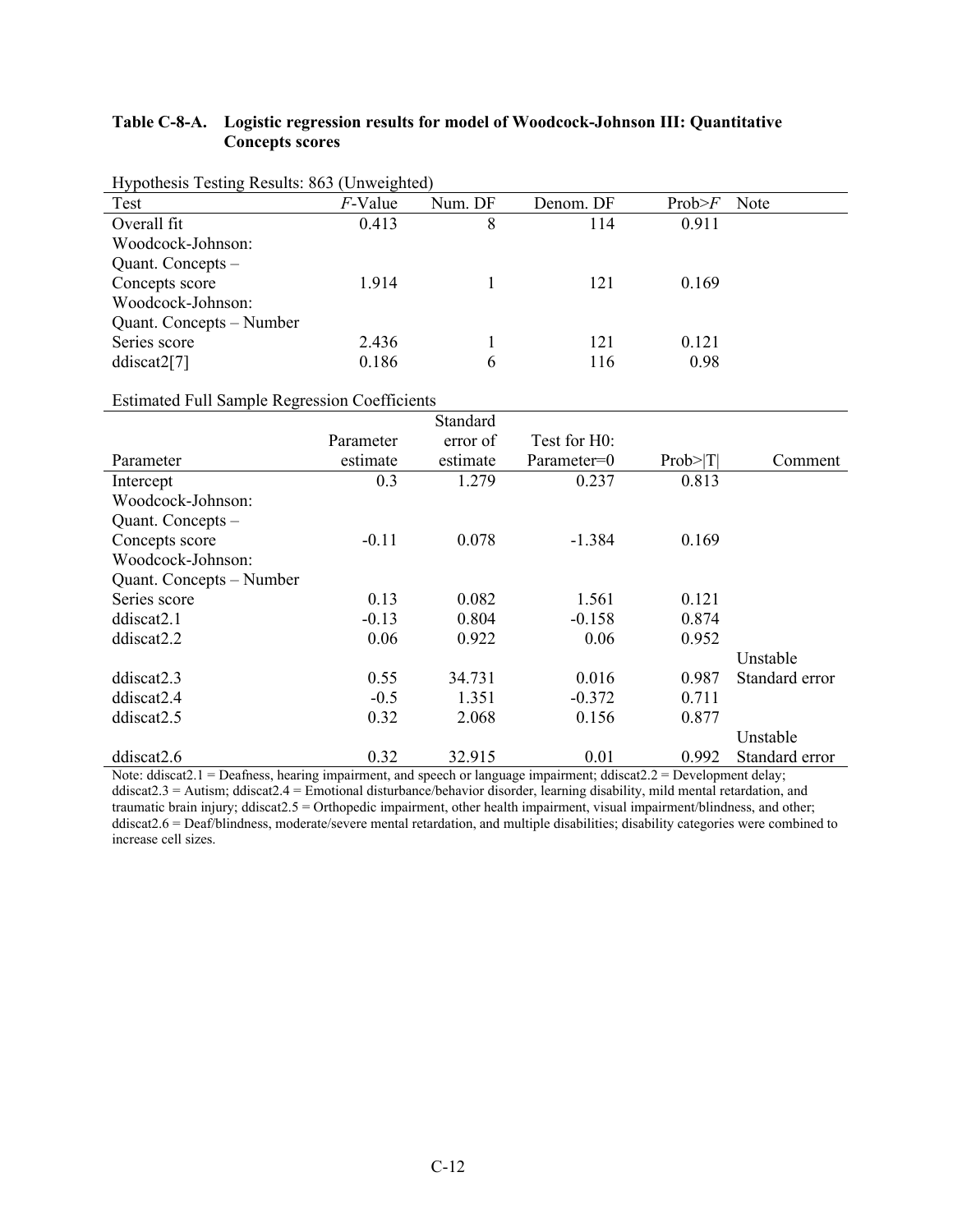**Table C-8-A. Logistic regression results for model of Woodcock-Johnson III: Quantitative Concepts scores**

Hypothesis Testing Results: 863 (Unweighted)

| Test | *F*-Value | Num. DF | Denom. DF | Prob>*F* | Note |
|---|---|---|---|---|---|
| Overall fit | 0.413 | 8 | 114 | 0.911 | |
| Woodcock-Johnson: Quant. Concepts – Concepts score | 1.914 | 1 | 121 | 0.169 | |
| Woodcock-Johnson: Quant. Concepts – Number Series score | 2.436 | 1 | 121 | 0.121 | |
| ddiscat2[7] | 0.186 | 6 | 116 | 0.98 | |

Estimated Full Sample Regression Coefficients

| Parameter | Parameter estimate | Standard error of estimate | Test for H0: Parameter=0 | Prob>\|T\| | Comment |
|---|---|---|---|---|---|
| Intercept | 0.3 | 1.279 | 0.237 | 0.813 | |
| Woodcock-Johnson: Quant. Concepts – Concepts score | -0.11 | 0.078 | -1.384 | 0.169 | |
| Woodcock-Johnson: Quant. Concepts – Number Series score | 0.13 | 0.082 | 1.561 | 0.121 | |
| ddiscat2.1 | -0.13 | 0.804 | -0.158 | 0.874 | |
| ddiscat2.2 | 0.06 | 0.922 | 0.06 | 0.952 | |
| ddiscat2.3 | 0.55 | 34.731 | 0.016 | 0.987 | Unstable Standard error |
| ddiscat2.4 | -0.5 | 1.351 | -0.372 | 0.711 | |
| ddiscat2.5 | 0.32 | 2.068 | 0.156 | 0.877 | |
| ddiscat2.6 | 0.32 | 32.915 | 0.01 | 0.992 | Unstable Standard error |

Note: ddiscat2.1 = Deafness, hearing impairment, and speech or language impairment; ddiscat2.2 = Development delay; ddiscat2.3 = Autism; ddiscat2.4 = Emotional disturbance/behavior disorder, learning disability, mild mental retardation, and traumatic brain injury; ddiscat2.5 = Orthopedic impairment, other health impairment, visual impairment/blindness, and other; ddiscat2.6 = Deaf/blindness, moderate/severe mental retardation, and multiple disabilities; disability categories were combined to increase cell sizes.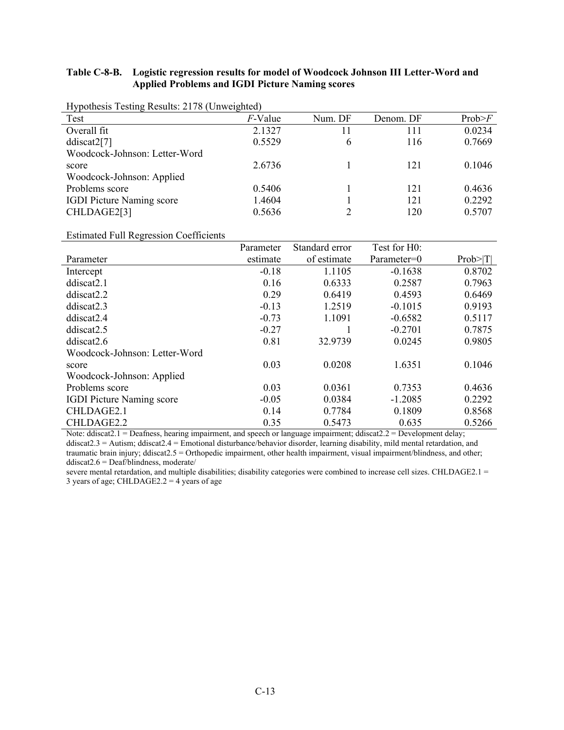**Table C-8-B. Logistic regression results for model of Woodcock Johnson III Letter-Word and Applied Problems and IGDI Picture Naming scores**

Hypothesis Testing Results: 2178 (Unweighted)

| Test | *F*-Value | Num. DF | Denom. DF | Prob>*F* |
|---|---|---|---|---|
| Overall fit | 2.1327 | 11 | 111 | 0.0234 |
| ddiscat2[7] | 0.5529 | 6 | 116 | 0.7669 |
| Woodcock-Johnson: Letter-Word score | 2.6736 | 1 | 121 | 0.1046 |
| Woodcock-Johnson: Applied Problems score | 0.5406 | 1 | 121 | 0.4636 |
| IGDI Picture Naming score | 1.4604 | 1 | 121 | 0.2292 |
| CHLDAGE2[3] | 0.5636 | 2 | 120 | 0.5707 |

Estimated Full Regression Coefficients

| Parameter | Parameter estimate | Standard error of estimate | Test for H0: Parameter=0 | Prob>\|T\| |
|---|---|---|---|---|
| Intercept | -0.18 | 1.1105 | -0.1638 | 0.8702 |
| ddiscat2.1 | 0.16 | 0.6333 | 0.2587 | 0.7963 |
| ddiscat2.2 | 0.29 | 0.6419 | 0.4593 | 0.6469 |
| ddiscat2.3 | -0.13 | 1.2519 | -0.1015 | 0.9193 |
| ddiscat2.4 | -0.73 | 1.1091 | -0.6582 | 0.5117 |
| ddiscat2.5 | -0.27 | 1 | -0.2701 | 0.7875 |
| ddiscat2.6 | 0.81 | 32.9739 | 0.0245 | 0.9805 |
| Woodcock-Johnson: Letter-Word score | 0.03 | 0.0208 | 1.6351 | 0.1046 |
| Woodcock-Johnson: Applied Problems score | 0.03 | 0.0361 | 0.7353 | 0.4636 |
| IGDI Picture Naming score | -0.05 | 0.0384 | -1.2085 | 0.2292 |
| CHLDAGE2.1 | 0.14 | 0.7784 | 0.1809 | 0.8568 |
| CHLDAGE2.2 | 0.35 | 0.5473 | 0.635 | 0.5266 |

Note: ddiscat2.1 = Deafness, hearing impairment, and speech or language impairment; ddiscat2.2 = Development delay; ddiscat2.3 = Autism; ddiscat2.4 = Emotional disturbance/behavior disorder, learning disability, mild mental retardation, and traumatic brain injury; ddiscat2.5 = Orthopedic impairment, other health impairment, visual impairment/blindness, and other; ddiscat2.6 = Deaf/blindness, moderate/
severe mental retardation, and multiple disabilities; disability categories were combined to increase cell sizes. CHLDAGE2.1 = 3 years of age; CHLDAGE2.2 = 4 years of age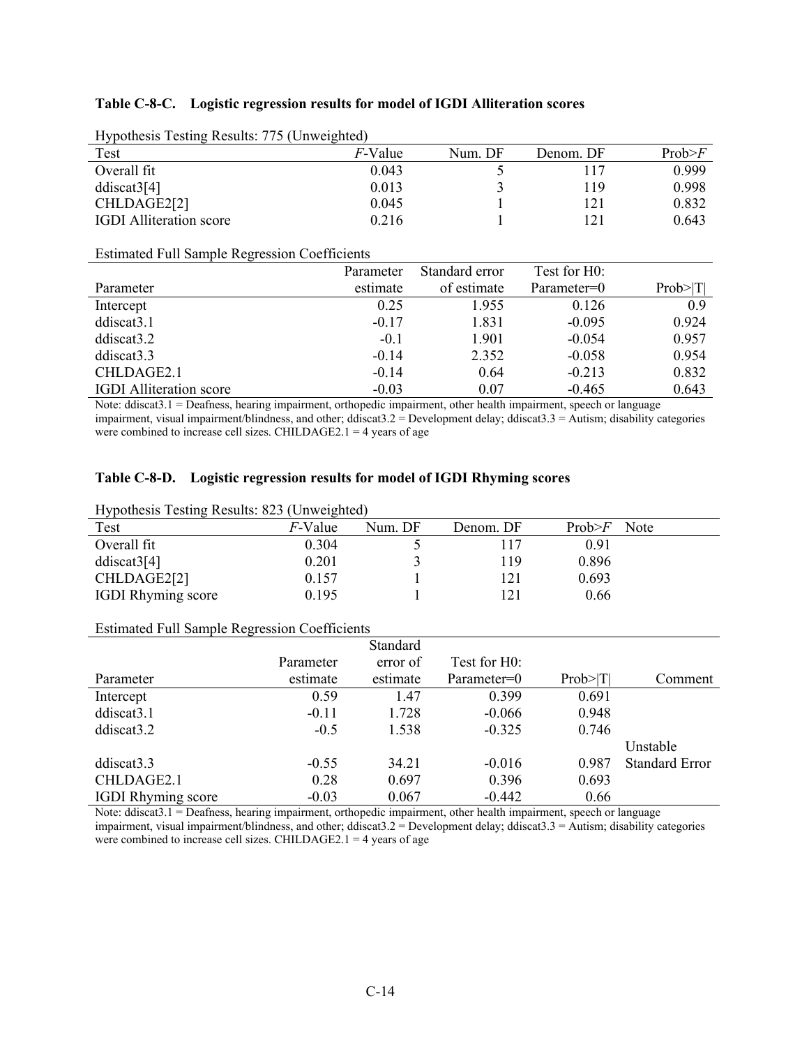**Table C-8-C. Logistic regression results for model of IGDI Alliteration scores**

Hypothesis Testing Results: 775 (Unweighted)

| Test | *F*-Value | Num. DF | Denom. DF | Prob>*F* |
|---|---|---|---|---|
| Overall fit | 0.043 | 5 | 117 | 0.999 |
| ddiscat3[4] | 0.013 | 3 | 119 | 0.998 |
| CHLDAGE2[2] | 0.045 | 1 | 121 | 0.832 |
| IGDI Alliteration score | 0.216 | 1 | 121 | 0.643 |

Estimated Full Sample Regression Coefficients

| Parameter | Parameter estimate | Standard error of estimate | Test for H0: Parameter=0 | Prob>\|T\| |
|---|---|---|---|---|
| Intercept | 0.25 | 1.955 | 0.126 | 0.9 |
| ddiscat3.1 | -0.17 | 1.831 | -0.095 | 0.924 |
| ddiscat3.2 | -0.1 | 1.901 | -0.054 | 0.957 |
| ddiscat3.3 | -0.14 | 2.352 | -0.058 | 0.954 |
| CHLDAGE2.1 | -0.14 | 0.64 | -0.213 | 0.832 |
| IGDI Alliteration score | -0.03 | 0.07 | -0.465 | 0.643 |

Note: ddiscat3.1 = Deafness, hearing impairment, orthopedic impairment, other health impairment, speech or language impairment, visual impairment/blindness, and other; ddiscat3.2 = Development delay; ddiscat3.3 = Autism; disability categories were combined to increase cell sizes. CHILDAGE2.1 = 4 years of age

**Table C-8-D. Logistic regression results for model of IGDI Rhyming scores**

Hypothesis Testing Results: 823 (Unweighted)

| Test | *F*-Value | Num. DF | Denom. DF | Prob>*F* | Note |
|---|---|---|---|---|---|
| Overall fit | 0.304 | 5 | 117 | 0.91 | |
| ddiscat3[4] | 0.201 | 3 | 119 | 0.896 | |
| CHLDAGE2[2] | 0.157 | 1 | 121 | 0.693 | |
| IGDI Rhyming score | 0.195 | 1 | 121 | 0.66 | |

Estimated Full Sample Regression Coefficients

| Parameter | Parameter estimate | Standard error of estimate | Test for H0: Parameter=0 | Prob>\|T\| | Comment |
|---|---|---|---|---|---|
| Intercept | 0.59 | 1.47 | 0.399 | 0.691 | |
| ddiscat3.1 | -0.11 | 1.728 | -0.066 | 0.948 | |
| ddiscat3.2 | -0.5 | 1.538 | -0.325 | 0.746 | |
| ddiscat3.3 | -0.55 | 34.21 | -0.016 | 0.987 | Unstable Standard Error |
| CHLDAGE2.1 | 0.28 | 0.697 | 0.396 | 0.693 | |
| IGDI Rhyming score | -0.03 | 0.067 | -0.442 | 0.66 | |

Note: ddiscat3.1 = Deafness, hearing impairment, orthopedic impairment, other health impairment, speech or language impairment, visual impairment/blindness, and other; ddiscat3.2 = Development delay; ddiscat3.3 = Autism; disability categories were combined to increase cell sizes. CHILDAGE2.1 = 4 years of age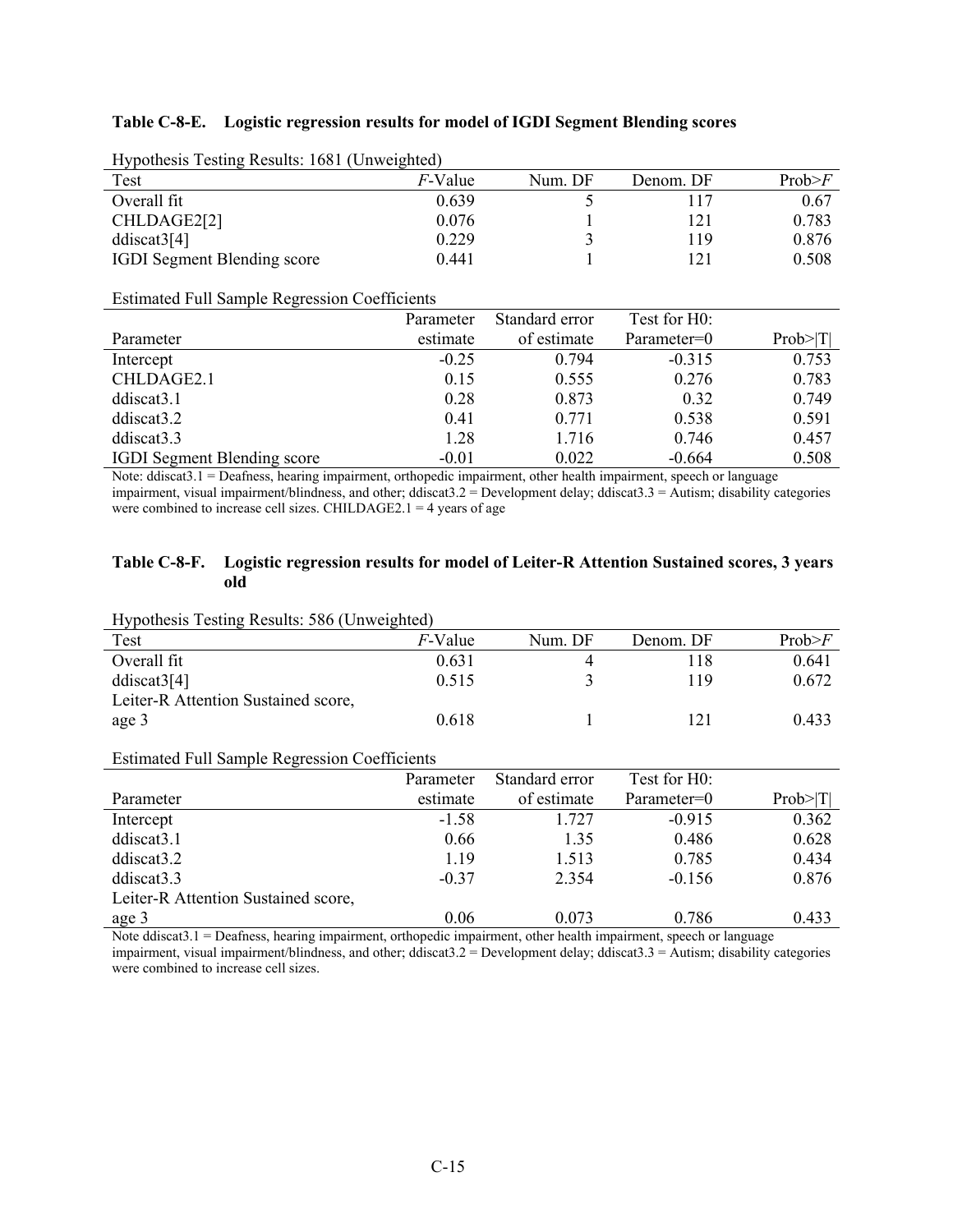**Table C-8-E. Logistic regression results for model of IGDI Segment Blending scores**

Hypothesis Testing Results: 1681 (Unweighted)

| Test | *F*-Value | Num. DF | Denom. DF | Prob>*F* |
|---|---|---|---|---|
| Overall fit | 0.639 | 5 | 117 | 0.67 |
| CHLDAGE2[2] | 0.076 | 1 | 121 | 0.783 |
| ddiscat3[4] | 0.229 | 3 | 119 | 0.876 |
| IGDI Segment Blending score | 0.441 | 1 | 121 | 0.508 |

Estimated Full Sample Regression Coefficients

| Parameter | Parameter estimate | Standard error of estimate | Test for H0: Parameter=0 | Prob>\|T\| |
|---|---|---|---|---|
| Intercept | -0.25 | 0.794 | -0.315 | 0.753 |
| CHLDAGE2.1 | 0.15 | 0.555 | 0.276 | 0.783 |
| ddiscat3.1 | 0.28 | 0.873 | 0.32 | 0.749 |
| ddiscat3.2 | 0.41 | 0.771 | 0.538 | 0.591 |
| ddiscat3.3 | 1.28 | 1.716 | 0.746 | 0.457 |
| IGDI Segment Blending score | -0.01 | 0.022 | -0.664 | 0.508 |

Note: ddiscat3.1 = Deafness, hearing impairment, orthopedic impairment, other health impairment, speech or language impairment, visual impairment/blindness, and other; ddiscat3.2 = Development delay; ddiscat3.3 = Autism; disability categories were combined to increase cell sizes. CHILDAGE2.1 = 4 years of age

**Table C-8-F. Logistic regression results for model of Leiter-R Attention Sustained scores, 3 years old**

Hypothesis Testing Results: 586 (Unweighted)

| Test | *F*-Value | Num. DF | Denom. DF | Prob>*F* |
|---|---|---|---|---|
| Overall fit | 0.631 | 4 | 118 | 0.641 |
| ddiscat3[4] | 0.515 | 3 | 119 | 0.672 |
| Leiter-R Attention Sustained score, age 3 | 0.618 | 1 | 121 | 0.433 |

Estimated Full Sample Regression Coefficients

| Parameter | Parameter estimate | Standard error of estimate | Test for H0: Parameter=0 | Prob>\|T\| |
|---|---|---|---|---|
| Intercept | -1.58 | 1.727 | -0.915 | 0.362 |
| ddiscat3.1 | 0.66 | 1.35 | 0.486 | 0.628 |
| ddiscat3.2 | 1.19 | 1.513 | 0.785 | 0.434 |
| ddiscat3.3 | -0.37 | 2.354 | -0.156 | 0.876 |
| Leiter-R Attention Sustained score, age 3 | 0.06 | 0.073 | 0.786 | 0.433 |

Note ddiscat3.1 = Deafness, hearing impairment, orthopedic impairment, other health impairment, speech or language impairment, visual impairment/blindness, and other; ddiscat3.2 = Development delay; ddiscat3.3 = Autism; disability categories were combined to increase cell sizes.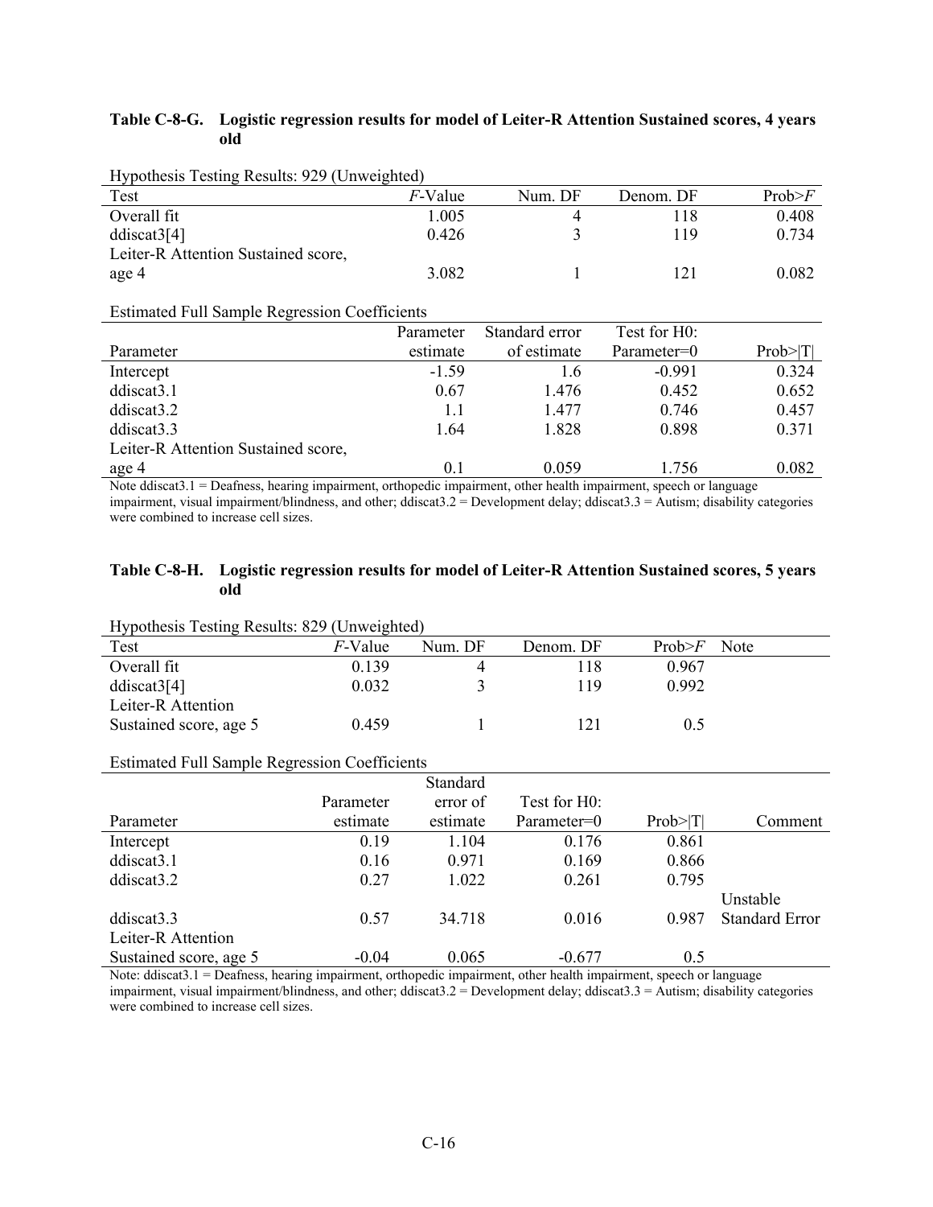**Table C-8-G. Logistic regression results for model of Leiter-R Attention Sustained scores, 4 years old**

Hypothesis Testing Results: 929 (Unweighted)

| Test | *F*-Value | Num. DF | Denom. DF | Prob>*F* |
|---|---|---|---|---|
| Overall fit | 1.005 | 4 | 118 | 0.408 |
| ddiscat3[4] | 0.426 | 3 | 119 | 0.734 |
| Leiter-R Attention Sustained score, age 4 | 3.082 | 1 | 121 | 0.082 |

Estimated Full Sample Regression Coefficients

| Parameter | Parameter estimate | Standard error of estimate | Test for H0: Parameter=0 | Prob>\|T\| |
|---|---|---|---|---|
| Intercept | -1.59 | 1.6 | -0.991 | 0.324 |
| ddiscat3.1 | 0.67 | 1.476 | 0.452 | 0.652 |
| ddiscat3.2 | 1.1 | 1.477 | 0.746 | 0.457 |
| ddiscat3.3 | 1.64 | 1.828 | 0.898 | 0.371 |
| Leiter-R Attention Sustained score, age 4 | 0.1 | 0.059 | 1.756 | 0.082 |

Note ddiscat3.1 = Deafness, hearing impairment, orthopedic impairment, other health impairment, speech or language impairment, visual impairment/blindness, and other; ddiscat3.2 = Development delay; ddiscat3.3 = Autism; disability categories were combined to increase cell sizes.

**Table C-8-H. Logistic regression results for model of Leiter-R Attention Sustained scores, 5 years old**

Hypothesis Testing Results: 829 (Unweighted)

| Test | *F*-Value | Num. DF | Denom. DF | Prob>*F* | Note |
|---|---|---|---|---|---|
| Overall fit | 0.139 | 4 | 118 | 0.967 | |
| ddiscat3[4] | 0.032 | 3 | 119 | 0.992 | |
| Leiter-R Attention Sustained score, age 5 | 0.459 | 1 | 121 | 0.5 | |

Estimated Full Sample Regression Coefficients

| Parameter | Parameter estimate | Standard error of estimate | Test for H0: Parameter=0 | Prob>\|T\| | Comment |
|---|---|---|---|---|---|
| Intercept | 0.19 | 1.104 | 0.176 | 0.861 | |
| ddiscat3.1 | 0.16 | 0.971 | 0.169 | 0.866 | |
| ddiscat3.2 | 0.27 | 1.022 | 0.261 | 0.795 | |
| ddiscat3.3 | 0.57 | 34.718 | 0.016 | 0.987 | Unstable Standard Error |
| Leiter-R Attention Sustained score, age 5 | -0.04 | 0.065 | -0.677 | 0.5 | |

Note: ddiscat3.1 = Deafness, hearing impairment, orthopedic impairment, other health impairment, speech or language impairment, visual impairment/blindness, and other; ddiscat3.2 = Development delay; ddiscat3.3 = Autism; disability categories were combined to increase cell sizes.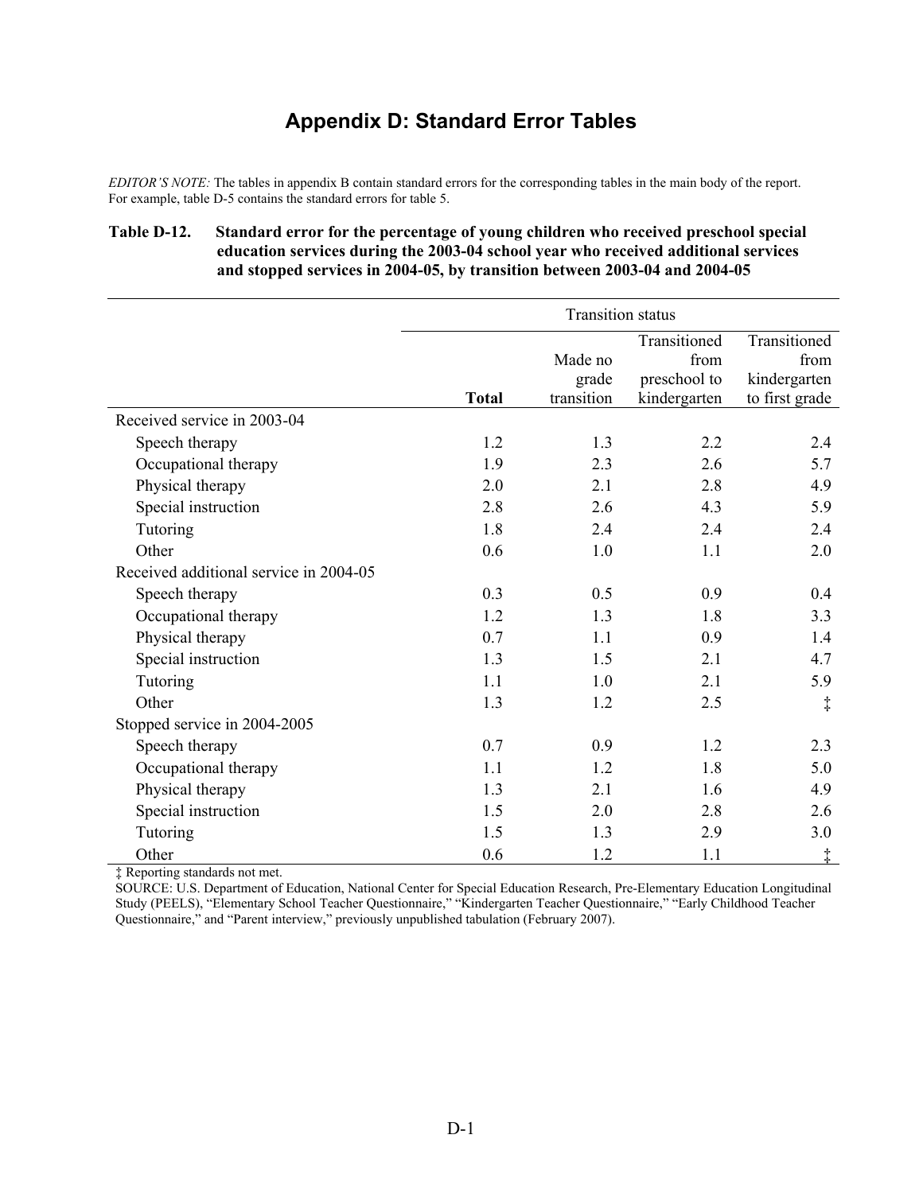# Appendix D: Standard Error Tables

*EDITOR'S NOTE:* The tables in appendix B contain standard errors for the corresponding tables in the main body of the report. For example, table D-5 contains the standard errors for table 5.

**Table D-12. Standard error for the percentage of young children who received preschool special education services during the 2003-04 school year who received additional services and stopped services in 2004-05, by transition between 2003-04 and 2004-05**

| | Transition status | | | |
|---|---|---|---|---|
| | **Total** | Made no grade transition | Transitioned from preschool to kindergarten | Transitioned from kindergarten to first grade |
| Received service in 2003-04 | | | | |
| Speech therapy | 1.2 | 1.3 | 2.2 | 2.4 |
| Occupational therapy | 1.9 | 2.3 | 2.6 | 5.7 |
| Physical therapy | 2.0 | 2.1 | 2.8 | 4.9 |
| Special instruction | 2.8 | 2.6 | 4.3 | 5.9 |
| Tutoring | 1.8 | 2.4 | 2.4 | 2.4 |
| Other | 0.6 | 1.0 | 1.1 | 2.0 |
| Received additional service in 2004-05 | | | | |
| Speech therapy | 0.3 | 0.5 | 0.9 | 0.4 |
| Occupational therapy | 1.2 | 1.3 | 1.8 | 3.3 |
| Physical therapy | 0.7 | 1.1 | 0.9 | 1.4 |
| Special instruction | 1.3 | 1.5 | 2.1 | 4.7 |
| Tutoring | 1.1 | 1.0 | 2.1 | 5.9 |
| Other | 1.3 | 1.2 | 2.5 | ‡ |
| Stopped service in 2004-2005 | | | | |
| Speech therapy | 0.7 | 0.9 | 1.2 | 2.3 |
| Occupational therapy | 1.1 | 1.2 | 1.8 | 5.0 |
| Physical therapy | 1.3 | 2.1 | 1.6 | 4.9 |
| Special instruction | 1.5 | 2.0 | 2.8 | 2.6 |
| Tutoring | 1.5 | 1.3 | 2.9 | 3.0 |
| Other | 0.6 | 1.2 | 1.1 | ‡ |

‡ Reporting standards not met.

SOURCE: U.S. Department of Education, National Center for Special Education Research, Pre-Elementary Education Longitudinal Study (PEELS), "Elementary School Teacher Questionnaire," "Kindergarten Teacher Questionnaire," "Early Childhood Teacher Questionnaire," and "Parent interview," previously unpublished tabulation (February 2007).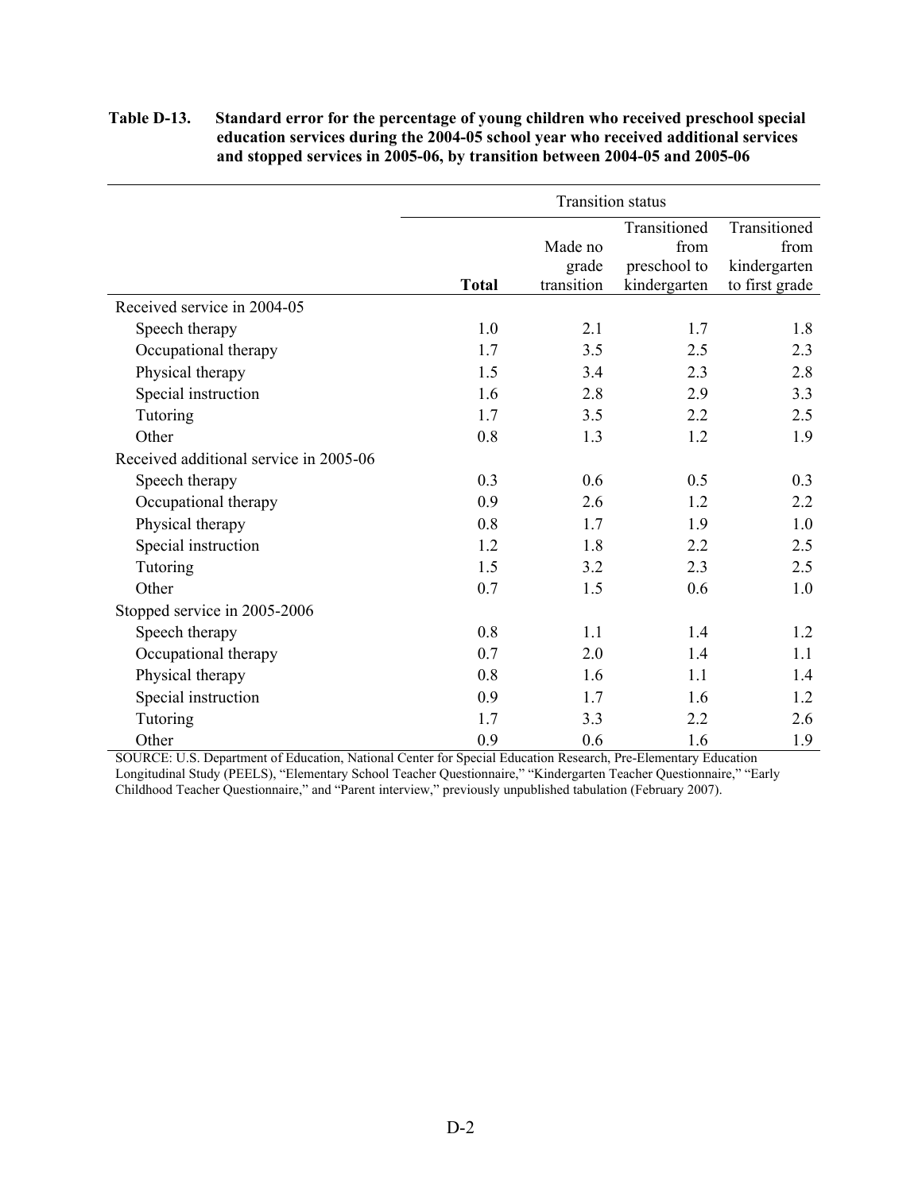**Table D-13. Standard error for the percentage of young children who received preschool special education services during the 2004-05 school year who received additional services and stopped services in 2005-06, by transition between 2004-05 and 2005-06**

| | Transition status | | | |
|---|---|---|---|---|
| | **Total** | Made no grade transition | Transitioned from preschool to kindergarten | Transitioned from kindergarten to first grade |
| Received service in 2004-05 | | | | |
| Speech therapy | 1.0 | 2.1 | 1.7 | 1.8 |
| Occupational therapy | 1.7 | 3.5 | 2.5 | 2.3 |
| Physical therapy | 1.5 | 3.4 | 2.3 | 2.8 |
| Special instruction | 1.6 | 2.8 | 2.9 | 3.3 |
| Tutoring | 1.7 | 3.5 | 2.2 | 2.5 |
| Other | 0.8 | 1.3 | 1.2 | 1.9 |
| Received additional service in 2005-06 | | | | |
| Speech therapy | 0.3 | 0.6 | 0.5 | 0.3 |
| Occupational therapy | 0.9 | 2.6 | 1.2 | 2.2 |
| Physical therapy | 0.8 | 1.7 | 1.9 | 1.0 |
| Special instruction | 1.2 | 1.8 | 2.2 | 2.5 |
| Tutoring | 1.5 | 3.2 | 2.3 | 2.5 |
| Other | 0.7 | 1.5 | 0.6 | 1.0 |
| Stopped service in 2005-2006 | | | | |
| Speech therapy | 0.8 | 1.1 | 1.4 | 1.2 |
| Occupational therapy | 0.7 | 2.0 | 1.4 | 1.1 |
| Physical therapy | 0.8 | 1.6 | 1.1 | 1.4 |
| Special instruction | 0.9 | 1.7 | 1.6 | 1.2 |
| Tutoring | 1.7 | 3.3 | 2.2 | 2.6 |
| Other | 0.9 | 0.6 | 1.6 | 1.9 |

SOURCE: U.S. Department of Education, National Center for Special Education Research, Pre-Elementary Education Longitudinal Study (PEELS), "Elementary School Teacher Questionnaire," "Kindergarten Teacher Questionnaire," "Early Childhood Teacher Questionnaire," and "Parent interview," previously unpublished tabulation (February 2007).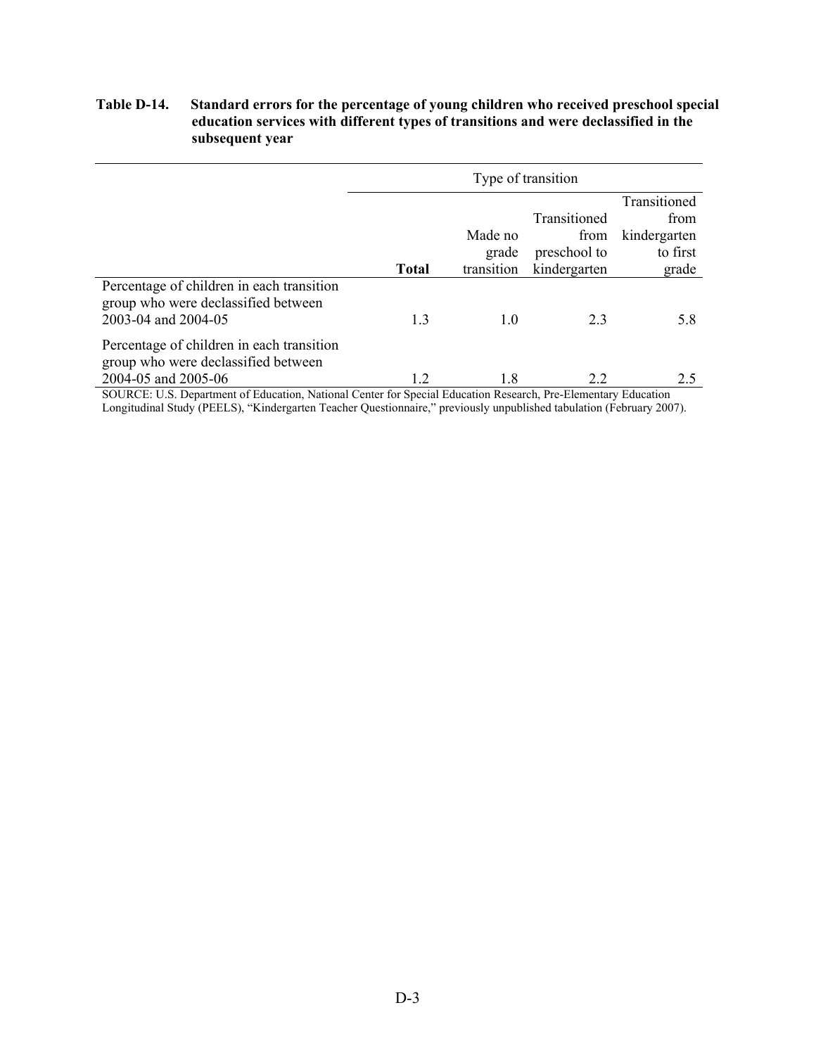**Table D-14. Standard errors for the percentage of young children who received preschool special education services with different types of transitions and were declassified in the subsequent year**

| | Type of transition | | | |
|---|---|---|---|---|
| | **Total** | Made no grade transition | Transitioned from preschool to kindergarten | Transitioned from kindergarten to first grade |
| Percentage of children in each transition group who were declassified between 2003-04 and 2004-05 | 1.3 | 1.0 | 2.3 | 5.8 |
| Percentage of children in each transition group who were declassified between 2004-05 and 2005-06 | 1.2 | 1.8 | 2.2 | 2.5 |

SOURCE: U.S. Department of Education, National Center for Special Education Research, Pre-Elementary Education Longitudinal Study (PEELS), "Kindergarten Teacher Questionnaire," previously unpublished tabulation (February 2007).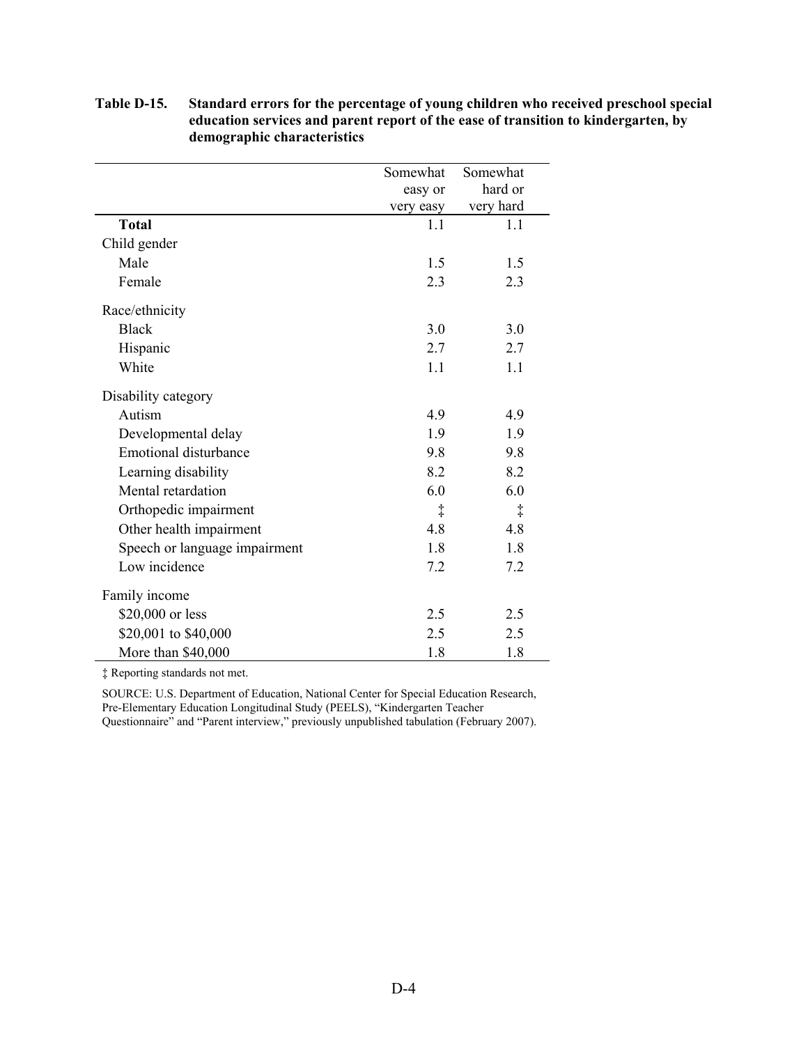**Table D-15. Standard errors for the percentage of young children who received preschool special education services and parent report of the ease of transition to kindergarten, by demographic characteristics**

| | Somewhat easy or very easy | Somewhat hard or very hard |
|---|---|---|
| **Total** | 1.1 | 1.1 |
| Child gender | | |
| Male | 1.5 | 1.5 |
| Female | 2.3 | 2.3 |
| Race/ethnicity | | |
| Black | 3.0 | 3.0 |
| Hispanic | 2.7 | 2.7 |
| White | 1.1 | 1.1 |
| Disability category | | |
| Autism | 4.9 | 4.9 |
| Developmental delay | 1.9 | 1.9 |
| Emotional disturbance | 9.8 | 9.8 |
| Learning disability | 8.2 | 8.2 |
| Mental retardation | 6.0 | 6.0 |
| Orthopedic impairment | ‡ | ‡ |
| Other health impairment | 4.8 | 4.8 |
| Speech or language impairment | 1.8 | 1.8 |
| Low incidence | 7.2 | 7.2 |
| Family income | | |
| $20,000 or less | 2.5 | 2.5 |
| $20,001 to $40,000 | 2.5 | 2.5 |
| More than $40,000 | 1.8 | 1.8 |

‡ Reporting standards not met.

SOURCE: U.S. Department of Education, National Center for Special Education Research, Pre-Elementary Education Longitudinal Study (PEELS), "Kindergarten Teacher Questionnaire" and "Parent interview," previously unpublished tabulation (February 2007).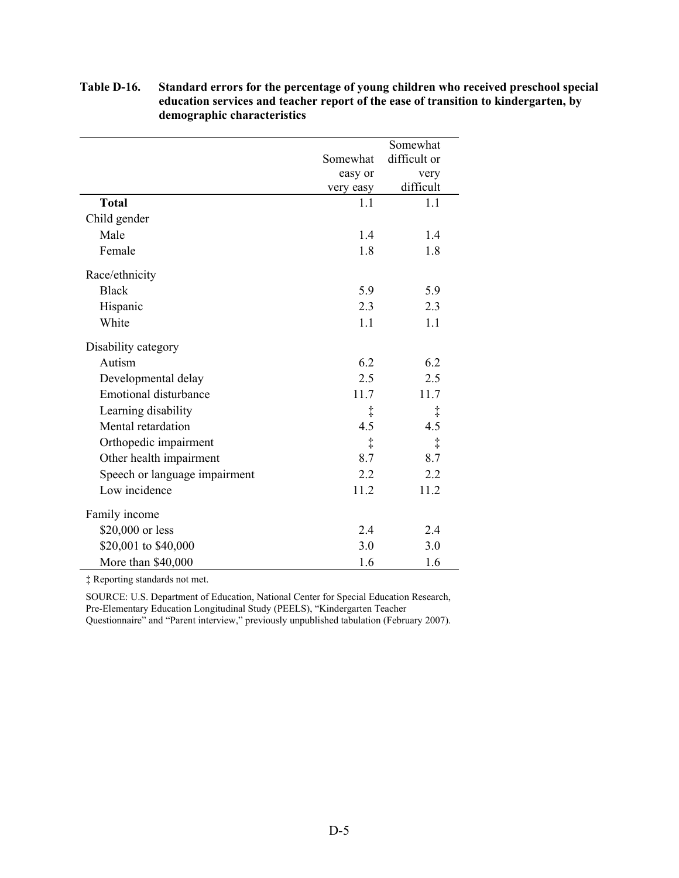**Table D-16. Standard errors for the percentage of young children who received preschool special education services and teacher report of the ease of transition to kindergarten, by demographic characteristics**

| | Somewhat easy or very easy | Somewhat difficult or very difficult |
|---|---|---|
| **Total** | 1.1 | 1.1 |
| Child gender | | |
| Male | 1.4 | 1.4 |
| Female | 1.8 | 1.8 |
| Race/ethnicity | | |
| Black | 5.9 | 5.9 |
| Hispanic | 2.3 | 2.3 |
| White | 1.1 | 1.1 |
| Disability category | | |
| Autism | 6.2 | 6.2 |
| Developmental delay | 2.5 | 2.5 |
| Emotional disturbance | 11.7 | 11.7 |
| Learning disability | ‡ | ‡ |
| Mental retardation | 4.5 | 4.5 |
| Orthopedic impairment | ‡ | ‡ |
| Other health impairment | 8.7 | 8.7 |
| Speech or language impairment | 2.2 | 2.2 |
| Low incidence | 11.2 | 11.2 |
| Family income | | |
| $20,000 or less | 2.4 | 2.4 |
| $20,001 to $40,000 | 3.0 | 3.0 |
| More than $40,000 | 1.6 | 1.6 |

‡ Reporting standards not met.

SOURCE: U.S. Department of Education, National Center for Special Education Research, Pre-Elementary Education Longitudinal Study (PEELS), "Kindergarten Teacher Questionnaire" and "Parent interview," previously unpublished tabulation (February 2007).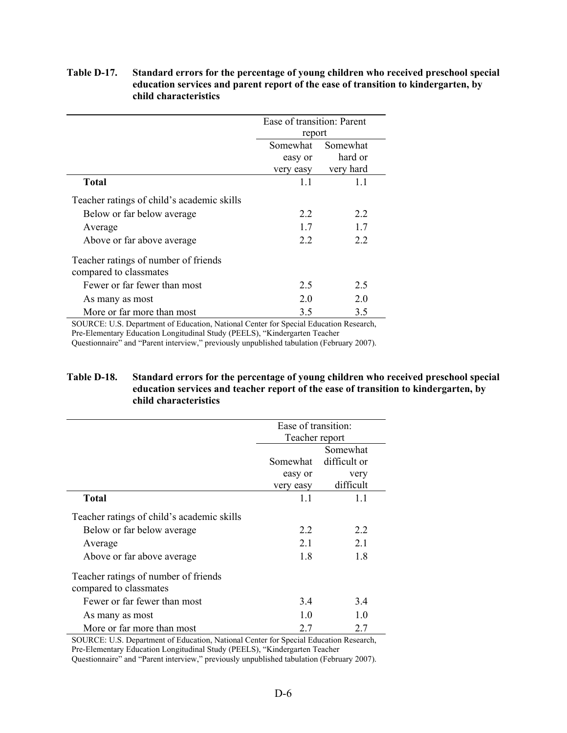**Table D-17. Standard errors for the percentage of young children who received preschool special education services and parent report of the ease of transition to kindergarten, by child characteristics**

| | Ease of transition: Parent report | |
|---|---|---|
| | Somewhat easy or very easy | Somewhat hard or very hard |
| **Total** | 1.1 | 1.1 |
| Teacher ratings of child's academic skills | | |
| Below or far below average | 2.2 | 2.2 |
| Average | 1.7 | 1.7 |
| Above or far above average | 2.2 | 2.2 |
| Teacher ratings of number of friends compared to classmates | | |
| Fewer or far fewer than most | 2.5 | 2.5 |
| As many as most | 2.0 | 2.0 |
| More or far more than most | 3.5 | 3.5 |

SOURCE: U.S. Department of Education, National Center for Special Education Research, Pre-Elementary Education Longitudinal Study (PEELS), "Kindergarten Teacher Questionnaire" and "Parent interview," previously unpublished tabulation (February 2007).

**Table D-18. Standard errors for the percentage of young children who received preschool special education services and teacher report of the ease of transition to kindergarten, by child characteristics**

| | Ease of transition: Teacher report | |
|---|---|---|
| | Somewhat easy or very easy | Somewhat difficult or very difficult |
| **Total** | 1.1 | 1.1 |
| Teacher ratings of child's academic skills | | |
| Below or far below average | 2.2 | 2.2 |
| Average | 2.1 | 2.1 |
| Above or far above average | 1.8 | 1.8 |
| Teacher ratings of number of friends compared to classmates | | |
| Fewer or far fewer than most | 3.4 | 3.4 |
| As many as most | 1.0 | 1.0 |
| More or far more than most | 2.7 | 2.7 |

SOURCE: U.S. Department of Education, National Center for Special Education Research, Pre-Elementary Education Longitudinal Study (PEELS), "Kindergarten Teacher Questionnaire" and "Parent interview," previously unpublished tabulation (February 2007).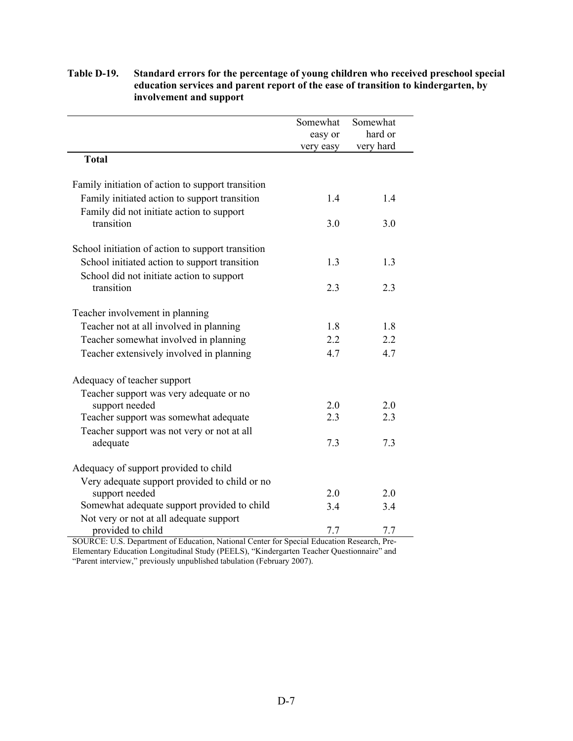**Table D-19. Standard errors for the percentage of young children who received preschool special education services and parent report of the ease of transition to kindergarten, by involvement and support**

| | Somewhat easy or very easy | Somewhat hard or very hard |
|---|---|---|
| **Total** | | |
| Family initiation of action to support transition | | |
| Family initiated action to support transition | 1.4 | 1.4 |
| Family did not initiate action to support transition | 3.0 | 3.0 |
| School initiation of action to support transition | | |
| School initiated action to support transition | 1.3 | 1.3 |
| School did not initiate action to support transition | 2.3 | 2.3 |
| Teacher involvement in planning | | |
| Teacher not at all involved in planning | 1.8 | 1.8 |
| Teacher somewhat involved in planning | 2.2 | 2.2 |
| Teacher extensively involved in planning | 4.7 | 4.7 |
| Adequacy of teacher support | | |
| Teacher support was very adequate or no support needed | 2.0 | 2.0 |
| Teacher support was somewhat adequate | 2.3 | 2.3 |
| Teacher support was not very or not at all adequate | 7.3 | 7.3 |
| Adequacy of support provided to child | | |
| Very adequate support provided to child or no support needed | 2.0 | 2.0 |
| Somewhat adequate support provided to child | 3.4 | 3.4 |
| Not very or not at all adequate support provided to child | 7.7 | 7.7 |

SOURCE: U.S. Department of Education, National Center for Special Education Research, Pre-Elementary Education Longitudinal Study (PEELS), "Kindergarten Teacher Questionnaire" and "Parent interview," previously unpublished tabulation (February 2007).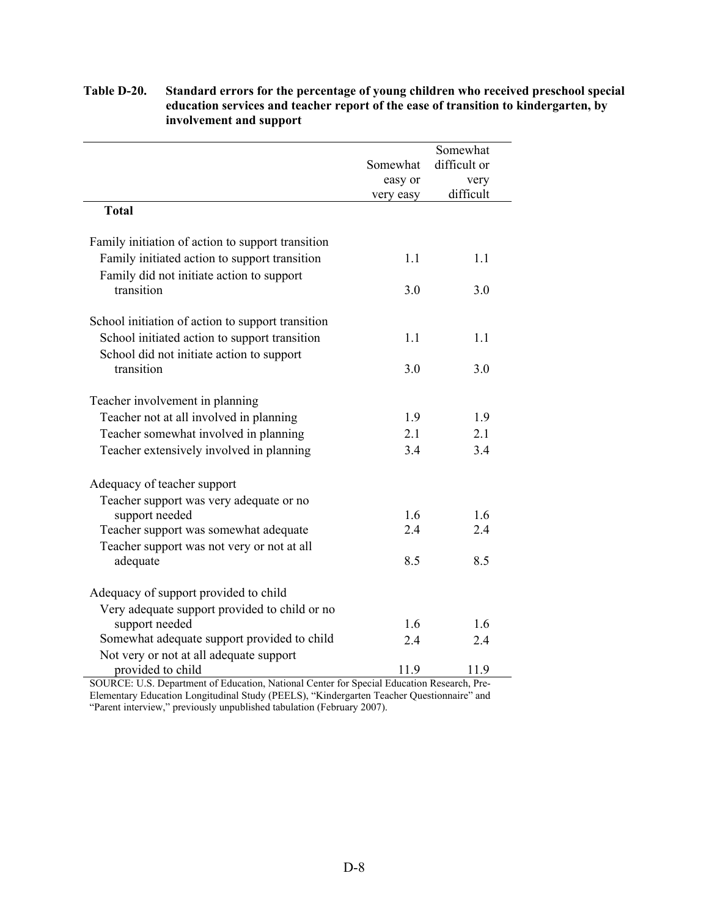**Table D-20. Standard errors for the percentage of young children who received preschool special education services and teacher report of the ease of transition to kindergarten, by involvement and support**

| | Somewhat easy or very easy | Somewhat difficult or very difficult |
|---|---|---|
| **Total** | | |
| Family initiation of action to support transition | | |
| Family initiated action to support transition | 1.1 | 1.1 |
| Family did not initiate action to support transition | 3.0 | 3.0 |
| School initiation of action to support transition | | |
| School initiated action to support transition | 1.1 | 1.1 |
| School did not initiate action to support transition | 3.0 | 3.0 |
| Teacher involvement in planning | | |
| Teacher not at all involved in planning | 1.9 | 1.9 |
| Teacher somewhat involved in planning | 2.1 | 2.1 |
| Teacher extensively involved in planning | 3.4 | 3.4 |
| Adequacy of teacher support | | |
| Teacher support was very adequate or no support needed | 1.6 | 1.6 |
| Teacher support was somewhat adequate | 2.4 | 2.4 |
| Teacher support was not very or not at all adequate | 8.5 | 8.5 |
| Adequacy of support provided to child | | |
| Very adequate support provided to child or no support needed | 1.6 | 1.6 |
| Somewhat adequate support provided to child | 2.4 | 2.4 |
| Not very or not at all adequate support provided to child | 11.9 | 11.9 |

SOURCE: U.S. Department of Education, National Center for Special Education Research, Pre-Elementary Education Longitudinal Study (PEELS), "Kindergarten Teacher Questionnaire" and "Parent interview," previously unpublished tabulation (February 2007).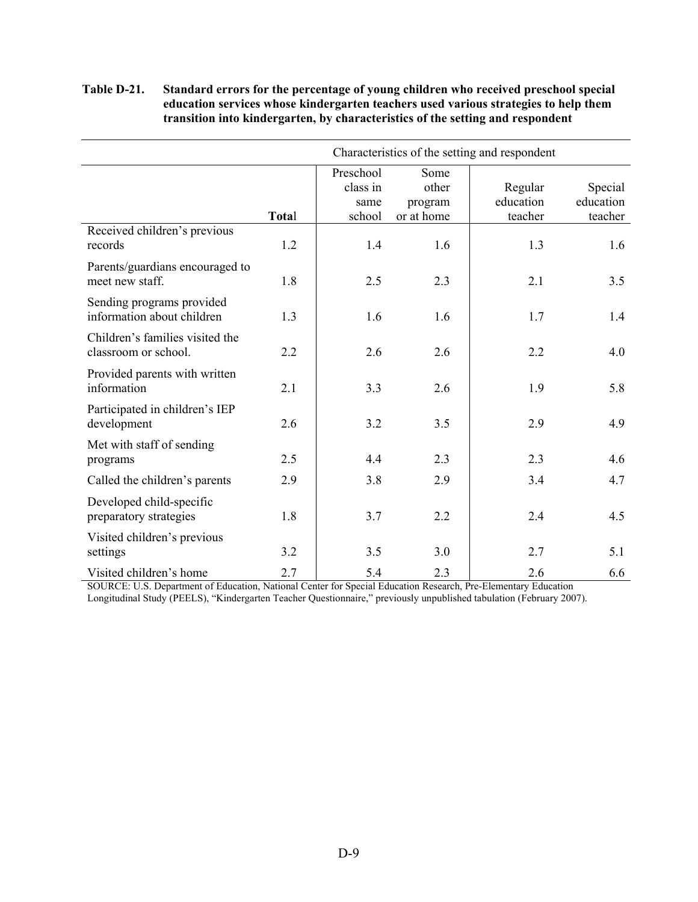**Table D-21. Standard errors for the percentage of young children who received preschool special education services whose kindergarten teachers used various strategies to help them transition into kindergarten, by characteristics of the setting and respondent**

| | | Characteristics of the setting and respondent | | | |
|---|---|---|---|---|---|
| | **Total** | Preschool class in same school | Some other program or at home | Regular education teacher | Special education teacher |
| Received children's previous records | 1.2 | 1.4 | 1.6 | 1.3 | 1.6 |
| Parents/guardians encouraged to meet new staff. | 1.8 | 2.5 | 2.3 | 2.1 | 3.5 |
| Sending programs provided information about children | 1.3 | 1.6 | 1.6 | 1.7 | 1.4 |
| Children's families visited the classroom or school. | 2.2 | 2.6 | 2.6 | 2.2 | 4.0 |
| Provided parents with written information | 2.1 | 3.3 | 2.6 | 1.9 | 5.8 |
| Participated in children's IEP development | 2.6 | 3.2 | 3.5 | 2.9 | 4.9 |
| Met with staff of sending programs | 2.5 | 4.4 | 2.3 | 2.3 | 4.6 |
| Called the children's parents | 2.9 | 3.8 | 2.9 | 3.4 | 4.7 |
| Developed child-specific preparatory strategies | 1.8 | 3.7 | 2.2 | 2.4 | 4.5 |
| Visited children's previous settings | 3.2 | 3.5 | 3.0 | 2.7 | 5.1 |
| Visited children's home | 2.7 | 5.4 | 2.3 | 2.6 | 6.6 |

SOURCE: U.S. Department of Education, National Center for Special Education Research, Pre-Elementary Education Longitudinal Study (PEELS), "Kindergarten Teacher Questionnaire," previously unpublished tabulation (February 2007).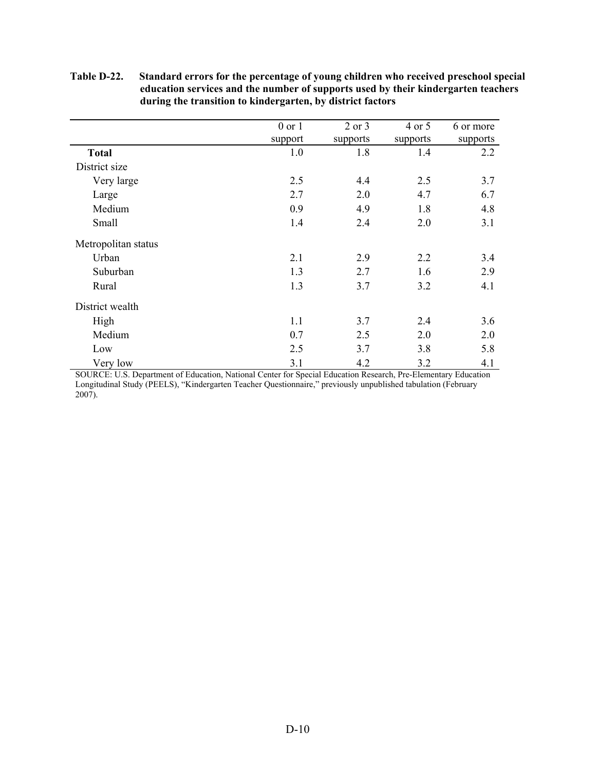**Table D-22. Standard errors for the percentage of young children who received preschool special education services and the number of supports used by their kindergarten teachers during the transition to kindergarten, by district factors**

| | 0 or 1 support | 2 or 3 supports | 4 or 5 supports | 6 or more supports |
|---|---|---|---|---|
| **Total** | 1.0 | 1.8 | 1.4 | 2.2 |
| District size | | | | |
| Very large | 2.5 | 4.4 | 2.5 | 3.7 |
| Large | 2.7 | 2.0 | 4.7 | 6.7 |
| Medium | 0.9 | 4.9 | 1.8 | 4.8 |
| Small | 1.4 | 2.4 | 2.0 | 3.1 |
| Metropolitan status | | | | |
| Urban | 2.1 | 2.9 | 2.2 | 3.4 |
| Suburban | 1.3 | 2.7 | 1.6 | 2.9 |
| Rural | 1.3 | 3.7 | 3.2 | 4.1 |
| District wealth | | | | |
| High | 1.1 | 3.7 | 2.4 | 3.6 |
| Medium | 0.7 | 2.5 | 2.0 | 2.0 |
| Low | 2.5 | 3.7 | 3.8 | 5.8 |
| Very low | 3.1 | 4.2 | 3.2 | 4.1 |

SOURCE: U.S. Department of Education, National Center for Special Education Research, Pre-Elementary Education Longitudinal Study (PEELS), "Kindergarten Teacher Questionnaire," previously unpublished tabulation (February 2007).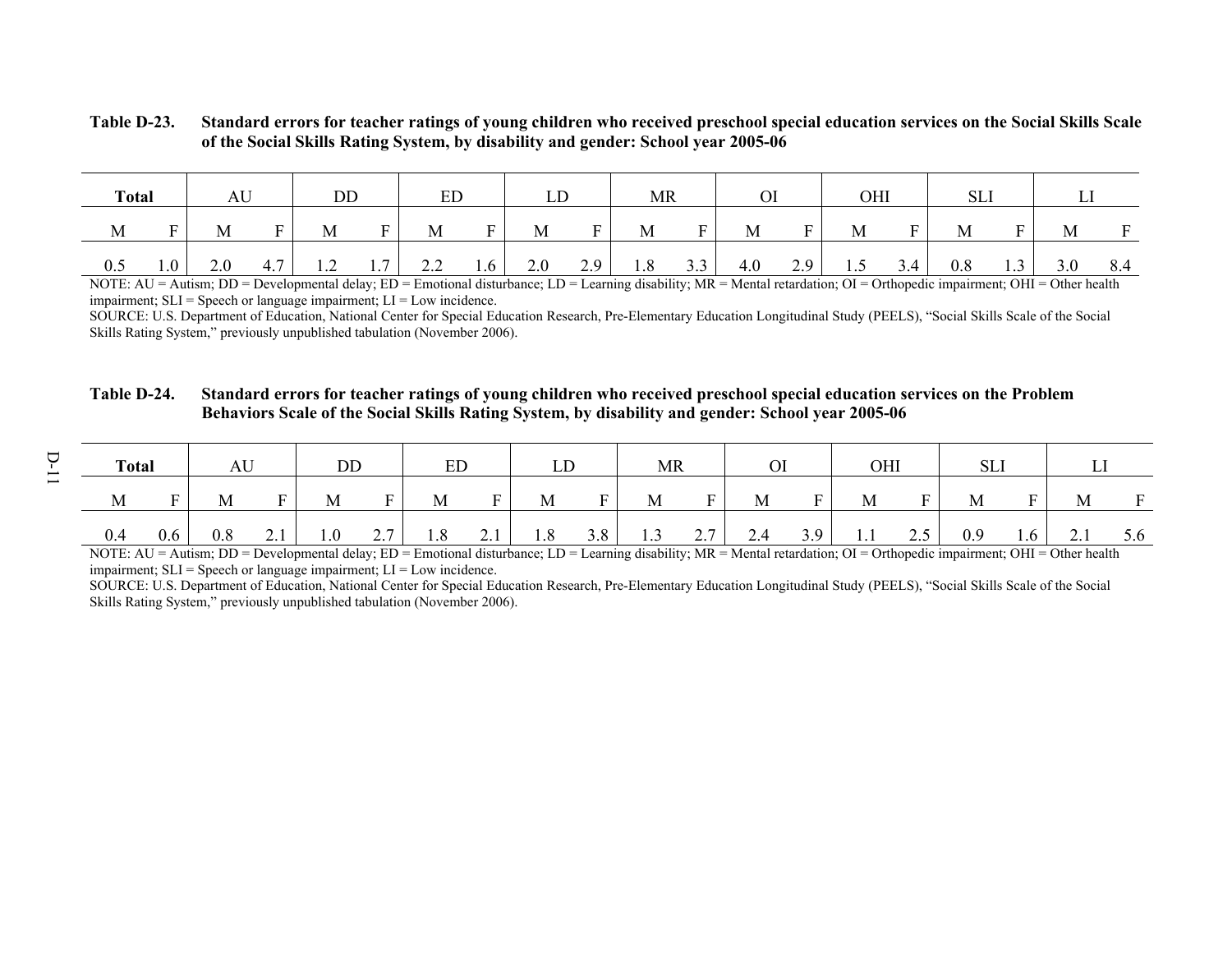**Table D-23. Standard errors for teacher ratings of young children who received preschool special education services on the Social Skills Scale of the Social Skills Rating System, by disability and gender: School year 2005-06**

| Total | | AU | | DD | | ED | | LD | | MR | | OI | | OHI | | SLI | | LI | |
|---|---|---|---|---|---|---|---|---|---|---|---|---|---|---|---|---|---|---|---|
| M | F | M | F | M | F | M | F | M | F | M | F | M | F | M | F | M | F | M | F |
| 0.5 | 1.0 | 2.0 | 4.7 | 1.2 | 1.7 | 2.2 | 1.6 | 2.0 | 2.9 | 1.8 | 3.3 | 4.0 | 2.9 | 1.5 | 3.4 | 0.8 | 1.3 | 3.0 | 8.4 |

NOTE: AU = Autism; DD = Developmental delay; ED = Emotional disturbance; LD = Learning disability; MR = Mental retardation; OI = Orthopedic impairment; OHI = Other health impairment; SLI = Speech or language impairment; LI = Low incidence.

SOURCE: U.S. Department of Education, National Center for Special Education Research, Pre-Elementary Education Longitudinal Study (PEELS), "Social Skills Scale of the Social Skills Rating System," previously unpublished tabulation (November 2006).

**Table D-24. Standard errors for teacher ratings of young children who received preschool special education services on the Problem Behaviors Scale of the Social Skills Rating System, by disability and gender: School year 2005-06**

| Total | | AU | | DD | | ED | | LD | | MR | | OI | | OHI | | SLI | | LI | |
|---|---|---|---|---|---|---|---|---|---|---|---|---|---|---|---|---|---|---|---|
| M | F | M | F | M | F | M | F | M | F | M | F | M | F | M | F | M | F | M | F |
| 0.4 | 0.6 | 0.8 | 2.1 | 1.0 | 2.7 | 1.8 | 2.1 | 1.8 | 3.8 | 1.3 | 2.7 | 2.4 | 3.9 | 1.1 | 2.5 | 0.9 | 1.6 | 2.1 | 5.6 |

NOTE: AU = Autism; DD = Developmental delay; ED = Emotional disturbance; LD = Learning disability; MR = Mental retardation; OI = Orthopedic impairment; OHI = Other health impairment; SLI = Speech or language impairment; LI = Low incidence.

SOURCE: U.S. Department of Education, National Center for Special Education Research, Pre-Elementary Education Longitudinal Study (PEELS), "Social Skills Scale of the Social Skills Rating System," previously unpublished tabulation (November 2006).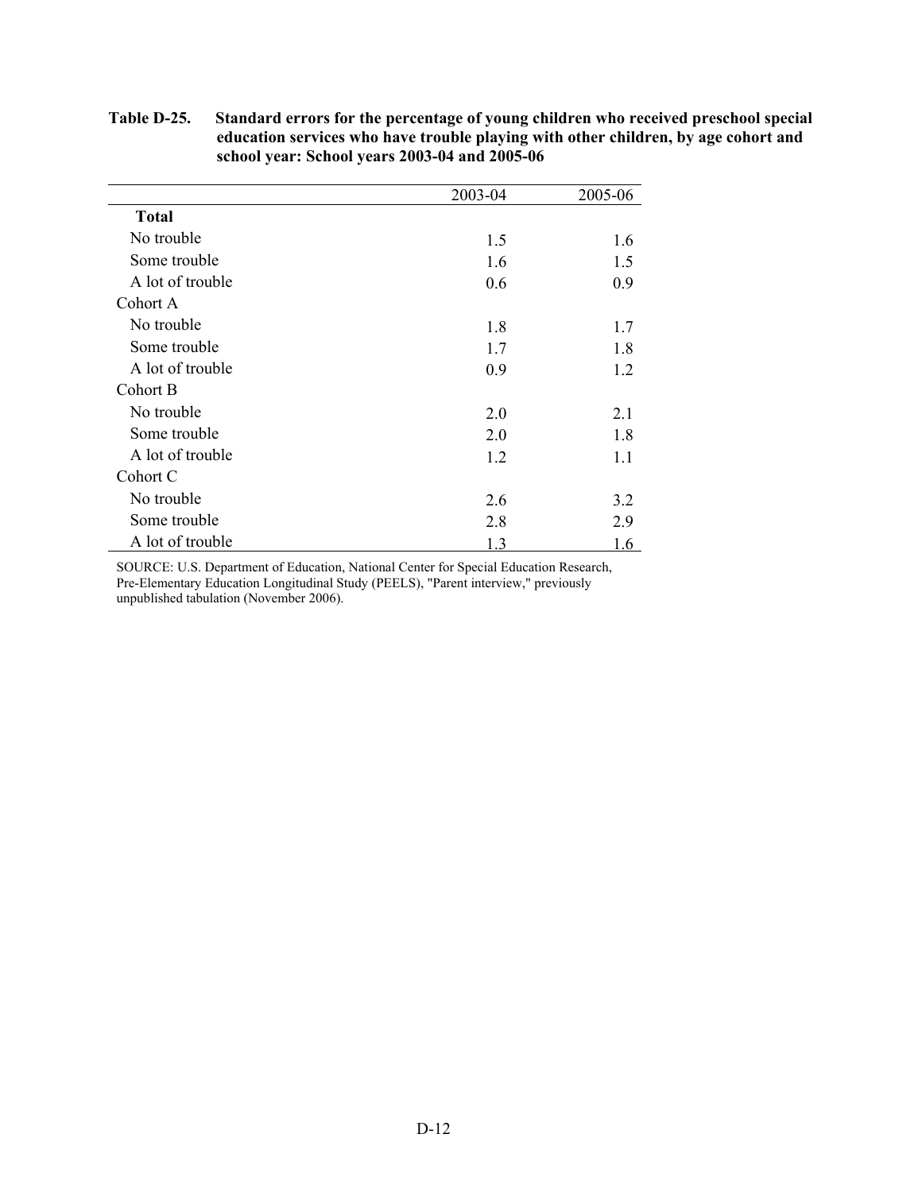**Table D-25. Standard errors for the percentage of young children who received preschool special education services who have trouble playing with other children, by age cohort and school year: School years 2003-04 and 2005-06**

| | 2003-04 | 2005-06 |
|---|---|---|
| **Total** | | |
| No trouble | 1.5 | 1.6 |
| Some trouble | 1.6 | 1.5 |
| A lot of trouble | 0.6 | 0.9 |
| Cohort A | | |
| No trouble | 1.8 | 1.7 |
| Some trouble | 1.7 | 1.8 |
| A lot of trouble | 0.9 | 1.2 |
| Cohort B | | |
| No trouble | 2.0 | 2.1 |
| Some trouble | 2.0 | 1.8 |
| A lot of trouble | 1.2 | 1.1 |
| Cohort C | | |
| No trouble | 2.6 | 3.2 |
| Some trouble | 2.8 | 2.9 |
| A lot of trouble | 1.3 | 1.6 |

SOURCE: U.S. Department of Education, National Center for Special Education Research, Pre-Elementary Education Longitudinal Study (PEELS), "Parent interview," previously unpublished tabulation (November 2006).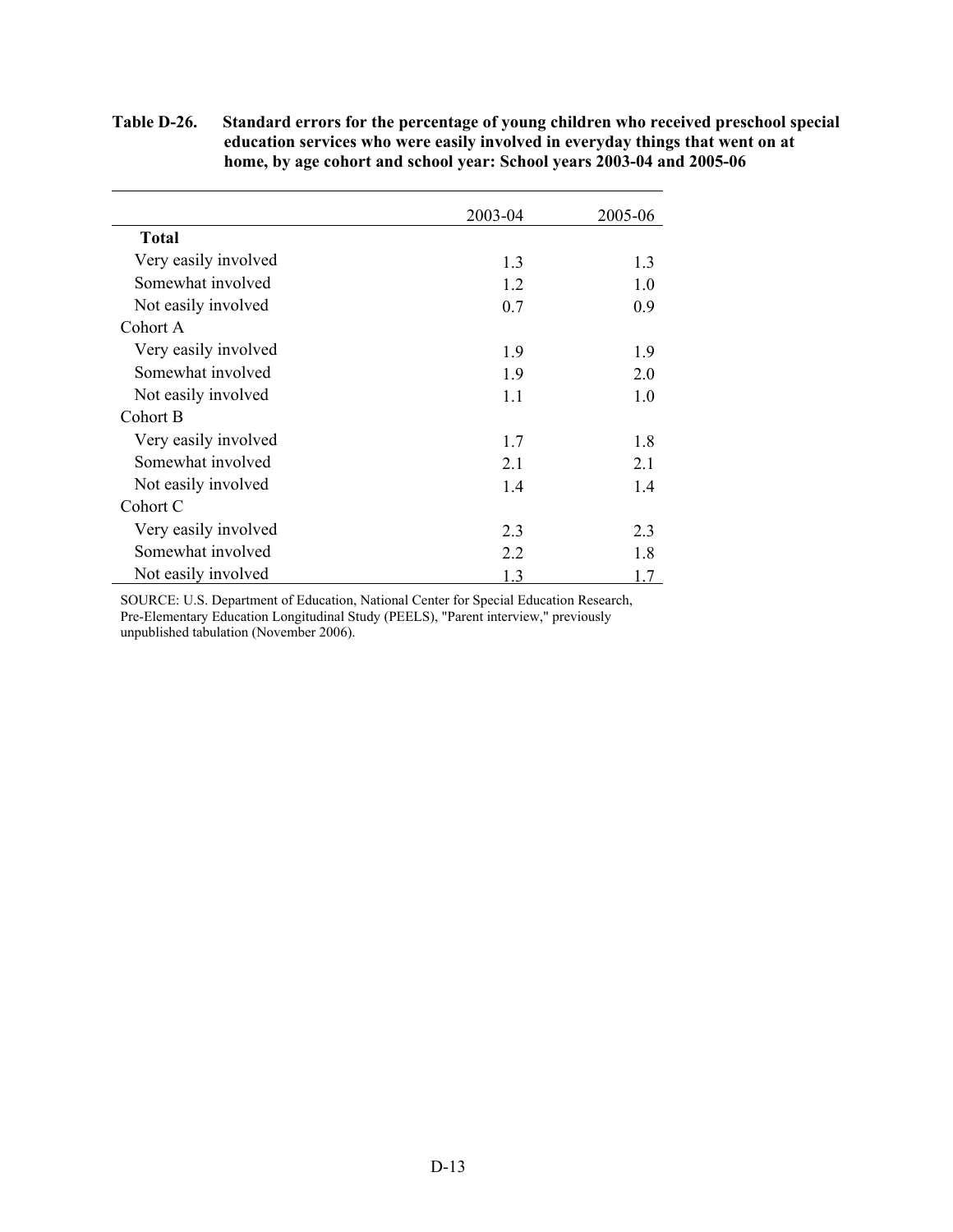**Table D-26. Standard errors for the percentage of young children who received preschool special education services who were easily involved in everyday things that went on at home, by age cohort and school year: School years 2003-04 and 2005-06**

| | 2003-04 | 2005-06 |
|---|---|---|
| **Total** | | |
| Very easily involved | 1.3 | 1.3 |
| Somewhat involved | 1.2 | 1.0 |
| Not easily involved | 0.7 | 0.9 |
| Cohort A | | |
| Very easily involved | 1.9 | 1.9 |
| Somewhat involved | 1.9 | 2.0 |
| Not easily involved | 1.1 | 1.0 |
| Cohort B | | |
| Very easily involved | 1.7 | 1.8 |
| Somewhat involved | 2.1 | 2.1 |
| Not easily involved | 1.4 | 1.4 |
| Cohort C | | |
| Very easily involved | 2.3 | 2.3 |
| Somewhat involved | 2.2 | 1.8 |
| Not easily involved | 1.3 | 1.7 |

SOURCE: U.S. Department of Education, National Center for Special Education Research, Pre-Elementary Education Longitudinal Study (PEELS), "Parent interview," previously unpublished tabulation (November 2006).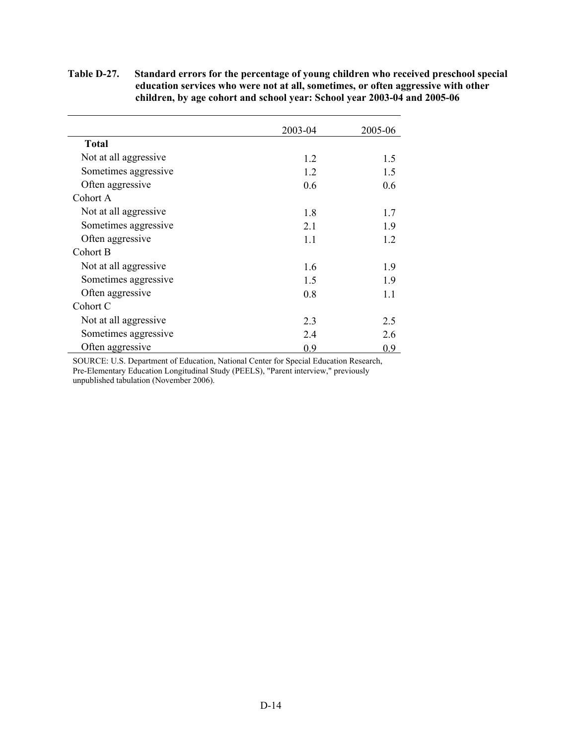**Table D-27. Standard errors for the percentage of young children who received preschool special education services who were not at all, sometimes, or often aggressive with other children, by age cohort and school year: School year 2003-04 and 2005-06**

| | 2003-04 | 2005-06 |
|---|---|---|
| **Total** | | |
| Not at all aggressive | 1.2 | 1.5 |
| Sometimes aggressive | 1.2 | 1.5 |
| Often aggressive | 0.6 | 0.6 |
| Cohort A | | |
| Not at all aggressive | 1.8 | 1.7 |
| Sometimes aggressive | 2.1 | 1.9 |
| Often aggressive | 1.1 | 1.2 |
| Cohort B | | |
| Not at all aggressive | 1.6 | 1.9 |
| Sometimes aggressive | 1.5 | 1.9 |
| Often aggressive | 0.8 | 1.1 |
| Cohort C | | |
| Not at all aggressive | 2.3 | 2.5 |
| Sometimes aggressive | 2.4 | 2.6 |
| Often aggressive | 0.9 | 0.9 |

SOURCE: U.S. Department of Education, National Center for Special Education Research, Pre-Elementary Education Longitudinal Study (PEELS), "Parent interview," previously unpublished tabulation (November 2006).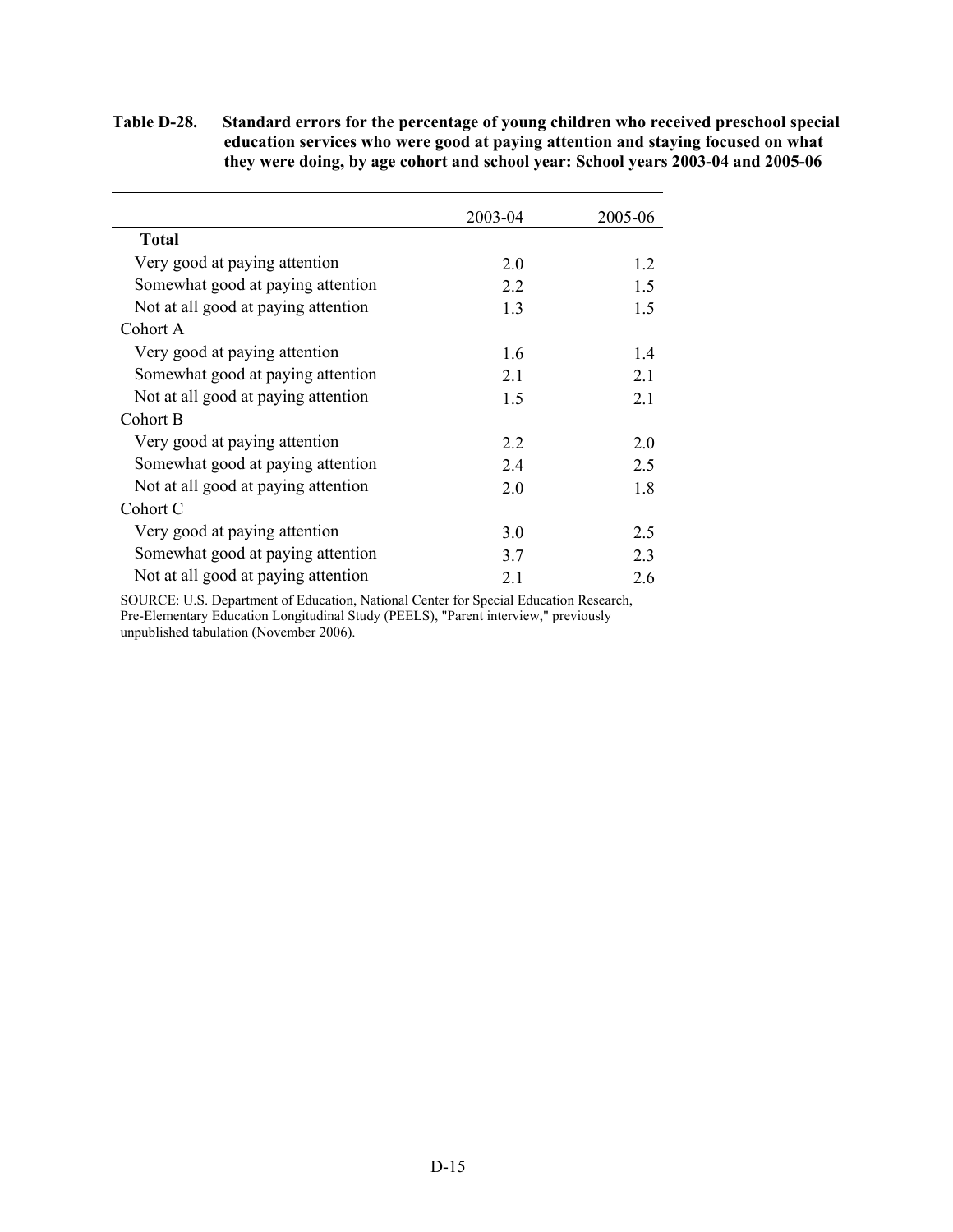**Table D-28. Standard errors for the percentage of young children who received preschool special education services who were good at paying attention and staying focused on what they were doing, by age cohort and school year: School years 2003-04 and 2005-06**

| | 2003-04 | 2005-06 |
|---|---|---|
| **Total** | | |
| Very good at paying attention | 2.0 | 1.2 |
| Somewhat good at paying attention | 2.2 | 1.5 |
| Not at all good at paying attention | 1.3 | 1.5 |
| Cohort A | | |
| Very good at paying attention | 1.6 | 1.4 |
| Somewhat good at paying attention | 2.1 | 2.1 |
| Not at all good at paying attention | 1.5 | 2.1 |
| Cohort B | | |
| Very good at paying attention | 2.2 | 2.0 |
| Somewhat good at paying attention | 2.4 | 2.5 |
| Not at all good at paying attention | 2.0 | 1.8 |
| Cohort C | | |
| Very good at paying attention | 3.0 | 2.5 |
| Somewhat good at paying attention | 3.7 | 2.3 |
| Not at all good at paying attention | 2.1 | 2.6 |

SOURCE: U.S. Department of Education, National Center for Special Education Research, Pre-Elementary Education Longitudinal Study (PEELS), "Parent interview," previously unpublished tabulation (November 2006).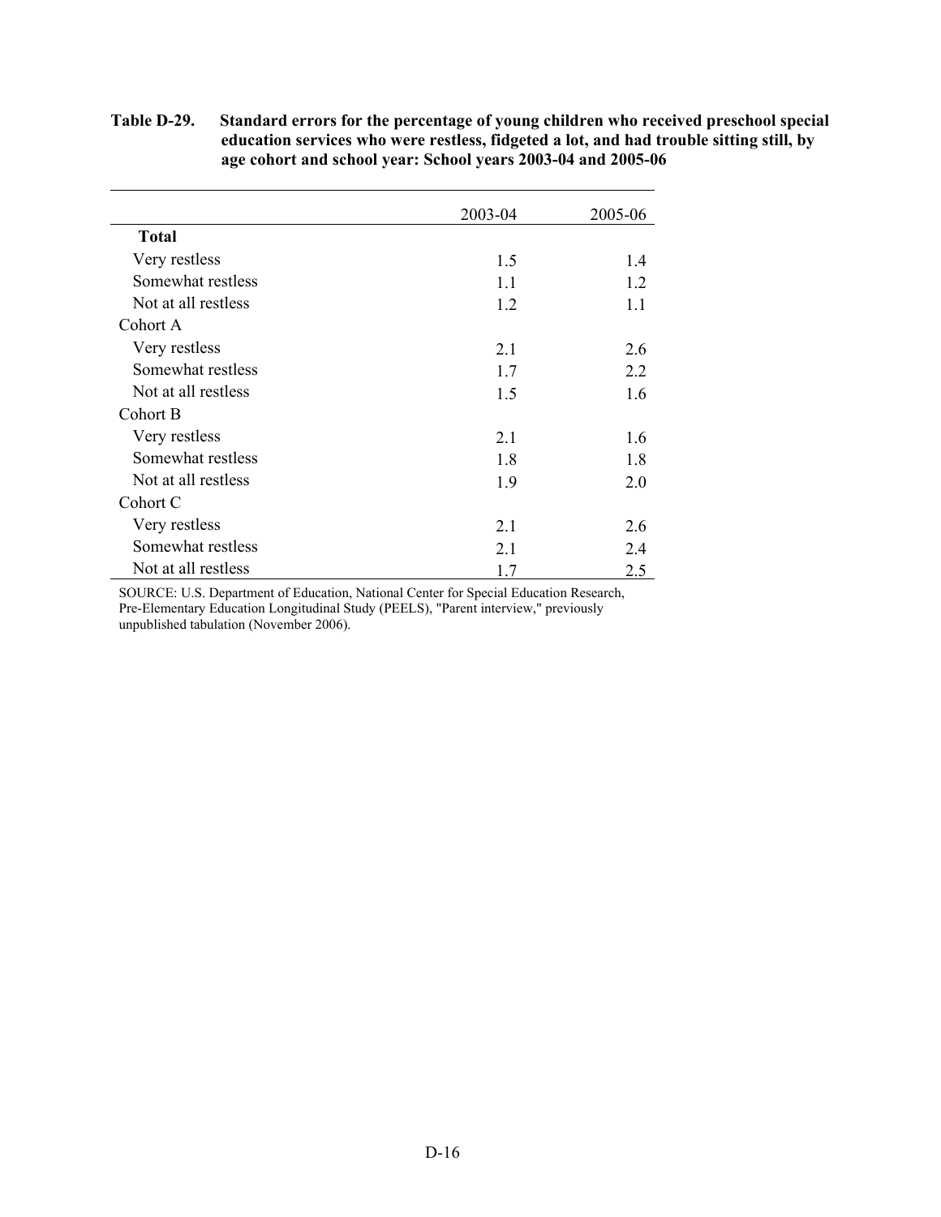**Table D-29. Standard errors for the percentage of young children who received preschool special education services who were restless, fidgeted a lot, and had trouble sitting still, by age cohort and school year: School years 2003-04 and 2005-06**

| | 2003-04 | 2005-06 |
|---|---|---|
| **Total** | | |
| Very restless | 1.5 | 1.4 |
| Somewhat restless | 1.1 | 1.2 |
| Not at all restless | 1.2 | 1.1 |
| Cohort A | | |
| Very restless | 2.1 | 2.6 |
| Somewhat restless | 1.7 | 2.2 |
| Not at all restless | 1.5 | 1.6 |
| Cohort B | | |
| Very restless | 2.1 | 1.6 |
| Somewhat restless | 1.8 | 1.8 |
| Not at all restless | 1.9 | 2.0 |
| Cohort C | | |
| Very restless | 2.1 | 2.6 |
| Somewhat restless | 2.1 | 2.4 |
| Not at all restless | 1.7 | 2.5 |

SOURCE: U.S. Department of Education, National Center for Special Education Research, Pre-Elementary Education Longitudinal Study (PEELS), "Parent interview," previously unpublished tabulation (November 2006).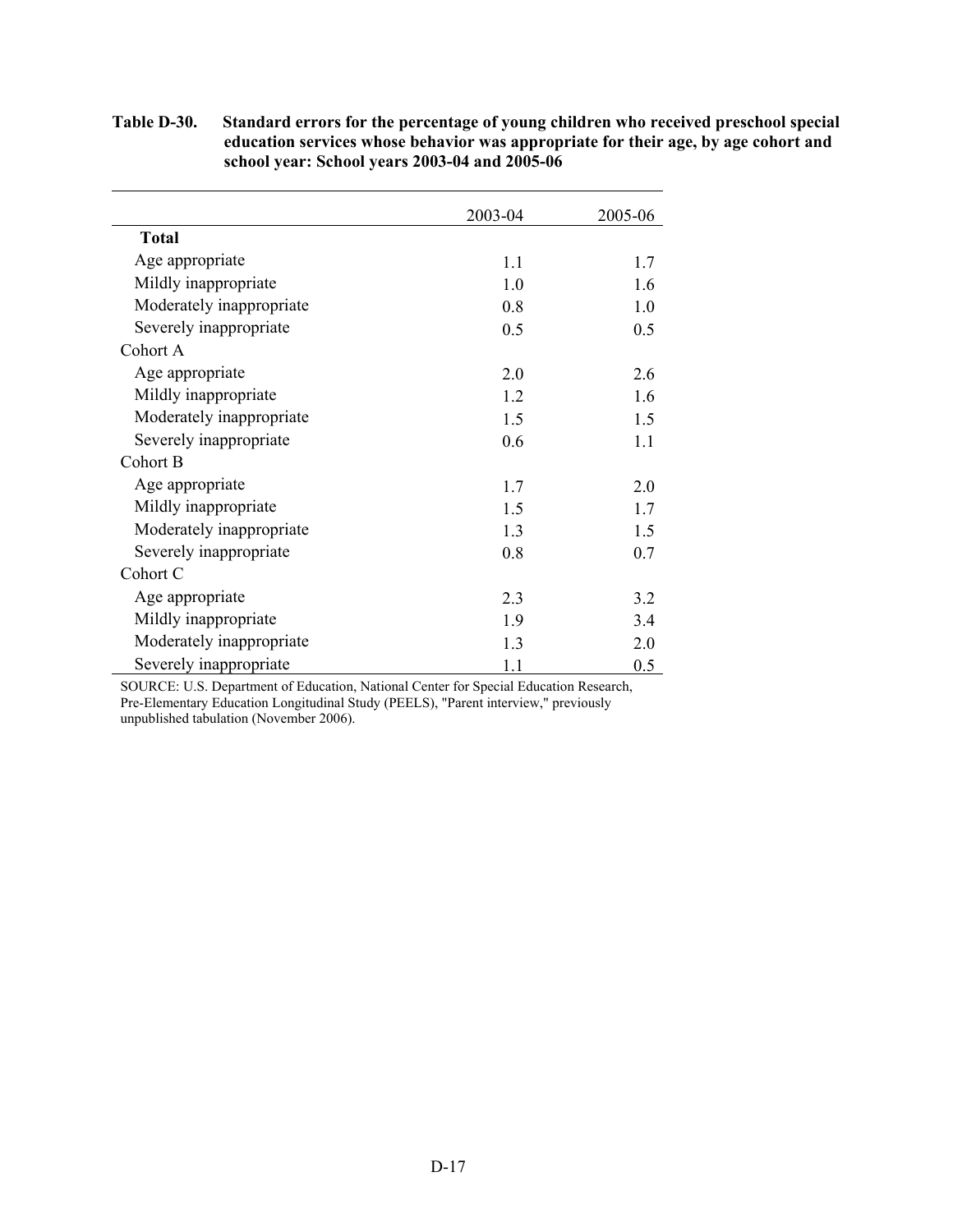**Table D-30. Standard errors for the percentage of young children who received preschool special education services whose behavior was appropriate for their age, by age cohort and school year: School years 2003-04 and 2005-06**

| | 2003-04 | 2005-06 |
|---|---|---|
| **Total** | | |
| Age appropriate | 1.1 | 1.7 |
| Mildly inappropriate | 1.0 | 1.6 |
| Moderately inappropriate | 0.8 | 1.0 |
| Severely inappropriate | 0.5 | 0.5 |
| Cohort A | | |
| Age appropriate | 2.0 | 2.6 |
| Mildly inappropriate | 1.2 | 1.6 |
| Moderately inappropriate | 1.5 | 1.5 |
| Severely inappropriate | 0.6 | 1.1 |
| Cohort B | | |
| Age appropriate | 1.7 | 2.0 |
| Mildly inappropriate | 1.5 | 1.7 |
| Moderately inappropriate | 1.3 | 1.5 |
| Severely inappropriate | 0.8 | 0.7 |
| Cohort C | | |
| Age appropriate | 2.3 | 3.2 |
| Mildly inappropriate | 1.9 | 3.4 |
| Moderately inappropriate | 1.3 | 2.0 |
| Severely inappropriate | 1.1 | 0.5 |

SOURCE: U.S. Department of Education, National Center for Special Education Research, Pre-Elementary Education Longitudinal Study (PEELS), "Parent interview," previously unpublished tabulation (November 2006).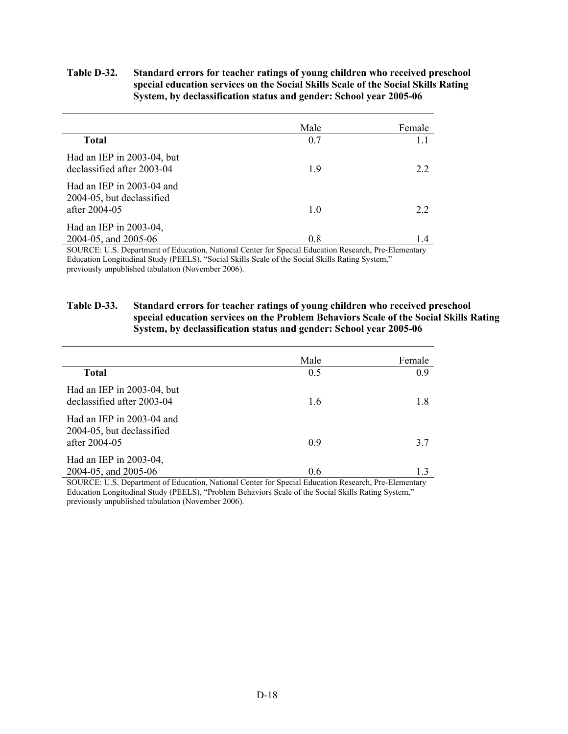**Table D-32. Standard errors for teacher ratings of young children who received preschool special education services on the Social Skills Scale of the Social Skills Rating System, by declassification status and gender: School year 2005-06**

| | Male | Female |
|---|---|---|
| **Total** | 0.7 | 1.1 |
| Had an IEP in 2003-04, but declassified after 2003-04 | 1.9 | 2.2 |
| Had an IEP in 2003-04 and 2004-05, but declassified after 2004-05 | 1.0 | 2.2 |
| Had an IEP in 2003-04, 2004-05, and 2005-06 | 0.8 | 1.4 |

SOURCE: U.S. Department of Education, National Center for Special Education Research, Pre-Elementary Education Longitudinal Study (PEELS), "Social Skills Scale of the Social Skills Rating System," previously unpublished tabulation (November 2006).

**Table D-33. Standard errors for teacher ratings of young children who received preschool special education services on the Problem Behaviors Scale of the Social Skills Rating System, by declassification status and gender: School year 2005-06**

| | Male | Female |
|---|---|---|
| **Total** | 0.5 | 0.9 |
| Had an IEP in 2003-04, but declassified after 2003-04 | 1.6 | 1.8 |
| Had an IEP in 2003-04 and 2004-05, but declassified after 2004-05 | 0.9 | 3.7 |
| Had an IEP in 2003-04, 2004-05, and 2005-06 | 0.6 | 1.3 |

SOURCE: U.S. Department of Education, National Center for Special Education Research, Pre-Elementary Education Longitudinal Study (PEELS), "Problem Behaviors Scale of the Social Skills Rating System," previously unpublished tabulation (November 2006).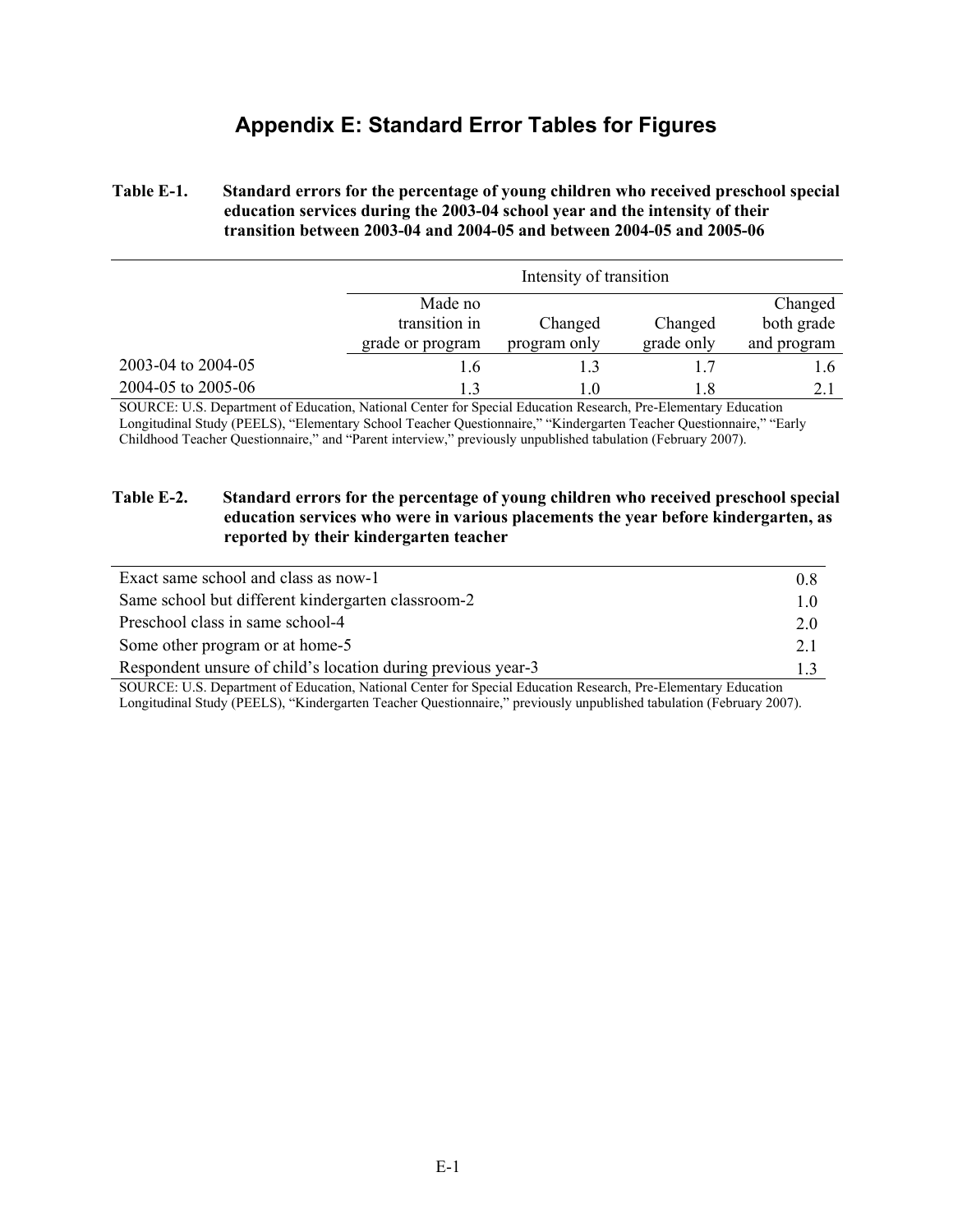# Appendix E: Standard Error Tables for Figures

**Table E-1. Standard errors for the percentage of young children who received preschool special education services during the 2003-04 school year and the intensity of their transition between 2003-04 and 2004-05 and between 2004-05 and 2005-06**

| | Intensity of transition | | | |
|---|---|---|---|---|
| | Made no transition in grade or program | Changed program only | Changed grade only | Changed both grade and program |
| 2003-04 to 2004-05 | 1.6 | 1.3 | 1.7 | 1.6 |
| 2004-05 to 2005-06 | 1.3 | 1.0 | 1.8 | 2.1 |

SOURCE: U.S. Department of Education, National Center for Special Education Research, Pre-Elementary Education Longitudinal Study (PEELS), "Elementary School Teacher Questionnaire," "Kindergarten Teacher Questionnaire," "Early Childhood Teacher Questionnaire," and "Parent interview," previously unpublished tabulation (February 2007).

**Table E-2. Standard errors for the percentage of young children who received preschool special education services who were in various placements the year before kindergarten, as reported by their kindergarten teacher**

| | |
|---|---|
| Exact same school and class as now-1 | 0.8 |
| Same school but different kindergarten classroom-2 | 1.0 |
| Preschool class in same school-4 | 2.0 |
| Some other program or at home-5 | 2.1 |
| Respondent unsure of child's location during previous year-3 | 1.3 |

SOURCE: U.S. Department of Education, National Center for Special Education Research, Pre-Elementary Education Longitudinal Study (PEELS), "Kindergarten Teacher Questionnaire," previously unpublished tabulation (February 2007).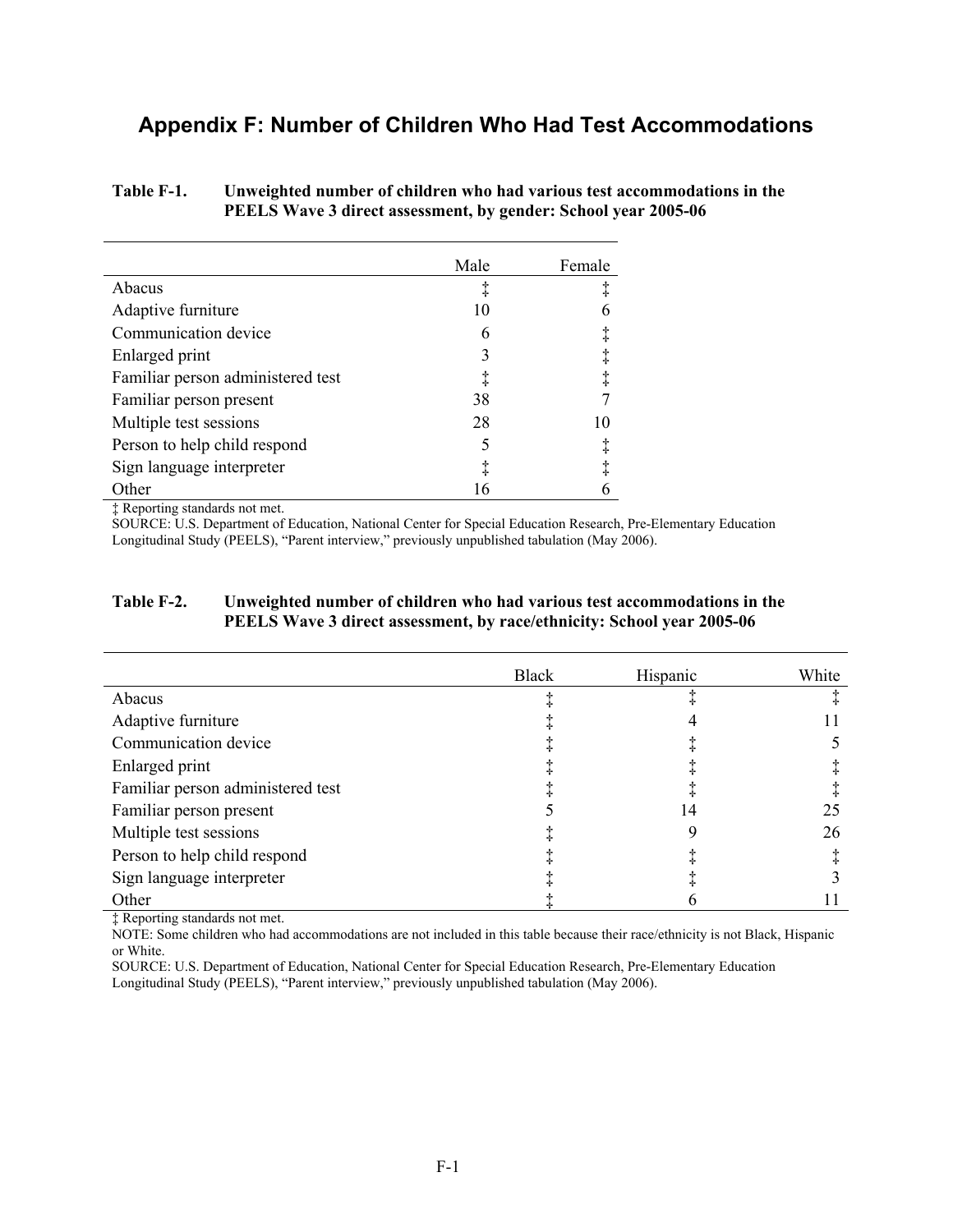# Appendix F: Number of Children Who Had Test Accommodations

**Table F-1. Unweighted number of children who had various test accommodations in the PEELS Wave 3 direct assessment, by gender: School year 2005-06**

| | Male | Female |
|---|---|---|
| Abacus | ‡ | ‡ |
| Adaptive furniture | 10 | 6 |
| Communication device | 6 | ‡ |
| Enlarged print | 3 | ‡ |
| Familiar person administered test | ‡ | ‡ |
| Familiar person present | 38 | 7 |
| Multiple test sessions | 28 | 10 |
| Person to help child respond | 5 | ‡ |
| Sign language interpreter | ‡ | ‡ |
| Other | 16 | 6 |

‡ Reporting standards not met.
SOURCE: U.S. Department of Education, National Center for Special Education Research, Pre-Elementary Education Longitudinal Study (PEELS), "Parent interview," previously unpublished tabulation (May 2006).

**Table F-2. Unweighted number of children who had various test accommodations in the PEELS Wave 3 direct assessment, by race/ethnicity: School year 2005-06**

| | Black | Hispanic | White |
|---|---|---|---|
| Abacus | ‡ | ‡ | ‡ |
| Adaptive furniture | ‡ | 4 | 11 |
| Communication device | ‡ | ‡ | 5 |
| Enlarged print | ‡ | ‡ | ‡ |
| Familiar person administered test | ‡ | ‡ | ‡ |
| Familiar person present | 5 | 14 | 25 |
| Multiple test sessions | ‡ | 9 | 26 |
| Person to help child respond | ‡ | ‡ | ‡ |
| Sign language interpreter | ‡ | ‡ | 3 |
| Other | ‡ | 6 | 11 |

‡ Reporting standards not met.
NOTE: Some children who had accommodations are not included in this table because their race/ethnicity is not Black, Hispanic or White.
SOURCE: U.S. Department of Education, National Center for Special Education Research, Pre-Elementary Education Longitudinal Study (PEELS), "Parent interview," previously unpublished tabulation (May 2006).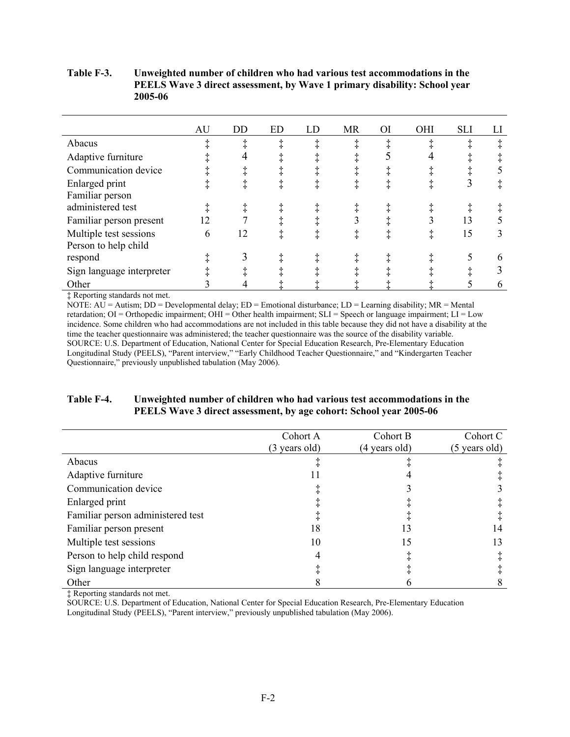**Table F-3. Unweighted number of children who had various test accommodations in the PEELS Wave 3 direct assessment, by Wave 1 primary disability: School year 2005-06**

| | AU | DD | ED | LD | MR | OI | OHI | SLI | LI |
|---|---|---|---|---|---|---|---|---|---|
| Abacus | ‡ | ‡ | ‡ | ‡ | ‡ | ‡ | ‡ | ‡ | ‡ |
| Adaptive furniture | ‡ | 4 | ‡ | ‡ | ‡ | 5 | 4 | ‡ | ‡ |
| Communication device | ‡ | ‡ | ‡ | ‡ | ‡ | ‡ | ‡ | ‡ | 5 |
| Enlarged print | ‡ | ‡ | ‡ | ‡ | ‡ | ‡ | ‡ | 3 | ‡ |
| Familiar person administered test | ‡ | ‡ | ‡ | ‡ | ‡ | ‡ | ‡ | ‡ | ‡ |
| Familiar person present | 12 | 7 | ‡ | ‡ | 3 | ‡ | 3 | 13 | 5 |
| Multiple test sessions | 6 | 12 | ‡ | ‡ | ‡ | ‡ | ‡ | 15 | 3 |
| Person to help child respond | ‡ | 3 | ‡ | ‡ | ‡ | ‡ | ‡ | 5 | 6 |
| Sign language interpreter | ‡ | ‡ | ‡ | ‡ | ‡ | ‡ | ‡ | ‡ | 3 |
| Other | 3 | 4 | ‡ | ‡ | ‡ | ‡ | ‡ | 5 | 6 |

‡ Reporting standards not met.

NOTE: AU = Autism; DD = Developmental delay; ED = Emotional disturbance; LD = Learning disability; MR = Mental retardation; OI = Orthopedic impairment; OHI = Other health impairment; SLI = Speech or language impairment; LI = Low incidence. Some children who had accommodations are not included in this table because they did not have a disability at the time the teacher questionnaire was administered; the teacher questionnaire was the source of the disability variable.

SOURCE: U.S. Department of Education, National Center for Special Education Research, Pre-Elementary Education Longitudinal Study (PEELS), "Parent interview," "Early Childhood Teacher Questionnaire," and "Kindergarten Teacher Questionnaire," previously unpublished tabulation (May 2006).

**Table F-4. Unweighted number of children who had various test accommodations in the PEELS Wave 3 direct assessment, by age cohort: School year 2005-06**

| | Cohort A (3 years old) | Cohort B (4 years old) | Cohort C (5 years old) |
|---|---|---|---|
| Abacus | ‡ | ‡ | ‡ |
| Adaptive furniture | 11 | 4 | ‡ |
| Communication device | ‡ | 3 | 3 |
| Enlarged print | ‡ | ‡ | ‡ |
| Familiar person administered test | ‡ | ‡ | ‡ |
| Familiar person present | 18 | 13 | 14 |
| Multiple test sessions | 10 | 15 | 13 |
| Person to help child respond | 4 | ‡ | ‡ |
| Sign language interpreter | ‡ | ‡ | ‡ |
| Other | 8 | 6 | 8 |

‡ Reporting standards not met.

SOURCE: U.S. Department of Education, National Center for Special Education Research, Pre-Elementary Education Longitudinal Study (PEELS), "Parent interview," previously unpublished tabulation (May 2006).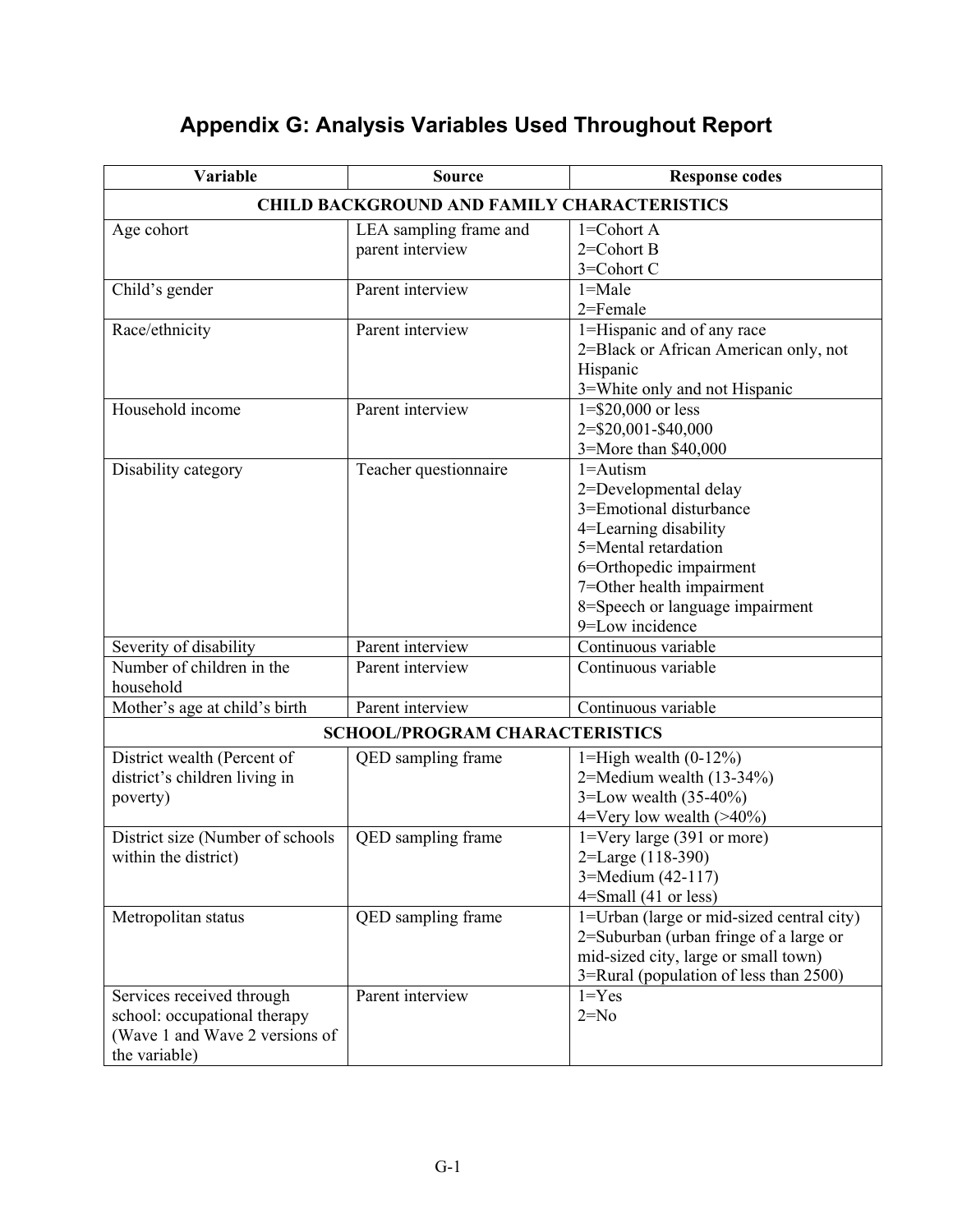# Appendix G: Analysis Variables Used Throughout Report

| Variable | Source | Response codes |
|---|---|---|
| **CHILD BACKGROUND AND FAMILY CHARACTERISTICS** | | |
| Age cohort | LEA sampling frame and parent interview | 1=Cohort A<br>2=Cohort B<br>3=Cohort C |
| Child's gender | Parent interview | 1=Male<br>2=Female |
| Race/ethnicity | Parent interview | 1=Hispanic and of any race<br>2=Black or African American only, not Hispanic<br>3=White only and not Hispanic |
| Household income | Parent interview | 1=$20,000 or less<br>2=$20,001-$40,000<br>3=More than $40,000 |
| Disability category | Teacher questionnaire | 1=Autism<br>2=Developmental delay<br>3=Emotional disturbance<br>4=Learning disability<br>5=Mental retardation<br>6=Orthopedic impairment<br>7=Other health impairment<br>8=Speech or language impairment<br>9=Low incidence |
| Severity of disability | Parent interview | Continuous variable |
| Number of children in the household | Parent interview | Continuous variable |
| Mother's age at child's birth | Parent interview | Continuous variable |
| **SCHOOL/PROGRAM CHARACTERISTICS** | | |
| District wealth (Percent of district's children living in poverty) | QED sampling frame | 1=High wealth (0-12%)<br>2=Medium wealth (13-34%)<br>3=Low wealth (35-40%)<br>4=Very low wealth (>40%) |
| District size (Number of schools within the district) | QED sampling frame | 1=Very large (391 or more)<br>2=Large (118-390)<br>3=Medium (42-117)<br>4=Small (41 or less) |
| Metropolitan status | QED sampling frame | 1=Urban (large or mid-sized central city)<br>2=Suburban (urban fringe of a large or mid-sized city, large or small town)<br>3=Rural (population of less than 2500) |
| Services received through school: occupational therapy (Wave 1 and Wave 2 versions of the variable) | Parent interview | 1=Yes<br>2=No |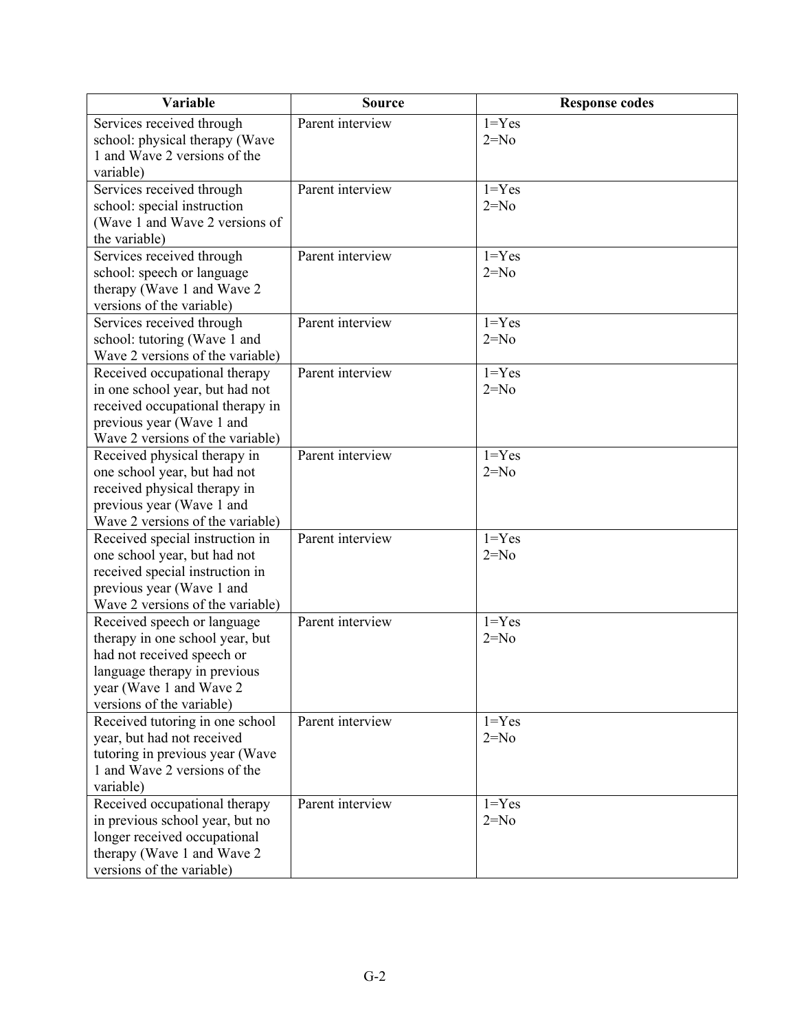| Variable | Source | Response codes |
|---|---|---|
| Services received through school: physical therapy (Wave 1 and Wave 2 versions of the variable) | Parent interview | 1=Yes<br>2=No |
| Services received through school: special instruction (Wave 1 and Wave 2 versions of the variable) | Parent interview | 1=Yes<br>2=No |
| Services received through school: speech or language therapy (Wave 1 and Wave 2 versions of the variable) | Parent interview | 1=Yes<br>2=No |
| Services received through school: tutoring (Wave 1 and Wave 2 versions of the variable) | Parent interview | 1=Yes<br>2=No |
| Received occupational therapy in one school year, but had not received occupational therapy in previous year (Wave 1 and Wave 2 versions of the variable) | Parent interview | 1=Yes<br>2=No |
| Received physical therapy in one school year, but had not received physical therapy in previous year (Wave 1 and Wave 2 versions of the variable) | Parent interview | 1=Yes<br>2=No |
| Received special instruction in one school year, but had not received special instruction in previous year (Wave 1 and Wave 2 versions of the variable) | Parent interview | 1=Yes<br>2=No |
| Received speech or language therapy in one school year, but had not received speech or language therapy in previous year (Wave 1 and Wave 2 versions of the variable) | Parent interview | 1=Yes<br>2=No |
| Received tutoring in one school year, but had not received tutoring in previous year (Wave 1 and Wave 2 versions of the variable) | Parent interview | 1=Yes<br>2=No |
| Received occupational therapy in previous school year, but no longer received occupational therapy (Wave 1 and Wave 2 versions of the variable) | Parent interview | 1=Yes<br>2=No |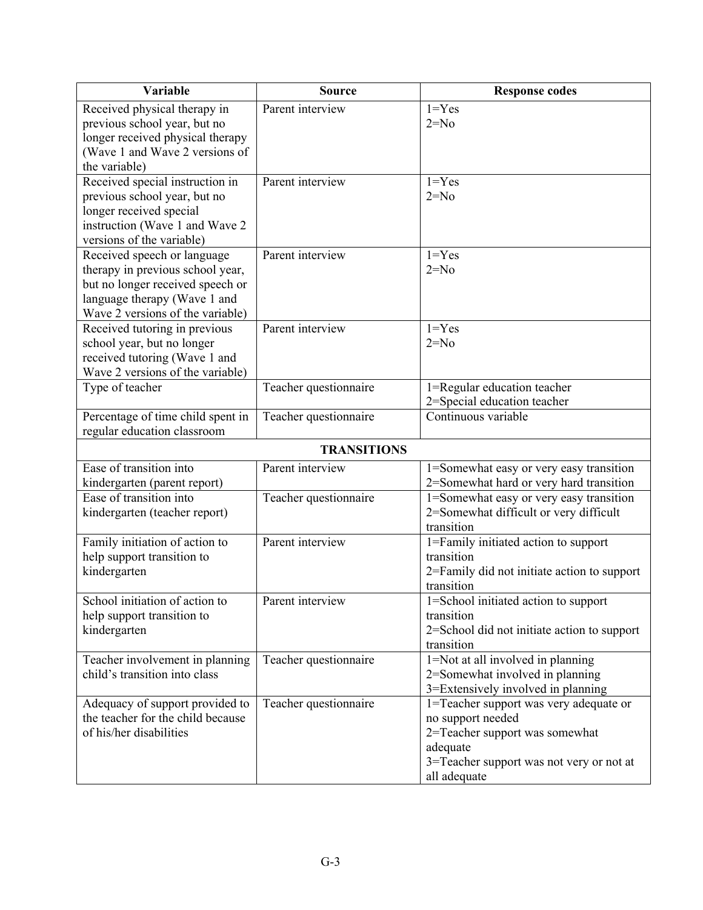| Variable | Source | Response codes |
| --- | --- | --- |
| Received physical therapy in previous school year, but no longer received physical therapy (Wave 1 and Wave 2 versions of the variable) | Parent interview | 1=Yes<br>2=No |
| Received special instruction in previous school year, but no longer received special instruction (Wave 1 and Wave 2 versions of the variable) | Parent interview | 1=Yes<br>2=No |
| Received speech or language therapy in previous school year, but no longer received speech or language therapy (Wave 1 and Wave 2 versions of the variable) | Parent interview | 1=Yes<br>2=No |
| Received tutoring in previous school year, but no longer received tutoring (Wave 1 and Wave 2 versions of the variable) | Parent interview | 1=Yes<br>2=No |
| Type of teacher | Teacher questionnaire | 1=Regular education teacher<br>2=Special education teacher |
| Percentage of time child spent in regular education classroom | Teacher questionnaire | Continuous variable |
| **TRANSITIONS** | | |
| Ease of transition into kindergarten (parent report) | Parent interview | 1=Somewhat easy or very easy transition<br>2=Somewhat hard or very hard transition |
| Ease of transition into kindergarten (teacher report) | Teacher questionnaire | 1=Somewhat easy or very easy transition<br>2=Somewhat difficult or very difficult transition |
| Family initiation of action to help support transition to kindergarten | Parent interview | 1=Family initiated action to support transition<br>2=Family did not initiate action to support transition |
| School initiation of action to help support transition to kindergarten | Parent interview | 1=School initiated action to support transition<br>2=School did not initiate action to support transition |
| Teacher involvement in planning child's transition into class | Teacher questionnaire | 1=Not at all involved in planning<br>2=Somewhat involved in planning<br>3=Extensively involved in planning |
| Adequacy of support provided to the teacher for the child because of his/her disabilities | Teacher questionnaire | 1=Teacher support was very adequate or no support needed<br>2=Teacher support was somewhat adequate<br>3=Teacher support was not very or not at all adequate |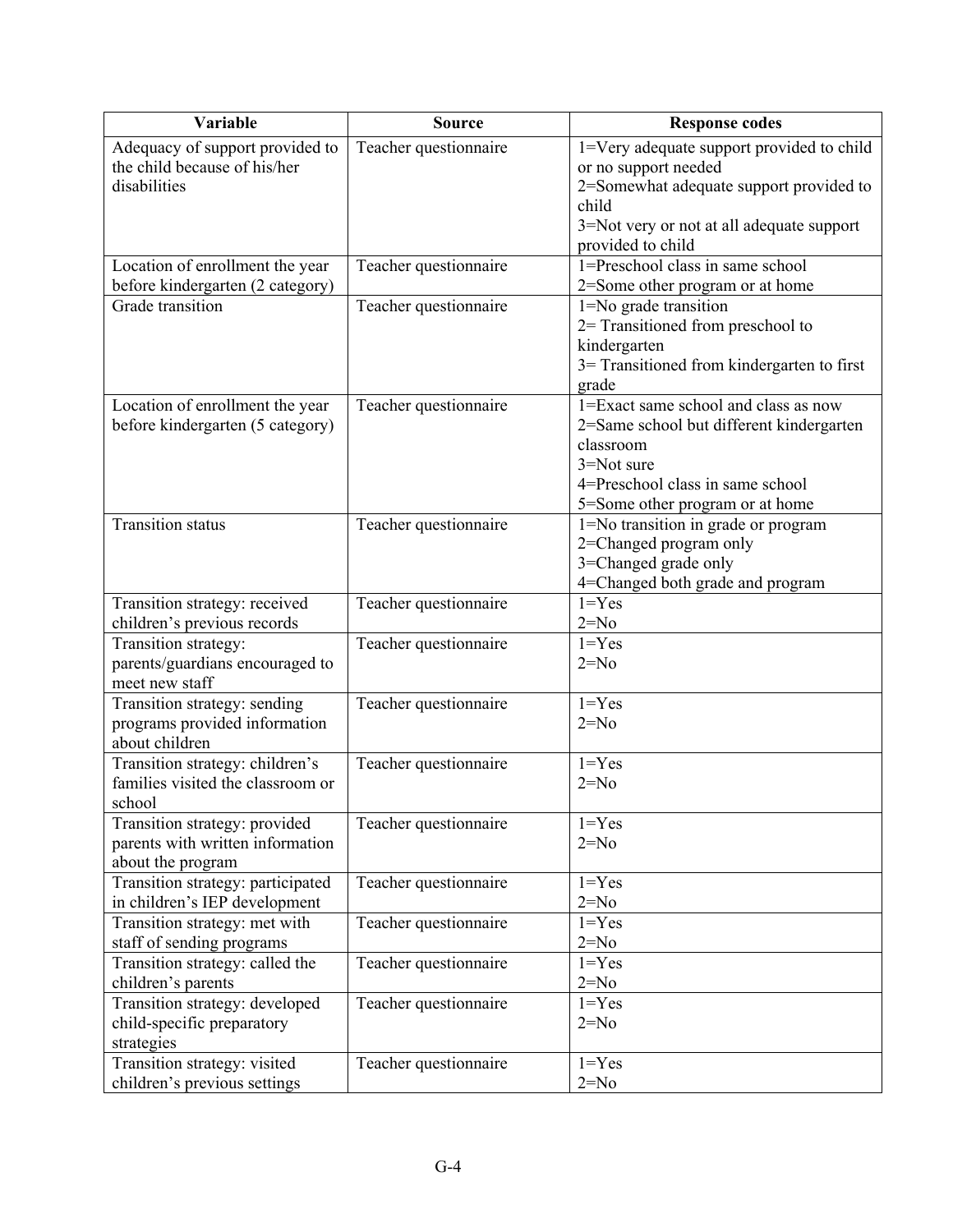| Variable | Source | Response codes |
|---|---|---|
| Adequacy of support provided to the child because of his/her disabilities | Teacher questionnaire | 1=Very adequate support provided to child or no support needed<br>2=Somewhat adequate support provided to child<br>3=Not very or not at all adequate support provided to child |
| Location of enrollment the year before kindergarten (2 category) | Teacher questionnaire | 1=Preschool class in same school<br>2=Some other program or at home |
| Grade transition | Teacher questionnaire | 1=No grade transition<br>2= Transitioned from preschool to kindergarten<br>3= Transitioned from kindergarten to first grade |
| Location of enrollment the year before kindergarten (5 category) | Teacher questionnaire | 1=Exact same school and class as now<br>2=Same school but different kindergarten classroom<br>3=Not sure<br>4=Preschool class in same school<br>5=Some other program or at home |
| Transition status | Teacher questionnaire | 1=No transition in grade or program<br>2=Changed program only<br>3=Changed grade only<br>4=Changed both grade and program |
| Transition strategy: received children's previous records | Teacher questionnaire | 1=Yes<br>2=No |
| Transition strategy: parents/guardians encouraged to meet new staff | Teacher questionnaire | 1=Yes<br>2=No |
| Transition strategy: sending programs provided information about children | Teacher questionnaire | 1=Yes<br>2=No |
| Transition strategy: children's families visited the classroom or school | Teacher questionnaire | 1=Yes<br>2=No |
| Transition strategy: provided parents with written information about the program | Teacher questionnaire | 1=Yes<br>2=No |
| Transition strategy: participated in children's IEP development | Teacher questionnaire | 1=Yes<br>2=No |
| Transition strategy: met with staff of sending programs | Teacher questionnaire | 1=Yes<br>2=No |
| Transition strategy: called the children's parents | Teacher questionnaire | 1=Yes<br>2=No |
| Transition strategy: developed child-specific preparatory strategies | Teacher questionnaire | 1=Yes<br>2=No |
| Transition strategy: visited children's previous settings | Teacher questionnaire | 1=Yes<br>2=No |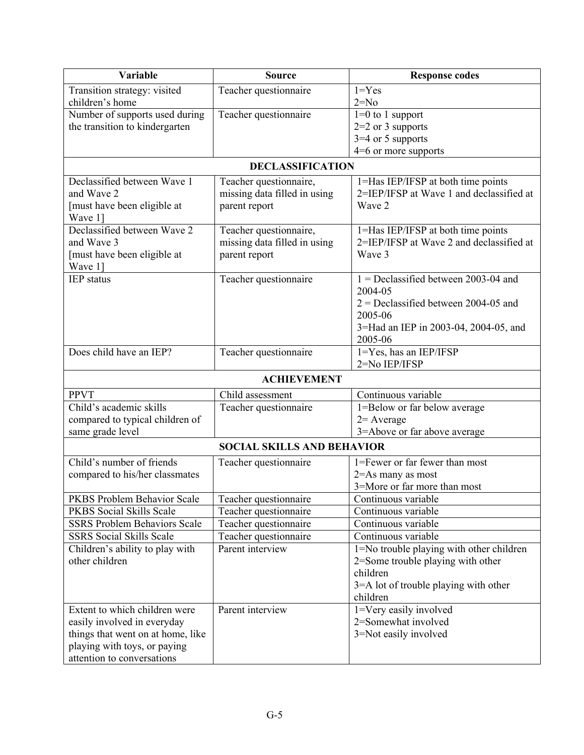| Variable | Source | Response codes |
|---|---|---|
| Transition strategy: visited children's home | Teacher questionnaire | 1=Yes<br>2=No |
| Number of supports used during the transition to kindergarten | Teacher questionnaire | 1=0 to 1 support<br>2=2 or 3 supports<br>3=4 or 5 supports<br>4=6 or more supports |
| **DECLASSIFICATION** | | |
| Declassified between Wave 1 and Wave 2 [must have been eligible at Wave 1] | Teacher questionnaire, missing data filled in using parent report | 1=Has IEP/IFSP at both time points<br>2=IEP/IFSP at Wave 1 and declassified at Wave 2 |
| Declassified between Wave 2 and Wave 3 [must have been eligible at Wave 1] | Teacher questionnaire, missing data filled in using parent report | 1=Has IEP/IFSP at both time points<br>2=IEP/IFSP at Wave 2 and declassified at Wave 3 |
| IEP status | Teacher questionnaire | 1 = Declassified between 2003-04 and 2004-05<br>2 = Declassified between 2004-05 and 2005-06<br>3=Had an IEP in 2003-04, 2004-05, and 2005-06 |
| Does child have an IEP? | Teacher questionnaire | 1=Yes, has an IEP/IFSP<br>2=No IEP/IFSP |
| **ACHIEVEMENT** | | |
| PPVT | Child assessment | Continuous variable |
| Child's academic skills compared to typical children of same grade level | Teacher questionnaire | 1=Below or far below average<br>2= Average<br>3=Above or far above average |
| **SOCIAL SKILLS AND BEHAVIOR** | | |
| Child's number of friends compared to his/her classmates | Teacher questionnaire | 1=Fewer or far fewer than most<br>2=As many as most<br>3=More or far more than most |
| PKBS Problem Behavior Scale | Teacher questionnaire | Continuous variable |
| PKBS Social Skills Scale | Teacher questionnaire | Continuous variable |
| SSRS Problem Behaviors Scale | Teacher questionnaire | Continuous variable |
| SSRS Social Skills Scale | Teacher questionnaire | Continuous variable |
| Children's ability to play with other children | Parent interview | 1=No trouble playing with other children<br>2=Some trouble playing with other children<br>3=A lot of trouble playing with other children |
| Extent to which children were easily involved in everyday things that went on at home, like playing with toys, or paying attention to conversations | Parent interview | 1=Very easily involved<br>2=Somewhat involved<br>3=Not easily involved |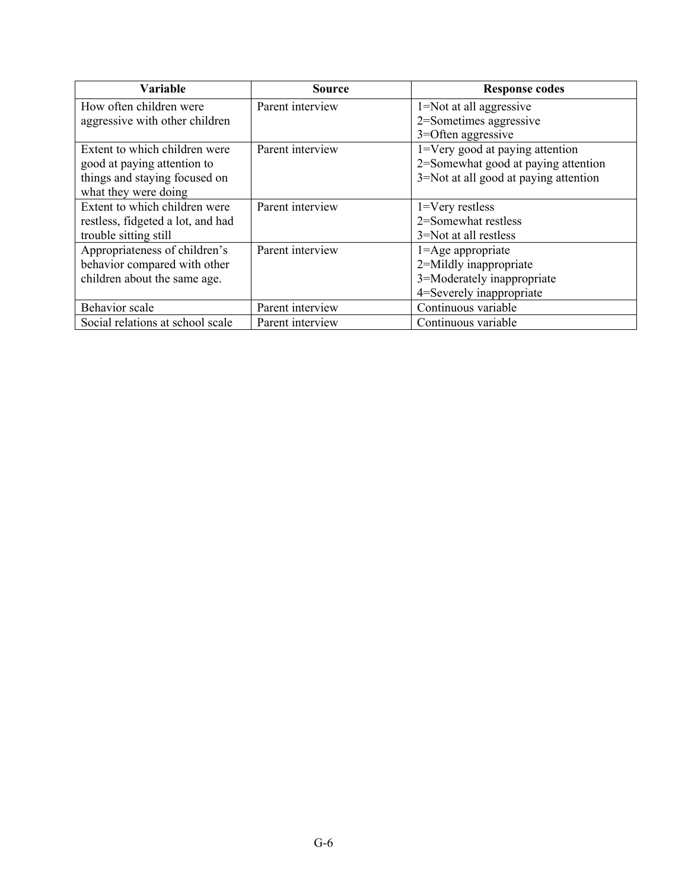| Variable | Source | Response codes |
|---|---|---|
| How often children were aggressive with other children | Parent interview | 1=Not at all aggressive<br>2=Sometimes aggressive<br>3=Often aggressive |
| Extent to which children were good at paying attention to things and staying focused on what they were doing | Parent interview | 1=Very good at paying attention<br>2=Somewhat good at paying attention<br>3=Not at all good at paying attention |
| Extent to which children were restless, fidgeted a lot, and had trouble sitting still | Parent interview | 1=Very restless<br>2=Somewhat restless<br>3=Not at all restless |
| Appropriateness of children's behavior compared with other children about the same age. | Parent interview | 1=Age appropriate<br>2=Mildly inappropriate<br>3=Moderately inappropriate<br>4=Severely inappropriate |
| Behavior scale | Parent interview | Continuous variable |
| Social relations at school scale | Parent interview | Continuous variable |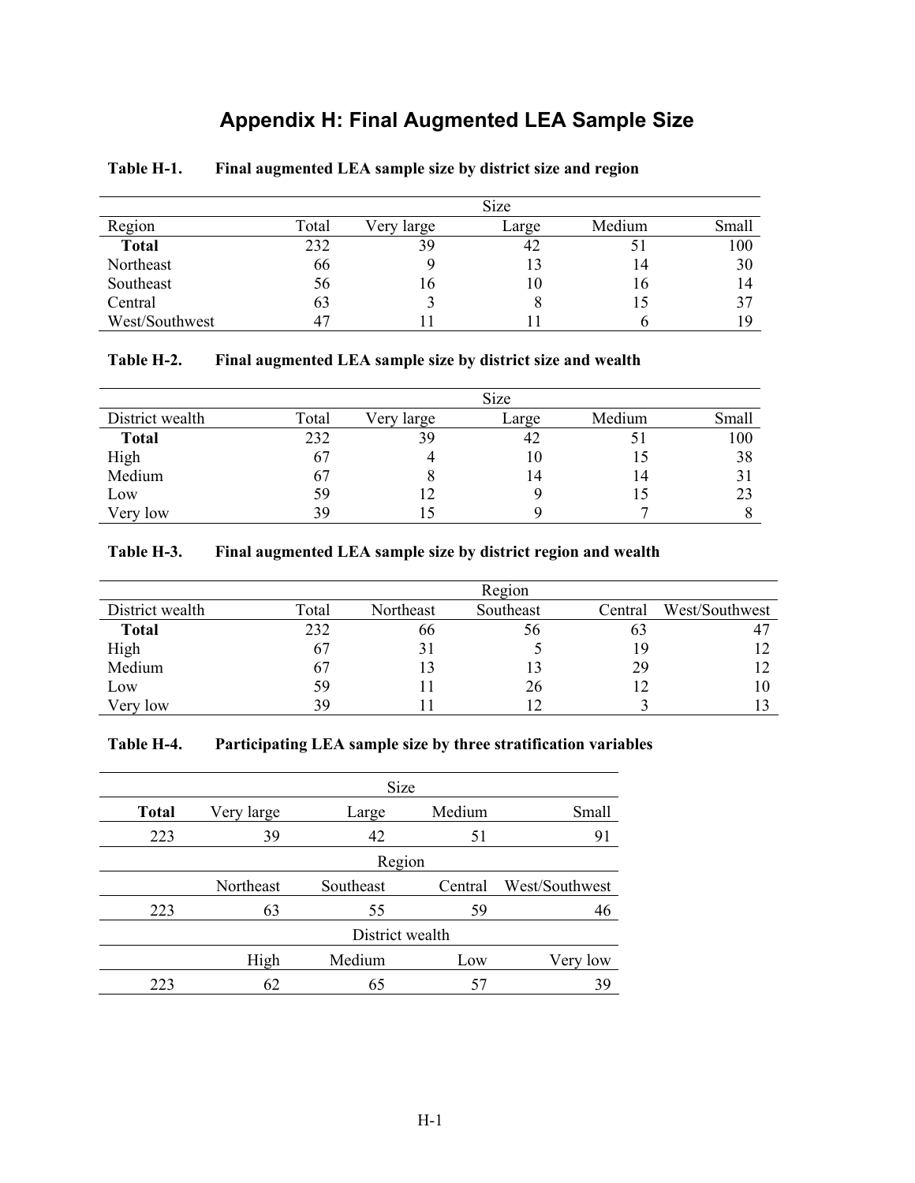# Appendix H: Final Augmented LEA Sample Size

**Table H-1. Final augmented LEA sample size by district size and region**

| | | Size | | | |
|---|---|---|---|---|---|
| Region | Total | Very large | Large | Medium | Small |
| **Total** | 232 | 39 | 42 | 51 | 100 |
| Northeast | 66 | 9 | 13 | 14 | 30 |
| Southeast | 56 | 16 | 10 | 16 | 14 |
| Central | 63 | 3 | 8 | 15 | 37 |
| West/Southwest | 47 | 11 | 11 | 6 | 19 |

**Table H-2. Final augmented LEA sample size by district size and wealth**

| | | Size | | | |
|---|---|---|---|---|---|
| District wealth | Total | Very large | Large | Medium | Small |
| **Total** | 232 | 39 | 42 | 51 | 100 |
| High | 67 | 4 | 10 | 15 | 38 |
| Medium | 67 | 8 | 14 | 14 | 31 |
| Low | 59 | 12 | 9 | 15 | 23 |
| Very low | 39 | 15 | 9 | 7 | 8 |

**Table H-3. Final augmented LEA sample size by district region and wealth**

| | | Region | | | |
|---|---|---|---|---|---|
| District wealth | Total | Northeast | Southeast | Central | West/Southwest |
| **Total** | 232 | 66 | 56 | 63 | 47 |
| High | 67 | 31 | 5 | 19 | 12 |
| Medium | 67 | 13 | 13 | 29 | 12 |
| Low | 59 | 11 | 26 | 12 | 10 |
| Very low | 39 | 11 | 12 | 3 | 13 |

**Table H-4. Participating LEA sample size by three stratification variables**

| | | Size | | |
|---|---|---|---|---|
| **Total** | Very large | Large | Medium | Small |
| 223 | 39 | 42 | 51 | 91 |
| | | Region | | |
| | Northeast | Southeast | Central | West/Southwest |
| 223 | 63 | 55 | 59 | 46 |
| | | District wealth | | |
| | High | Medium | Low | Very low |
| 223 | 62 | 65 | 57 | 39 |